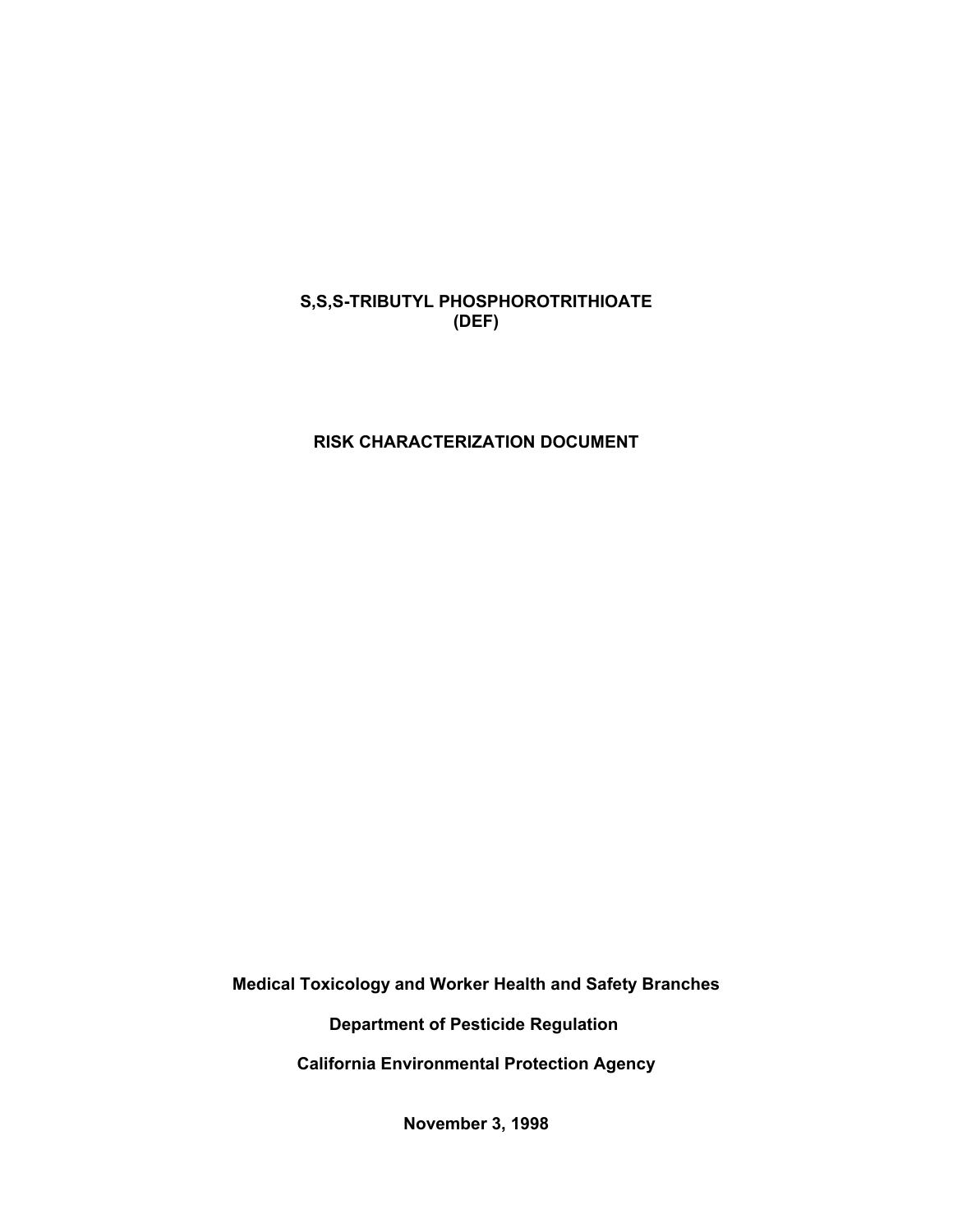# S,S,S-TRIBUTYL PHOSPHOROTRITHIOATE
# (DEF)

## RISK CHARACTERIZATION DOCUMENT

**Medical Toxicology and Worker Health and Safety Branches**

**Department of Pesticide Regulation**

**California Environmental Protection Agency**

**November 3, 1998**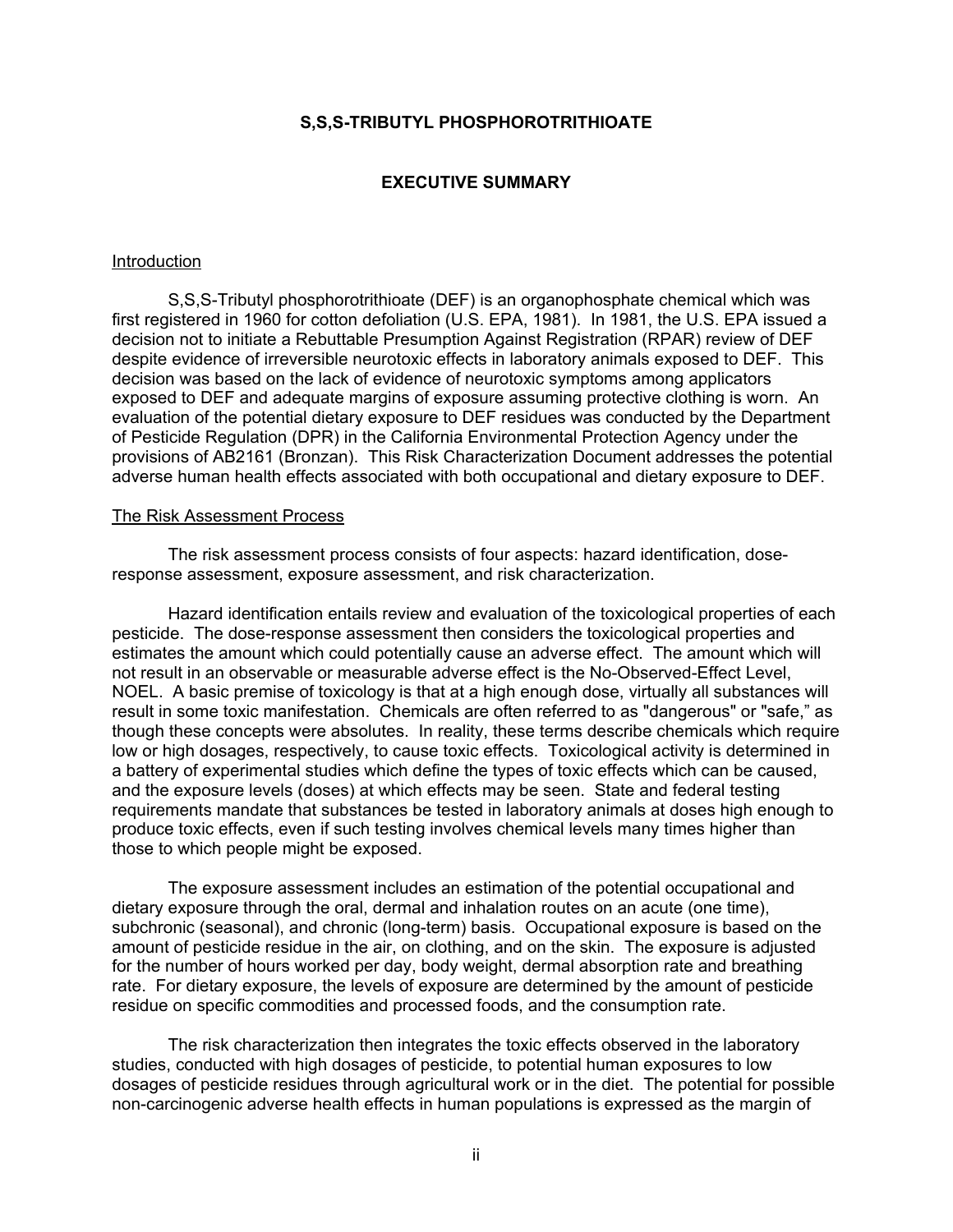## S,S,S-TRIBUTYL PHOSPHOROTRITHIOATE

### EXECUTIVE SUMMARY

Introduction

S,S,S-Tributyl phosphorotrithioate (DEF) is an organophosphate chemical which was first registered in 1960 for cotton defoliation (U.S. EPA, 1981). In 1981, the U.S. EPA issued a decision not to initiate a Rebuttable Presumption Against Registration (RPAR) review of DEF despite evidence of irreversible neurotoxic effects in laboratory animals exposed to DEF. This decision was based on the lack of evidence of neurotoxic symptoms among applicators exposed to DEF and adequate margins of exposure assuming protective clothing is worn. An evaluation of the potential dietary exposure to DEF residues was conducted by the Department of Pesticide Regulation (DPR) in the California Environmental Protection Agency under the provisions of AB2161 (Bronzan). This Risk Characterization Document addresses the potential adverse human health effects associated with both occupational and dietary exposure to DEF.

The Risk Assessment Process

The risk assessment process consists of four aspects: hazard identification, dose-response assessment, exposure assessment, and risk characterization.

Hazard identification entails review and evaluation of the toxicological properties of each pesticide. The dose-response assessment then considers the toxicological properties and estimates the amount which could potentially cause an adverse effect. The amount which will not result in an observable or measurable adverse effect is the No-Observed-Effect Level, NOEL. A basic premise of toxicology is that at a high enough dose, virtually all substances will result in some toxic manifestation. Chemicals are often referred to as "dangerous" or "safe," as though these concepts were absolutes. In reality, these terms describe chemicals which require low or high dosages, respectively, to cause toxic effects. Toxicological activity is determined in a battery of experimental studies which define the types of toxic effects which can be caused, and the exposure levels (doses) at which effects may be seen. State and federal testing requirements mandate that substances be tested in laboratory animals at doses high enough to produce toxic effects, even if such testing involves chemical levels many times higher than those to which people might be exposed.

The exposure assessment includes an estimation of the potential occupational and dietary exposure through the oral, dermal and inhalation routes on an acute (one time), subchronic (seasonal), and chronic (long-term) basis. Occupational exposure is based on the amount of pesticide residue in the air, on clothing, and on the skin. The exposure is adjusted for the number of hours worked per day, body weight, dermal absorption rate and breathing rate. For dietary exposure, the levels of exposure are determined by the amount of pesticide residue on specific commodities and processed foods, and the consumption rate.

The risk characterization then integrates the toxic effects observed in the laboratory studies, conducted with high dosages of pesticide, to potential human exposures to low dosages of pesticide residues through agricultural work or in the diet. The potential for possible non-carcinogenic adverse health effects in human populations is expressed as the margin of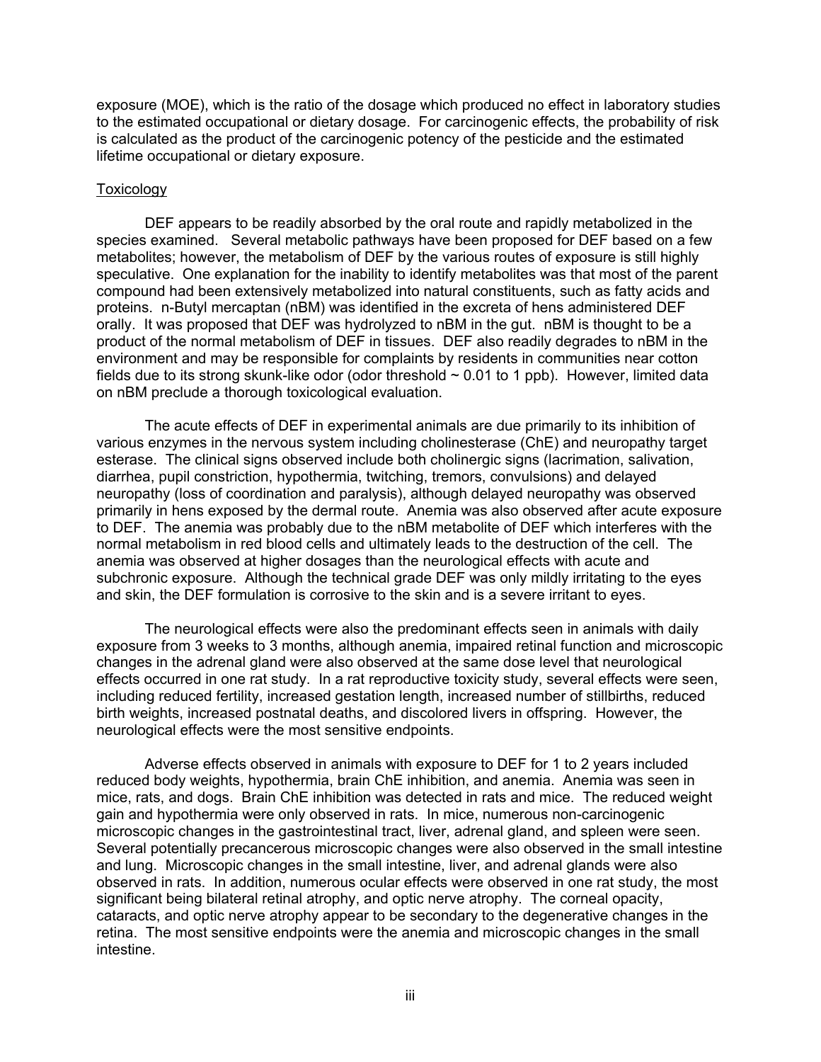exposure (MOE), which is the ratio of the dosage which produced no effect in laboratory studies to the estimated occupational or dietary dosage. For carcinogenic effects, the probability of risk is calculated as the product of the carcinogenic potency of the pesticide and the estimated lifetime occupational or dietary exposure.

## Toxicology

DEF appears to be readily absorbed by the oral route and rapidly metabolized in the species examined. Several metabolic pathways have been proposed for DEF based on a few metabolites; however, the metabolism of DEF by the various routes of exposure is still highly speculative. One explanation for the inability to identify metabolites was that most of the parent compound had been extensively metabolized into natural constituents, such as fatty acids and proteins. n-Butyl mercaptan (nBM) was identified in the excreta of hens administered DEF orally. It was proposed that DEF was hydrolyzed to nBM in the gut. nBM is thought to be a product of the normal metabolism of DEF in tissues. DEF also readily degrades to nBM in the environment and may be responsible for complaints by residents in communities near cotton fields due to its strong skunk-like odor (odor threshold ~ 0.01 to 1 ppb). However, limited data on nBM preclude a thorough toxicological evaluation.

The acute effects of DEF in experimental animals are due primarily to its inhibition of various enzymes in the nervous system including cholinesterase (ChE) and neuropathy target esterase. The clinical signs observed include both cholinergic signs (lacrimation, salivation, diarrhea, pupil constriction, hypothermia, twitching, tremors, convulsions) and delayed neuropathy (loss of coordination and paralysis), although delayed neuropathy was observed primarily in hens exposed by the dermal route. Anemia was also observed after acute exposure to DEF. The anemia was probably due to the nBM metabolite of DEF which interferes with the normal metabolism in red blood cells and ultimately leads to the destruction of the cell. The anemia was observed at higher dosages than the neurological effects with acute and subchronic exposure. Although the technical grade DEF was only mildly irritating to the eyes and skin, the DEF formulation is corrosive to the skin and is a severe irritant to eyes.

The neurological effects were also the predominant effects seen in animals with daily exposure from 3 weeks to 3 months, although anemia, impaired retinal function and microscopic changes in the adrenal gland were also observed at the same dose level that neurological effects occurred in one rat study. In a rat reproductive toxicity study, several effects were seen, including reduced fertility, increased gestation length, increased number of stillbirths, reduced birth weights, increased postnatal deaths, and discolored livers in offspring. However, the neurological effects were the most sensitive endpoints.

Adverse effects observed in animals with exposure to DEF for 1 to 2 years included reduced body weights, hypothermia, brain ChE inhibition, and anemia. Anemia was seen in mice, rats, and dogs. Brain ChE inhibition was detected in rats and mice. The reduced weight gain and hypothermia were only observed in rats. In mice, numerous non-carcinogenic microscopic changes in the gastrointestinal tract, liver, adrenal gland, and spleen were seen. Several potentially precancerous microscopic changes were also observed in the small intestine and lung. Microscopic changes in the small intestine, liver, and adrenal glands were also observed in rats. In addition, numerous ocular effects were observed in one rat study, the most significant being bilateral retinal atrophy, and optic nerve atrophy. The corneal opacity, cataracts, and optic nerve atrophy appear to be secondary to the degenerative changes in the retina. The most sensitive endpoints were the anemia and microscopic changes in the small intestine.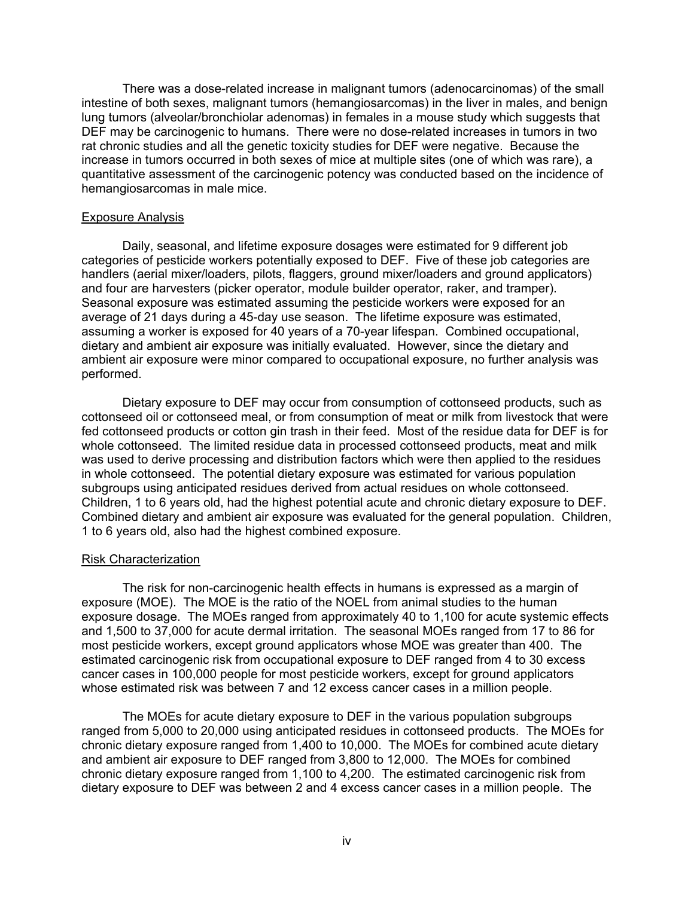There was a dose-related increase in malignant tumors (adenocarcinomas) of the small intestine of both sexes, malignant tumors (hemangiosarcomas) in the liver in males, and benign lung tumors (alveolar/bronchiolar adenomas) in females in a mouse study which suggests that DEF may be carcinogenic to humans. There were no dose-related increases in tumors in two rat chronic studies and all the genetic toxicity studies for DEF were negative. Because the increase in tumors occurred in both sexes of mice at multiple sites (one of which was rare), a quantitative assessment of the carcinogenic potency was conducted based on the incidence of hemangiosarcomas in male mice.

## Exposure Analysis

Daily, seasonal, and lifetime exposure dosages were estimated for 9 different job categories of pesticide workers potentially exposed to DEF. Five of these job categories are handlers (aerial mixer/loaders, pilots, flaggers, ground mixer/loaders and ground applicators) and four are harvesters (picker operator, module builder operator, raker, and tramper). Seasonal exposure was estimated assuming the pesticide workers were exposed for an average of 21 days during a 45-day use season. The lifetime exposure was estimated, assuming a worker is exposed for 40 years of a 70-year lifespan. Combined occupational, dietary and ambient air exposure was initially evaluated. However, since the dietary and ambient air exposure were minor compared to occupational exposure, no further analysis was performed.

Dietary exposure to DEF may occur from consumption of cottonseed products, such as cottonseed oil or cottonseed meal, or from consumption of meat or milk from livestock that were fed cottonseed products or cotton gin trash in their feed. Most of the residue data for DEF is for whole cottonseed. The limited residue data in processed cottonseed products, meat and milk was used to derive processing and distribution factors which were then applied to the residues in whole cottonseed. The potential dietary exposure was estimated for various population subgroups using anticipated residues derived from actual residues on whole cottonseed. Children, 1 to 6 years old, had the highest potential acute and chronic dietary exposure to DEF. Combined dietary and ambient air exposure was evaluated for the general population. Children, 1 to 6 years old, also had the highest combined exposure.

## Risk Characterization

The risk for non-carcinogenic health effects in humans is expressed as a margin of exposure (MOE). The MOE is the ratio of the NOEL from animal studies to the human exposure dosage. The MOEs ranged from approximately 40 to 1,100 for acute systemic effects and 1,500 to 37,000 for acute dermal irritation. The seasonal MOEs ranged from 17 to 86 for most pesticide workers, except ground applicators whose MOE was greater than 400. The estimated carcinogenic risk from occupational exposure to DEF ranged from 4 to 30 excess cancer cases in 100,000 people for most pesticide workers, except for ground applicators whose estimated risk was between 7 and 12 excess cancer cases in a million people.

The MOEs for acute dietary exposure to DEF in the various population subgroups ranged from 5,000 to 20,000 using anticipated residues in cottonseed products. The MOEs for chronic dietary exposure ranged from 1,400 to 10,000. The MOEs for combined acute dietary and ambient air exposure to DEF ranged from 3,800 to 12,000. The MOEs for combined chronic dietary exposure ranged from 1,100 to 4,200. The estimated carcinogenic risk from dietary exposure to DEF was between 2 and 4 excess cancer cases in a million people. The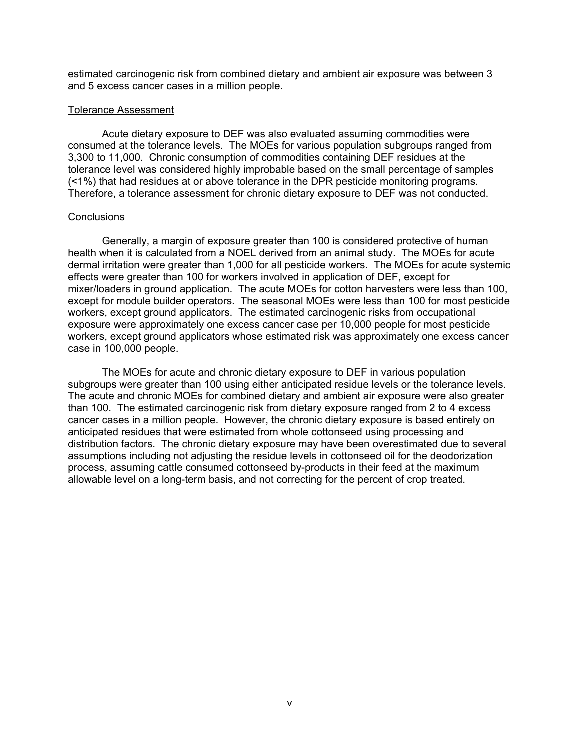estimated carcinogenic risk from combined dietary and ambient air exposure was between 3 and 5 excess cancer cases in a million people.

<u>Tolerance Assessment</u>

Acute dietary exposure to DEF was also evaluated assuming commodities were consumed at the tolerance levels. The MOEs for various population subgroups ranged from 3,300 to 11,000. Chronic consumption of commodities containing DEF residues at the tolerance level was considered highly improbable based on the small percentage of samples (<1%) that had residues at or above tolerance in the DPR pesticide monitoring programs. Therefore, a tolerance assessment for chronic dietary exposure to DEF was not conducted.

<u>Conclusions</u>

Generally, a margin of exposure greater than 100 is considered protective of human health when it is calculated from a NOEL derived from an animal study. The MOEs for acute dermal irritation were greater than 1,000 for all pesticide workers. The MOEs for acute systemic effects were greater than 100 for workers involved in application of DEF, except for mixer/loaders in ground application. The acute MOEs for cotton harvesters were less than 100, except for module builder operators. The seasonal MOEs were less than 100 for most pesticide workers, except ground applicators. The estimated carcinogenic risks from occupational exposure were approximately one excess cancer case per 10,000 people for most pesticide workers, except ground applicators whose estimated risk was approximately one excess cancer case in 100,000 people.

The MOEs for acute and chronic dietary exposure to DEF in various population subgroups were greater than 100 using either anticipated residue levels or the tolerance levels. The acute and chronic MOEs for combined dietary and ambient air exposure were also greater than 100. The estimated carcinogenic risk from dietary exposure ranged from 2 to 4 excess cancer cases in a million people. However, the chronic dietary exposure is based entirely on anticipated residues that were estimated from whole cottonseed using processing and distribution factors. The chronic dietary exposure may have been overestimated due to several assumptions including not adjusting the residue levels in cottonseed oil for the deodorization process, assuming cattle consumed cottonseed by-products in their feed at the maximum allowable level on a long-term basis, and not correcting for the percent of crop treated.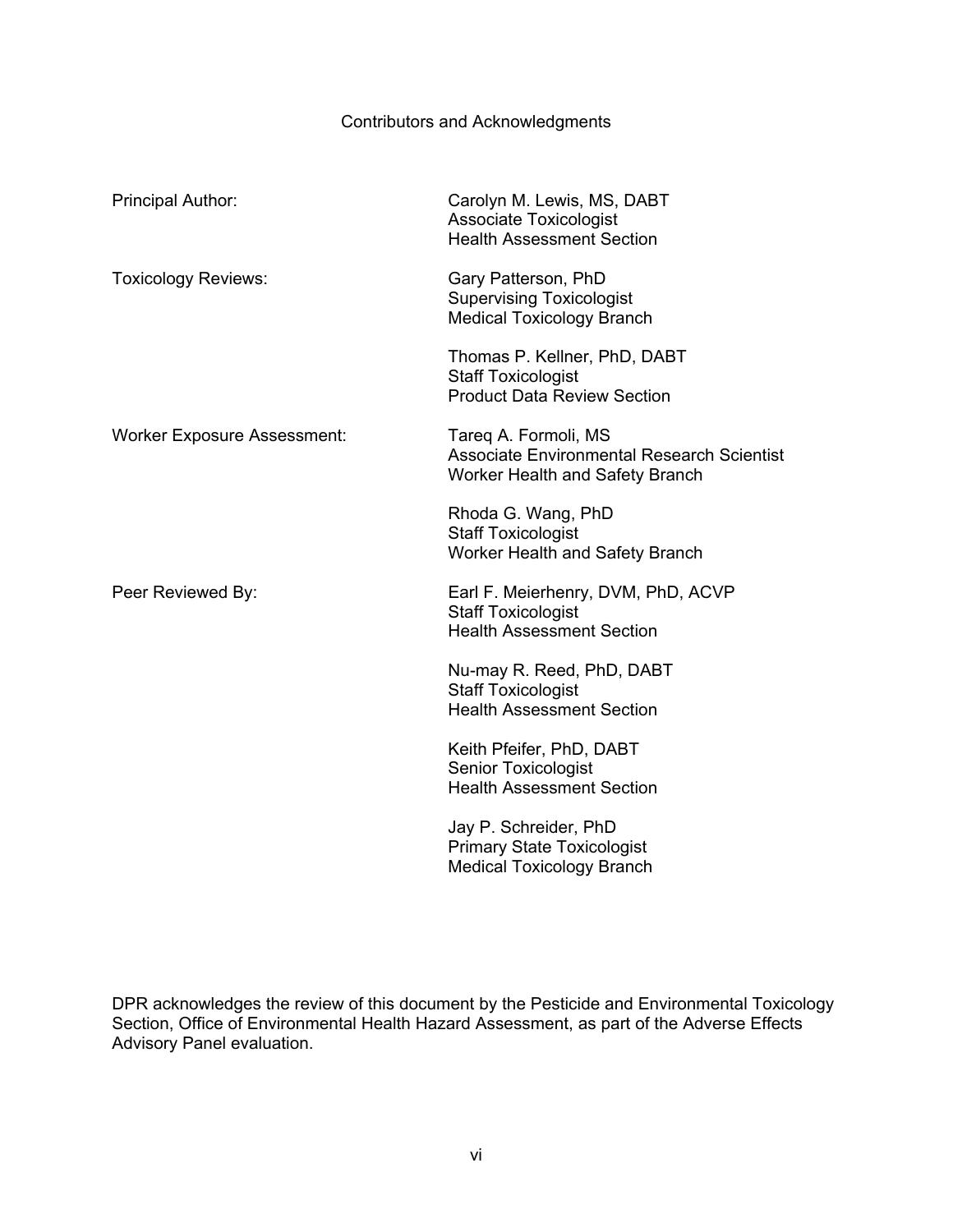# Contributors and Acknowledgments

| | |
|---|---|
| Principal Author: | Carolyn M. Lewis, MS, DABT<br>Associate Toxicologist<br>Health Assessment Section |
| Toxicology Reviews: | Gary Patterson, PhD<br>Supervising Toxicologist<br>Medical Toxicology Branch |
| | Thomas P. Kellner, PhD, DABT<br>Staff Toxicologist<br>Product Data Review Section |
| Worker Exposure Assessment: | Tareq A. Formoli, MS<br>Associate Environmental Research Scientist<br>Worker Health and Safety Branch |
| | Rhoda G. Wang, PhD<br>Staff Toxicologist<br>Worker Health and Safety Branch |
| Peer Reviewed By: | Earl F. Meierhenry, DVM, PhD, ACVP<br>Staff Toxicologist<br>Health Assessment Section |
| | Nu-may R. Reed, PhD, DABT<br>Staff Toxicologist<br>Health Assessment Section |
| | Keith Pfeifer, PhD, DABT<br>Senior Toxicologist<br>Health Assessment Section |
| | Jay P. Schreider, PhD<br>Primary State Toxicologist<br>Medical Toxicology Branch |

DPR acknowledges the review of this document by the Pesticide and Environmental Toxicology Section, Office of Environmental Health Hazard Assessment, as part of the Adverse Effects Advisory Panel evaluation.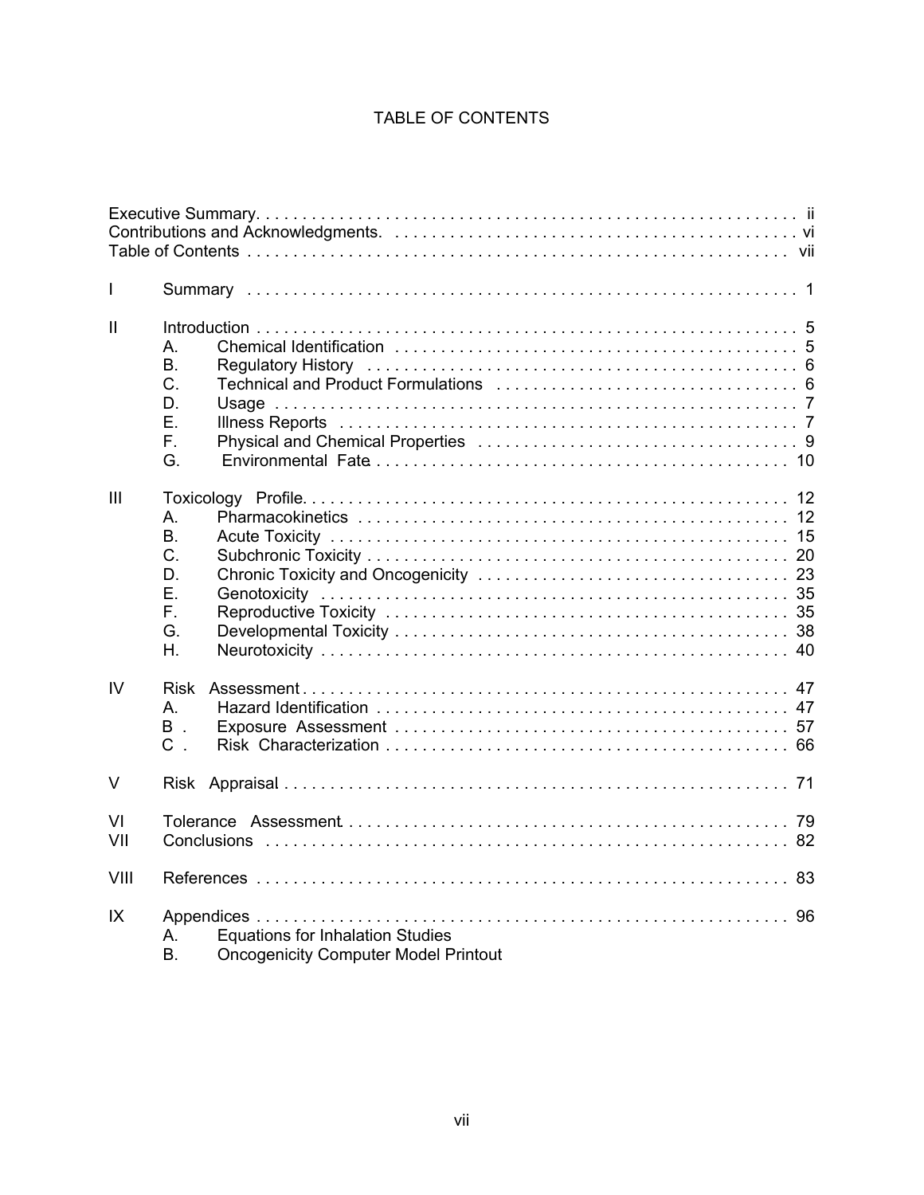# TABLE OF CONTENTS

Executive Summary . . . . . . . . . . ii
Contributions and Acknowledgments . . . . . . . . . . vi
Table of Contents . . . . . . . . . . vii

I Summary . . . . . . . . . . 1

II Introduction . . . . . . . . . . 5
- A. Chemical Identification . . . . . . . . . . 5
- B. Regulatory History . . . . . . . . . . 6
- C. Technical and Product Formulations . . . . . . . . . . 6
- D. Usage . . . . . . . . . . 7
- E. Illness Reports . . . . . . . . . . 7
- F. Physical and Chemical Properties . . . . . . . . . . 9
- G. Environmental Fate . . . . . . . . . . 10

III Toxicology Profile . . . . . . . . . . 12
- A. Pharmacokinetics . . . . . . . . . . 12
- B. Acute Toxicity . . . . . . . . . . 15
- C. Subchronic Toxicity . . . . . . . . . . 20
- D. Chronic Toxicity and Oncogenicity . . . . . . . . . . 23
- E. Genotoxicity . . . . . . . . . . 35
- F. Reproductive Toxicity . . . . . . . . . . 35
- G. Developmental Toxicity . . . . . . . . . . 38
- H. Neurotoxicity . . . . . . . . . . 40

IV Risk Assessment . . . . . . . . . . 47
- A. Hazard Identification . . . . . . . . . . 47
- B. Exposure Assessment . . . . . . . . . . 57
- C. Risk Characterization . . . . . . . . . . 66

V Risk Appraisal . . . . . . . . . . 71

VI Tolerance Assessment . . . . . . . . . . 79

VII Conclusions . . . . . . . . . . 82

VIII References . . . . . . . . . . 83

IX Appendices . . . . . . . . . . 96
- A. Equations for Inhalation Studies
- B. Oncogenicity Computer Model Printout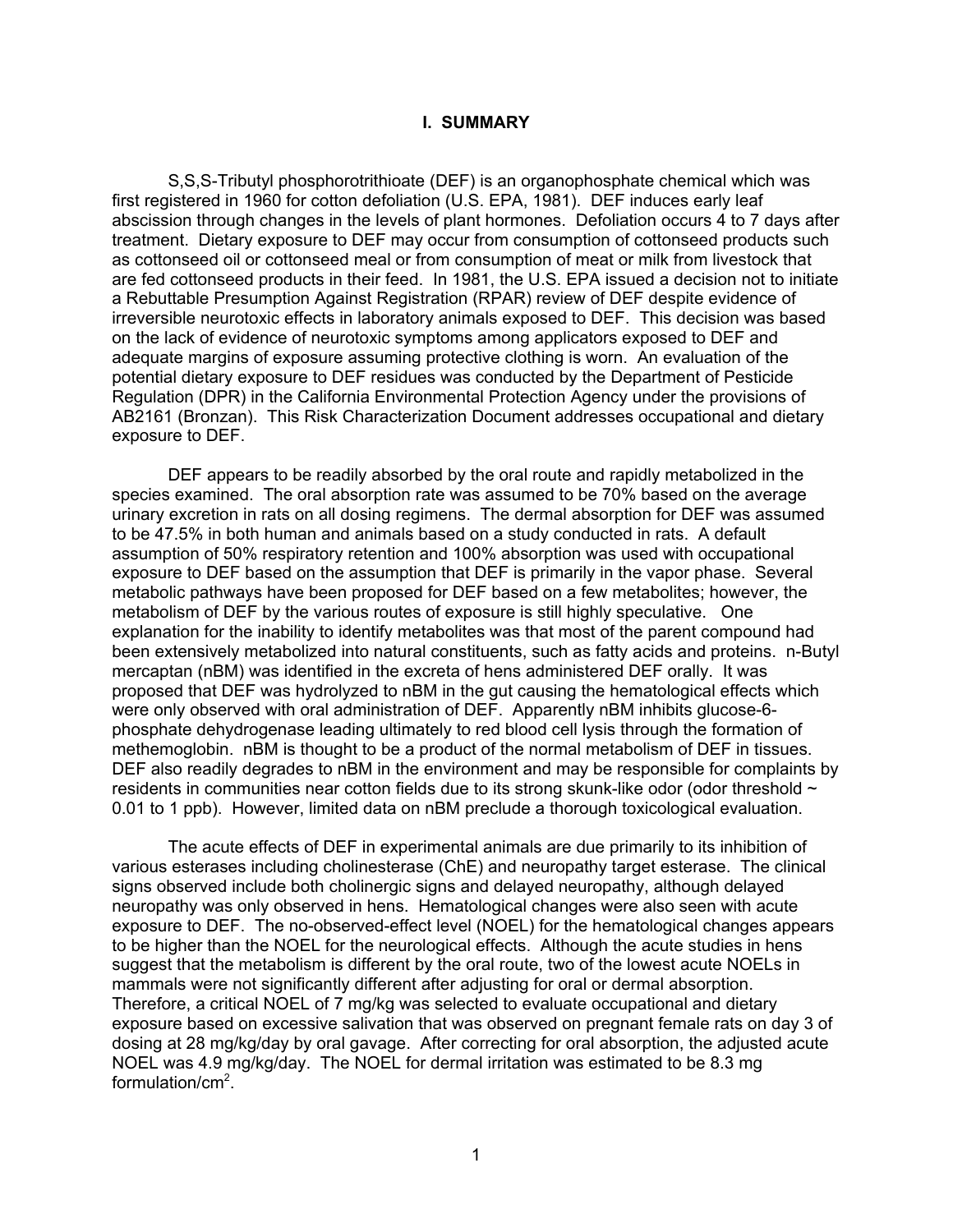## I. SUMMARY

S,S,S-Tributyl phosphorotrithioate (DEF) is an organophosphate chemical which was first registered in 1960 for cotton defoliation (U.S. EPA, 1981). DEF induces early leaf abscission through changes in the levels of plant hormones. Defoliation occurs 4 to 7 days after treatment. Dietary exposure to DEF may occur from consumption of cottonseed products such as cottonseed oil or cottonseed meal or from consumption of meat or milk from livestock that are fed cottonseed products in their feed. In 1981, the U.S. EPA issued a decision not to initiate a Rebuttable Presumption Against Registration (RPAR) review of DEF despite evidence of irreversible neurotoxic effects in laboratory animals exposed to DEF. This decision was based on the lack of evidence of neurotoxic symptoms among applicators exposed to DEF and adequate margins of exposure assuming protective clothing is worn. An evaluation of the potential dietary exposure to DEF residues was conducted by the Department of Pesticide Regulation (DPR) in the California Environmental Protection Agency under the provisions of AB2161 (Bronzan). This Risk Characterization Document addresses occupational and dietary exposure to DEF.

DEF appears to be readily absorbed by the oral route and rapidly metabolized in the species examined. The oral absorption rate was assumed to be 70% based on the average urinary excretion in rats on all dosing regimens. The dermal absorption for DEF was assumed to be 47.5% in both human and animals based on a study conducted in rats. A default assumption of 50% respiratory retention and 100% absorption was used with occupational exposure to DEF based on the assumption that DEF is primarily in the vapor phase. Several metabolic pathways have been proposed for DEF based on a few metabolites; however, the metabolism of DEF by the various routes of exposure is still highly speculative. One explanation for the inability to identify metabolites was that most of the parent compound had been extensively metabolized into natural constituents, such as fatty acids and proteins. n-Butyl mercaptan (nBM) was identified in the excreta of hens administered DEF orally. It was proposed that DEF was hydrolyzed to nBM in the gut causing the hematological effects which were only observed with oral administration of DEF. Apparently nBM inhibits glucose-6-phosphate dehydrogenase leading ultimately to red blood cell lysis through the formation of methemoglobin. nBM is thought to be a product of the normal metabolism of DEF in tissues. DEF also readily degrades to nBM in the environment and may be responsible for complaints by residents in communities near cotton fields due to its strong skunk-like odor (odor threshold ~ 0.01 to 1 ppb). However, limited data on nBM preclude a thorough toxicological evaluation.

The acute effects of DEF in experimental animals are due primarily to its inhibition of various esterases including cholinesterase (ChE) and neuropathy target esterase. The clinical signs observed include both cholinergic signs and delayed neuropathy, although delayed neuropathy was only observed in hens. Hematological changes were also seen with acute exposure to DEF. The no-observed-effect level (NOEL) for the hematological changes appears to be higher than the NOEL for the neurological effects. Although the acute studies in hens suggest that the metabolism is different by the oral route, two of the lowest acute NOELs in mammals were not significantly different after adjusting for oral or dermal absorption. Therefore, a critical NOEL of 7 mg/kg was selected to evaluate occupational and dietary exposure based on excessive salivation that was observed on pregnant female rats on day 3 of dosing at 28 mg/kg/day by oral gavage. After correcting for oral absorption, the adjusted acute NOEL was 4.9 mg/kg/day. The NOEL for dermal irritation was estimated to be 8.3 mg formulation/$cm^2$.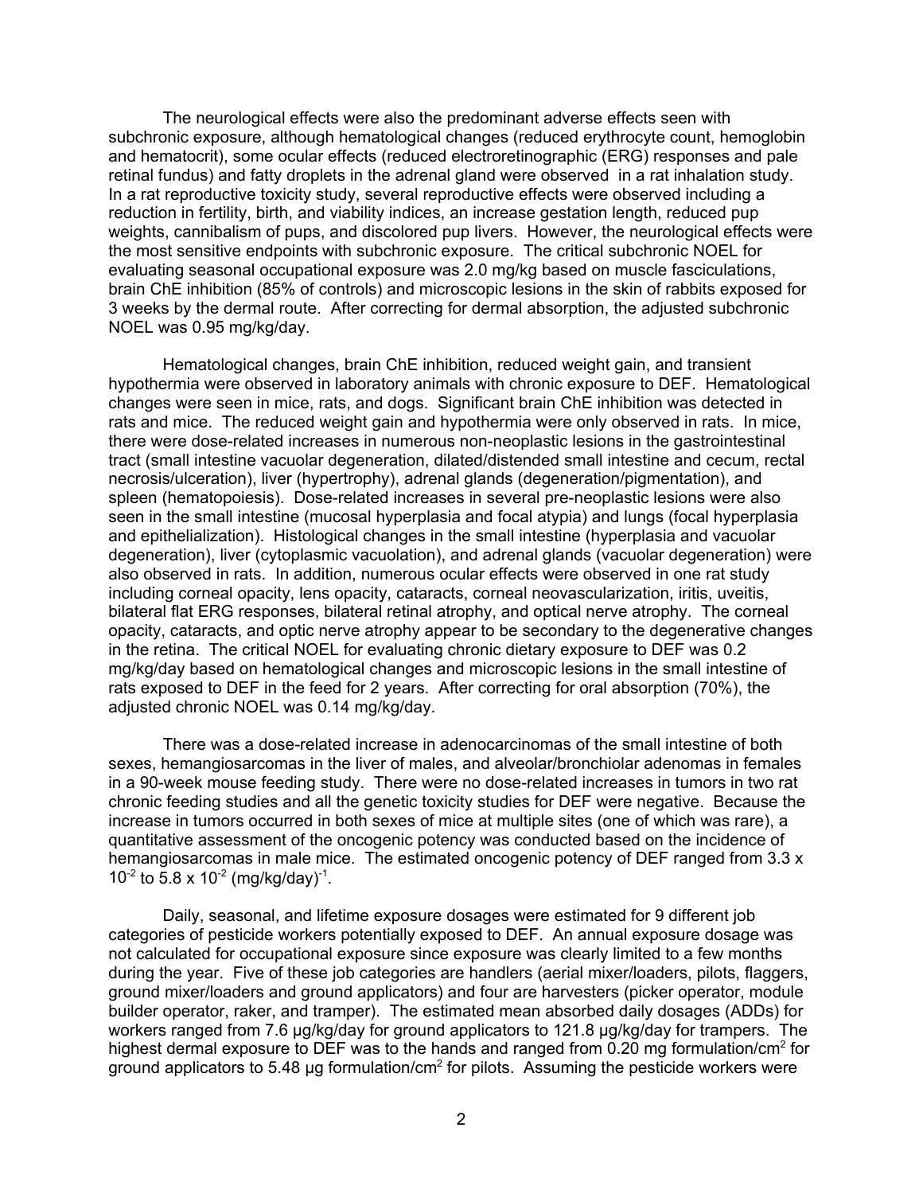The neurological effects were also the predominant adverse effects seen with subchronic exposure, although hematological changes (reduced erythrocyte count, hemoglobin and hematocrit), some ocular effects (reduced electroretinographic (ERG) responses and pale retinal fundus) and fatty droplets in the adrenal gland were observed in a rat inhalation study. In a rat reproductive toxicity study, several reproductive effects were observed including a reduction in fertility, birth, and viability indices, an increase gestation length, reduced pup weights, cannibalism of pups, and discolored pup livers. However, the neurological effects were the most sensitive endpoints with subchronic exposure. The critical subchronic NOEL for evaluating seasonal occupational exposure was 2.0 mg/kg based on muscle fasciculations, brain ChE inhibition (85% of controls) and microscopic lesions in the skin of rabbits exposed for 3 weeks by the dermal route. After correcting for dermal absorption, the adjusted subchronic NOEL was 0.95 mg/kg/day.

Hematological changes, brain ChE inhibition, reduced weight gain, and transient hypothermia were observed in laboratory animals with chronic exposure to DEF. Hematological changes were seen in mice, rats, and dogs. Significant brain ChE inhibition was detected in rats and mice. The reduced weight gain and hypothermia were only observed in rats. In mice, there were dose-related increases in numerous non-neoplastic lesions in the gastrointestinal tract (small intestine vacuolar degeneration, dilated/distended small intestine and cecum, rectal necrosis/ulceration), liver (hypertrophy), adrenal glands (degeneration/pigmentation), and spleen (hematopoiesis). Dose-related increases in several pre-neoplastic lesions were also seen in the small intestine (mucosal hyperplasia and focal atypia) and lungs (focal hyperplasia and epithelialization). Histological changes in the small intestine (hyperplasia and vacuolar degeneration), liver (cytoplasmic vacuolation), and adrenal glands (vacuolar degeneration) were also observed in rats. In addition, numerous ocular effects were observed in one rat study including corneal opacity, lens opacity, cataracts, corneal neovascularization, iritis, uveitis, bilateral flat ERG responses, bilateral retinal atrophy, and optical nerve atrophy. The corneal opacity, cataracts, and optic nerve atrophy appear to be secondary to the degenerative changes in the retina. The critical NOEL for evaluating chronic dietary exposure to DEF was 0.2 mg/kg/day based on hematological changes and microscopic lesions in the small intestine of rats exposed to DEF in the feed for 2 years. After correcting for oral absorption (70%), the adjusted chronic NOEL was 0.14 mg/kg/day.

There was a dose-related increase in adenocarcinomas of the small intestine of both sexes, hemangiosarcomas in the liver of males, and alveolar/bronchiolar adenomas in females in a 90-week mouse feeding study. There were no dose-related increases in tumors in two rat chronic feeding studies and all the genetic toxicity studies for DEF were negative. Because the increase in tumors occurred in both sexes of mice at multiple sites (one of which was rare), a quantitative assessment of the oncogenic potency was conducted based on the incidence of hemangiosarcomas in male mice. The estimated oncogenic potency of DEF ranged from $3.3 \times 10^{-2}$ to $5.8 \times 10^{-2}$ $(mg/kg/day)^{-1}$.

Daily, seasonal, and lifetime exposure dosages were estimated for 9 different job categories of pesticide workers potentially exposed to DEF. An annual exposure dosage was not calculated for occupational exposure since exposure was clearly limited to a few months during the year. Five of these job categories are handlers (aerial mixer/loaders, pilots, flaggers, ground mixer/loaders and ground applicators) and four are harvesters (picker operator, module builder operator, raker, and tramper). The estimated mean absorbed daily dosages (ADDs) for workers ranged from 7.6 µg/kg/day for ground applicators to 121.8 µg/kg/day for trampers. The highest dermal exposure to DEF was to the hands and ranged from 0.20 mg formulation/cm$^2$ for ground applicators to 5.48 µg formulation/cm$^2$ for pilots. Assuming the pesticide workers were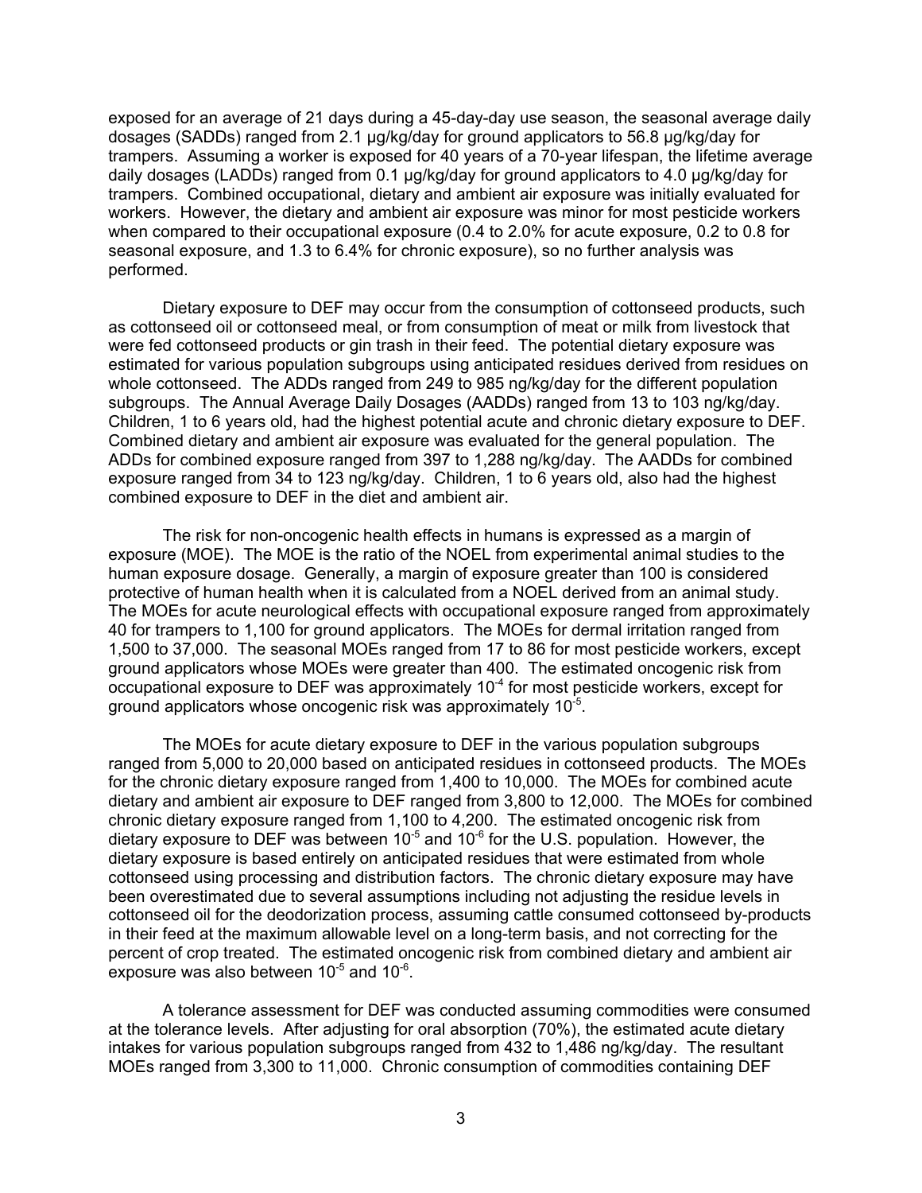exposed for an average of 21 days during a 45-day-day use season, the seasonal average daily dosages (SADDs) ranged from 2.1 μg/kg/day for ground applicators to 56.8 μg/kg/day for trampers. Assuming a worker is exposed for 40 years of a 70-year lifespan, the lifetime average daily dosages (LADDs) ranged from 0.1 μg/kg/day for ground applicators to 4.0 μg/kg/day for trampers. Combined occupational, dietary and ambient air exposure was initially evaluated for workers. However, the dietary and ambient air exposure was minor for most pesticide workers when compared to their occupational exposure (0.4 to 2.0% for acute exposure, 0.2 to 0.8 for seasonal exposure, and 1.3 to 6.4% for chronic exposure), so no further analysis was performed.

Dietary exposure to DEF may occur from the consumption of cottonseed products, such as cottonseed oil or cottonseed meal, or from consumption of meat or milk from livestock that were fed cottonseed products or gin trash in their feed. The potential dietary exposure was estimated for various population subgroups using anticipated residues derived from residues on whole cottonseed. The ADDs ranged from 249 to 985 ng/kg/day for the different population subgroups. The Annual Average Daily Dosages (AADDs) ranged from 13 to 103 ng/kg/day. Children, 1 to 6 years old, had the highest potential acute and chronic dietary exposure to DEF. Combined dietary and ambient air exposure was evaluated for the general population. The ADDs for combined exposure ranged from 397 to 1,288 ng/kg/day. The AADDs for combined exposure ranged from 34 to 123 ng/kg/day. Children, 1 to 6 years old, also had the highest combined exposure to DEF in the diet and ambient air.

The risk for non-oncogenic health effects in humans is expressed as a margin of exposure (MOE). The MOE is the ratio of the NOEL from experimental animal studies to the human exposure dosage. Generally, a margin of exposure greater than 100 is considered protective of human health when it is calculated from a NOEL derived from an animal study. The MOEs for acute neurological effects with occupational exposure ranged from approximately 40 for trampers to 1,100 for ground applicators. The MOEs for dermal irritation ranged from 1,500 to 37,000. The seasonal MOEs ranged from 17 to 86 for most pesticide workers, except ground applicators whose MOEs were greater than 400. The estimated oncogenic risk from occupational exposure to DEF was approximately $10^{-4}$ for most pesticide workers, except for ground applicators whose oncogenic risk was approximately $10^{-5}$.

The MOEs for acute dietary exposure to DEF in the various population subgroups ranged from 5,000 to 20,000 based on anticipated residues in cottonseed products. The MOEs for the chronic dietary exposure ranged from 1,400 to 10,000. The MOEs for combined acute dietary and ambient air exposure to DEF ranged from 3,800 to 12,000. The MOEs for combined chronic dietary exposure ranged from 1,100 to 4,200. The estimated oncogenic risk from dietary exposure to DEF was between $10^{-5}$ and $10^{-6}$ for the U.S. population. However, the dietary exposure is based entirely on anticipated residues that were estimated from whole cottonseed using processing and distribution factors. The chronic dietary exposure may have been overestimated due to several assumptions including not adjusting the residue levels in cottonseed oil for the deodorization process, assuming cattle consumed cottonseed by-products in their feed at the maximum allowable level on a long-term basis, and not correcting for the percent of crop treated. The estimated oncogenic risk from combined dietary and ambient air exposure was also between $10^{-5}$ and $10^{-6}$.

A tolerance assessment for DEF was conducted assuming commodities were consumed at the tolerance levels. After adjusting for oral absorption (70%), the estimated acute dietary intakes for various population subgroups ranged from 432 to 1,486 ng/kg/day. The resultant MOEs ranged from 3,300 to 11,000. Chronic consumption of commodities containing DEF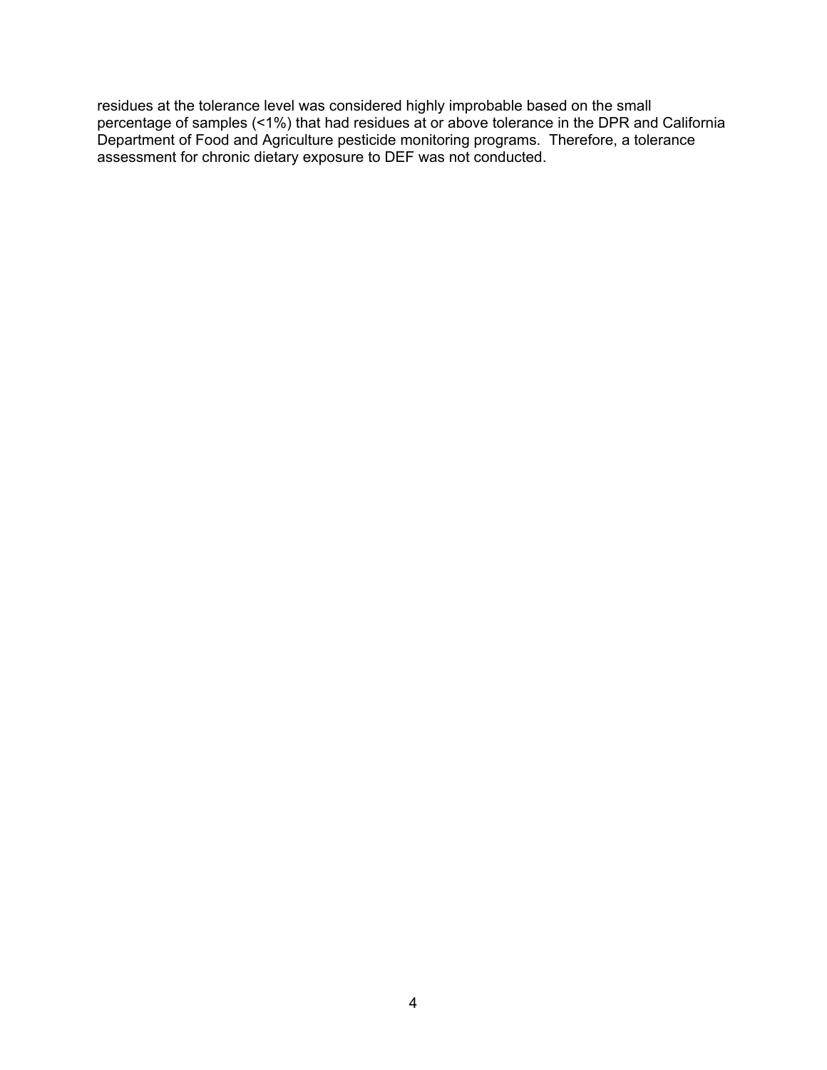residues at the tolerance level was considered highly improbable based on the small percentage of samples (<1%) that had residues at or above tolerance in the DPR and California Department of Food and Agriculture pesticide monitoring programs. Therefore, a tolerance assessment for chronic dietary exposure to DEF was not conducted.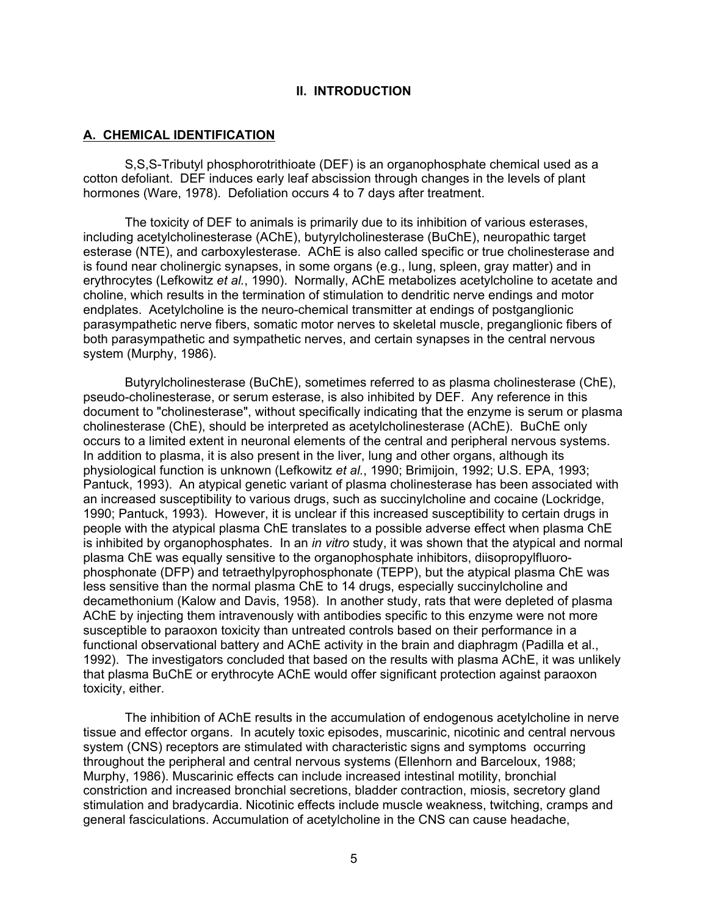## II. INTRODUCTION

### A. CHEMICAL IDENTIFICATION

S,S,S-Tributyl phosphorotrithioate (DEF) is an organophosphate chemical used as a cotton defoliant. DEF induces early leaf abscission through changes in the levels of plant hormones (Ware, 1978). Defoliation occurs 4 to 7 days after treatment.

The toxicity of DEF to animals is primarily due to its inhibition of various esterases, including acetylcholinesterase (AChE), butyrylcholinesterase (BuChE), neuropathic target esterase (NTE), and carboxylesterase. AChE is also called specific or true cholinesterase and is found near cholinergic synapses, in some organs (e.g., lung, spleen, gray matter) and in erythrocytes (Lefkowitz *et al.*, 1990). Normally, AChE metabolizes acetylcholine to acetate and choline, which results in the termination of stimulation to dendritic nerve endings and motor endplates. Acetylcholine is the neuro-chemical transmitter at endings of postganglionic parasympathetic nerve fibers, somatic motor nerves to skeletal muscle, preganglionic fibers of both parasympathetic and sympathetic nerves, and certain synapses in the central nervous system (Murphy, 1986).

Butyrylcholinesterase (BuChE), sometimes referred to as plasma cholinesterase (ChE), pseudo-cholinesterase, or serum esterase, is also inhibited by DEF. Any reference in this document to "cholinesterase", without specifically indicating that the enzyme is serum or plasma cholinesterase (ChE), should be interpreted as acetylcholinesterase (AChE). BuChE only occurs to a limited extent in neuronal elements of the central and peripheral nervous systems. In addition to plasma, it is also present in the liver, lung and other organs, although its physiological function is unknown (Lefkowitz *et al.*, 1990; Brimijoin, 1992; U.S. EPA, 1993; Pantuck, 1993). An atypical genetic variant of plasma cholinesterase has been associated with an increased susceptibility to various drugs, such as succinylcholine and cocaine (Lockridge, 1990; Pantuck, 1993). However, it is unclear if this increased susceptibility to certain drugs in people with the atypical plasma ChE translates to a possible adverse effect when plasma ChE is inhibited by organophosphates. In an *in vitro* study, it was shown that the atypical and normal plasma ChE was equally sensitive to the organophosphate inhibitors, diisopropylfluoro-phosphonate (DFP) and tetraethylpyrophosphonate (TEPP), but the atypical plasma ChE was less sensitive than the normal plasma ChE to 14 drugs, especially succinylcholine and decamethonium (Kalow and Davis, 1958). In another study, rats that were depleted of plasma AChE by injecting them intravenously with antibodies specific to this enzyme were not more susceptible to paraoxon toxicity than untreated controls based on their performance in a functional observational battery and AChE activity in the brain and diaphragm (Padilla et al., 1992). The investigators concluded that based on the results with plasma AChE, it was unlikely that plasma BuChE or erythrocyte AChE would offer significant protection against paraoxon toxicity, either.

The inhibition of AChE results in the accumulation of endogenous acetylcholine in nerve tissue and effector organs. In acutely toxic episodes, muscarinic, nicotinic and central nervous system (CNS) receptors are stimulated with characteristic signs and symptoms occurring throughout the peripheral and central nervous systems (Ellenhorn and Barceloux, 1988; Murphy, 1986). Muscarinic effects can include increased intestinal motility, bronchial constriction and increased bronchial secretions, bladder contraction, miosis, secretory gland stimulation and bradycardia. Nicotinic effects include muscle weakness, twitching, cramps and general fasciculations. Accumulation of acetylcholine in the CNS can cause headache,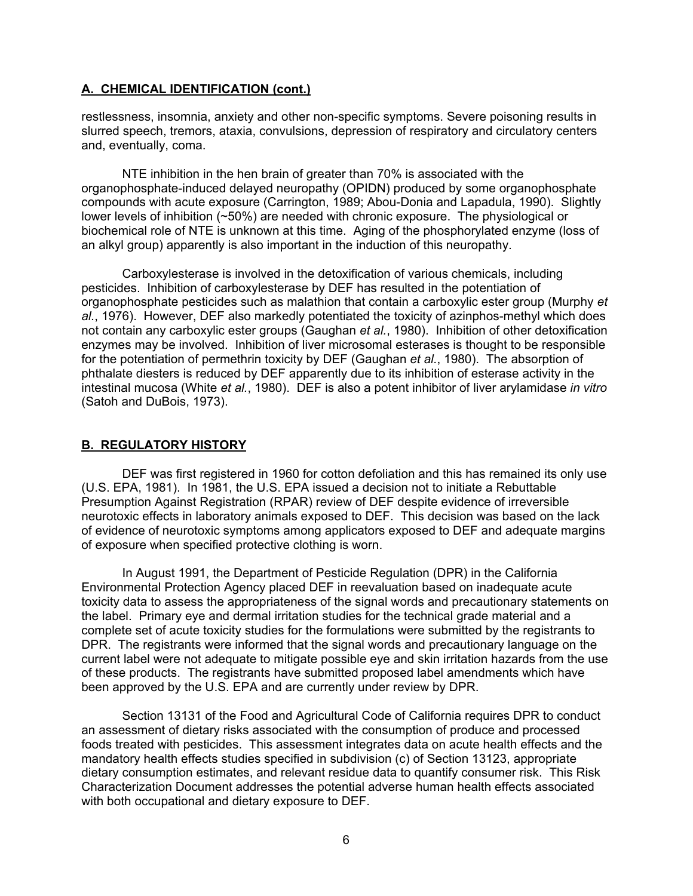## A. CHEMICAL IDENTIFICATION (cont.)

restlessness, insomnia, anxiety and other non-specific symptoms. Severe poisoning results in slurred speech, tremors, ataxia, convulsions, depression of respiratory and circulatory centers and, eventually, coma.

NTE inhibition in the hen brain of greater than 70% is associated with the organophosphate-induced delayed neuropathy (OPIDN) produced by some organophosphate compounds with acute exposure (Carrington, 1989; Abou-Donia and Lapadula, 1990). Slightly lower levels of inhibition (~50%) are needed with chronic exposure. The physiological or biochemical role of NTE is unknown at this time. Aging of the phosphorylated enzyme (loss of an alkyl group) apparently is also important in the induction of this neuropathy.

Carboxylesterase is involved in the detoxification of various chemicals, including pesticides. Inhibition of carboxylesterase by DEF has resulted in the potentiation of organophosphate pesticides such as malathion that contain a carboxylic ester group (Murphy *et al.*, 1976). However, DEF also markedly potentiated the toxicity of azinphos-methyl which does not contain any carboxylic ester groups (Gaughan *et al.*, 1980). Inhibition of other detoxification enzymes may be involved. Inhibition of liver microsomal esterases is thought to be responsible for the potentiation of permethrin toxicity by DEF (Gaughan *et al.*, 1980). The absorption of phthalate diesters is reduced by DEF apparently due to its inhibition of esterase activity in the intestinal mucosa (White *et al.*, 1980). DEF is also a potent inhibitor of liver arylamidase *in vitro* (Satoh and DuBois, 1973).

## B. REGULATORY HISTORY

DEF was first registered in 1960 for cotton defoliation and this has remained its only use (U.S. EPA, 1981). In 1981, the U.S. EPA issued a decision not to initiate a Rebuttable Presumption Against Registration (RPAR) review of DEF despite evidence of irreversible neurotoxic effects in laboratory animals exposed to DEF. This decision was based on the lack of evidence of neurotoxic symptoms among applicators exposed to DEF and adequate margins of exposure when specified protective clothing is worn.

In August 1991, the Department of Pesticide Regulation (DPR) in the California Environmental Protection Agency placed DEF in reevaluation based on inadequate acute toxicity data to assess the appropriateness of the signal words and precautionary statements on the label. Primary eye and dermal irritation studies for the technical grade material and a complete set of acute toxicity studies for the formulations were submitted by the registrants to DPR. The registrants were informed that the signal words and precautionary language on the current label were not adequate to mitigate possible eye and skin irritation hazards from the use of these products. The registrants have submitted proposed label amendments which have been approved by the U.S. EPA and are currently under review by DPR.

Section 13131 of the Food and Agricultural Code of California requires DPR to conduct an assessment of dietary risks associated with the consumption of produce and processed foods treated with pesticides. This assessment integrates data on acute health effects and the mandatory health effects studies specified in subdivision (c) of Section 13123, appropriate dietary consumption estimates, and relevant residue data to quantify consumer risk. This Risk Characterization Document addresses the potential adverse human health effects associated with both occupational and dietary exposure to DEF.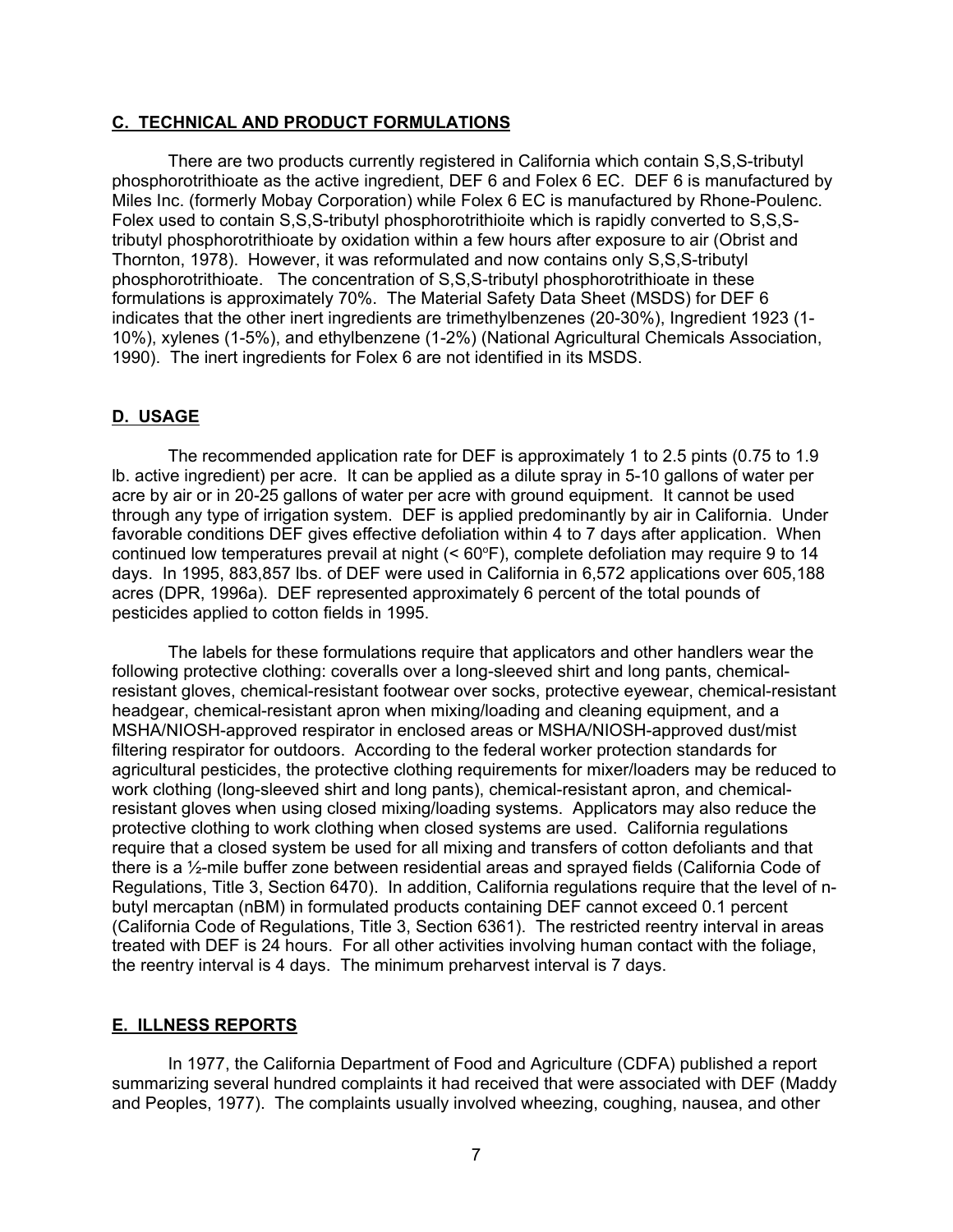## C. TECHNICAL AND PRODUCT FORMULATIONS

There are two products currently registered in California which contain S,S,S-tributyl phosphorotrithioate as the active ingredient, DEF 6 and Folex 6 EC. DEF 6 is manufactured by Miles Inc. (formerly Mobay Corporation) while Folex 6 EC is manufactured by Rhone-Poulenc. Folex used to contain S,S,S-tributyl phosphorotrithioite which is rapidly converted to S,S,S-tributyl phosphorotrithioate by oxidation within a few hours after exposure to air (Obrist and Thornton, 1978). However, it was reformulated and now contains only S,S,S-tributyl phosphorotrithioate. The concentration of S,S,S-tributyl phosphorotrithioate in these formulations is approximately 70%. The Material Safety Data Sheet (MSDS) for DEF 6 indicates that the other inert ingredients are trimethylbenzenes (20-30%), Ingredient 1923 (1-10%), xylenes (1-5%), and ethylbenzene (1-2%) (National Agricultural Chemicals Association, 1990). The inert ingredients for Folex 6 are not identified in its MSDS.

## D. USAGE

The recommended application rate for DEF is approximately 1 to 2.5 pints (0.75 to 1.9 lb. active ingredient) per acre. It can be applied as a dilute spray in 5-10 gallons of water per acre by air or in 20-25 gallons of water per acre with ground equipment. It cannot be used through any type of irrigation system. DEF is applied predominantly by air in California. Under favorable conditions DEF gives effective defoliation within 4 to 7 days after application. When continued low temperatures prevail at night (< 60°F), complete defoliation may require 9 to 14 days. In 1995, 883,857 lbs. of DEF were used in California in 6,572 applications over 605,188 acres (DPR, 1996a). DEF represented approximately 6 percent of the total pounds of pesticides applied to cotton fields in 1995.

The labels for these formulations require that applicators and other handlers wear the following protective clothing: coveralls over a long-sleeved shirt and long pants, chemical-resistant gloves, chemical-resistant footwear over socks, protective eyewear, chemical-resistant headgear, chemical-resistant apron when mixing/loading and cleaning equipment, and a MSHA/NIOSH-approved respirator in enclosed areas or MSHA/NIOSH-approved dust/mist filtering respirator for outdoors. According to the federal worker protection standards for agricultural pesticides, the protective clothing requirements for mixer/loaders may be reduced to work clothing (long-sleeved shirt and long pants), chemical-resistant apron, and chemical-resistant gloves when using closed mixing/loading systems. Applicators may also reduce the protective clothing to work clothing when closed systems are used. California regulations require that a closed system be used for all mixing and transfers of cotton defoliants and that there is a ½-mile buffer zone between residential areas and sprayed fields (California Code of Regulations, Title 3, Section 6470). In addition, California regulations require that the level of n-butyl mercaptan (nBM) in formulated products containing DEF cannot exceed 0.1 percent (California Code of Regulations, Title 3, Section 6361). The restricted reentry interval in areas treated with DEF is 24 hours. For all other activities involving human contact with the foliage, the reentry interval is 4 days. The minimum preharvest interval is 7 days.

## E. ILLNESS REPORTS

In 1977, the California Department of Food and Agriculture (CDFA) published a report summarizing several hundred complaints it had received that were associated with DEF (Maddy and Peoples, 1977). The complaints usually involved wheezing, coughing, nausea, and other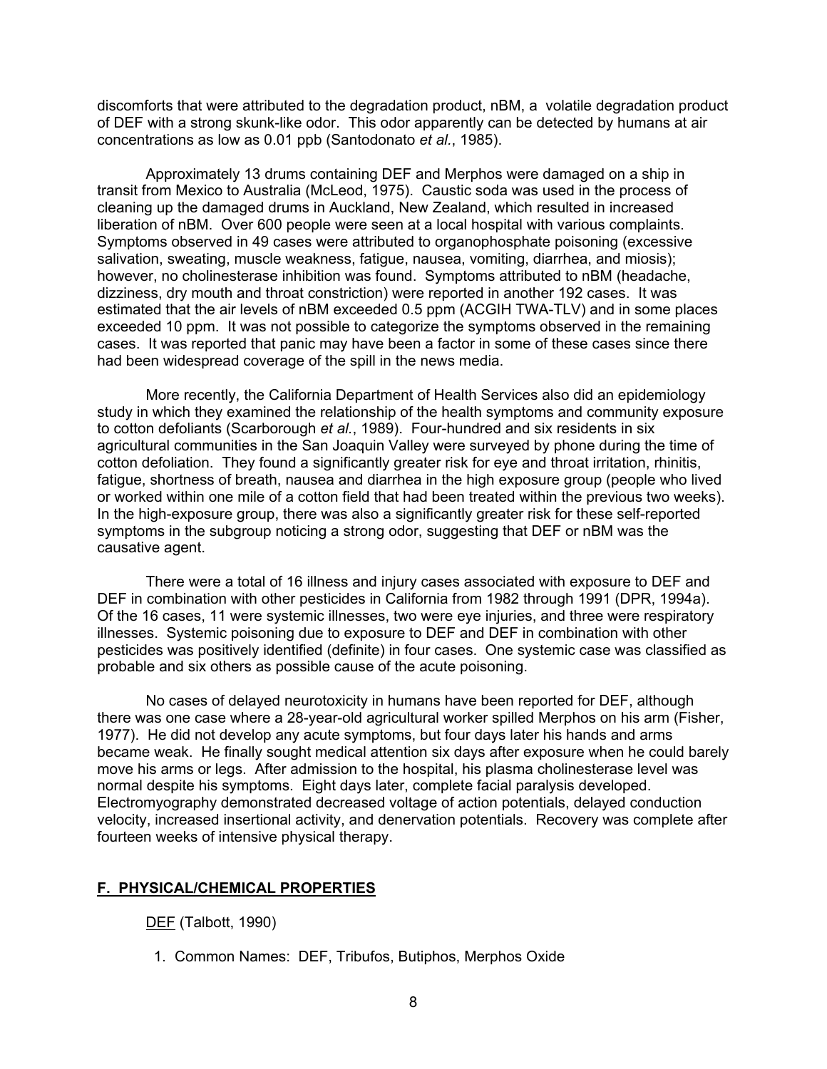discomforts that were attributed to the degradation product, nBM, a volatile degradation product of DEF with a strong skunk-like odor. This odor apparently can be detected by humans at air concentrations as low as 0.01 ppb (Santodonato *et al.*, 1985).

Approximately 13 drums containing DEF and Merphos were damaged on a ship in transit from Mexico to Australia (McLeod, 1975). Caustic soda was used in the process of cleaning up the damaged drums in Auckland, New Zealand, which resulted in increased liberation of nBM. Over 600 people were seen at a local hospital with various complaints. Symptoms observed in 49 cases were attributed to organophosphate poisoning (excessive salivation, sweating, muscle weakness, fatigue, nausea, vomiting, diarrhea, and miosis); however, no cholinesterase inhibition was found. Symptoms attributed to nBM (headache, dizziness, dry mouth and throat constriction) were reported in another 192 cases. It was estimated that the air levels of nBM exceeded 0.5 ppm (ACGIH TWA-TLV) and in some places exceeded 10 ppm. It was not possible to categorize the symptoms observed in the remaining cases. It was reported that panic may have been a factor in some of these cases since there had been widespread coverage of the spill in the news media.

More recently, the California Department of Health Services also did an epidemiology study in which they examined the relationship of the health symptoms and community exposure to cotton defoliants (Scarborough *et al.*, 1989). Four-hundred and six residents in six agricultural communities in the San Joaquin Valley were surveyed by phone during the time of cotton defoliation. They found a significantly greater risk for eye and throat irritation, rhinitis, fatigue, shortness of breath, nausea and diarrhea in the high exposure group (people who lived or worked within one mile of a cotton field that had been treated within the previous two weeks). In the high-exposure group, there was also a significantly greater risk for these self-reported symptoms in the subgroup noticing a strong odor, suggesting that DEF or nBM was the causative agent.

There were a total of 16 illness and injury cases associated with exposure to DEF and DEF in combination with other pesticides in California from 1982 through 1991 (DPR, 1994a). Of the 16 cases, 11 were systemic illnesses, two were eye injuries, and three were respiratory illnesses. Systemic poisoning due to exposure to DEF and DEF in combination with other pesticides was positively identified (definite) in four cases. One systemic case was classified as probable and six others as possible cause of the acute poisoning.

No cases of delayed neurotoxicity in humans have been reported for DEF, although there was one case where a 28-year-old agricultural worker spilled Merphos on his arm (Fisher, 1977). He did not develop any acute symptoms, but four days later his hands and arms became weak. He finally sought medical attention six days after exposure when he could barely move his arms or legs. After admission to the hospital, his plasma cholinesterase level was normal despite his symptoms. Eight days later, complete facial paralysis developed. Electromyography demonstrated decreased voltage of action potentials, delayed conduction velocity, increased insertional activity, and denervation potentials. Recovery was complete after fourteen weeks of intensive physical therapy.

## F. PHYSICAL/CHEMICAL PROPERTIES

DEF (Talbott, 1990)

1. Common Names: DEF, Tribufos, Butiphos, Merphos Oxide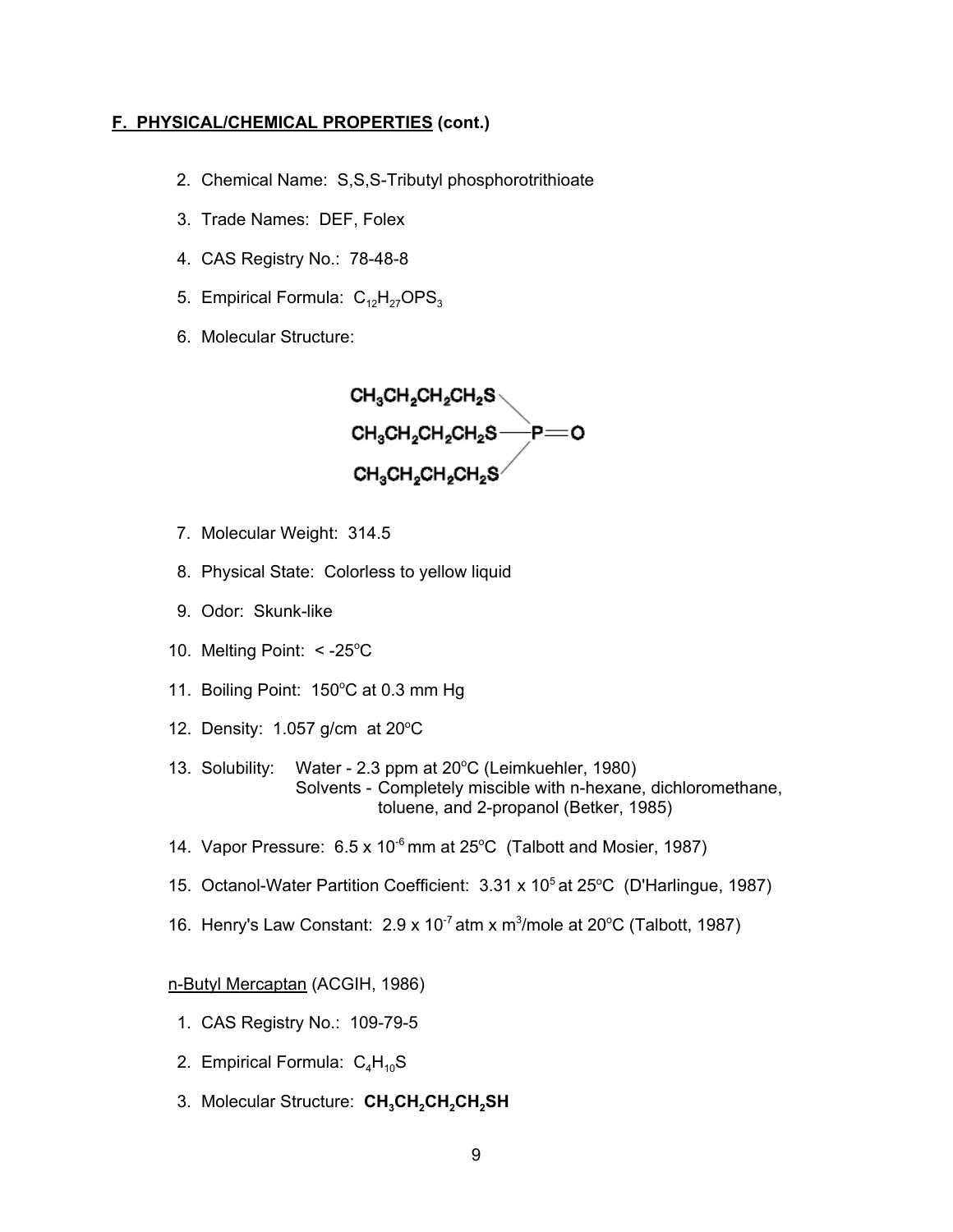**F. PHYSICAL/CHEMICAL PROPERTIES (cont.)**

2. Chemical Name: S,S,S-Tributyl phosphorotrithioate

3. Trade Names: DEF, Folex

4. CAS Registry No.: 78-48-8

5. Empirical Formula: $C_{12}H_{27}OPS_3$

6. Molecular Structure:

$$\begin{matrix} CH_3CH_2CH_2CH_2S \diagdown \\ CH_3CH_2CH_2CH_2S — P{=}O \\ CH_3CH_2CH_2CH_2S \diagup \end{matrix}$$

7. Molecular Weight: 314.5

8. Physical State: Colorless to yellow liquid

9. Odor: Skunk-like

10. Melting Point: < -25°C

11. Boiling Point: 150°C at 0.3 mm Hg

12. Density: 1.057 g/cm at 20°C

13. Solubility: Water - 2.3 ppm at 20°C (Leimkuehler, 1980)
    Solvents - Completely miscible with n-hexane, dichloromethane, toluene, and 2-propanol (Betker, 1985)

14. Vapor Pressure: $6.5 \times 10^{-6}$ mm at 25°C (Talbott and Mosier, 1987)

15. Octanol-Water Partition Coefficient: $3.31 \times 10^{5}$ at 25°C (D'Harlingue, 1987)

16. Henry's Law Constant: $2.9 \times 10^{-7}$ atm x $m^3$/mole at 20°C (Talbott, 1987)

<u>n-Butyl Mercaptan</u> (ACGIH, 1986)

1. CAS Registry No.: 109-79-5

2. Empirical Formula: $C_4H_{10}S$

3. Molecular Structure: **$CH_3CH_2CH_2CH_2SH$**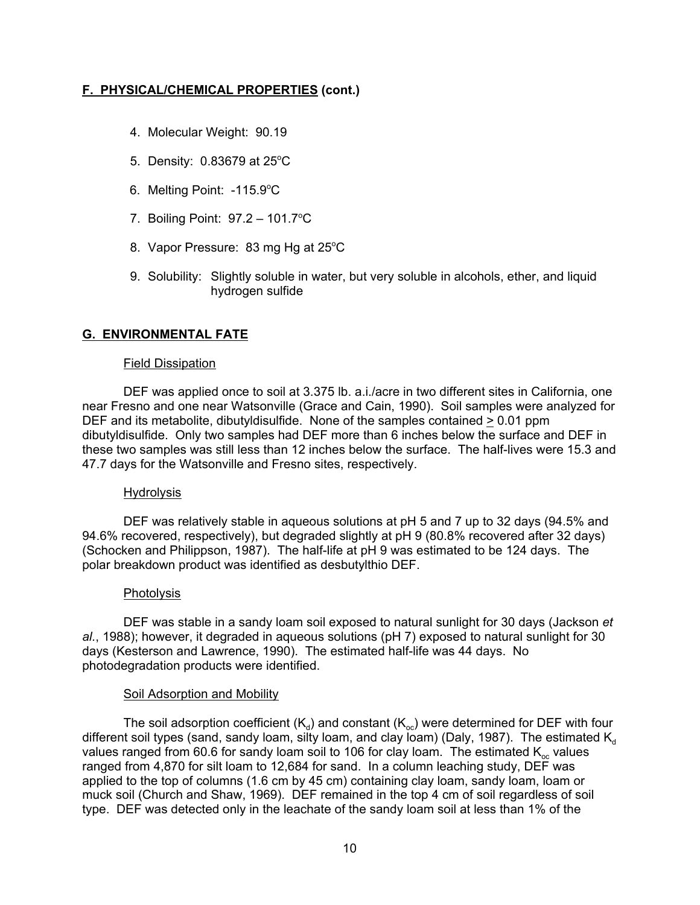## F. PHYSICAL/CHEMICAL PROPERTIES (cont.)

4. Molecular Weight: 90.19
5. Density: 0.83679 at 25°C
6. Melting Point: -115.9°C
7. Boiling Point: 97.2 – 101.7°C
8. Vapor Pressure: 83 mg Hg at 25°C
9. Solubility: Slightly soluble in water, but very soluble in alcohols, ether, and liquid hydrogen sulfide

## G. ENVIRONMENTAL FATE

### Field Dissipation

DEF was applied once to soil at 3.375 lb. a.i./acre in two different sites in California, one near Fresno and one near Watsonville (Grace and Cain, 1990). Soil samples were analyzed for DEF and its metabolite, dibutyldisulfide. None of the samples contained $\geq$ 0.01 ppm dibutyldisulfide. Only two samples had DEF more than 6 inches below the surface and DEF in these two samples was still less than 12 inches below the surface. The half-lives were 15.3 and 47.7 days for the Watsonville and Fresno sites, respectively.

### Hydrolysis

DEF was relatively stable in aqueous solutions at pH 5 and 7 up to 32 days (94.5% and 94.6% recovered, respectively), but degraded slightly at pH 9 (80.8% recovered after 32 days) (Schocken and Philippson, 1987). The half-life at pH 9 was estimated to be 124 days. The polar breakdown product was identified as desbutylthio DEF.

### Photolysis

DEF was stable in a sandy loam soil exposed to natural sunlight for 30 days (Jackson *et al*., 1988); however, it degraded in aqueous solutions (pH 7) exposed to natural sunlight for 30 days (Kesterson and Lawrence, 1990). The estimated half-life was 44 days. No photodegradation products were identified.

### Soil Adsorption and Mobility

The soil adsorption coefficient ($K_d$) and constant ($K_{oc}$) were determined for DEF with four different soil types (sand, sandy loam, silty loam, and clay loam) (Daly, 1987). The estimated $K_d$ values ranged from 60.6 for sandy loam soil to 106 for clay loam. The estimated $K_{oc}$ values ranged from 4,870 for silt loam to 12,684 for sand. In a column leaching study, DEF was applied to the top of columns (1.6 cm by 45 cm) containing clay loam, sandy loam, loam or muck soil (Church and Shaw, 1969). DEF remained in the top 4 cm of soil regardless of soil type. DEF was detected only in the leachate of the sandy loam soil at less than 1% of the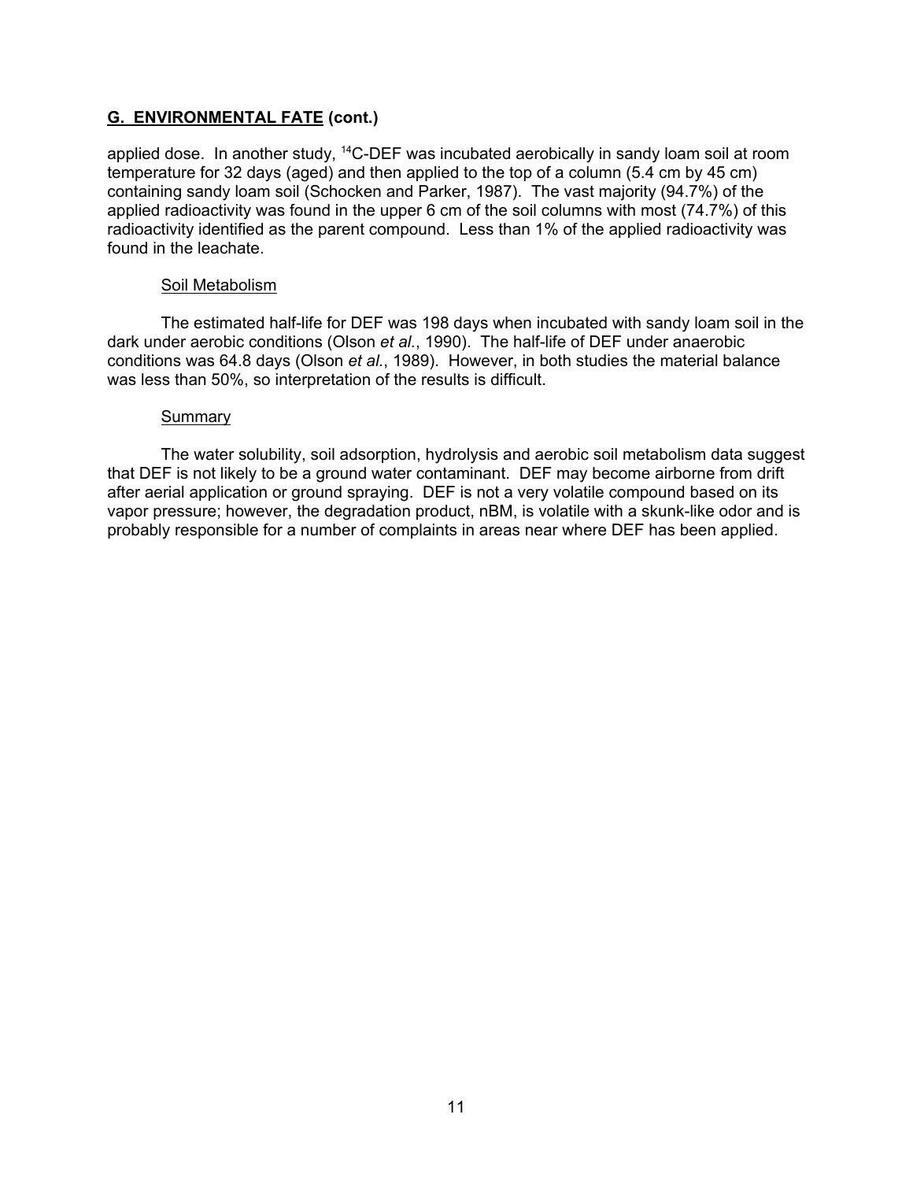## G. ENVIRONMENTAL FATE (cont.)

applied dose. In another study, $^{14}C$-DEF was incubated aerobically in sandy loam soil at room temperature for 32 days (aged) and then applied to the top of a column (5.4 cm by 45 cm) containing sandy loam soil (Schocken and Parker, 1987). The vast majority (94.7%) of the applied radioactivity was found in the upper 6 cm of the soil columns with most (74.7%) of this radioactivity identified as the parent compound. Less than 1% of the applied radioactivity was found in the leachate.

### Soil Metabolism

The estimated half-life for DEF was 198 days when incubated with sandy loam soil in the dark under aerobic conditions (Olson *et al.*, 1990). The half-life of DEF under anaerobic conditions was 64.8 days (Olson *et al.*, 1989). However, in both studies the material balance was less than 50%, so interpretation of the results is difficult.

### Summary

The water solubility, soil adsorption, hydrolysis and aerobic soil metabolism data suggest that DEF is not likely to be a ground water contaminant. DEF may become airborne from drift after aerial application or ground spraying. DEF is not a very volatile compound based on its vapor pressure; however, the degradation product, nBM, is volatile with a skunk-like odor and is probably responsible for a number of complaints in areas near where DEF has been applied.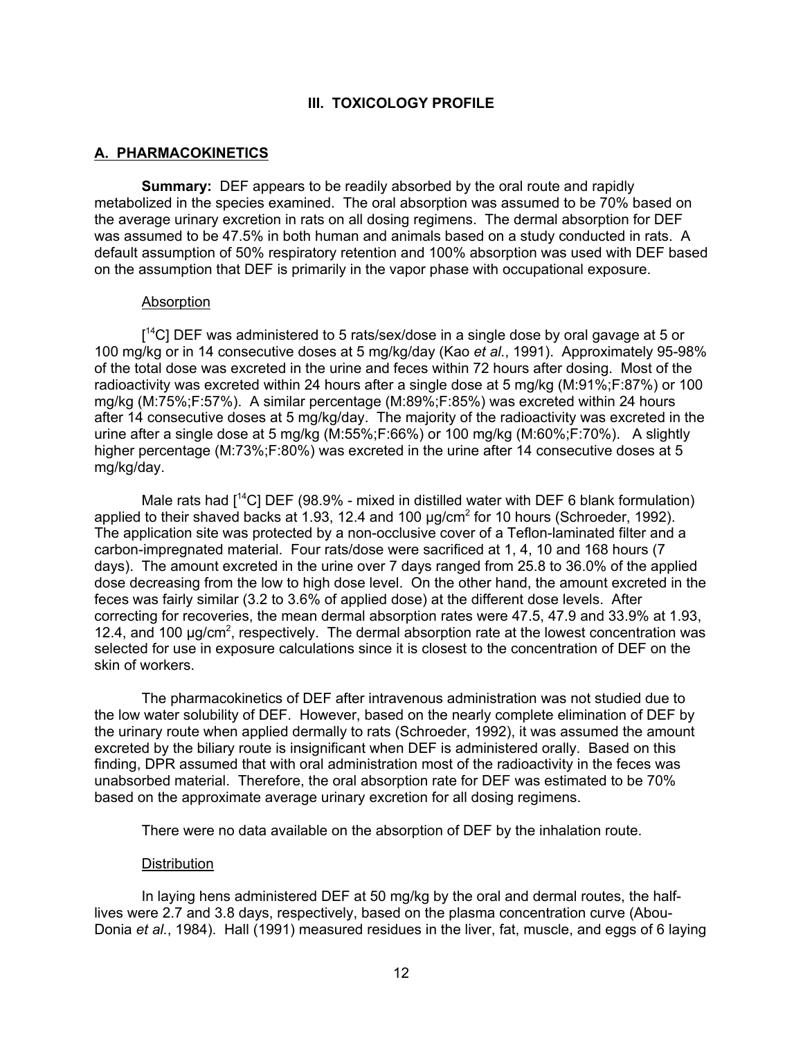## III. TOXICOLOGY PROFILE

### A. PHARMACOKINETICS

**Summary:** DEF appears to be readily absorbed by the oral route and rapidly metabolized in the species examined. The oral absorption was assumed to be 70% based on the average urinary excretion in rats on all dosing regimens. The dermal absorption for DEF was assumed to be 47.5% in both human and animals based on a study conducted in rats. A default assumption of 50% respiratory retention and 100% absorption was used with DEF based on the assumption that DEF is primarily in the vapor phase with occupational exposure.

#### Absorption

[$^{14}$C] DEF was administered to 5 rats/sex/dose in a single dose by oral gavage at 5 or 100 mg/kg or in 14 consecutive doses at 5 mg/kg/day (Kao *et al.*, 1991). Approximately 95-98% of the total dose was excreted in the urine and feces within 72 hours after dosing. Most of the radioactivity was excreted within 24 hours after a single dose at 5 mg/kg (M:91%;F:87%) or 100 mg/kg (M:75%;F:57%). A similar percentage (M:89%;F:85%) was excreted within 24 hours after 14 consecutive doses at 5 mg/kg/day. The majority of the radioactivity was excreted in the urine after a single dose at 5 mg/kg (M:55%;F:66%) or 100 mg/kg (M:60%;F:70%). A slightly higher percentage (M:73%;F:80%) was excreted in the urine after 14 consecutive doses at 5 mg/kg/day.

Male rats had [$^{14}$C] DEF (98.9% - mixed in distilled water with DEF 6 blank formulation) applied to their shaved backs at 1.93, 12.4 and 100 µg/cm$^2$ for 10 hours (Schroeder, 1992). The application site was protected by a non-occlusive cover of a Teflon-laminated filter and a carbon-impregnated material. Four rats/dose were sacrificed at 1, 4, 10 and 168 hours (7 days). The amount excreted in the urine over 7 days ranged from 25.8 to 36.0% of the applied dose decreasing from the low to high dose level. On the other hand, the amount excreted in the feces was fairly similar (3.2 to 3.6% of applied dose) at the different dose levels. After correcting for recoveries, the mean dermal absorption rates were 47.5, 47.9 and 33.9% at 1.93, 12.4, and 100 µg/cm$^2$, respectively. The dermal absorption rate at the lowest concentration was selected for use in exposure calculations since it is closest to the concentration of DEF on the skin of workers.

The pharmacokinetics of DEF after intravenous administration was not studied due to the low water solubility of DEF. However, based on the nearly complete elimination of DEF by the urinary route when applied dermally to rats (Schroeder, 1992), it was assumed the amount excreted by the biliary route is insignificant when DEF is administered orally. Based on this finding, DPR assumed that with oral administration most of the radioactivity in the feces was unabsorbed material. Therefore, the oral absorption rate for DEF was estimated to be 70% based on the approximate average urinary excretion for all dosing regimens.

There were no data available on the absorption of DEF by the inhalation route.

#### Distribution

In laying hens administered DEF at 50 mg/kg by the oral and dermal routes, the half-lives were 2.7 and 3.8 days, respectively, based on the plasma concentration curve (Abou-Donia *et al.*, 1984). Hall (1991) measured residues in the liver, fat, muscle, and eggs of 6 laying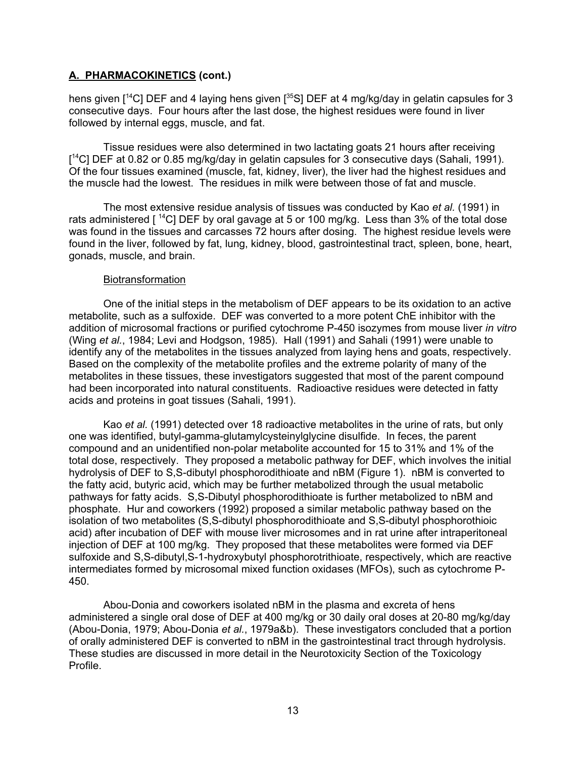## A. PHARMACOKINETICS (cont.)

hens given [$^{14}$C] DEF and 4 laying hens given [$^{35}$S] DEF at 4 mg/kg/day in gelatin capsules for 3 consecutive days. Four hours after the last dose, the highest residues were found in liver followed by internal eggs, muscle, and fat.

Tissue residues were also determined in two lactating goats 21 hours after receiving [$^{14}$C] DEF at 0.82 or 0.85 mg/kg/day in gelatin capsules for 3 consecutive days (Sahali, 1991). Of the four tissues examined (muscle, fat, kidney, liver), the liver had the highest residues and the muscle had the lowest. The residues in milk were between those of fat and muscle.

The most extensive residue analysis of tissues was conducted by Kao *et al.* (1991) in rats administered [ $^{14}$C] DEF by oral gavage at 5 or 100 mg/kg. Less than 3% of the total dose was found in the tissues and carcasses 72 hours after dosing. The highest residue levels were found in the liver, followed by fat, lung, kidney, blood, gastrointestinal tract, spleen, bone, heart, gonads, muscle, and brain.

Biotransformation

One of the initial steps in the metabolism of DEF appears to be its oxidation to an active metabolite, such as a sulfoxide. DEF was converted to a more potent ChE inhibitor with the addition of microsomal fractions or purified cytochrome P-450 isozymes from mouse liver *in vitro* (Wing *et al.*, 1984; Levi and Hodgson, 1985). Hall (1991) and Sahali (1991) were unable to identify any of the metabolites in the tissues analyzed from laying hens and goats, respectively. Based on the complexity of the metabolite profiles and the extreme polarity of many of the metabolites in these tissues, these investigators suggested that most of the parent compound had been incorporated into natural constituents. Radioactive residues were detected in fatty acids and proteins in goat tissues (Sahali, 1991).

Kao *et al.* (1991) detected over 18 radioactive metabolites in the urine of rats, but only one was identified, butyl-gamma-glutamylcysteinylglycine disulfide. In feces, the parent compound and an unidentified non-polar metabolite accounted for 15 to 31% and 1% of the total dose, respectively. They proposed a metabolic pathway for DEF, which involves the initial hydrolysis of DEF to S,S-dibutyl phosphorodithioate and nBM (Figure 1). nBM is converted to the fatty acid, butyric acid, which may be further metabolized through the usual metabolic pathways for fatty acids. S,S-Dibutyl phosphorodithioate is further metabolized to nBM and phosphate. Hur and coworkers (1992) proposed a similar metabolic pathway based on the isolation of two metabolites (S,S-dibutyl phosphorodithioate and S,S-dibutyl phosphorothioic acid) after incubation of DEF with mouse liver microsomes and in rat urine after intraperitoneal injection of DEF at 100 mg/kg. They proposed that these metabolites were formed via DEF sulfoxide and S,S-dibutyl,S-1-hydroxybutyl phosphorotrithioate, respectively, which are reactive intermediates formed by microsomal mixed function oxidases (MFOs), such as cytochrome P-450.

Abou-Donia and coworkers isolated nBM in the plasma and excreta of hens administered a single oral dose of DEF at 400 mg/kg or 30 daily oral doses at 20-80 mg/kg/day (Abou-Donia, 1979; Abou-Donia *et al.*, 1979a&b). These investigators concluded that a portion of orally administered DEF is converted to nBM in the gastrointestinal tract through hydrolysis. These studies are discussed in more detail in the Neurotoxicity Section of the Toxicology Profile.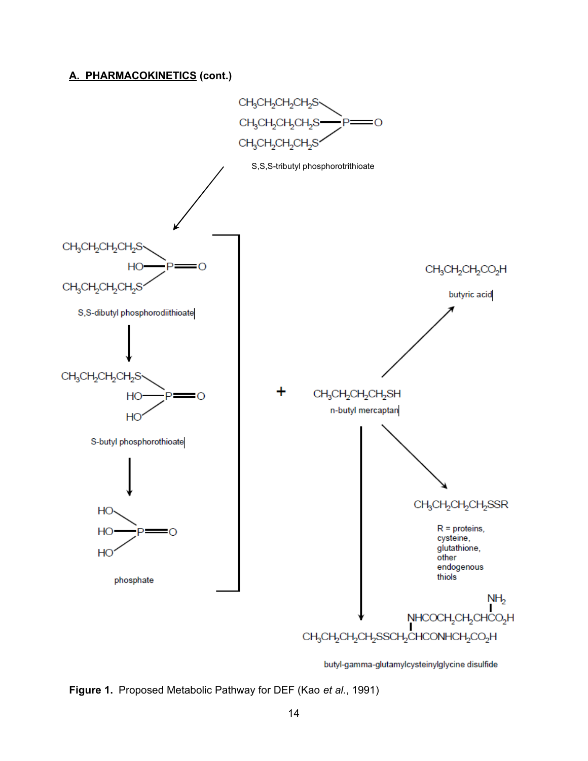## A. PHARMACOKINETICS (cont.)

$CH_3CH_2CH_2CH_2S$
$CH_3CH_2CH_2CH_2S$—P═O
$CH_3CH_2CH_2CH_2S$

S,S,S-tributyl phosphorotrithioate

$CH_3CH_2CH_2CH_2S$
HO—P═O
$CH_3CH_2CH_2CH_2S$

S,S-dibutyl phosphorodiithioate

$CH_3CH_2CH_2CH_2S$
HO—P═O
HO

S-butyl phosphorothioate

HO
HO—P═O
HO

phosphate

+

$CH_3CH_2CH_2CH_2SH$

n-butyl mercaptan

$CH_3CH_2CH_2CO_2H$

butyric acid

$CH_3CH_2CH_2CH_2SSR$

R = proteins, cysteine, glutathione, other endogenous thiols

$CH_3CH_2CH_2CH_2SSCH_2CH(NHCOCH_2CH_2CH(NH_2)CO_2H)CONHCH_2CO_2H$

butyl-gamma-glutamylcysteinylglycine disulfide

**Figure 1.** Proposed Metabolic Pathway for DEF (Kao *et al.*, 1991)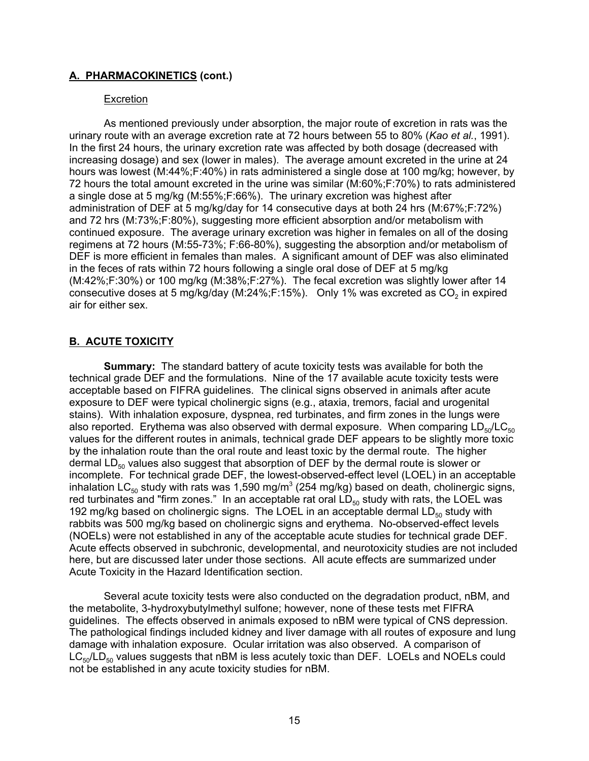## **A. PHARMACOKINETICS (cont.)**

Excretion

As mentioned previously under absorption, the major route of excretion in rats was the urinary route with an average excretion rate at 72 hours between 55 to 80% (*Kao et al.*, 1991). In the first 24 hours, the urinary excretion rate was affected by both dosage (decreased with increasing dosage) and sex (lower in males). The average amount excreted in the urine at 24 hours was lowest (M:44%;F:40%) in rats administered a single dose at 100 mg/kg; however, by 72 hours the total amount excreted in the urine was similar (M:60%;F:70%) to rats administered a single dose at 5 mg/kg (M:55%;F:66%). The urinary excretion was highest after administration of DEF at 5 mg/kg/day for 14 consecutive days at both 24 hrs (M:67%;F:72%) and 72 hrs (M:73%;F:80%), suggesting more efficient absorption and/or metabolism with continued exposure. The average urinary excretion was higher in females on all of the dosing regimens at 72 hours (M:55-73%; F:66-80%), suggesting the absorption and/or metabolism of DEF is more efficient in females than males. A significant amount of DEF was also eliminated in the feces of rats within 72 hours following a single oral dose of DEF at 5 mg/kg (M:42%;F:30%) or 100 mg/kg (M:38%;F:27%). The fecal excretion was slightly lower after 14 consecutive doses at 5 mg/kg/day (M:24%;F:15%). Only 1% was excreted as $CO_2$ in expired air for either sex.

## **B. ACUTE TOXICITY**

**Summary:** The standard battery of acute toxicity tests was available for both the technical grade DEF and the formulations. Nine of the 17 available acute toxicity tests were acceptable based on FIFRA guidelines. The clinical signs observed in animals after acute exposure to DEF were typical cholinergic signs (e.g., ataxia, tremors, facial and urogenital stains). With inhalation exposure, dyspnea, red turbinates, and firm zones in the lungs were also reported. Erythema was also observed with dermal exposure. When comparing $LD_{50}$/$LC_{50}$ values for the different routes in animals, technical grade DEF appears to be slightly more toxic by the inhalation route than the oral route and least toxic by the dermal route. The higher dermal $LD_{50}$ values also suggest that absorption of DEF by the dermal route is slower or incomplete. For technical grade DEF, the lowest-observed-effect level (LOEL) in an acceptable inhalation $LC_{50}$ study with rats was 1,590 mg/m$^3$ (254 mg/kg) based on death, cholinergic signs, red turbinates and "firm zones." In an acceptable rat oral $LD_{50}$ study with rats, the LOEL was 192 mg/kg based on cholinergic signs. The LOEL in an acceptable dermal $LD_{50}$ study with rabbits was 500 mg/kg based on cholinergic signs and erythema. No-observed-effect levels (NOELs) were not established in any of the acceptable acute studies for technical grade DEF. Acute effects observed in subchronic, developmental, and neurotoxicity studies are not included here, but are discussed later under those sections. All acute effects are summarized under Acute Toxicity in the Hazard Identification section.

Several acute toxicity tests were also conducted on the degradation product, nBM, and the metabolite, 3-hydroxybutylmethyl sulfone; however, none of these tests met FIFRA guidelines. The effects observed in animals exposed to nBM were typical of CNS depression. The pathological findings included kidney and liver damage with all routes of exposure and lung damage with inhalation exposure. Ocular irritation was also observed. A comparison of $LC_{50}$/$LD_{50}$ values suggests that nBM is less acutely toxic than DEF. LOELs and NOELs could not be established in any acute toxicity studies for nBM.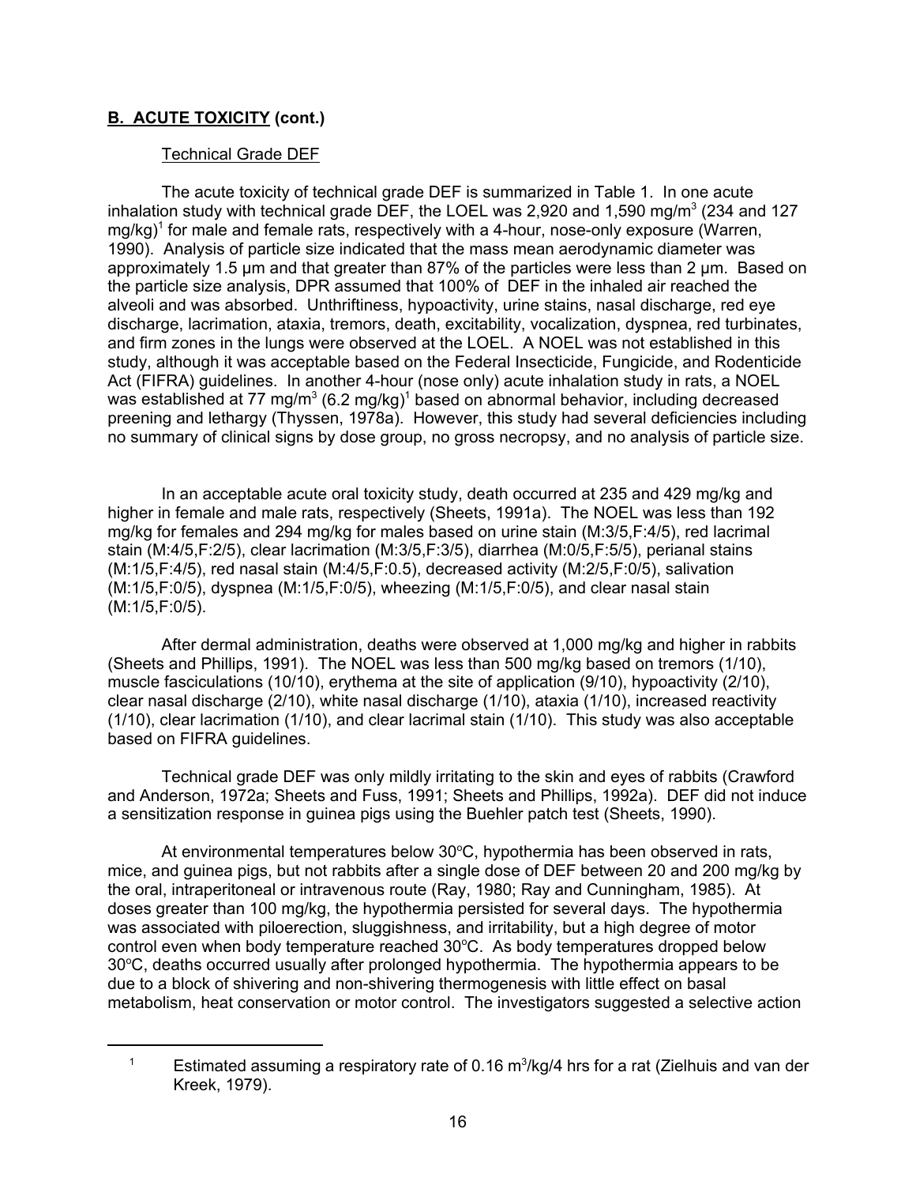## B. ACUTE TOXICITY (cont.)

### Technical Grade DEF

The acute toxicity of technical grade DEF is summarized in Table 1. In one acute inhalation study with technical grade DEF, the LOEL was 2,920 and 1,590 mg/m$^3$ (234 and 127 mg/kg)[1] for male and female rats, respectively with a 4-hour, nose-only exposure (Warren, 1990). Analysis of particle size indicated that the mass mean aerodynamic diameter was approximately 1.5 µm and that greater than 87% of the particles were less than 2 µm. Based on the particle size analysis, DPR assumed that 100% of DEF in the inhaled air reached the alveoli and was absorbed. Unthriftiness, hypoactivity, urine stains, nasal discharge, red eye discharge, lacrimation, ataxia, tremors, death, excitability, vocalization, dyspnea, red turbinates, and firm zones in the lungs were observed at the LOEL. A NOEL was not established in this study, although it was acceptable based on the Federal Insecticide, Fungicide, and Rodenticide Act (FIFRA) guidelines. In another 4-hour (nose only) acute inhalation study in rats, a NOEL was established at 77 mg/m$^3$ (6.2 mg/kg)[1] based on abnormal behavior, including decreased preening and lethargy (Thyssen, 1978a). However, this study had several deficiencies including no summary of clinical signs by dose group, no gross necropsy, and no analysis of particle size.

In an acceptable acute oral toxicity study, death occurred at 235 and 429 mg/kg and higher in female and male rats, respectively (Sheets, 1991a). The NOEL was less than 192 mg/kg for females and 294 mg/kg for males based on urine stain (M:3/5,F:4/5), red lacrimal stain (M:4/5,F:2/5), clear lacrimation (M:3/5,F:3/5), diarrhea (M:0/5,F:5/5), perianal stains (M:1/5,F:4/5), red nasal stain (M:4/5,F:0.5), decreased activity (M:2/5,F:0/5), salivation (M:1/5,F:0/5), dyspnea (M:1/5,F:0/5), wheezing (M:1/5,F:0/5), and clear nasal stain (M:1/5,F:0/5).

After dermal administration, deaths were observed at 1,000 mg/kg and higher in rabbits (Sheets and Phillips, 1991). The NOEL was less than 500 mg/kg based on tremors (1/10), muscle fasciculations (10/10), erythema at the site of application (9/10), hypoactivity (2/10), clear nasal discharge (2/10), white nasal discharge (1/10), ataxia (1/10), increased reactivity (1/10), clear lacrimation (1/10), and clear lacrimal stain (1/10). This study was also acceptable based on FIFRA guidelines.

Technical grade DEF was only mildly irritating to the skin and eyes of rabbits (Crawford and Anderson, 1972a; Sheets and Fuss, 1991; Sheets and Phillips, 1992a). DEF did not induce a sensitization response in guinea pigs using the Buehler patch test (Sheets, 1990).

At environmental temperatures below 30°C, hypothermia has been observed in rats, mice, and guinea pigs, but not rabbits after a single dose of DEF between 20 and 200 mg/kg by the oral, intraperitoneal or intravenous route (Ray, 1980; Ray and Cunningham, 1985). At doses greater than 100 mg/kg, the hypothermia persisted for several days. The hypothermia was associated with piloerection, sluggishness, and irritability, but a high degree of motor control even when body temperature reached 30°C. As body temperatures dropped below 30°C, deaths occurred usually after prolonged hypothermia. The hypothermia appears to be due to a block of shivering and non-shivering thermogenesis with little effect on basal metabolism, heat conservation or motor control. The investigators suggested a selective action

[1] Estimated assuming a respiratory rate of 0.16 m$^3$/kg/4 hrs for a rat (Zielhuis and van der Kreek, 1979).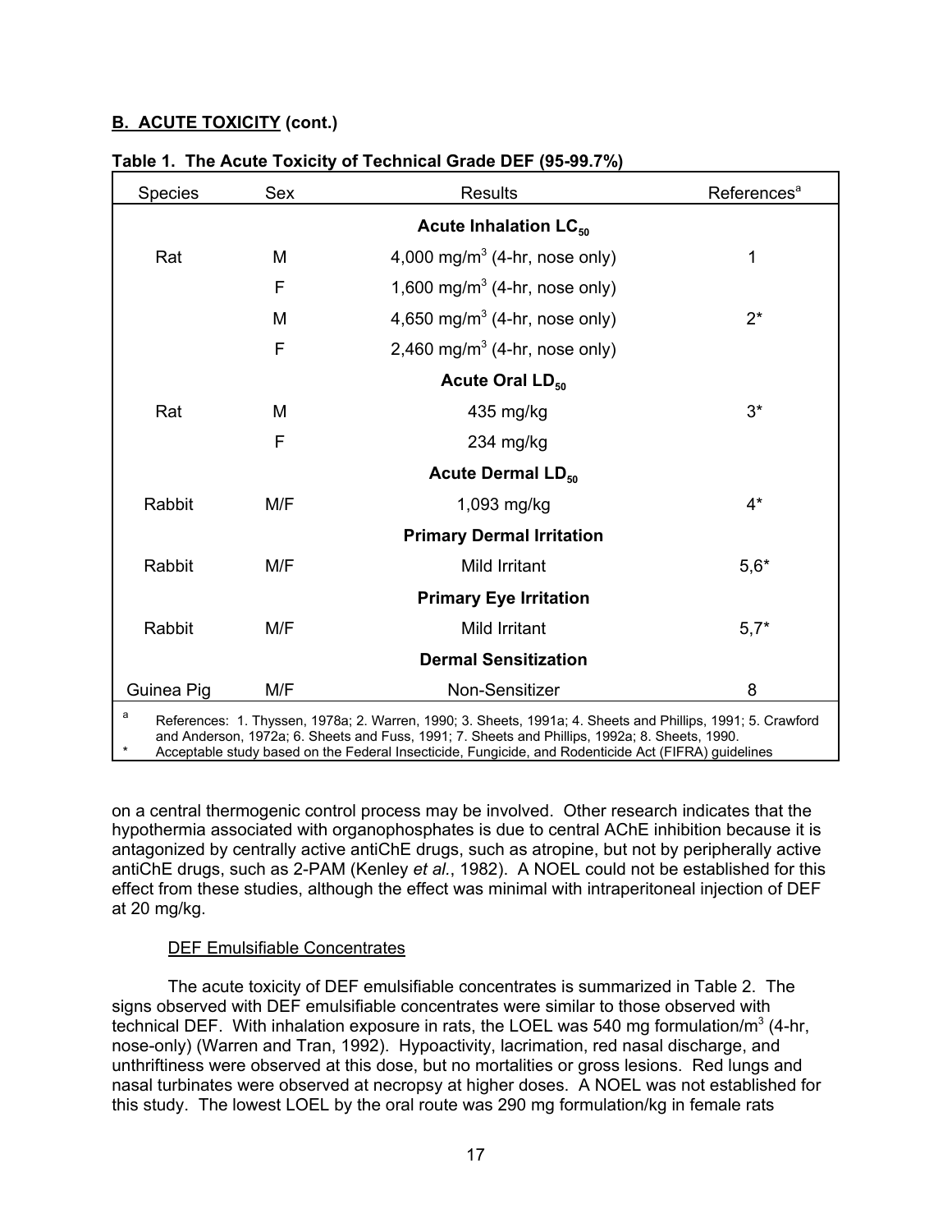**B. ACUTE TOXICITY (cont.)**

**Table 1. The Acute Toxicity of Technical Grade DEF (95-99.7%)**

| Species | Sex | Results | References[a] |
|---|---|---|---|
| | | **Acute Inhalation $LC_{50}$** | |
| Rat | M | 4,000 $mg/m^3$ (4-hr, nose only) | 1 |
| | F | 1,600 $mg/m^3$ (4-hr, nose only) | |
| | M | 4,650 $mg/m^3$ (4-hr, nose only) | 2* |
| | F | 2,460 $mg/m^3$ (4-hr, nose only) | |
| | | **Acute Oral $LD_{50}$** | |
| Rat | M | 435 mg/kg | 3* |
| | F | 234 mg/kg | |
| | | **Acute Dermal $LD_{50}$** | |
| Rabbit | M/F | 1,093 mg/kg | 4* |
| | | **Primary Dermal Irritation** | |
| Rabbit | M/F | Mild Irritant | 5,6* |
| | | **Primary Eye Irritation** | |
| Rabbit | M/F | Mild Irritant | 5,7* |
| | | **Dermal Sensitization** | |
| Guinea Pig | M/F | Non-Sensitizer | 8 |

[a] References: 1. Thyssen, 1978a; 2. Warren, 1990; 3. Sheets, 1991a; 4. Sheets and Phillips, 1991; 5. Crawford and Anderson, 1972a; 6. Sheets and Fuss, 1991; 7. Sheets and Phillips, 1992a; 8. Sheets, 1990.
\* Acceptable study based on the Federal Insecticide, Fungicide, and Rodenticide Act (FIFRA) guidelines

on a central thermogenic control process may be involved. Other research indicates that the hypothermia associated with organophosphates is due to central AChE inhibition because it is antagonized by centrally active antiChE drugs, such as atropine, but not by peripherally active antiChE drugs, such as 2-PAM (Kenley *et al.*, 1982). A NOEL could not be established for this effect from these studies, although the effect was minimal with intraperitoneal injection of DEF at 20 mg/kg.

DEF Emulsifiable Concentrates

The acute toxicity of DEF emulsifiable concentrates is summarized in Table 2. The signs observed with DEF emulsifiable concentrates were similar to those observed with technical DEF. With inhalation exposure in rats, the LOEL was 540 mg formulation/$m^3$ (4-hr, nose-only) (Warren and Tran, 1992). Hypoactivity, lacrimation, red nasal discharge, and unthriftiness were observed at this dose, but no mortalities or gross lesions. Red lungs and nasal turbinates were observed at necropsy at higher doses. A NOEL was not established for this study. The lowest LOEL by the oral route was 290 mg formulation/kg in female rats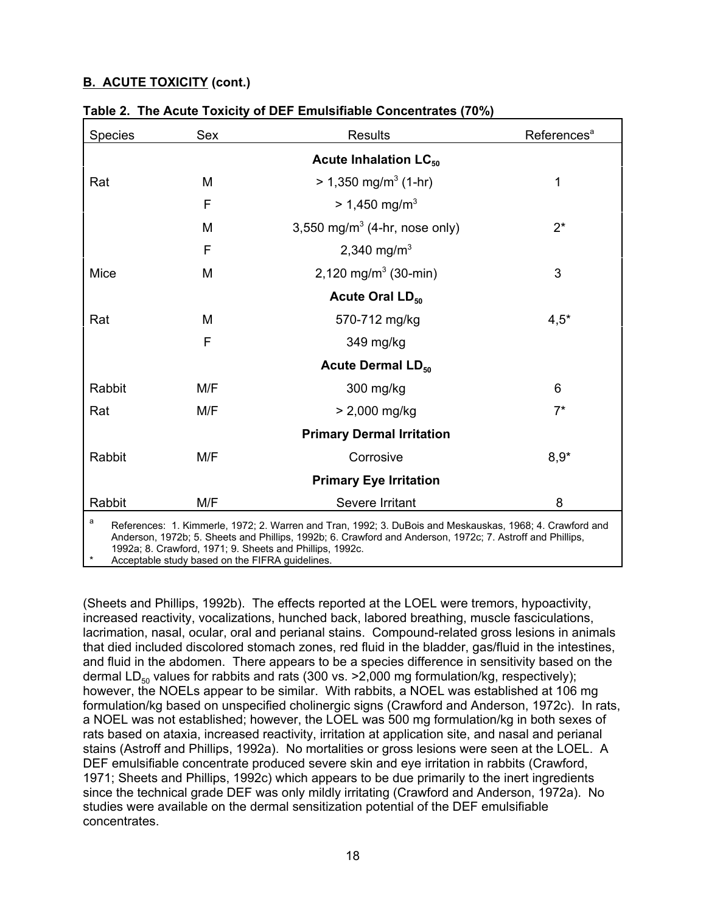**B. ACUTE TOXICITY (cont.)**

**Table 2. The Acute Toxicity of DEF Emulsifiable Concentrates (70%)**

| Species | Sex | Results | References[a] |
|---|---|---|---|
| | | **Acute Inhalation $LC_{50}$** | |
| Rat | M | > 1,350 mg/m$^3$ (1-hr) | 1 |
| | F | > 1,450 mg/m$^3$ | |
| | M | 3,550 mg/m$^3$ (4-hr, nose only) | 2* |
| | F | 2,340 mg/m$^3$ | |
| Mice | M | 2,120 mg/m$^3$ (30-min) | 3 |
| | | **Acute Oral $LD_{50}$** | |
| Rat | M | 570-712 mg/kg | 4,5* |
| | F | 349 mg/kg | |
| | | **Acute Dermal $LD_{50}$** | |
| Rabbit | M/F | 300 mg/kg | 6 |
| Rat | M/F | > 2,000 mg/kg | 7* |
| | | **Primary Dermal Irritation** | |
| Rabbit | M/F | Corrosive | 8,9* |
| | | **Primary Eye Irritation** | |
| Rabbit | M/F | Severe Irritant | 8 |

[a] References: 1. Kimmerle, 1972; 2. Warren and Tran, 1992; 3. DuBois and Meskauskas, 1968; 4. Crawford and Anderson, 1972b; 5. Sheets and Phillips, 1992b; 6. Crawford and Anderson, 1972c; 7. Astroff and Phillips, 1992a; 8. Crawford, 1971; 9. Sheets and Phillips, 1992c.

\* Acceptable study based on the FIFRA guidelines.

(Sheets and Phillips, 1992b). The effects reported at the LOEL were tremors, hypoactivity, increased reactivity, vocalizations, hunched back, labored breathing, muscle fasciculations, lacrimation, nasal, ocular, oral and perianal stains. Compound-related gross lesions in animals that died included discolored stomach zones, red fluid in the bladder, gas/fluid in the intestines, and fluid in the abdomen. There appears to be a species difference in sensitivity based on the dermal $LD_{50}$ values for rabbits and rats (300 vs. >2,000 mg formulation/kg, respectively); however, the NOELs appear to be similar. With rabbits, a NOEL was established at 106 mg formulation/kg based on unspecified cholinergic signs (Crawford and Anderson, 1972c). In rats, a NOEL was not established; however, the LOEL was 500 mg formulation/kg in both sexes of rats based on ataxia, increased reactivity, irritation at application site, and nasal and perianal stains (Astroff and Phillips, 1992a). No mortalities or gross lesions were seen at the LOEL. A DEF emulsifiable concentrate produced severe skin and eye irritation in rabbits (Crawford, 1971; Sheets and Phillips, 1992c) which appears to be due primarily to the inert ingredients since the technical grade DEF was only mildly irritating (Crawford and Anderson, 1972a). No studies were available on the dermal sensitization potential of the DEF emulsifiable concentrates.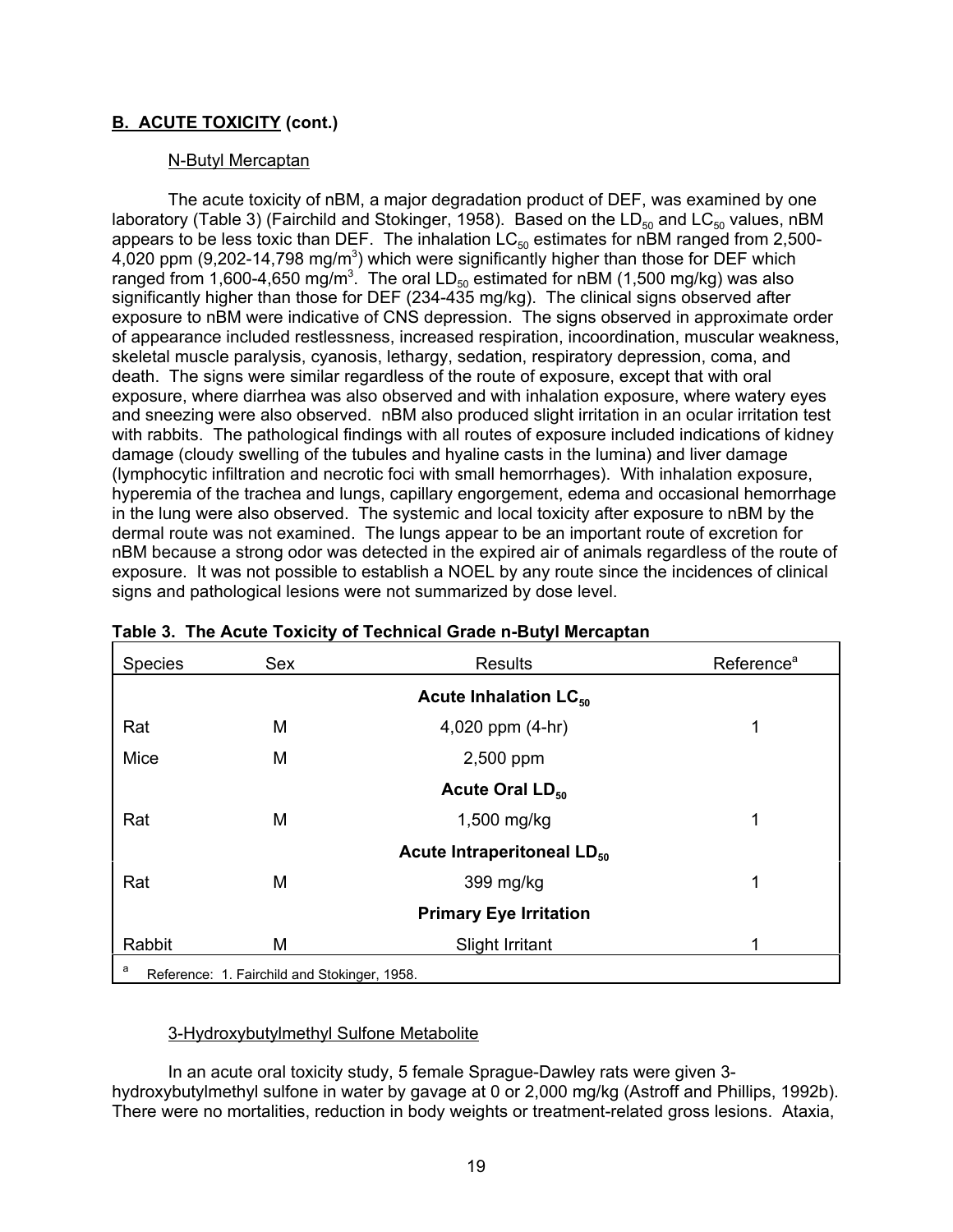## B. ACUTE TOXICITY (cont.)

### N-Butyl Mercaptan

The acute toxicity of nBM, a major degradation product of DEF, was examined by one laboratory (Table 3) (Fairchild and Stokinger, 1958). Based on the $LD_{50}$ and $LC_{50}$ values, nBM appears to be less toxic than DEF. The inhalation $LC_{50}$ estimates for nBM ranged from 2,500-4,020 ppm (9,202-14,798 $mg/m^3$) which were significantly higher than those for DEF which ranged from 1,600-4,650 $mg/m^3$. The oral $LD_{50}$ estimated for nBM (1,500 mg/kg) was also significantly higher than those for DEF (234-435 mg/kg). The clinical signs observed after exposure to nBM were indicative of CNS depression. The signs observed in approximate order of appearance included restlessness, increased respiration, incoordination, muscular weakness, skeletal muscle paralysis, cyanosis, lethargy, sedation, respiratory depression, coma, and death. The signs were similar regardless of the route of exposure, except that with oral exposure, where diarrhea was also observed and with inhalation exposure, where watery eyes and sneezing were also observed. nBM also produced slight irritation in an ocular irritation test with rabbits. The pathological findings with all routes of exposure included indications of kidney damage (cloudy swelling of the tubules and hyaline casts in the lumina) and liver damage (lymphocytic infiltration and necrotic foci with small hemorrhages). With inhalation exposure, hyperemia of the trachea and lungs, capillary engorgement, edema and occasional hemorrhage in the lung were also observed. The systemic and local toxicity after exposure to nBM by the dermal route was not examined. The lungs appear to be an important route of excretion for nBM because a strong odor was detected in the expired air of animals regardless of the route of exposure. It was not possible to establish a NOEL by any route since the incidences of clinical signs and pathological lesions were not summarized by dose level.

**Table 3. The Acute Toxicity of Technical Grade n-Butyl Mercaptan**

| Species | Sex | Results | Reference[a] |
|---|---|---|---|
| | | **Acute Inhalation $LC_{50}$** | |
| Rat | M | 4,020 ppm (4-hr) | 1 |
| Mice | M | 2,500 ppm | |
| | | **Acute Oral $LD_{50}$** | |
| Rat | M | 1,500 mg/kg | 1 |
| | | **Acute Intraperitoneal $LD_{50}$** | |
| Rat | M | 399 mg/kg | 1 |
| | | **Primary Eye Irritation** | |
| Rabbit | M | Slight Irritant | 1 |

[a] Reference: 1. Fairchild and Stokinger, 1958.

### 3-Hydroxybutylmethyl Sulfone Metabolite

In an acute oral toxicity study, 5 female Sprague-Dawley rats were given 3-hydroxybutylmethyl sulfone in water by gavage at 0 or 2,000 mg/kg (Astroff and Phillips, 1992b). There were no mortalities, reduction in body weights or treatment-related gross lesions. Ataxia,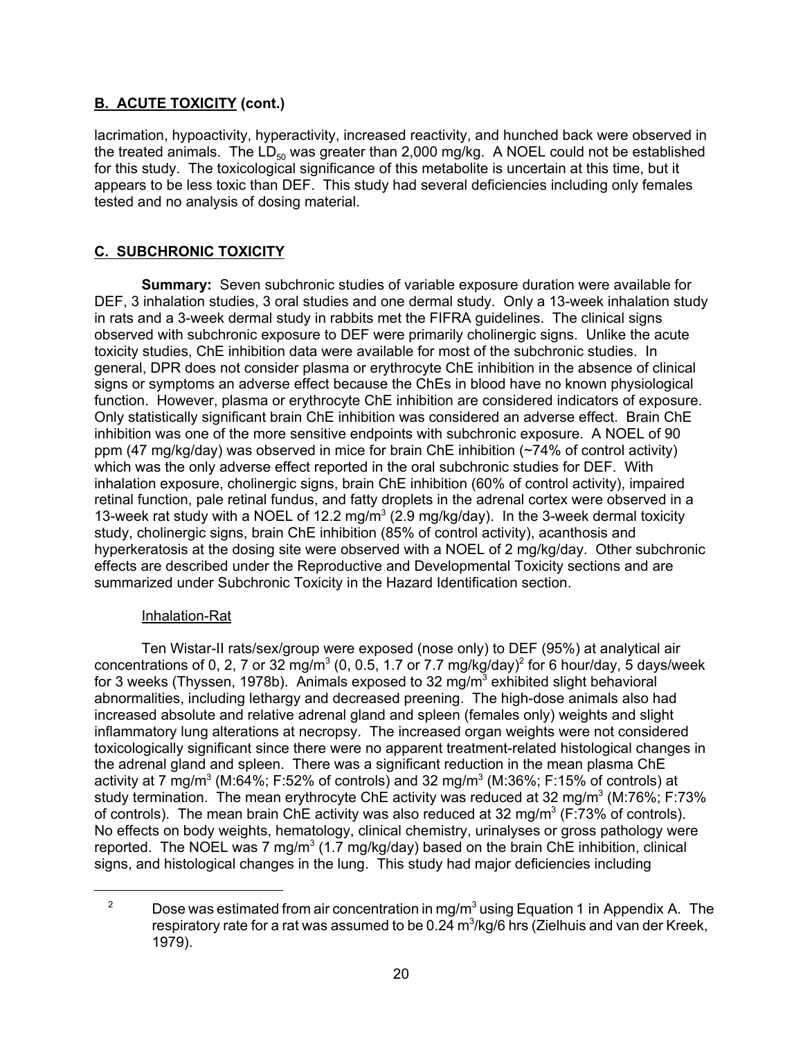## B. ACUTE TOXICITY (cont.)

lacrimation, hypoactivity, hyperactivity, increased reactivity, and hunched back were observed in the treated animals. The $LD_{50}$ was greater than 2,000 mg/kg. A NOEL could not be established for this study. The toxicological significance of this metabolite is uncertain at this time, but it appears to be less toxic than DEF. This study had several deficiencies including only females tested and no analysis of dosing material.

## C. SUBCHRONIC TOXICITY

**Summary:** Seven subchronic studies of variable exposure duration were available for DEF, 3 inhalation studies, 3 oral studies and one dermal study. Only a 13-week inhalation study in rats and a 3-week dermal study in rabbits met the FIFRA guidelines. The clinical signs observed with subchronic exposure to DEF were primarily cholinergic signs. Unlike the acute toxicity studies, ChE inhibition data were available for most of the subchronic studies. In general, DPR does not consider plasma or erythrocyte ChE inhibition in the absence of clinical signs or symptoms an adverse effect because the ChEs in blood have no known physiological function. However, plasma or erythrocyte ChE inhibition are considered indicators of exposure. Only statistically significant brain ChE inhibition was considered an adverse effect. Brain ChE inhibition was one of the more sensitive endpoints with subchronic exposure. A NOEL of 90 ppm (47 mg/kg/day) was observed in mice for brain ChE inhibition (~74% of control activity) which was the only adverse effect reported in the oral subchronic studies for DEF. With inhalation exposure, cholinergic signs, brain ChE inhibition (60% of control activity), impaired retinal function, pale retinal fundus, and fatty droplets in the adrenal cortex were observed in a 13-week rat study with a NOEL of 12.2 mg/m$^3$ (2.9 mg/kg/day). In the 3-week dermal toxicity study, cholinergic signs, brain ChE inhibition (85% of control activity), acanthosis and hyperkeratosis at the dosing site were observed with a NOEL of 2 mg/kg/day. Other subchronic effects are described under the Reproductive and Developmental Toxicity sections and are summarized under Subchronic Toxicity in the Hazard Identification section.

Inhalation-Rat

Ten Wistar-II rats/sex/group were exposed (nose only) to DEF (95%) at analytical air concentrations of 0, 2, 7 or 32 mg/m$^3$ (0, 0.5, 1.7 or 7.7 mg/kg/day)[2] for 6 hour/day, 5 days/week for 3 weeks (Thyssen, 1978b). Animals exposed to 32 mg/m$^3$ exhibited slight behavioral abnormalities, including lethargy and decreased preening. The high-dose animals also had increased absolute and relative adrenal gland and spleen (females only) weights and slight inflammatory lung alterations at necropsy. The increased organ weights were not considered toxicologically significant since there were no apparent treatment-related histological changes in the adrenal gland and spleen. There was a significant reduction in the mean plasma ChE activity at 7 mg/m$^3$ (M:64%; F:52% of controls) and 32 mg/m$^3$ (M:36%; F:15% of controls) at study termination. The mean erythrocyte ChE activity was reduced at 32 mg/m$^3$ (M:76%; F:73% of controls). The mean brain ChE activity was also reduced at 32 mg/m$^3$ (F:73% of controls). No effects on body weights, hematology, clinical chemistry, urinalyses or gross pathology were reported. The NOEL was 7 mg/m$^3$ (1.7 mg/kg/day) based on the brain ChE inhibition, clinical signs, and histological changes in the lung. This study had major deficiencies including

[2] Dose was estimated from air concentration in mg/m$^3$ using Equation 1 in Appendix A. The respiratory rate for a rat was assumed to be 0.24 m$^3$/kg/6 hrs (Zielhuis and van der Kreek, 1979).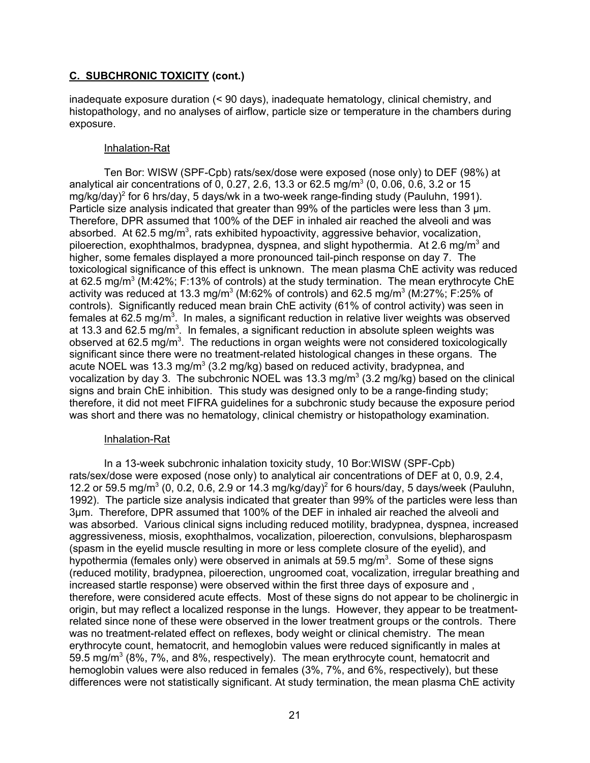**C. SUBCHRONIC TOXICITY (cont.)**

inadequate exposure duration (< 90 days), inadequate hematology, clinical chemistry, and histopathology, and no analyses of airflow, particle size or temperature in the chambers during exposure.

Inhalation-Rat

Ten Bor: WISW (SPF-Cpb) rats/sex/dose were exposed (nose only) to DEF (98%) at analytical air concentrations of 0, 0.27, 2.6, 13.3 or 62.5 mg/m$^3$ (0, 0.06, 0.6, 3.2 or 15 mg/kg/day)[2] for 6 hrs/day, 5 days/wk in a two-week range-finding study (Pauluhn, 1991). Particle size analysis indicated that greater than 99% of the particles were less than 3 μm. Therefore, DPR assumed that 100% of the DEF in inhaled air reached the alveoli and was absorbed. At 62.5 mg/m$^3$, rats exhibited hypoactivity, aggressive behavior, vocalization, piloerection, exophthalmos, bradypnea, dyspnea, and slight hypothermia. At 2.6 mg/m$^3$ and higher, some females displayed a more pronounced tail-pinch response on day 7. The toxicological significance of this effect is unknown. The mean plasma ChE activity was reduced at 62.5 mg/m$^3$ (M:42%; F:13% of controls) at the study termination. The mean erythrocyte ChE activity was reduced at 13.3 mg/m$^3$ (M:62% of controls) and 62.5 mg/m$^3$ (M:27%; F:25% of controls). Significantly reduced mean brain ChE activity (61% of control activity) was seen in females at 62.5 mg/m$^3$. In males, a significant reduction in relative liver weights was observed at 13.3 and 62.5 mg/m$^3$. In females, a significant reduction in absolute spleen weights was observed at 62.5 mg/m$^3$. The reductions in organ weights were not considered toxicologically significant since there were no treatment-related histological changes in these organs. The acute NOEL was 13.3 mg/m$^3$ (3.2 mg/kg) based on reduced activity, bradypnea, and vocalization by day 3. The subchronic NOEL was 13.3 mg/m$^3$ (3.2 mg/kg) based on the clinical signs and brain ChE inhibition. This study was designed only to be a range-finding study; therefore, it did not meet FIFRA guidelines for a subchronic study because the exposure period was short and there was no hematology, clinical chemistry or histopathology examination.

Inhalation-Rat

In a 13-week subchronic inhalation toxicity study, 10 Bor:WISW (SPF-Cpb) rats/sex/dose were exposed (nose only) to analytical air concentrations of DEF at 0, 0.9, 2.4, 12.2 or 59.5 mg/m$^3$ (0, 0.2, 0.6, 2.9 or 14.3 mg/kg/day)[2] for 6 hours/day, 5 days/week (Pauluhn, 1992). The particle size analysis indicated that greater than 99% of the particles were less than 3μm. Therefore, DPR assumed that 100% of the DEF in inhaled air reached the alveoli and was absorbed. Various clinical signs including reduced motility, bradypnea, dyspnea, increased aggressiveness, miosis, exophthalmos, vocalization, piloerection, convulsions, blepharospasm (spasm in the eyelid muscle resulting in more or less complete closure of the eyelid), and hypothermia (females only) were observed in animals at 59.5 mg/m$^3$. Some of these signs (reduced motility, bradypnea, piloerection, ungroomed coat, vocalization, irregular breathing and increased startle response) were observed within the first three days of exposure and , therefore, were considered acute effects. Most of these signs do not appear to be cholinergic in origin, but may reflect a localized response in the lungs. However, they appear to be treatment-related since none of these were observed in the lower treatment groups or the controls. There was no treatment-related effect on reflexes, body weight or clinical chemistry. The mean erythrocyte count, hematocrit, and hemoglobin values were reduced significantly in males at 59.5 mg/m$^3$ (8%, 7%, and 8%, respectively). The mean erythrocyte count, hematocrit and hemoglobin values were also reduced in females (3%, 7%, and 6%, respectively), but these differences were not statistically significant. At study termination, the mean plasma ChE activity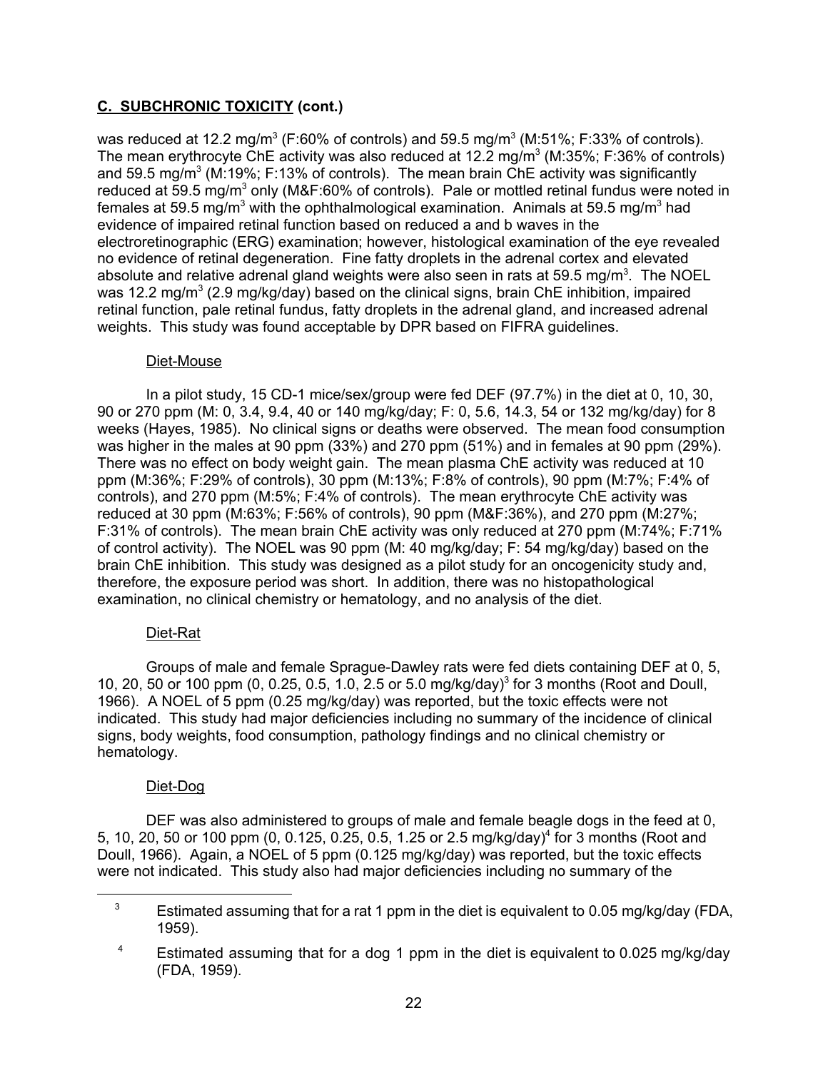**C. SUBCHRONIC TOXICITY (cont.)**

was reduced at 12.2 mg/m$^3$ (F:60% of controls) and 59.5 mg/m$^3$ (M:51%; F:33% of controls). The mean erythrocyte ChE activity was also reduced at 12.2 mg/m$^3$ (M:35%; F:36% of controls) and 59.5 mg/m$^3$ (M:19%; F:13% of controls). The mean brain ChE activity was significantly reduced at 59.5 mg/m$^3$ only (M&F:60% of controls). Pale or mottled retinal fundus were noted in females at 59.5 mg/m$^3$ with the ophthalmological examination. Animals at 59.5 mg/m$^3$ had evidence of impaired retinal function based on reduced a and b waves in the electroretinographic (ERG) examination; however, histological examination of the eye revealed no evidence of retinal degeneration. Fine fatty droplets in the adrenal cortex and elevated absolute and relative adrenal gland weights were also seen in rats at 59.5 mg/m$^3$. The NOEL was 12.2 mg/m$^3$ (2.9 mg/kg/day) based on the clinical signs, brain ChE inhibition, impaired retinal function, pale retinal fundus, fatty droplets in the adrenal gland, and increased adrenal weights. This study was found acceptable by DPR based on FIFRA guidelines.

Diet-Mouse

In a pilot study, 15 CD-1 mice/sex/group were fed DEF (97.7%) in the diet at 0, 10, 30, 90 or 270 ppm (M: 0, 3.4, 9.4, 40 or 140 mg/kg/day; F: 0, 5.6, 14.3, 54 or 132 mg/kg/day) for 8 weeks (Hayes, 1985). No clinical signs or deaths were observed. The mean food consumption was higher in the males at 90 ppm (33%) and 270 ppm (51%) and in females at 90 ppm (29%). There was no effect on body weight gain. The mean plasma ChE activity was reduced at 10 ppm (M:36%; F:29% of controls), 30 ppm (M:13%; F:8% of controls), 90 ppm (M:7%; F:4% of controls), and 270 ppm (M:5%; F:4% of controls). The mean erythrocyte ChE activity was reduced at 30 ppm (M:63%; F:56% of controls), 90 ppm (M&F:36%), and 270 ppm (M:27%; F:31% of controls). The mean brain ChE activity was only reduced at 270 ppm (M:74%; F:71% of control activity). The NOEL was 90 ppm (M: 40 mg/kg/day; F: 54 mg/kg/day) based on the brain ChE inhibition. This study was designed as a pilot study for an oncogenicity study and, therefore, the exposure period was short. In addition, there was no histopathological examination, no clinical chemistry or hematology, and no analysis of the diet.

Diet-Rat

Groups of male and female Sprague-Dawley rats were fed diets containing DEF at 0, 5, 10, 20, 50 or 100 ppm (0, 0.25, 0.5, 1.0, 2.5 or 5.0 mg/kg/day)[3] for 3 months (Root and Doull, 1966). A NOEL of 5 ppm (0.25 mg/kg/day) was reported, but the toxic effects were not indicated. This study had major deficiencies including no summary of the incidence of clinical signs, body weights, food consumption, pathology findings and no clinical chemistry or hematology.

Diet-Dog

DEF was also administered to groups of male and female beagle dogs in the feed at 0, 5, 10, 20, 50 or 100 ppm (0, 0.125, 0.25, 0.5, 1.25 or 2.5 mg/kg/day)[4] for 3 months (Root and Doull, 1966). Again, a NOEL of 5 ppm (0.125 mg/kg/day) was reported, but the toxic effects were not indicated. This study also had major deficiencies including no summary of the

---

[3] Estimated assuming that for a rat 1 ppm in the diet is equivalent to 0.05 mg/kg/day (FDA, 1959).

[4] Estimated assuming that for a dog 1 ppm in the diet is equivalent to 0.025 mg/kg/day (FDA, 1959).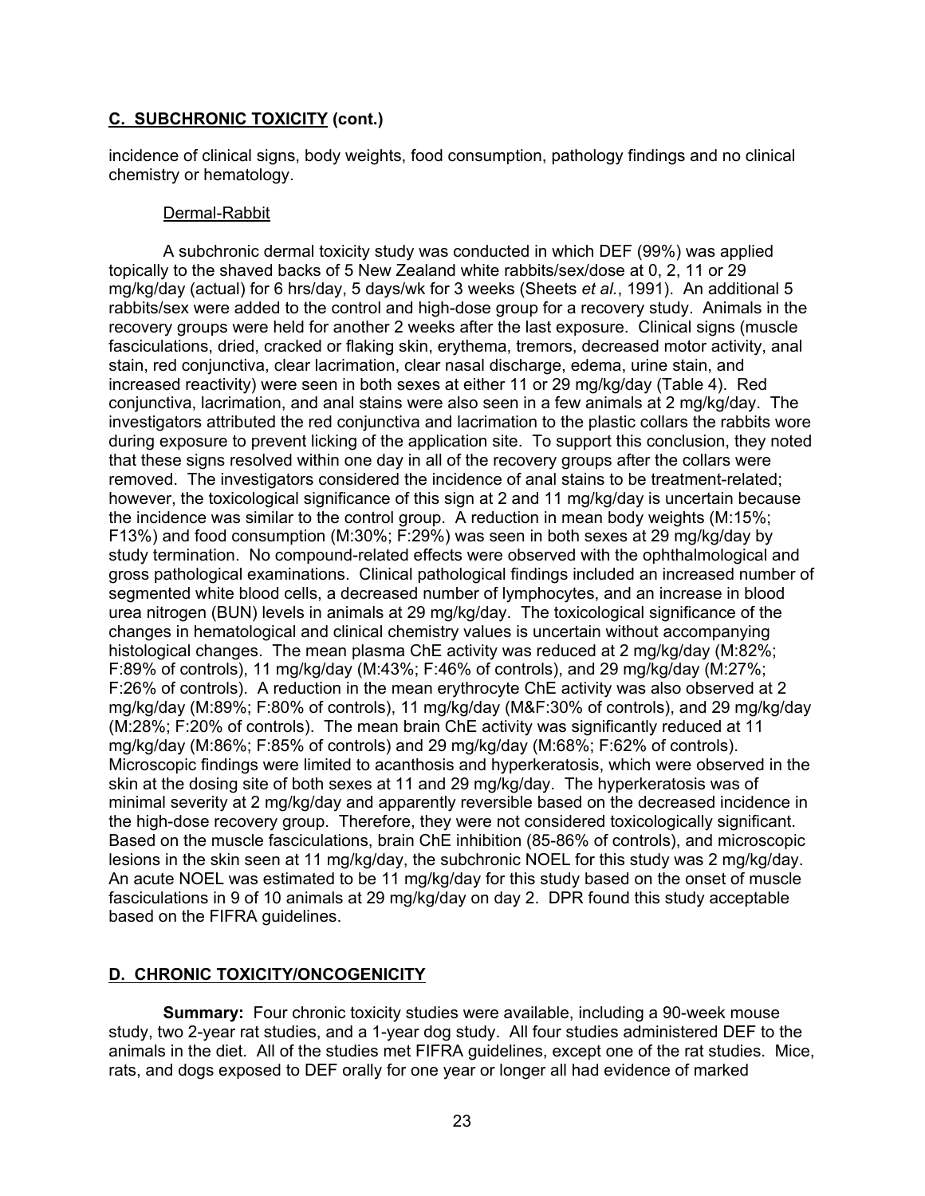## C. SUBCHRONIC TOXICITY (cont.)

incidence of clinical signs, body weights, food consumption, pathology findings and no clinical chemistry or hematology.

Dermal-Rabbit

A subchronic dermal toxicity study was conducted in which DEF (99%) was applied topically to the shaved backs of 5 New Zealand white rabbits/sex/dose at 0, 2, 11 or 29 mg/kg/day (actual) for 6 hrs/day, 5 days/wk for 3 weeks (Sheets *et al.*, 1991). An additional 5 rabbits/sex were added to the control and high-dose group for a recovery study. Animals in the recovery groups were held for another 2 weeks after the last exposure. Clinical signs (muscle fasciculations, dried, cracked or flaking skin, erythema, tremors, decreased motor activity, anal stain, red conjunctiva, clear lacrimation, clear nasal discharge, edema, urine stain, and increased reactivity) were seen in both sexes at either 11 or 29 mg/kg/day (Table 4). Red conjunctiva, lacrimation, and anal stains were also seen in a few animals at 2 mg/kg/day. The investigators attributed the red conjunctiva and lacrimation to the plastic collars the rabbits wore during exposure to prevent licking of the application site. To support this conclusion, they noted that these signs resolved within one day in all of the recovery groups after the collars were removed. The investigators considered the incidence of anal stains to be treatment-related; however, the toxicological significance of this sign at 2 and 11 mg/kg/day is uncertain because the incidence was similar to the control group. A reduction in mean body weights (M:15%; F13%) and food consumption (M:30%; F:29%) was seen in both sexes at 29 mg/kg/day by study termination. No compound-related effects were observed with the ophthalmological and gross pathological examinations. Clinical pathological findings included an increased number of segmented white blood cells, a decreased number of lymphocytes, and an increase in blood urea nitrogen (BUN) levels in animals at 29 mg/kg/day. The toxicological significance of the changes in hematological and clinical chemistry values is uncertain without accompanying histological changes. The mean plasma ChE activity was reduced at 2 mg/kg/day (M:82%; F:89% of controls), 11 mg/kg/day (M:43%; F:46% of controls), and 29 mg/kg/day (M:27%; F:26% of controls). A reduction in the mean erythrocyte ChE activity was also observed at 2 mg/kg/day (M:89%; F:80% of controls), 11 mg/kg/day (M&F:30% of controls), and 29 mg/kg/day (M:28%; F:20% of controls). The mean brain ChE activity was significantly reduced at 11 mg/kg/day (M:86%; F:85% of controls) and 29 mg/kg/day (M:68%; F:62% of controls). Microscopic findings were limited to acanthosis and hyperkeratosis, which were observed in the skin at the dosing site of both sexes at 11 and 29 mg/kg/day. The hyperkeratosis was of minimal severity at 2 mg/kg/day and apparently reversible based on the decreased incidence in the high-dose recovery group. Therefore, they were not considered toxicologically significant. Based on the muscle fasciculations, brain ChE inhibition (85-86% of controls), and microscopic lesions in the skin seen at 11 mg/kg/day, the subchronic NOEL for this study was 2 mg/kg/day. An acute NOEL was estimated to be 11 mg/kg/day for this study based on the onset of muscle fasciculations in 9 of 10 animals at 29 mg/kg/day on day 2. DPR found this study acceptable based on the FIFRA guidelines.

## D. CHRONIC TOXICITY/ONCOGENICITY

**Summary:** Four chronic toxicity studies were available, including a 90-week mouse study, two 2-year rat studies, and a 1-year dog study. All four studies administered DEF to the animals in the diet. All of the studies met FIFRA guidelines, except one of the rat studies. Mice, rats, and dogs exposed to DEF orally for one year or longer all had evidence of marked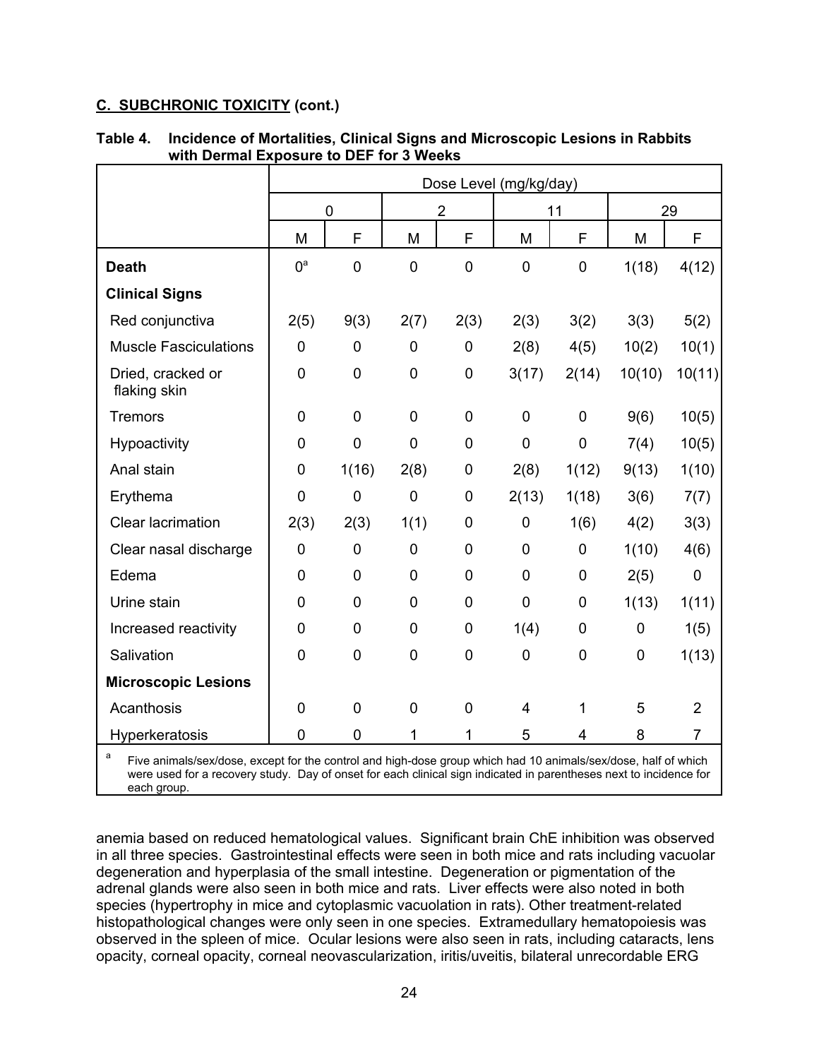**C. SUBCHRONIC TOXICITY (cont.)**

**Table 4. Incidence of Mortalities, Clinical Signs and Microscopic Lesions in Rabbits with Dermal Exposure to DEF for 3 Weeks**

| | Dose Level (mg/kg/day) | | | | | | | |
|---|---|---|---|---|---|---|---|---|
| | 0 | | 2 | | 11 | | 29 | |
| | M | F | M | F | M | F | M | F |
| **Death** | 0[a] | 0 | 0 | 0 | 0 | 0 | 1(18) | 4(12) |
| **Clinical Signs** | | | | | | | | |
| Red conjunctiva | 2(5) | 9(3) | 2(7) | 2(3) | 2(3) | 3(2) | 3(3) | 5(2) |
| Muscle Fasciculations | 0 | 0 | 0 | 0 | 2(8) | 4(5) | 10(2) | 10(1) |
| Dried, cracked or flaking skin | 0 | 0 | 0 | 0 | 3(17) | 2(14) | 10(10) | 10(11) |
| Tremors | 0 | 0 | 0 | 0 | 0 | 0 | 9(6) | 10(5) |
| Hypoactivity | 0 | 0 | 0 | 0 | 0 | 0 | 7(4) | 10(5) |
| Anal stain | 0 | 1(16) | 2(8) | 0 | 2(8) | 1(12) | 9(13) | 1(10) |
| Erythema | 0 | 0 | 0 | 0 | 2(13) | 1(18) | 3(6) | 7(7) |
| Clear lacrimation | 2(3) | 2(3) | 1(1) | 0 | 0 | 1(6) | 4(2) | 3(3) |
| Clear nasal discharge | 0 | 0 | 0 | 0 | 0 | 0 | 1(10) | 4(6) |
| Edema | 0 | 0 | 0 | 0 | 0 | 0 | 2(5) | 0 |
| Urine stain | 0 | 0 | 0 | 0 | 0 | 0 | 1(13) | 1(11) |
| Increased reactivity | 0 | 0 | 0 | 0 | 1(4) | 0 | 0 | 1(5) |
| Salivation | 0 | 0 | 0 | 0 | 0 | 0 | 0 | 1(13) |
| **Microscopic Lesions** | | | | | | | | |
| Acanthosis | 0 | 0 | 0 | 0 | 4 | 1 | 5 | 2 |
| Hyperkeratosis | 0 | 0 | 1 | 1 | 5 | 4 | 8 | 7 |

[a] Five animals/sex/dose, except for the control and high-dose group which had 10 animals/sex/dose, half of which were used for a recovery study. Day of onset for each clinical sign indicated in parentheses next to incidence for each group.

anemia based on reduced hematological values. Significant brain ChE inhibition was observed in all three species. Gastrointestinal effects were seen in both mice and rats including vacuolar degeneration and hyperplasia of the small intestine. Degeneration or pigmentation of the adrenal glands were also seen in both mice and rats. Liver effects were also noted in both species (hypertrophy in mice and cytoplasmic vacuolation in rats). Other treatment-related histopathological changes were only seen in one species. Extramedullary hematopoiesis was observed in the spleen of mice. Ocular lesions were also seen in rats, including cataracts, lens opacity, corneal opacity, corneal neovascularization, iritis/uveitis, bilateral unrecordable ERG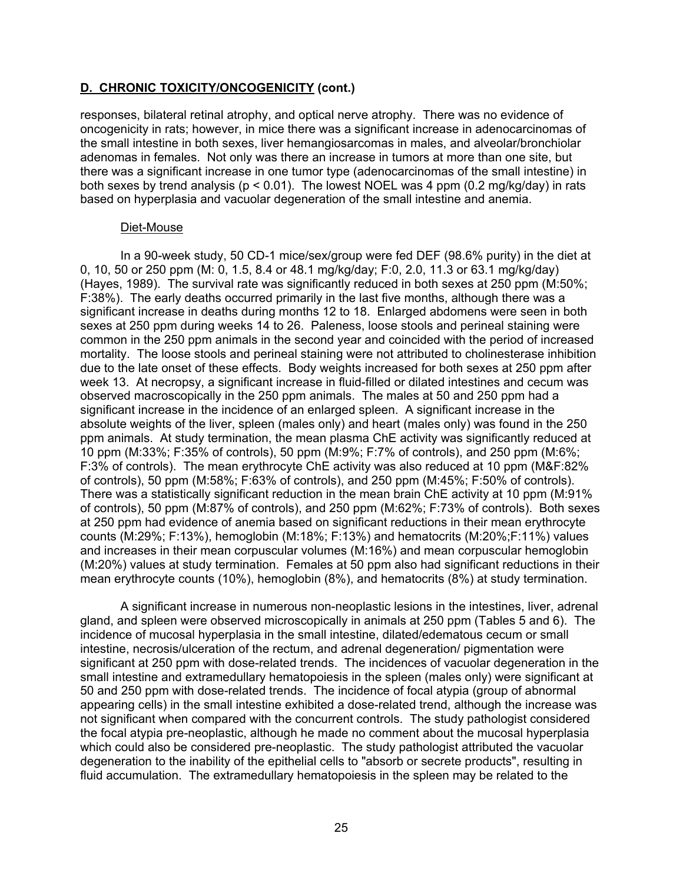## **D. CHRONIC TOXICITY/ONCOGENICITY (cont.)**

responses, bilateral retinal atrophy, and optical nerve atrophy. There was no evidence of oncogenicity in rats; however, in mice there was a significant increase in adenocarcinomas of the small intestine in both sexes, liver hemangiosarcomas in males, and alveolar/bronchiolar adenomas in females. Not only was there an increase in tumors at more than one site, but there was a significant increase in one tumor type (adenocarcinomas of the small intestine) in both sexes by trend analysis ($p < 0.01$). The lowest NOEL was 4 ppm (0.2 mg/kg/day) in rats based on hyperplasia and vacuolar degeneration of the small intestine and anemia.

Diet-Mouse

In a 90-week study, 50 CD-1 mice/sex/group were fed DEF (98.6% purity) in the diet at 0, 10, 50 or 250 ppm (M: 0, 1.5, 8.4 or 48.1 mg/kg/day; F:0, 2.0, 11.3 or 63.1 mg/kg/day) (Hayes, 1989). The survival rate was significantly reduced in both sexes at 250 ppm (M:50%; F:38%). The early deaths occurred primarily in the last five months, although there was a significant increase in deaths during months 12 to 18. Enlarged abdomens were seen in both sexes at 250 ppm during weeks 14 to 26. Paleness, loose stools and perineal staining were common in the 250 ppm animals in the second year and coincided with the period of increased mortality. The loose stools and perineal staining were not attributed to cholinesterase inhibition due to the late onset of these effects. Body weights increased for both sexes at 250 ppm after week 13. At necropsy, a significant increase in fluid-filled or dilated intestines and cecum was observed macroscopically in the 250 ppm animals. The males at 50 and 250 ppm had a significant increase in the incidence of an enlarged spleen. A significant increase in the absolute weights of the liver, spleen (males only) and heart (males only) was found in the 250 ppm animals. At study termination, the mean plasma ChE activity was significantly reduced at 10 ppm (M:33%; F:35% of controls), 50 ppm (M:9%; F:7% of controls), and 250 ppm (M:6%; F:3% of controls). The mean erythrocyte ChE activity was also reduced at 10 ppm (M&F:82% of controls), 50 ppm (M:58%; F:63% of controls), and 250 ppm (M:45%; F:50% of controls). There was a statistically significant reduction in the mean brain ChE activity at 10 ppm (M:91% of controls), 50 ppm (M:87% of controls), and 250 ppm (M:62%; F:73% of controls). Both sexes at 250 ppm had evidence of anemia based on significant reductions in their mean erythrocyte counts (M:29%; F:13%), hemoglobin (M:18%; F:13%) and hematocrits (M:20%;F:11%) values and increases in their mean corpuscular volumes (M:16%) and mean corpuscular hemoglobin (M:20%) values at study termination. Females at 50 ppm also had significant reductions in their mean erythrocyte counts (10%), hemoglobin (8%), and hematocrits (8%) at study termination.

A significant increase in numerous non-neoplastic lesions in the intestines, liver, adrenal gland, and spleen were observed microscopically in animals at 250 ppm (Tables 5 and 6). The incidence of mucosal hyperplasia in the small intestine, dilated/edematous cecum or small intestine, necrosis/ulceration of the rectum, and adrenal degeneration/ pigmentation were significant at 250 ppm with dose-related trends. The incidences of vacuolar degeneration in the small intestine and extramedullary hematopoiesis in the spleen (males only) were significant at 50 and 250 ppm with dose-related trends. The incidence of focal atypia (group of abnormal appearing cells) in the small intestine exhibited a dose-related trend, although the increase was not significant when compared with the concurrent controls. The study pathologist considered the focal atypia pre-neoplastic, although he made no comment about the mucosal hyperplasia which could also be considered pre-neoplastic. The study pathologist attributed the vacuolar degeneration to the inability of the epithelial cells to "absorb or secrete products", resulting in fluid accumulation. The extramedullary hematopoiesis in the spleen may be related to the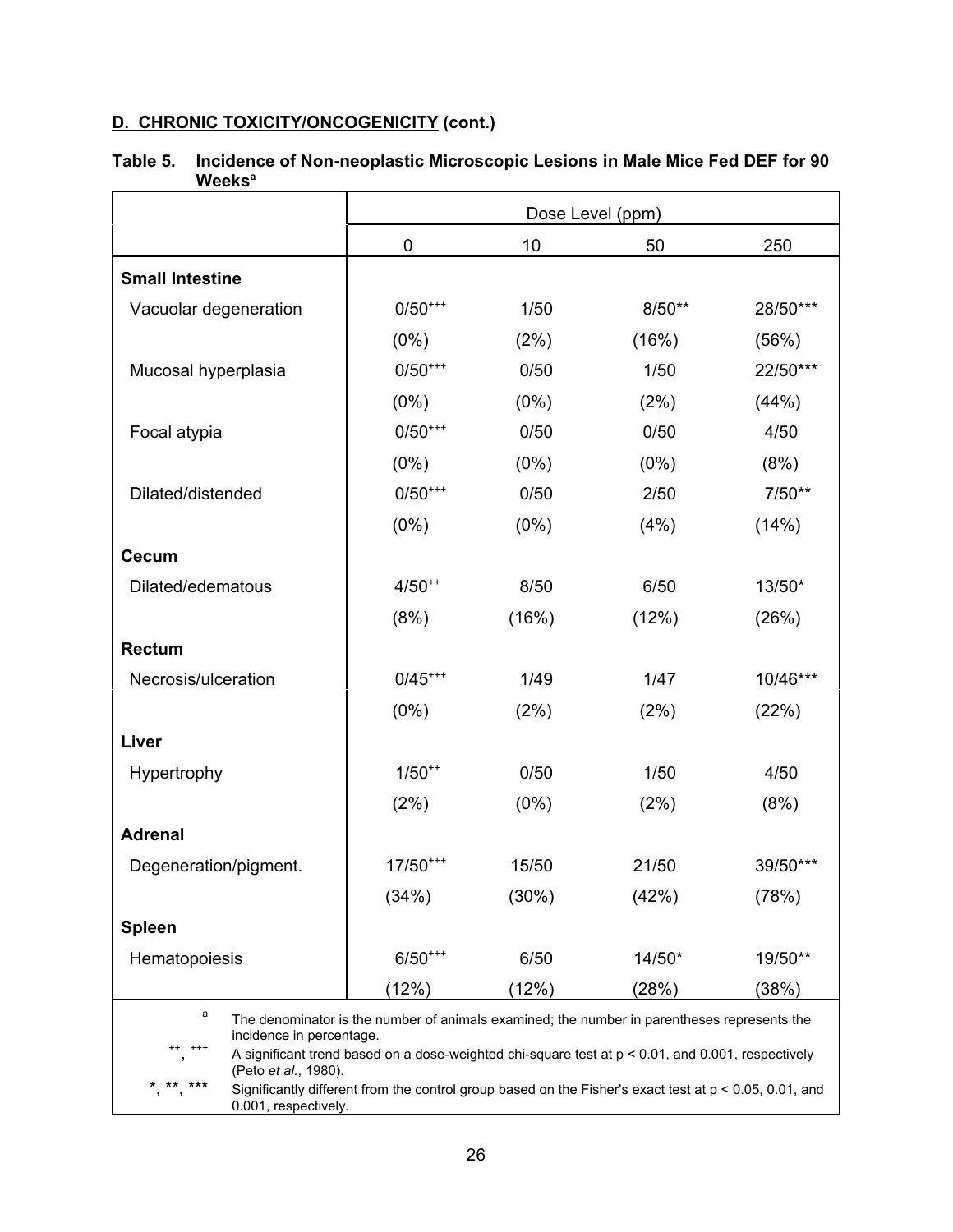**D. CHRONIC TOXICITY/ONCOGENICITY (cont.)**

**Table 5. Incidence of Non-neoplastic Microscopic Lesions in Male Mice Fed DEF for 90 Weeks[a]**

| | Dose Level (ppm) | | | |
|---|---|---|---|---|
| | 0 | 10 | 50 | 250 |
| **Small Intestine** | | | | |
| Vacuolar degeneration | 0/50[+++] | 1/50 | 8/50** | 28/50*** |
| | (0%) | (2%) | (16%) | (56%) |
| Mucosal hyperplasia | 0/50[+++] | 0/50 | 1/50 | 22/50*** |
| | (0%) | (0%) | (2%) | (44%) |
| Focal atypia | 0/50[+++] | 0/50 | 0/50 | 4/50 |
| | (0%) | (0%) | (0%) | (8%) |
| Dilated/distended | 0/50[+++] | 0/50 | 2/50 | 7/50** |
| | (0%) | (0%) | (4%) | (14%) |
| **Cecum** | | | | |
| Dilated/edematous | 4/50[++] | 8/50 | 6/50 | 13/50* |
| | (8%) | (16%) | (12%) | (26%) |
| **Rectum** | | | | |
| Necrosis/ulceration | 0/45[+++] | 1/49 | 1/47 | 10/46*** |
| | (0%) | (2%) | (2%) | (22%) |
| **Liver** | | | | |
| Hypertrophy | 1/50[++] | 0/50 | 1/50 | 4/50 |
| | (2%) | (0%) | (2%) | (8%) |
| **Adrenal** | | | | |
| Degeneration/pigment. | 17/50[+++] | 15/50 | 21/50 | 39/50*** |
| | (34%) | (30%) | (42%) | (78%) |
| **Spleen** | | | | |
| Hematopoiesis | 6/50[+++] | 6/50 | 14/50* | 19/50** |
| | (12%) | (12%) | (28%) | (38%) |

[a] The denominator is the number of animals examined; the number in parentheses represents the incidence in percentage.

[++], [+++] A significant trend based on a dose-weighted chi-square test at $p < 0.01$, and 0.001, respectively (Peto *et al.*, 1980).

*, **, *** Significantly different from the control group based on the Fisher's exact test at $p < 0.05$, 0.01, and 0.001, respectively.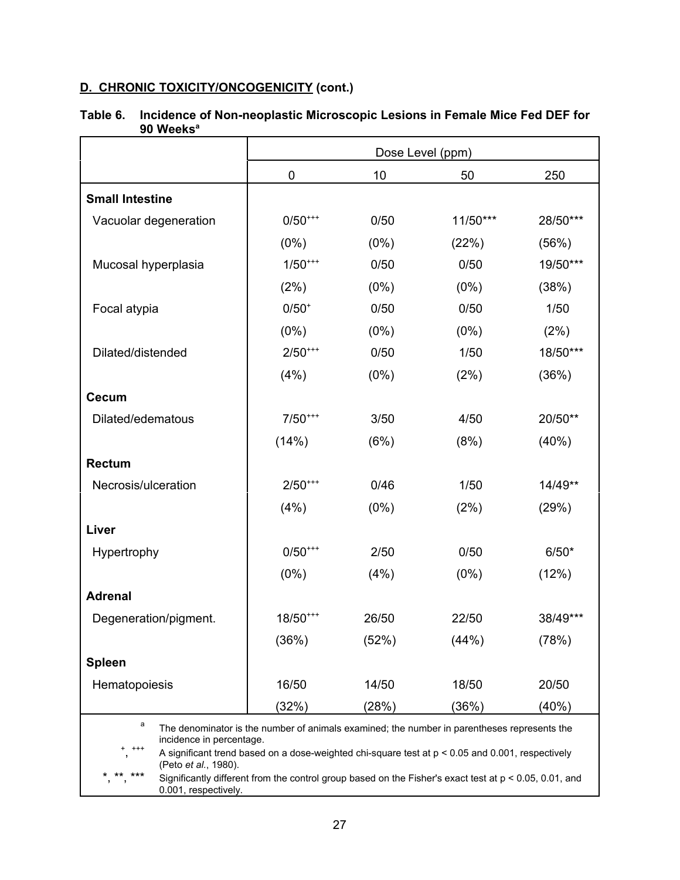## D. CHRONIC TOXICITY/ONCOGENICITY (cont.)

**Table 6. Incidence of Non-neoplastic Microscopic Lesions in Female Mice Fed DEF for 90 Weeks[a]**

| | Dose Level (ppm) | | | |
|---|---|---|---|---|
| | 0 | 10 | 50 | 250 |
| **Small Intestine** | | | | |
| Vacuolar degeneration | 0/50[+++] | 0/50 | 11/50*** | 28/50*** |
| | (0%) | (0%) | (22%) | (56%) |
| Mucosal hyperplasia | 1/50[+++] | 0/50 | 0/50 | 19/50*** |
| | (2%) | (0%) | (0%) | (38%) |
| Focal atypia | 0/50[+] | 0/50 | 0/50 | 1/50 |
| | (0%) | (0%) | (0%) | (2%) |
| Dilated/distended | 2/50[+++] | 0/50 | 1/50 | 18/50*** |
| | (4%) | (0%) | (2%) | (36%) |
| **Cecum** | | | | |
| Dilated/edematous | 7/50[+++] | 3/50 | 4/50 | 20/50** |
| | (14%) | (6%) | (8%) | (40%) |
| **Rectum** | | | | |
| Necrosis/ulceration | 2/50[+++] | 0/46 | 1/50 | 14/49** |
| | (4%) | (0%) | (2%) | (29%) |
| **Liver** | | | | |
| Hypertrophy | 0/50[+++] | 2/50 | 0/50 | 6/50* |
| | (0%) | (4%) | (0%) | (12%) |
| **Adrenal** | | | | |
| Degeneration/pigment. | 18/50[+++] | 26/50 | 22/50 | 38/49*** |
| | (36%) | (52%) | (44%) | (78%) |
| **Spleen** | | | | |
| Hematopoiesis | 16/50 | 14/50 | 18/50 | 20/50 |
| | (32%) | (28%) | (36%) | (40%) |

[a] The denominator is the number of animals examined; the number in parentheses represents the incidence in percentage.

[+], [+++] A significant trend based on a dose-weighted chi-square test at $p < 0.05$ and 0.001, respectively (Peto *et al.*, 1980).

*, **, *** Significantly different from the control group based on the Fisher's exact test at $p < 0.05$, 0.01, and 0.001, respectively.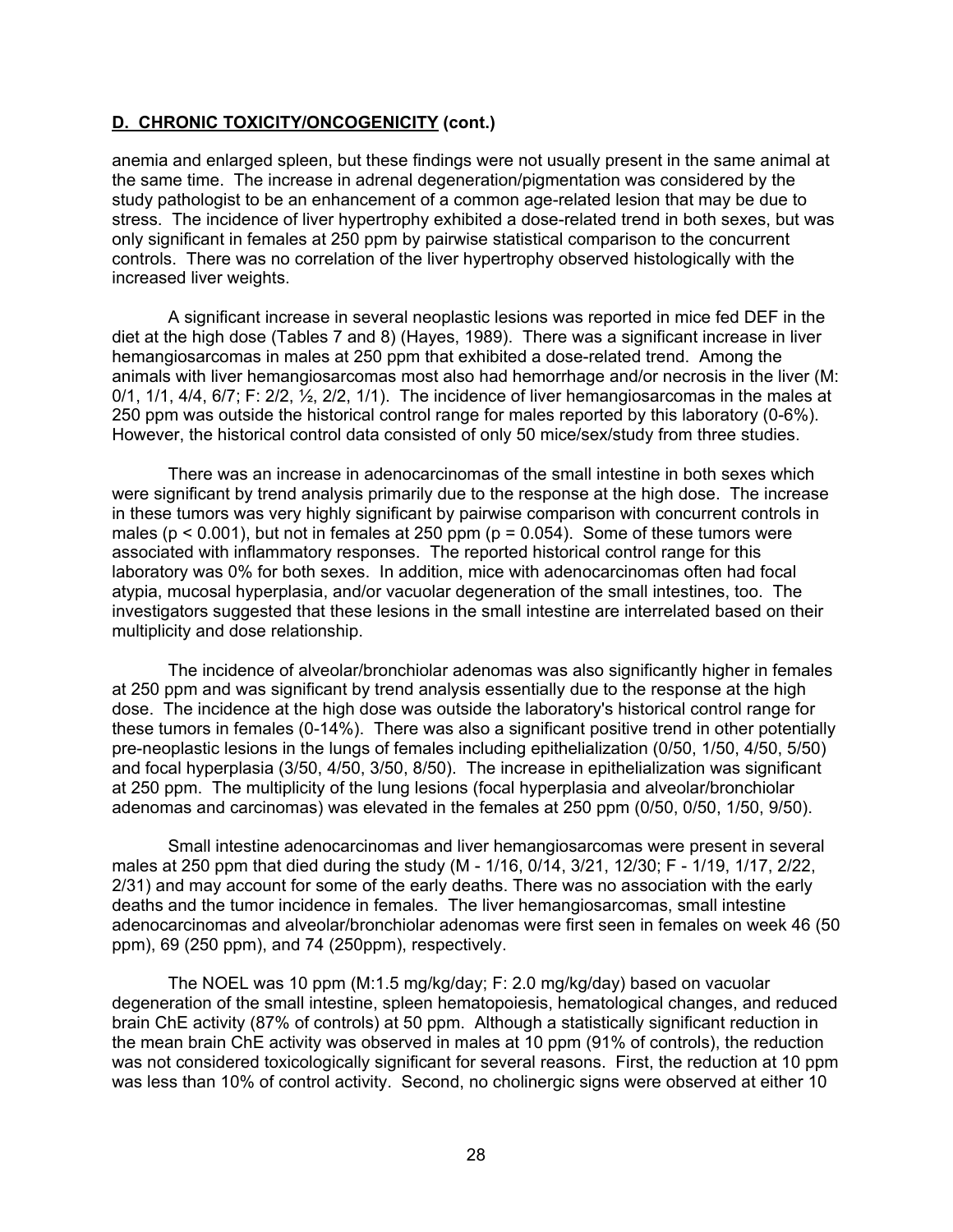### D. CHRONIC TOXICITY/ONCOGENICITY (cont.)

anemia and enlarged spleen, but these findings were not usually present in the same animal at the same time. The increase in adrenal degeneration/pigmentation was considered by the study pathologist to be an enhancement of a common age-related lesion that may be due to stress. The incidence of liver hypertrophy exhibited a dose-related trend in both sexes, but was only significant in females at 250 ppm by pairwise statistical comparison to the concurrent controls. There was no correlation of the liver hypertrophy observed histologically with the increased liver weights.

A significant increase in several neoplastic lesions was reported in mice fed DEF in the diet at the high dose (Tables 7 and 8) (Hayes, 1989). There was a significant increase in liver hemangiosarcomas in males at 250 ppm that exhibited a dose-related trend. Among the animals with liver hemangiosarcomas most also had hemorrhage and/or necrosis in the liver (M: 0/1, 1/1, 4/4, 6/7; F: 2/2, ½, 2/2, 1/1). The incidence of liver hemangiosarcomas in the males at 250 ppm was outside the historical control range for males reported by this laboratory (0-6%). However, the historical control data consisted of only 50 mice/sex/study from three studies.

There was an increase in adenocarcinomas of the small intestine in both sexes which were significant by trend analysis primarily due to the response at the high dose. The increase in these tumors was very highly significant by pairwise comparison with concurrent controls in males ($p < 0.001$), but not in females at 250 ppm ($p = 0.054$). Some of these tumors were associated with inflammatory responses. The reported historical control range for this laboratory was 0% for both sexes. In addition, mice with adenocarcinomas often had focal atypia, mucosal hyperplasia, and/or vacuolar degeneration of the small intestines, too. The investigators suggested that these lesions in the small intestine are interrelated based on their multiplicity and dose relationship.

The incidence of alveolar/bronchiolar adenomas was also significantly higher in females at 250 ppm and was significant by trend analysis essentially due to the response at the high dose. The incidence at the high dose was outside the laboratory's historical control range for these tumors in females (0-14%). There was also a significant positive trend in other potentially pre-neoplastic lesions in the lungs of females including epithelialization (0/50, 1/50, 4/50, 5/50) and focal hyperplasia (3/50, 4/50, 3/50, 8/50). The increase in epithelialization was significant at 250 ppm. The multiplicity of the lung lesions (focal hyperplasia and alveolar/bronchiolar adenomas and carcinomas) was elevated in the females at 250 ppm (0/50, 0/50, 1/50, 9/50).

Small intestine adenocarcinomas and liver hemangiosarcomas were present in several males at 250 ppm that died during the study (M - 1/16, 0/14, 3/21, 12/30; F - 1/19, 1/17, 2/22, 2/31) and may account for some of the early deaths. There was no association with the early deaths and the tumor incidence in females. The liver hemangiosarcomas, small intestine adenocarcinomas and alveolar/bronchiolar adenomas were first seen in females on week 46 (50 ppm), 69 (250 ppm), and 74 (250ppm), respectively.

The NOEL was 10 ppm (M:1.5 mg/kg/day; F: 2.0 mg/kg/day) based on vacuolar degeneration of the small intestine, spleen hematopoiesis, hematological changes, and reduced brain ChE activity (87% of controls) at 50 ppm. Although a statistically significant reduction in the mean brain ChE activity was observed in males at 10 ppm (91% of controls), the reduction was not considered toxicologically significant for several reasons. First, the reduction at 10 ppm was less than 10% of control activity. Second, no cholinergic signs were observed at either 10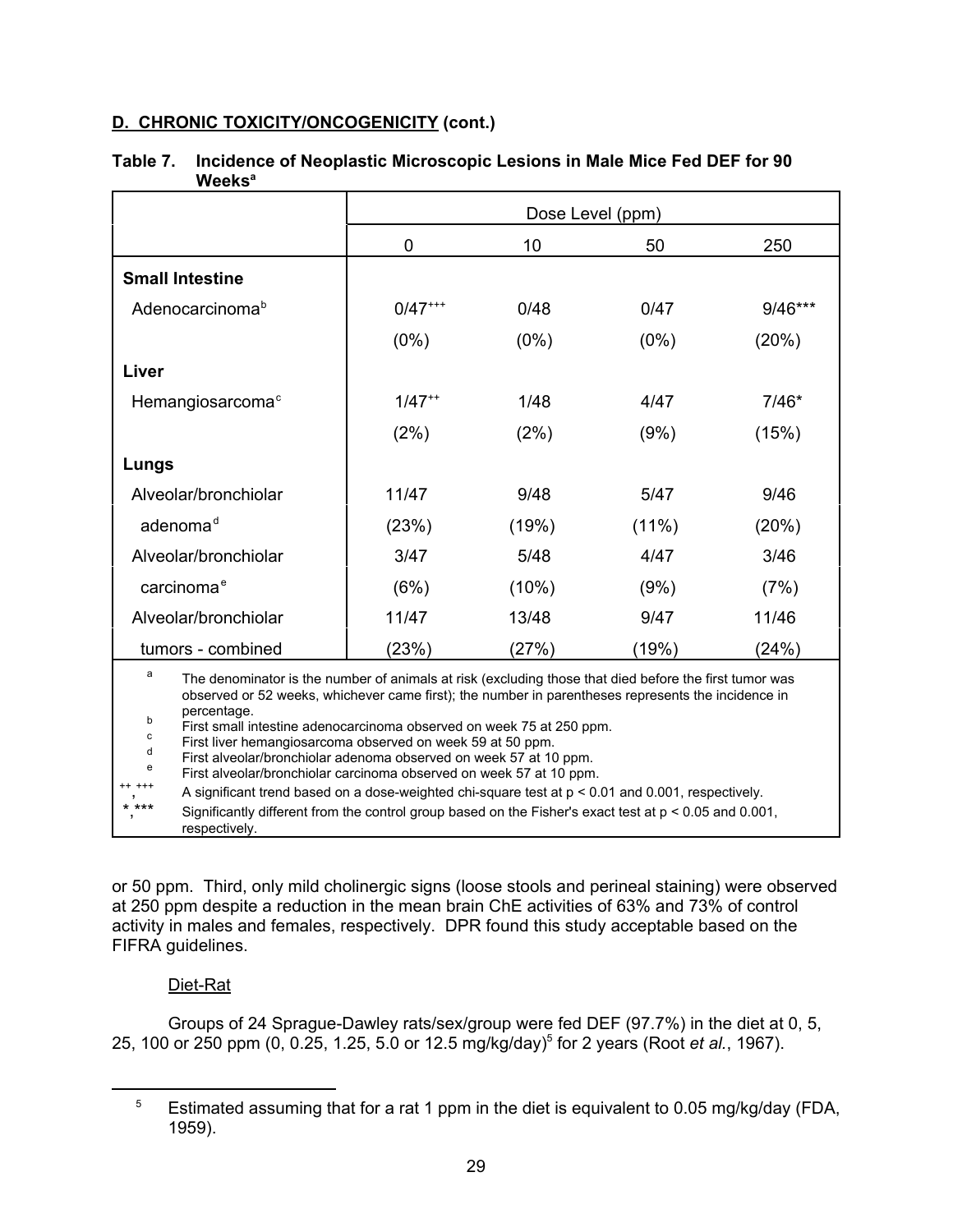**D. CHRONIC TOXICITY/ONCOGENICITY (cont.)**

**Table 7. Incidence of Neoplastic Microscopic Lesions in Male Mice Fed DEF for 90 Weeks[a]**

| | Dose Level (ppm) | | | |
|---|---|---|---|---|
| | 0 | 10 | 50 | 250 |
| **Small Intestine** | | | | |
| Adenocarcinoma[b] | 0/47[+++] (0%) | 0/48 (0%) | 0/47 (0%) | 9/46*** (20%) |
| **Liver** | | | | |
| Hemangiosarcoma[c] | 1/47[++] (2%) | 1/48 (2%) | 4/47 (9%) | 7/46* (15%) |
| **Lungs** | | | | |
| Alveolar/bronchiolar adenoma[d] | 11/47 (23%) | 9/48 (19%) | 5/47 (11%) | 9/46 (20%) |
| Alveolar/bronchiolar carcinoma[e] | 3/47 (6%) | 5/48 (10%) | 4/47 (9%) | 3/46 (7%) |
| Alveolar/bronchiolar tumors - combined | 11/47 (23%) | 13/48 (27%) | 9/47 (19%) | 11/46 (24%) |

a The denominator is the number of animals at risk (excluding those that died before the first tumor was observed or 52 weeks, whichever came first); the number in parentheses represents the incidence in percentage.
b First small intestine adenocarcinoma observed on week 75 at 250 ppm.
c First liver hemangiosarcoma observed on week 59 at 50 ppm.
d First alveolar/bronchiolar adenoma observed on week 57 at 10 ppm.
e First alveolar/bronchiolar carcinoma observed on week 57 at 10 ppm.
++, +++ A significant trend based on a dose-weighted chi-square test at $p < 0.01$ and 0.001, respectively.
*, *** Significantly different from the control group based on the Fisher's exact test at $p < 0.05$ and 0.001, respectively.

or 50 ppm. Third, only mild cholinergic signs (loose stools and perineal staining) were observed at 250 ppm despite a reduction in the mean brain ChE activities of 63% and 73% of control activity in males and females, respectively. DPR found this study acceptable based on the FIFRA guidelines.

Diet-Rat

Groups of 24 Sprague-Dawley rats/sex/group were fed DEF (97.7%) in the diet at 0, 5, 25, 100 or 250 ppm (0, 0.25, 1.25, 5.0 or 12.5 mg/kg/day)[5] for 2 years (Root *et al.*, 1967).

[5] Estimated assuming that for a rat 1 ppm in the diet is equivalent to 0.05 mg/kg/day (FDA, 1959).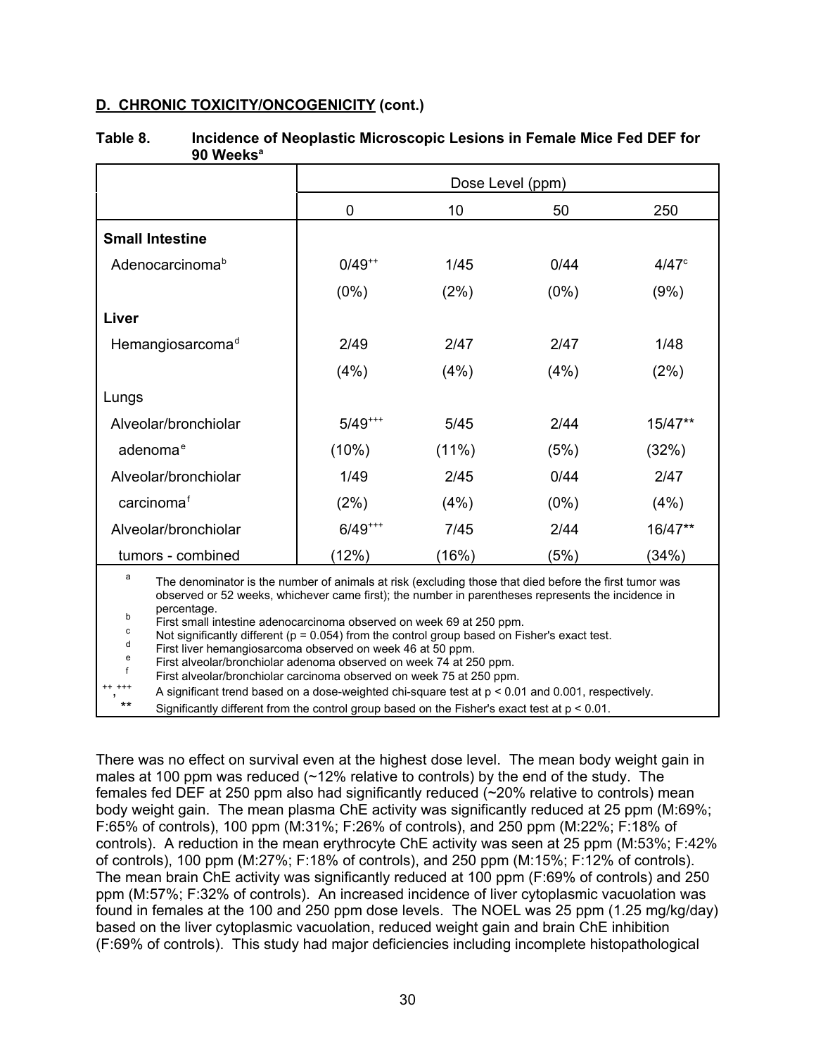**D. CHRONIC TOXICITY/ONCOGENICITY (cont.)**

**Table 8. Incidence of Neoplastic Microscopic Lesions in Female Mice Fed DEF for 90 Weeks[a]**

| | Dose Level (ppm) | | | |
|---|---|---|---|---|
| | 0 | 10 | 50 | 250 |
| **Small Intestine** | | | | |
| Adenocarcinoma[b] | 0/49[++] | 1/45 | 0/44 | 4/47[c] |
| | (0%) | (2%) | (0%) | (9%) |
| **Liver** | | | | |
| Hemangiosarcoma[d] | 2/49 | 2/47 | 2/47 | 1/48 |
| | (4%) | (4%) | (4%) | (2%) |
| Lungs | | | | |
| Alveolar/bronchiolar adenoma[e] | 5/49[+++] | 5/45 | 2/44 | 15/47** |
| | (10%) | (11%) | (5%) | (32%) |
| Alveolar/bronchiolar carcinoma[f] | 1/49 | 2/45 | 0/44 | 2/47 |
| | (2%) | (4%) | (0%) | (4%) |
| Alveolar/bronchiolar tumors - combined | 6/49[+++] | 7/45 | 2/44 | 16/47** |
| | (12%) | (16%) | (5%) | (34%) |

[a] The denominator is the number of animals at risk (excluding those that died before the first tumor was observed or 52 weeks, whichever came first); the number in parentheses represents the incidence in percentage.
[b] First small intestine adenocarcinoma observed on week 69 at 250 ppm.
[c] Not significantly different (p = 0.054) from the control group based on Fisher's exact test.
[d] First liver hemangiosarcoma observed on week 46 at 50 ppm.
[e] First alveolar/bronchiolar adenoma observed on week 74 at 250 ppm.
[f] First alveolar/bronchiolar carcinoma observed on week 75 at 250 ppm.
++, +++ A significant trend based on a dose-weighted chi-square test at $p < 0.01$ and 0.001, respectively.
** Significantly different from the control group based on the Fisher's exact test at $p < 0.01$.

There was no effect on survival even at the highest dose level. The mean body weight gain in males at 100 ppm was reduced (~12% relative to controls) by the end of the study. The females fed DEF at 250 ppm also had significantly reduced (~20% relative to controls) mean body weight gain. The mean plasma ChE activity was significantly reduced at 25 ppm (M:69%; F:65% of controls), 100 ppm (M:31%; F:26% of controls), and 250 ppm (M:22%; F:18% of controls). A reduction in the mean erythrocyte ChE activity was seen at 25 ppm (M:53%; F:42% of controls), 100 ppm (M:27%; F:18% of controls), and 250 ppm (M:15%; F:12% of controls). The mean brain ChE activity was significantly reduced at 100 ppm (F:69% of controls) and 250 ppm (M:57%; F:32% of controls). An increased incidence of liver cytoplasmic vacuolation was found in females at the 100 and 250 ppm dose levels. The NOEL was 25 ppm (1.25 mg/kg/day) based on the liver cytoplasmic vacuolation, reduced weight gain and brain ChE inhibition (F:69% of controls). This study had major deficiencies including incomplete histopathological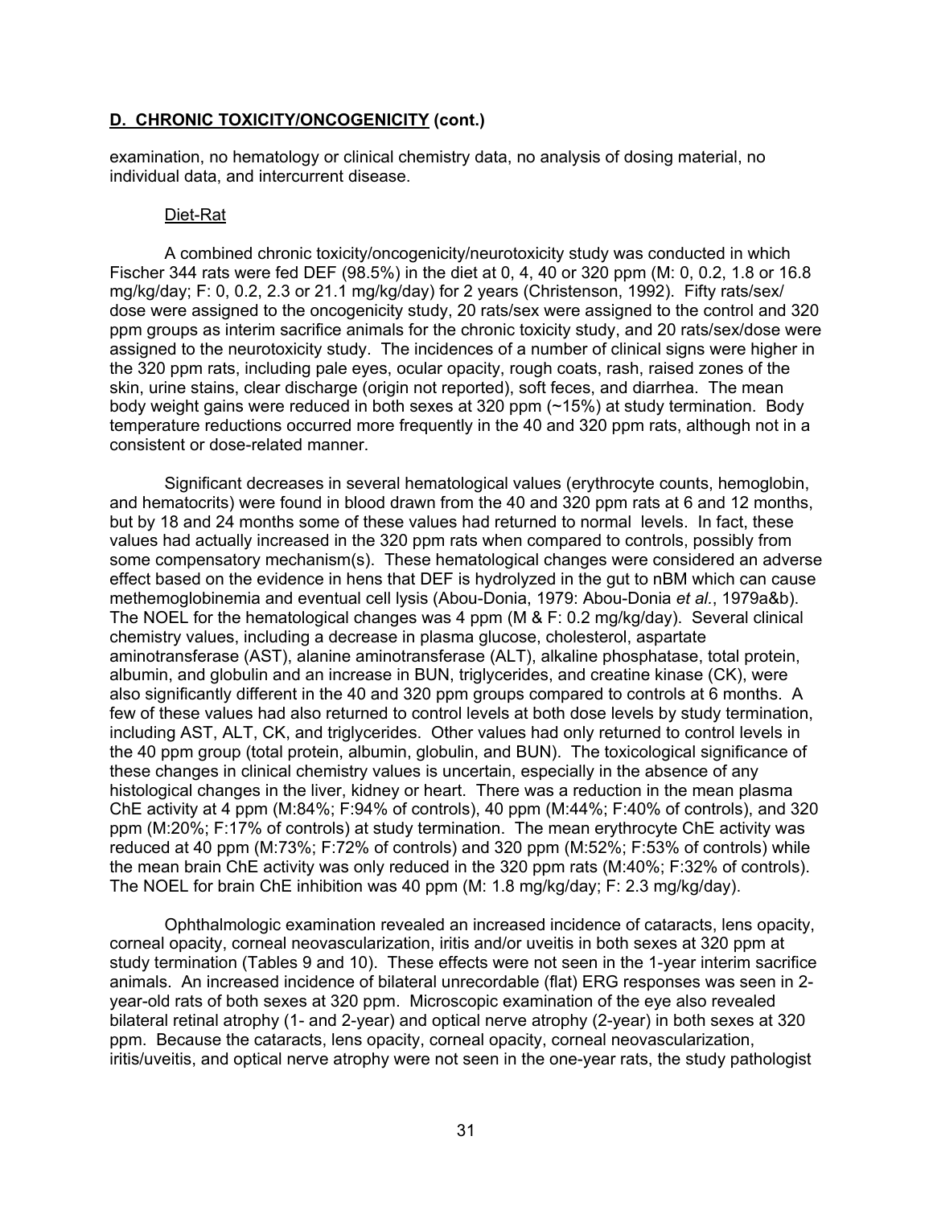## D. CHRONIC TOXICITY/ONCOGENICITY (cont.)

examination, no hematology or clinical chemistry data, no analysis of dosing material, no individual data, and intercurrent disease.

Diet-Rat

A combined chronic toxicity/oncogenicity/neurotoxicity study was conducted in which Fischer 344 rats were fed DEF (98.5%) in the diet at 0, 4, 40 or 320 ppm (M: 0, 0.2, 1.8 or 16.8 mg/kg/day; F: 0, 0.2, 2.3 or 21.1 mg/kg/day) for 2 years (Christenson, 1992). Fifty rats/sex/ dose were assigned to the oncogenicity study, 20 rats/sex were assigned to the control and 320 ppm groups as interim sacrifice animals for the chronic toxicity study, and 20 rats/sex/dose were assigned to the neurotoxicity study. The incidences of a number of clinical signs were higher in the 320 ppm rats, including pale eyes, ocular opacity, rough coats, rash, raised zones of the skin, urine stains, clear discharge (origin not reported), soft feces, and diarrhea. The mean body weight gains were reduced in both sexes at 320 ppm (~15%) at study termination. Body temperature reductions occurred more frequently in the 40 and 320 ppm rats, although not in a consistent or dose-related manner.

Significant decreases in several hematological values (erythrocyte counts, hemoglobin, and hematocrits) were found in blood drawn from the 40 and 320 ppm rats at 6 and 12 months, but by 18 and 24 months some of these values had returned to normal levels. In fact, these values had actually increased in the 320 ppm rats when compared to controls, possibly from some compensatory mechanism(s). These hematological changes were considered an adverse effect based on the evidence in hens that DEF is hydrolyzed in the gut to nBM which can cause methemoglobinemia and eventual cell lysis (Abou-Donia, 1979: Abou-Donia *et al.*, 1979a&b). The NOEL for the hematological changes was 4 ppm (M & F: 0.2 mg/kg/day). Several clinical chemistry values, including a decrease in plasma glucose, cholesterol, aspartate aminotransferase (AST), alanine aminotransferase (ALT), alkaline phosphatase, total protein, albumin, and globulin and an increase in BUN, triglycerides, and creatine kinase (CK), were also significantly different in the 40 and 320 ppm groups compared to controls at 6 months. A few of these values had also returned to control levels at both dose levels by study termination, including AST, ALT, CK, and triglycerides. Other values had only returned to control levels in the 40 ppm group (total protein, albumin, globulin, and BUN). The toxicological significance of these changes in clinical chemistry values is uncertain, especially in the absence of any histological changes in the liver, kidney or heart. There was a reduction in the mean plasma ChE activity at 4 ppm (M:84%; F:94% of controls), 40 ppm (M:44%; F:40% of controls), and 320 ppm (M:20%; F:17% of controls) at study termination. The mean erythrocyte ChE activity was reduced at 40 ppm (M:73%; F:72% of controls) and 320 ppm (M:52%; F:53% of controls) while the mean brain ChE activity was only reduced in the 320 ppm rats (M:40%; F:32% of controls). The NOEL for brain ChE inhibition was 40 ppm (M: 1.8 mg/kg/day; F: 2.3 mg/kg/day).

Ophthalmologic examination revealed an increased incidence of cataracts, lens opacity, corneal opacity, corneal neovascularization, iritis and/or uveitis in both sexes at 320 ppm at study termination (Tables 9 and 10). These effects were not seen in the 1-year interim sacrifice animals. An increased incidence of bilateral unrecordable (flat) ERG responses was seen in 2-year-old rats of both sexes at 320 ppm. Microscopic examination of the eye also revealed bilateral retinal atrophy (1- and 2-year) and optical nerve atrophy (2-year) in both sexes at 320 ppm. Because the cataracts, lens opacity, corneal opacity, corneal neovascularization, iritis/uveitis, and optical nerve atrophy were not seen in the one-year rats, the study pathologist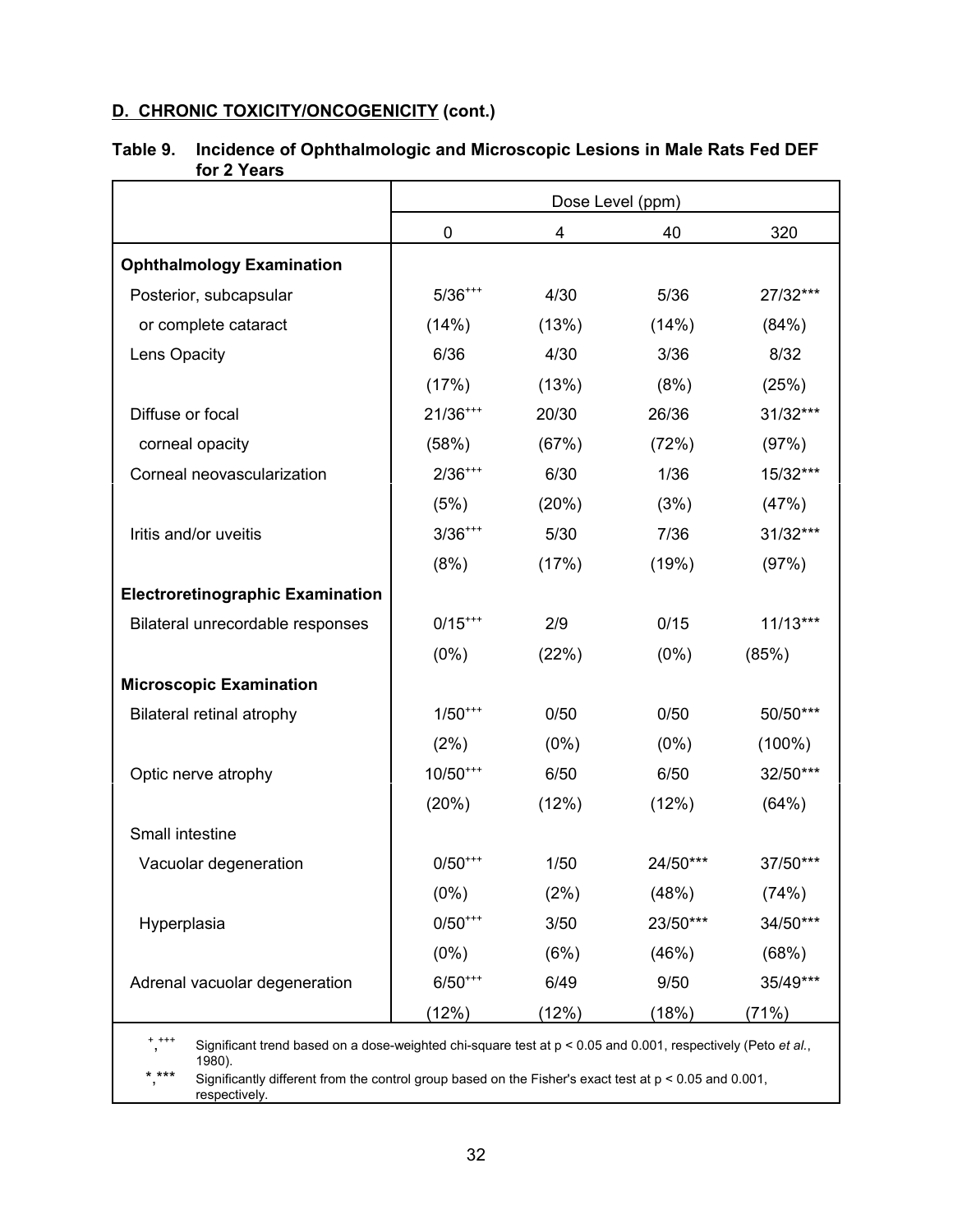**D. CHRONIC TOXICITY/ONCOGENICITY (cont.)**

**Table 9. Incidence of Ophthalmologic and Microscopic Lesions in Male Rats Fed DEF for 2 Years**

| | Dose Level (ppm) | | | |
|---|---|---|---|---|
| | 0 | 4 | 40 | 320 |
| **Ophthalmology Examination** | | | | |
| Posterior, subcapsular | 5/36+++ | 4/30 | 5/36 | 27/32*** |
| or complete cataract | (14%) | (13%) | (14%) | (84%) |
| Lens Opacity | 6/36 | 4/30 | 3/36 | 8/32 |
| | (17%) | (13%) | (8%) | (25%) |
| Diffuse or focal | 21/36+++ | 20/30 | 26/36 | 31/32*** |
| corneal opacity | (58%) | (67%) | (72%) | (97%) |
| Corneal neovascularization | 2/36+++ | 6/30 | 1/36 | 15/32*** |
| | (5%) | (20%) | (3%) | (47%) |
| Iritis and/or uveitis | 3/36+++ | 5/30 | 7/36 | 31/32*** |
| | (8%) | (17%) | (19%) | (97%) |
| **Electroretinographic Examination** | | | | |
| Bilateral unrecordable responses | 0/15+++ | 2/9 | 0/15 | 11/13*** |
| | (0%) | (22%) | (0%) | (85%) |
| **Microscopic Examination** | | | | |
| Bilateral retinal atrophy | 1/50+++ | 0/50 | 0/50 | 50/50*** |
| | (2%) | (0%) | (0%) | (100%) |
| Optic nerve atrophy | 10/50+++ | 6/50 | 6/50 | 32/50*** |
| | (20%) | (12%) | (12%) | (64%) |
| Small intestine | | | | |
| Vacuolar degeneration | 0/50+++ | 1/50 | 24/50*** | 37/50*** |
| | (0%) | (2%) | (48%) | (74%) |
| Hyperplasia | 0/50+++ | 3/50 | 23/50*** | 34/50*** |
| | (0%) | (6%) | (46%) | (68%) |
| Adrenal vacuolar degeneration | 6/50+++ | 6/49 | 9/50 | 35/49*** |
| | (12%) | (12%) | (18%) | (71%) |

+, +++ Significant trend based on a dose-weighted chi-square test at $p < 0.05$ and 0.001, respectively (Peto *et al.*, 1980).

*, *** Significantly different from the control group based on the Fisher's exact test at $p < 0.05$ and 0.001, respectively.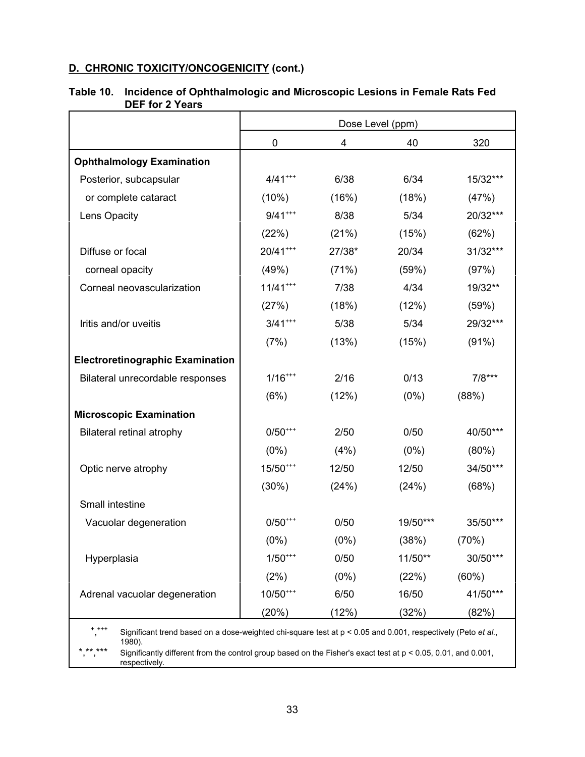## D. CHRONIC TOXICITY/ONCOGENICITY (cont.)

**Table 10. Incidence of Ophthalmologic and Microscopic Lesions in Female Rats Fed DEF for 2 Years**

| | Dose Level (ppm) | | | |
|---|---|---|---|---|
| | 0 | 4 | 40 | 320 |
| **Ophthalmology Examination** | | | | |
| Posterior, subcapsular or complete cataract | 4/41+++ (10%) | 6/38 (16%) | 6/34 (18%) | 15/32*** (47%) |
| Lens Opacity | 9/41+++ (22%) | 8/38 (21%) | 5/34 (15%) | 20/32*** (62%) |
| Diffuse or focal corneal opacity | 20/41+++ (49%) | 27/38* (71%) | 20/34 (59%) | 31/32*** (97%) |
| Corneal neovascularization | 11/41+++ (27%) | 7/38 (18%) | 4/34 (12%) | 19/32** (59%) |
| Iritis and/or uveitis | 3/41+++ (7%) | 5/38 (13%) | 5/34 (15%) | 29/32*** (91%) |
| **Electroretinographic Examination** | | | | |
| Bilateral unrecordable responses | 1/16+++ (6%) | 2/16 (12%) | 0/13 (0%) | 7/8*** (88%) |
| **Microscopic Examination** | | | | |
| Bilateral retinal atrophy | 0/50+++ (0%) | 2/50 (4%) | 0/50 (0%) | 40/50*** (80%) |
| Optic nerve atrophy | 15/50+++ (30%) | 12/50 (24%) | 12/50 (24%) | 34/50*** (68%) |
| Small intestine | | | | |
| Vacuolar degeneration | 0/50+++ (0%) | 0/50 (0%) | 19/50*** (38%) | 35/50*** (70%) |
| Hyperplasia | 1/50+++ (2%) | 0/50 (0%) | 11/50** (22%) | 30/50*** (60%) |
| Adrenal vacuolar degeneration | 10/50+++ (20%) | 6/50 (12%) | 16/50 (32%) | 41/50*** (82%) |

+, +++ Significant trend based on a dose-weighted chi-square test at $p < 0.05$ and 0.001, respectively (Peto *et al.*, 1980).

*, **, *** Significantly different from the control group based on the Fisher's exact test at $p < 0.05$, 0.01, and 0.001, respectively.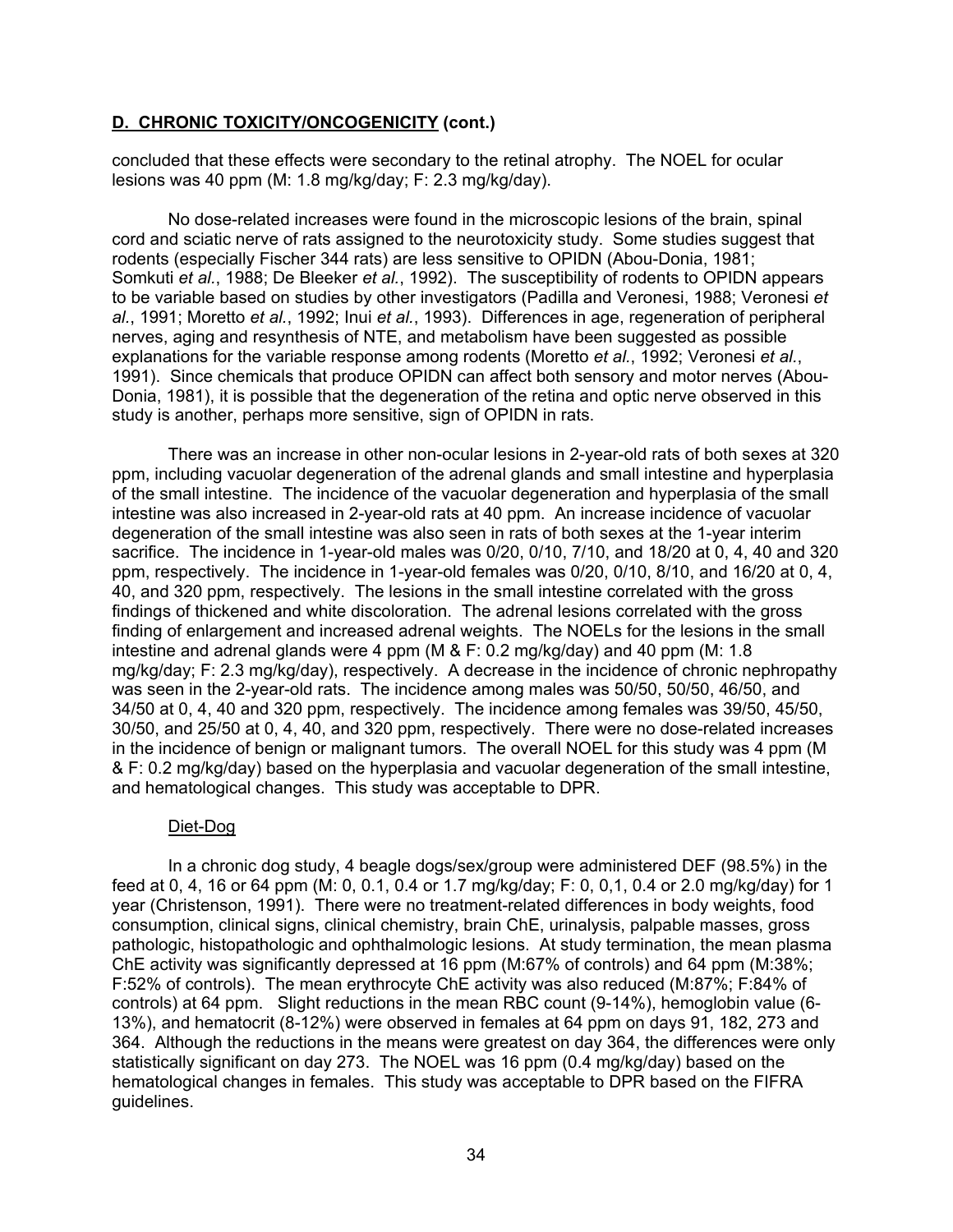## **D. CHRONIC TOXICITY/ONCOGENICITY (cont.)**

concluded that these effects were secondary to the retinal atrophy. The NOEL for ocular lesions was 40 ppm (M: 1.8 mg/kg/day; F: 2.3 mg/kg/day).

No dose-related increases were found in the microscopic lesions of the brain, spinal cord and sciatic nerve of rats assigned to the neurotoxicity study. Some studies suggest that rodents (especially Fischer 344 rats) are less sensitive to OPIDN (Abou-Donia, 1981; Somkuti *et al.*, 1988; De Bleeker *et al.*, 1992). The susceptibility of rodents to OPIDN appears to be variable based on studies by other investigators (Padilla and Veronesi, 1988; Veronesi *et al.*, 1991; Moretto *et al.*, 1992; Inui *et al.*, 1993). Differences in age, regeneration of peripheral nerves, aging and resynthesis of NTE, and metabolism have been suggested as possible explanations for the variable response among rodents (Moretto *et al.*, 1992; Veronesi *et al.*, 1991). Since chemicals that produce OPIDN can affect both sensory and motor nerves (Abou-Donia, 1981), it is possible that the degeneration of the retina and optic nerve observed in this study is another, perhaps more sensitive, sign of OPIDN in rats.

There was an increase in other non-ocular lesions in 2-year-old rats of both sexes at 320 ppm, including vacuolar degeneration of the adrenal glands and small intestine and hyperplasia of the small intestine. The incidence of the vacuolar degeneration and hyperplasia of the small intestine was also increased in 2-year-old rats at 40 ppm. An increase incidence of vacuolar degeneration of the small intestine was also seen in rats of both sexes at the 1-year interim sacrifice. The incidence in 1-year-old males was 0/20, 0/10, 7/10, and 18/20 at 0, 4, 40 and 320 ppm, respectively. The incidence in 1-year-old females was 0/20, 0/10, 8/10, and 16/20 at 0, 4, 40, and 320 ppm, respectively. The lesions in the small intestine correlated with the gross findings of thickened and white discoloration. The adrenal lesions correlated with the gross finding of enlargement and increased adrenal weights. The NOELs for the lesions in the small intestine and adrenal glands were 4 ppm (M & F: 0.2 mg/kg/day) and 40 ppm (M: 1.8 mg/kg/day; F: 2.3 mg/kg/day), respectively. A decrease in the incidence of chronic nephropathy was seen in the 2-year-old rats. The incidence among males was 50/50, 50/50, 46/50, and 34/50 at 0, 4, 40 and 320 ppm, respectively. The incidence among females was 39/50, 45/50, 30/50, and 25/50 at 0, 4, 40, and 320 ppm, respectively. There were no dose-related increases in the incidence of benign or malignant tumors. The overall NOEL for this study was 4 ppm (M & F: 0.2 mg/kg/day) based on the hyperplasia and vacuolar degeneration of the small intestine, and hematological changes. This study was acceptable to DPR.

Diet-Dog

In a chronic dog study, 4 beagle dogs/sex/group were administered DEF (98.5%) in the feed at 0, 4, 16 or 64 ppm (M: 0, 0.1, 0.4 or 1.7 mg/kg/day; F: 0, 0,1, 0.4 or 2.0 mg/kg/day) for 1 year (Christenson, 1991). There were no treatment-related differences in body weights, food consumption, clinical signs, clinical chemistry, brain ChE, urinalysis, palpable masses, gross pathologic, histopathologic and ophthalmologic lesions. At study termination, the mean plasma ChE activity was significantly depressed at 16 ppm (M:67% of controls) and 64 ppm (M:38%; F:52% of controls). The mean erythrocyte ChE activity was also reduced (M:87%; F:84% of controls) at 64 ppm. Slight reductions in the mean RBC count (9-14%), hemoglobin value (6-13%), and hematocrit (8-12%) were observed in females at 64 ppm on days 91, 182, 273 and 364. Although the reductions in the means were greatest on day 364, the differences were only statistically significant on day 273. The NOEL was 16 ppm (0.4 mg/kg/day) based on the hematological changes in females. This study was acceptable to DPR based on the FIFRA guidelines.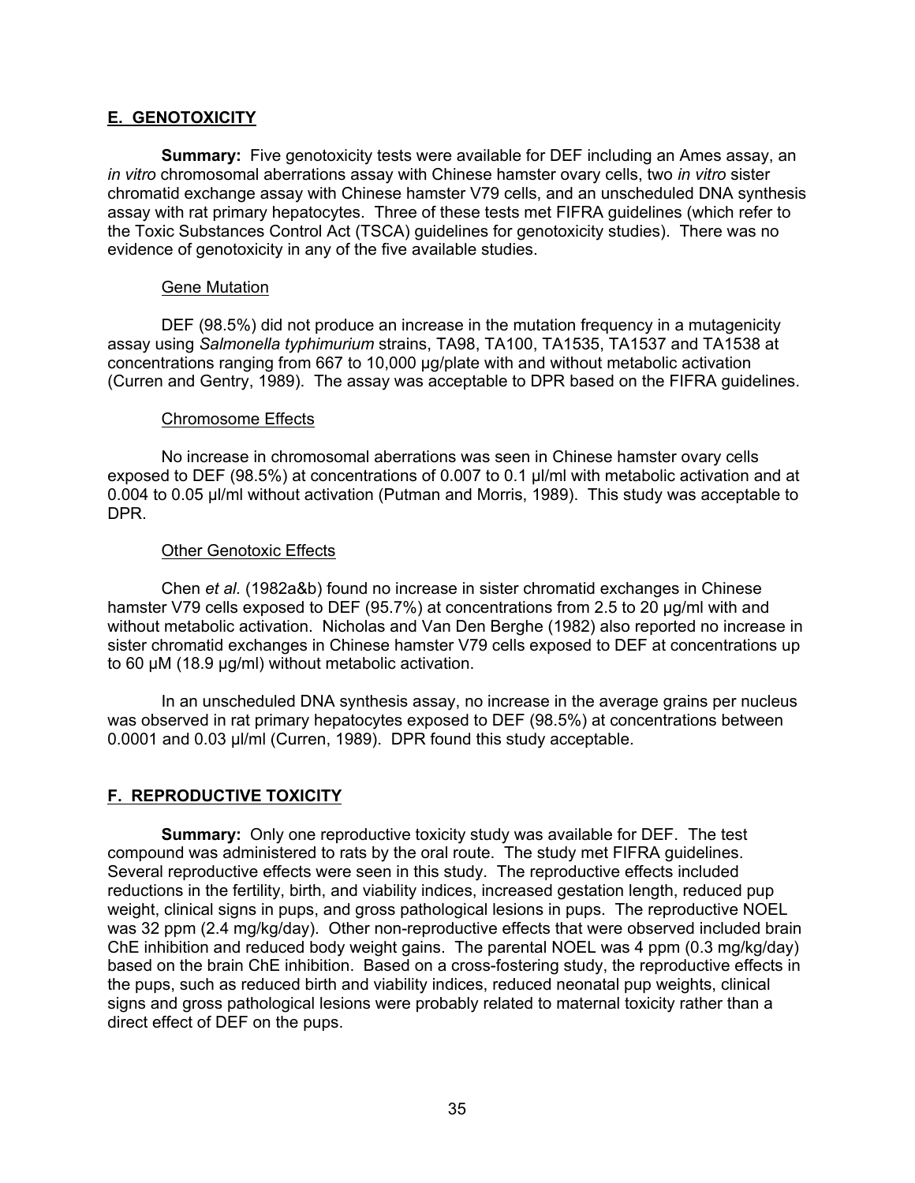## E. GENOTOXICITY

**Summary:** Five genotoxicity tests were available for DEF including an Ames assay, an *in vitro* chromosomal aberrations assay with Chinese hamster ovary cells, two *in vitro* sister chromatid exchange assay with Chinese hamster V79 cells, and an unscheduled DNA synthesis assay with rat primary hepatocytes. Three of these tests met FIFRA guidelines (which refer to the Toxic Substances Control Act (TSCA) guidelines for genotoxicity studies). There was no evidence of genotoxicity in any of the five available studies.

### Gene Mutation

DEF (98.5%) did not produce an increase in the mutation frequency in a mutagenicity assay using *Salmonella typhimurium* strains, TA98, TA100, TA1535, TA1537 and TA1538 at concentrations ranging from 667 to 10,000 µg/plate with and without metabolic activation (Curren and Gentry, 1989). The assay was acceptable to DPR based on the FIFRA guidelines.

### Chromosome Effects

No increase in chromosomal aberrations was seen in Chinese hamster ovary cells exposed to DEF (98.5%) at concentrations of 0.007 to 0.1 µl/ml with metabolic activation and at 0.004 to 0.05 µl/ml without activation (Putman and Morris, 1989). This study was acceptable to DPR.

### Other Genotoxic Effects

Chen *et al.* (1982a&b) found no increase in sister chromatid exchanges in Chinese hamster V79 cells exposed to DEF (95.7%) at concentrations from 2.5 to 20 µg/ml with and without metabolic activation. Nicholas and Van Den Berghe (1982) also reported no increase in sister chromatid exchanges in Chinese hamster V79 cells exposed to DEF at concentrations up to 60 µM (18.9 µg/ml) without metabolic activation.

In an unscheduled DNA synthesis assay, no increase in the average grains per nucleus was observed in rat primary hepatocytes exposed to DEF (98.5%) at concentrations between 0.0001 and 0.03 µl/ml (Curren, 1989). DPR found this study acceptable.

## F. REPRODUCTIVE TOXICITY

**Summary:** Only one reproductive toxicity study was available for DEF. The test compound was administered to rats by the oral route. The study met FIFRA guidelines. Several reproductive effects were seen in this study. The reproductive effects included reductions in the fertility, birth, and viability indices, increased gestation length, reduced pup weight, clinical signs in pups, and gross pathological lesions in pups. The reproductive NOEL was 32 ppm (2.4 mg/kg/day). Other non-reproductive effects that were observed included brain ChE inhibition and reduced body weight gains. The parental NOEL was 4 ppm (0.3 mg/kg/day) based on the brain ChE inhibition. Based on a cross-fostering study, the reproductive effects in the pups, such as reduced birth and viability indices, reduced neonatal pup weights, clinical signs and gross pathological lesions were probably related to maternal toxicity rather than a direct effect of DEF on the pups.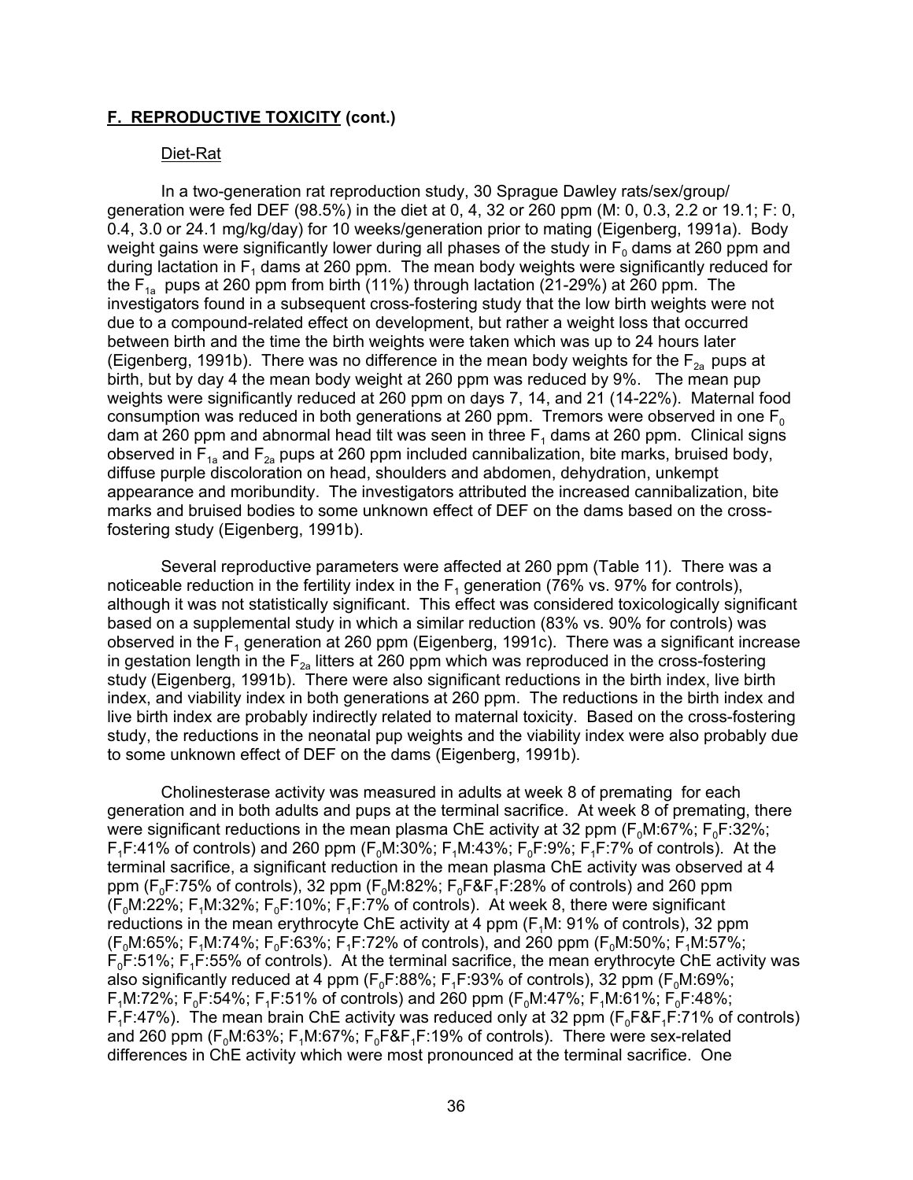**F. REPRODUCTIVE TOXICITY (cont.)**

Diet-Rat

In a two-generation rat reproduction study, 30 Sprague Dawley rats/sex/group/ generation were fed DEF (98.5%) in the diet at 0, 4, 32 or 260 ppm (M: 0, 0.3, 2.2 or 19.1; F: 0, 0.4, 3.0 or 24.1 mg/kg/day) for 10 weeks/generation prior to mating (Eigenberg, 1991a). Body weight gains were significantly lower during all phases of the study in $F_0$ dams at 260 ppm and during lactation in $F_1$ dams at 260 ppm. The mean body weights were significantly reduced for the $F_{1a}$ pups at 260 ppm from birth (11%) through lactation (21-29%) at 260 ppm. The investigators found in a subsequent cross-fostering study that the low birth weights were not due to a compound-related effect on development, but rather a weight loss that occurred between birth and the time the birth weights were taken which was up to 24 hours later (Eigenberg, 1991b). There was no difference in the mean body weights for the $F_{2a}$ pups at birth, but by day 4 the mean body weight at 260 ppm was reduced by 9%. The mean pup weights were significantly reduced at 260 ppm on days 7, 14, and 21 (14-22%). Maternal food consumption was reduced in both generations at 260 ppm. Tremors were observed in one $F_0$ dam at 260 ppm and abnormal head tilt was seen in three $F_1$ dams at 260 ppm. Clinical signs observed in $F_{1a}$ and $F_{2a}$ pups at 260 ppm included cannibalization, bite marks, bruised body, diffuse purple discoloration on head, shoulders and abdomen, dehydration, unkempt appearance and moribundity. The investigators attributed the increased cannibalization, bite marks and bruised bodies to some unknown effect of DEF on the dams based on the cross-fostering study (Eigenberg, 1991b).

Several reproductive parameters were affected at 260 ppm (Table 11). There was a noticeable reduction in the fertility index in the $F_1$ generation (76% vs. 97% for controls), although it was not statistically significant. This effect was considered toxicologically significant based on a supplemental study in which a similar reduction (83% vs. 90% for controls) was observed in the $F_1$ generation at 260 ppm (Eigenberg, 1991c). There was a significant increase in gestation length in the $F_{2a}$ litters at 260 ppm which was reproduced in the cross-fostering study (Eigenberg, 1991b). There were also significant reductions in the birth index, live birth index, and viability index in both generations at 260 ppm. The reductions in the birth index and live birth index are probably indirectly related to maternal toxicity. Based on the cross-fostering study, the reductions in the neonatal pup weights and the viability index were also probably due to some unknown effect of DEF on the dams (Eigenberg, 1991b).

Cholinesterase activity was measured in adults at week 8 of premating for each generation and in both adults and pups at the terminal sacrifice. At week 8 of premating, there were significant reductions in the mean plasma ChE activity at 32 ppm ($F_0$M:67%; $F_0$F:32%; $F_1$F:41% of controls) and 260 ppm ($F_0$M:30%; $F_1$M:43%; $F_0$F:9%; $F_1$F:7% of controls). At the terminal sacrifice, a significant reduction in the mean plasma ChE activity was observed at 4 ppm ($F_0$F:75% of controls), 32 ppm ($F_0$M:82%; $F_0$F&$F_1$F:28% of controls) and 260 ppm ($F_0$M:22%; $F_1$M:32%; $F_0$F:10%; $F_1$F:7% of controls). At week 8, there were significant reductions in the mean erythrocyte ChE activity at 4 ppm ($F_1$M: 91% of controls), 32 ppm ($F_0$M:65%; $F_1$M:74%; $F_0$F:63%; $F_1$F:72% of controls), and 260 ppm ($F_0$M:50%; $F_1$M:57%; $F_0$F:51%; $F_1$F:55% of controls). At the terminal sacrifice, the mean erythrocyte ChE activity was also significantly reduced at 4 ppm ($F_0$F:88%; $F_1$F:93% of controls), 32 ppm ($F_0$M:69%; $F_1$M:72%; $F_0$F:54%; $F_1$F:51% of controls) and 260 ppm ($F_0$M:47%; $F_1$M:61%; $F_0$F:48%; $F_1$F:47%). The mean brain ChE activity was reduced only at 32 ppm ($F_0$F&$F_1$F:71% of controls) and 260 ppm ($F_0$M:63%; $F_1$M:67%; $F_0$F&$F_1$F:19% of controls). There were sex-related differences in ChE activity which were most pronounced at the terminal sacrifice. One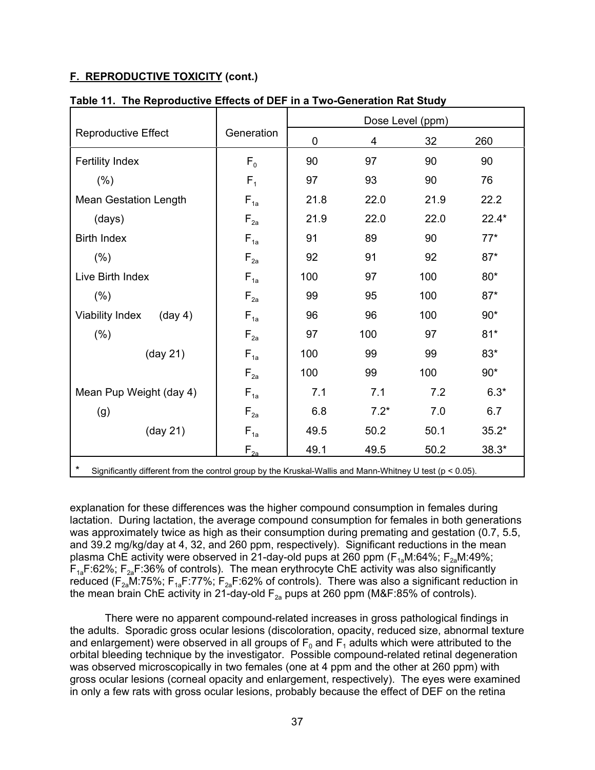**F. REPRODUCTIVE TOXICITY (cont.)**

**Table 11. The Reproductive Effects of DEF in a Two-Generation Rat Study**

| Reproductive Effect | Generation | Dose Level (ppm) | | | |
|---|---|---|---|---|---|
| | | 0 | 4 | 32 | 260 |
| Fertility Index | $F_0$ | 90 | 97 | 90 | 90 |
| (%) | $F_1$ | 97 | 93 | 90 | 76 |
| Mean Gestation Length | $F_{1a}$ | 21.8 | 22.0 | 21.9 | 22.2 |
| (days) | $F_{2a}$ | 21.9 | 22.0 | 22.0 | 22.4* |
| Birth Index | $F_{1a}$ | 91 | 89 | 90 | 77* |
| (%) | $F_{2a}$ | 92 | 91 | 92 | 87* |
| Live Birth Index | $F_{1a}$ | 100 | 97 | 100 | 80* |
| (%) | $F_{2a}$ | 99 | 95 | 100 | 87* |
| Viability Index (day 4) | $F_{1a}$ | 96 | 96 | 100 | 90* |
| (%) | $F_{2a}$ | 97 | 100 | 97 | 81* |
| (day 21) | $F_{1a}$ | 100 | 99 | 99 | 83* |
| | $F_{2a}$ | 100 | 99 | 100 | 90* |
| Mean Pup Weight (day 4) | $F_{1a}$ | 7.1 | 7.1 | 7.2 | 6.3* |
| (g) | $F_{2a}$ | 6.8 | 7.2* | 7.0 | 6.7 |
| (day 21) | $F_{1a}$ | 49.5 | 50.2 | 50.1 | 35.2* |
| | $F_{2a}$ | 49.1 | 49.5 | 50.2 | 38.3* |

\* Significantly different from the control group by the Kruskal-Wallis and Mann-Whitney U test ($p < 0.05$).

explanation for these differences was the higher compound consumption in females during lactation. During lactation, the average compound consumption for females in both generations was approximately twice as high as their consumption during premating and gestation (0.7, 5.5, and 39.2 mg/kg/day at 4, 32, and 260 ppm, respectively). Significant reductions in the mean plasma ChE activity were observed in 21-day-old pups at 260 ppm ($F_{1a}$M:64%; $F_{2a}$M:49%; $F_{1a}$F:62%; $F_{2a}$F:36% of controls). The mean erythrocyte ChE activity was also significantly reduced ($F_{2a}$M:75%; $F_{1a}$F:77%; $F_{2a}$F:62% of controls). There was also a significant reduction in the mean brain ChE activity in 21-day-old $F_{2a}$ pups at 260 ppm (M&F:85% of controls).

There were no apparent compound-related increases in gross pathological findings in the adults. Sporadic gross ocular lesions (discoloration, opacity, reduced size, abnormal texture and enlargement) were observed in all groups of $F_0$ and $F_1$ adults which were attributed to the orbital bleeding technique by the investigator. Possible compound-related retinal degeneration was observed microscopically in two females (one at 4 ppm and the other at 260 ppm) with gross ocular lesions (corneal opacity and enlargement, respectively). The eyes were examined in only a few rats with gross ocular lesions, probably because the effect of DEF on the retina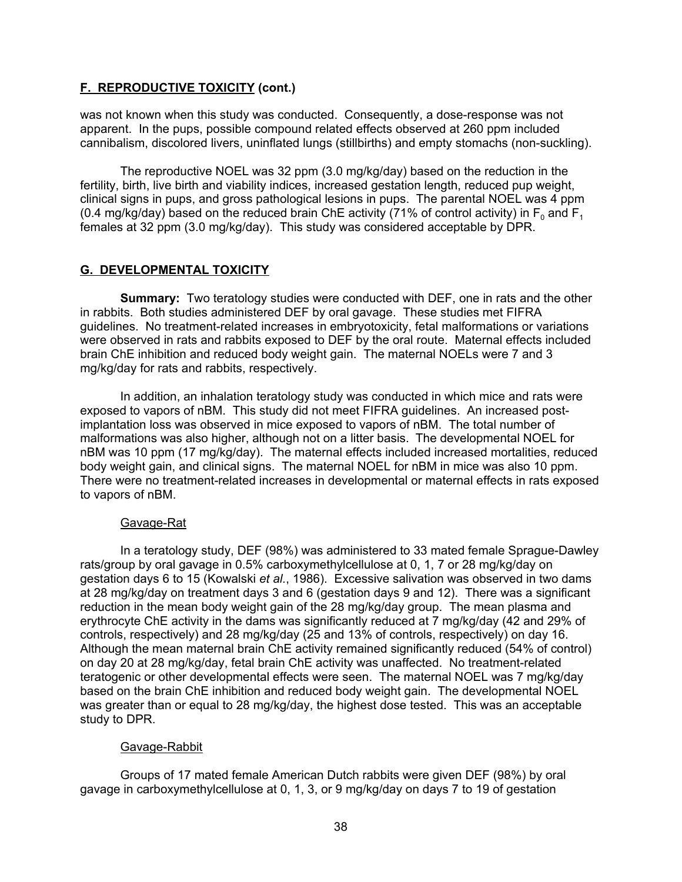## F. REPRODUCTIVE TOXICITY (cont.)

was not known when this study was conducted. Consequently, a dose-response was not apparent. In the pups, possible compound related effects observed at 260 ppm included cannibalism, discolored livers, uninflated lungs (stillbirths) and empty stomachs (non-suckling).

The reproductive NOEL was 32 ppm (3.0 mg/kg/day) based on the reduction in the fertility, birth, live birth and viability indices, increased gestation length, reduced pup weight, clinical signs in pups, and gross pathological lesions in pups. The parental NOEL was 4 ppm (0.4 mg/kg/day) based on the reduced brain ChE activity (71% of control activity) in $F_0$ and $F_1$ females at 32 ppm (3.0 mg/kg/day). This study was considered acceptable by DPR.

## G. DEVELOPMENTAL TOXICITY

**Summary:** Two teratology studies were conducted with DEF, one in rats and the other in rabbits. Both studies administered DEF by oral gavage. These studies met FIFRA guidelines. No treatment-related increases in embryotoxicity, fetal malformations or variations were observed in rats and rabbits exposed to DEF by the oral route. Maternal effects included brain ChE inhibition and reduced body weight gain. The maternal NOELs were 7 and 3 mg/kg/day for rats and rabbits, respectively.

In addition, an inhalation teratology study was conducted in which mice and rats were exposed to vapors of nBM. This study did not meet FIFRA guidelines. An increased post-implantation loss was observed in mice exposed to vapors of nBM. The total number of malformations was also higher, although not on a litter basis. The developmental NOEL for nBM was 10 ppm (17 mg/kg/day). The maternal effects included increased mortalities, reduced body weight gain, and clinical signs. The maternal NOEL for nBM in mice was also 10 ppm. There were no treatment-related increases in developmental or maternal effects in rats exposed to vapors of nBM.

Gavage-Rat

In a teratology study, DEF (98%) was administered to 33 mated female Sprague-Dawley rats/group by oral gavage in 0.5% carboxymethylcellulose at 0, 1, 7 or 28 mg/kg/day on gestation days 6 to 15 (Kowalski *et al.*, 1986). Excessive salivation was observed in two dams at 28 mg/kg/day on treatment days 3 and 6 (gestation days 9 and 12). There was a significant reduction in the mean body weight gain of the 28 mg/kg/day group. The mean plasma and erythrocyte ChE activity in the dams was significantly reduced at 7 mg/kg/day (42 and 29% of controls, respectively) and 28 mg/kg/day (25 and 13% of controls, respectively) on day 16. Although the mean maternal brain ChE activity remained significantly reduced (54% of control) on day 20 at 28 mg/kg/day, fetal brain ChE activity was unaffected. No treatment-related teratogenic or other developmental effects were seen. The maternal NOEL was 7 mg/kg/day based on the brain ChE inhibition and reduced body weight gain. The developmental NOEL was greater than or equal to 28 mg/kg/day, the highest dose tested. This was an acceptable study to DPR.

Gavage-Rabbit

Groups of 17 mated female American Dutch rabbits were given DEF (98%) by oral gavage in carboxymethylcellulose at 0, 1, 3, or 9 mg/kg/day on days 7 to 19 of gestation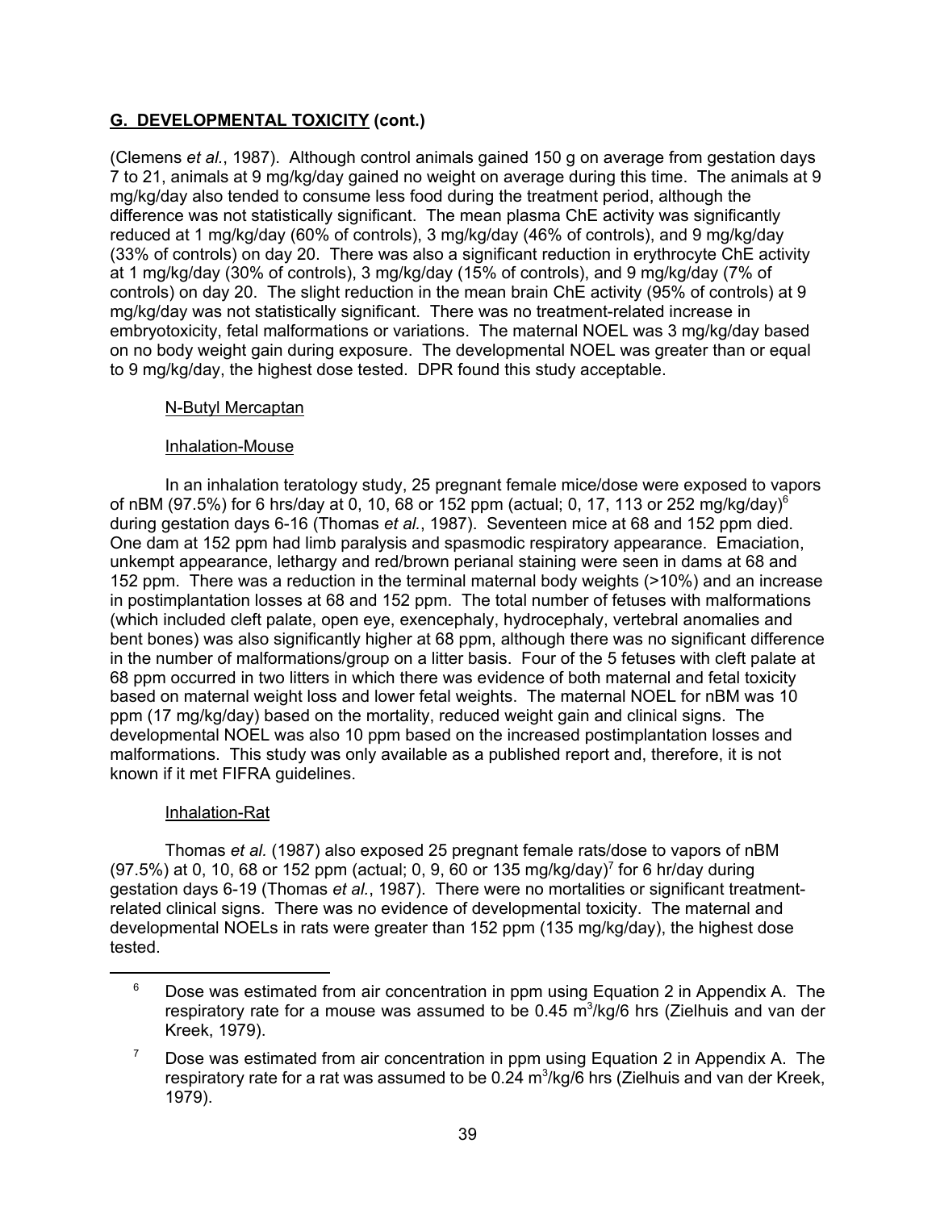## G. DEVELOPMENTAL TOXICITY (cont.)

(Clemens *et al.*, 1987). Although control animals gained 150 g on average from gestation days 7 to 21, animals at 9 mg/kg/day gained no weight on average during this time. The animals at 9 mg/kg/day also tended to consume less food during the treatment period, although the difference was not statistically significant. The mean plasma ChE activity was significantly reduced at 1 mg/kg/day (60% of controls), 3 mg/kg/day (46% of controls), and 9 mg/kg/day (33% of controls) on day 20. There was also a significant reduction in erythrocyte ChE activity at 1 mg/kg/day (30% of controls), 3 mg/kg/day (15% of controls), and 9 mg/kg/day (7% of controls) on day 20. The slight reduction in the mean brain ChE activity (95% of controls) at 9 mg/kg/day was not statistically significant. There was no treatment-related increase in embryotoxicity, fetal malformations or variations. The maternal NOEL was 3 mg/kg/day based on no body weight gain during exposure. The developmental NOEL was greater than or equal to 9 mg/kg/day, the highest dose tested. DPR found this study acceptable.

N-Butyl Mercaptan

Inhalation-Mouse

In an inhalation teratology study, 25 pregnant female mice/dose were exposed to vapors of nBM (97.5%) for 6 hrs/day at 0, 10, 68 or 152 ppm (actual; 0, 17, 113 or 252 mg/kg/day)[6] during gestation days 6-16 (Thomas *et al.*, 1987). Seventeen mice at 68 and 152 ppm died. One dam at 152 ppm had limb paralysis and spasmodic respiratory appearance. Emaciation, unkempt appearance, lethargy and red/brown perianal staining were seen in dams at 68 and 152 ppm. There was a reduction in the terminal maternal body weights (>10%) and an increase in postimplantation losses at 68 and 152 ppm. The total number of fetuses with malformations (which included cleft palate, open eye, exencephaly, hydrocephaly, vertebral anomalies and bent bones) was also significantly higher at 68 ppm, although there was no significant difference in the number of malformations/group on a litter basis. Four of the 5 fetuses with cleft palate at 68 ppm occurred in two litters in which there was evidence of both maternal and fetal toxicity based on maternal weight loss and lower fetal weights. The maternal NOEL for nBM was 10 ppm (17 mg/kg/day) based on the mortality, reduced weight gain and clinical signs. The developmental NOEL was also 10 ppm based on the increased postimplantation losses and malformations. This study was only available as a published report and, therefore, it is not known if it met FIFRA guidelines.

Inhalation-Rat

Thomas *et al.* (1987) also exposed 25 pregnant female rats/dose to vapors of nBM (97.5%) at 0, 10, 68 or 152 ppm (actual; 0, 9, 60 or 135 mg/kg/day)[7] for 6 hr/day during gestation days 6-19 (Thomas *et al.*, 1987). There were no mortalities or significant treatment-related clinical signs. There was no evidence of developmental toxicity. The maternal and developmental NOELs in rats were greater than 152 ppm (135 mg/kg/day), the highest dose tested.

---

[6] Dose was estimated from air concentration in ppm using Equation 2 in Appendix A. The respiratory rate for a mouse was assumed to be 0.45 $m^3$/kg/6 hrs (Zielhuis and van der Kreek, 1979).

[7] Dose was estimated from air concentration in ppm using Equation 2 in Appendix A. The respiratory rate for a rat was assumed to be 0.24 $m^3$/kg/6 hrs (Zielhuis and van der Kreek, 1979).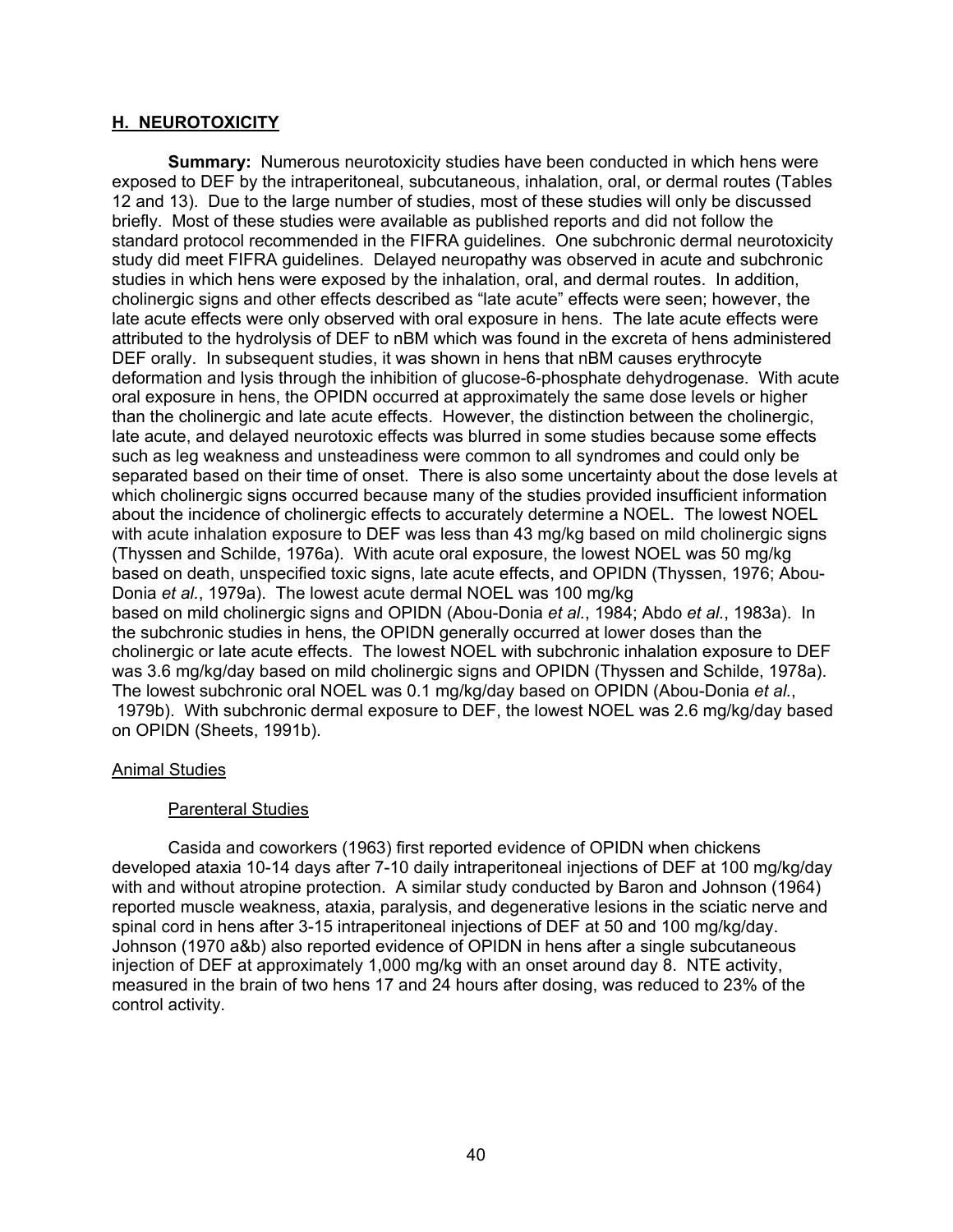## H. NEUROTOXICITY

**Summary:** Numerous neurotoxicity studies have been conducted in which hens were exposed to DEF by the intraperitoneal, subcutaneous, inhalation, oral, or dermal routes (Tables 12 and 13). Due to the large number of studies, most of these studies will only be discussed briefly. Most of these studies were available as published reports and did not follow the standard protocol recommended in the FIFRA guidelines. One subchronic dermal neurotoxicity study did meet FIFRA guidelines. Delayed neuropathy was observed in acute and subchronic studies in which hens were exposed by the inhalation, oral, and dermal routes. In addition, cholinergic signs and other effects described as "late acute" effects were seen; however, the late acute effects were only observed with oral exposure in hens. The late acute effects were attributed to the hydrolysis of DEF to nBM which was found in the excreta of hens administered DEF orally. In subsequent studies, it was shown in hens that nBM causes erythrocyte deformation and lysis through the inhibition of glucose-6-phosphate dehydrogenase. With acute oral exposure in hens, the OPIDN occurred at approximately the same dose levels or higher than the cholinergic and late acute effects. However, the distinction between the cholinergic, late acute, and delayed neurotoxic effects was blurred in some studies because some effects such as leg weakness and unsteadiness were common to all syndromes and could only be separated based on their time of onset. There is also some uncertainty about the dose levels at which cholinergic signs occurred because many of the studies provided insufficient information about the incidence of cholinergic effects to accurately determine a NOEL. The lowest NOEL with acute inhalation exposure to DEF was less than 43 mg/kg based on mild cholinergic signs (Thyssen and Schilde, 1976a). With acute oral exposure, the lowest NOEL was 50 mg/kg based on death, unspecified toxic signs, late acute effects, and OPIDN (Thyssen, 1976; Abou-Donia *et al.*, 1979a). The lowest acute dermal NOEL was 100 mg/kg based on mild cholinergic signs and OPIDN (Abou-Donia *et al.*, 1984; Abdo *et al.*, 1983a). In the subchronic studies in hens, the OPIDN generally occurred at lower doses than the cholinergic or late acute effects. The lowest NOEL with subchronic inhalation exposure to DEF was 3.6 mg/kg/day based on mild cholinergic signs and OPIDN (Thyssen and Schilde, 1978a). The lowest subchronic oral NOEL was 0.1 mg/kg/day based on OPIDN (Abou-Donia *et al.*, 1979b). With subchronic dermal exposure to DEF, the lowest NOEL was 2.6 mg/kg/day based on OPIDN (Sheets, 1991b).

### Animal Studies

#### Parenteral Studies

Casida and coworkers (1963) first reported evidence of OPIDN when chickens developed ataxia 10-14 days after 7-10 daily intraperitoneal injections of DEF at 100 mg/kg/day with and without atropine protection. A similar study conducted by Baron and Johnson (1964) reported muscle weakness, ataxia, paralysis, and degenerative lesions in the sciatic nerve and spinal cord in hens after 3-15 intraperitoneal injections of DEF at 50 and 100 mg/kg/day. Johnson (1970 a&b) also reported evidence of OPIDN in hens after a single subcutaneous injection of DEF at approximately 1,000 mg/kg with an onset around day 8. NTE activity, measured in the brain of two hens 17 and 24 hours after dosing, was reduced to 23% of the control activity.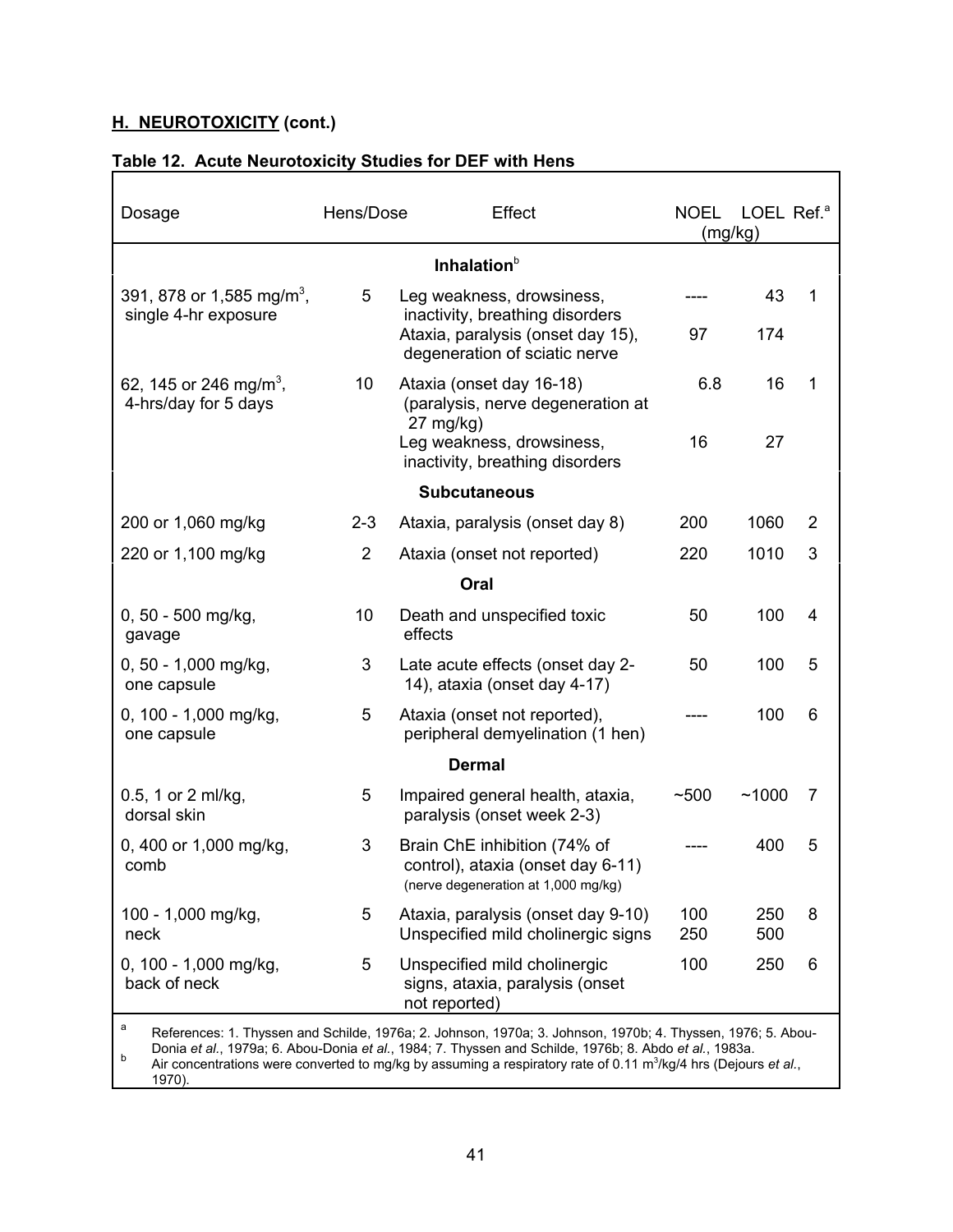**H. NEUROTOXICITY (cont.)**

**Table 12. Acute Neurotoxicity Studies for DEF with Hens**

| Dosage | Hens/Dose | Effect | NOEL (mg/kg) | LOEL (mg/kg) | Ref.[a] |
|---|---|---|---|---|---|
| **Inhalation**[b] | | | | | |
| 391, 878 or 1,585 mg/m$^3$, single 4-hr exposure | 5 | Leg weakness, drowsiness, inactivity, breathing disorders | ---- | 43 | 1 |
| | | Ataxia, paralysis (onset day 15), degeneration of sciatic nerve | 97 | 174 | |
| 62, 145 or 246 mg/m$^3$, 4-hrs/day for 5 days | 10 | Ataxia (onset day 16-18) (paralysis, nerve degeneration at 27 mg/kg) | 6.8 | 16 | 1 |
| | | Leg weakness, drowsiness, inactivity, breathing disorders | 16 | 27 | |
| **Subcutaneous** | | | | | |
| 200 or 1,060 mg/kg | 2-3 | Ataxia, paralysis (onset day 8) | 200 | 1060 | 2 |
| 220 or 1,100 mg/kg | 2 | Ataxia (onset not reported) | 220 | 1010 | 3 |
| **Oral** | | | | | |
| 0, 50 - 500 mg/kg, gavage | 10 | Death and unspecified toxic effects | 50 | 100 | 4 |
| 0, 50 - 1,000 mg/kg, one capsule | 3 | Late acute effects (onset day 2-14), ataxia (onset day 4-17) | 50 | 100 | 5 |
| 0, 100 - 1,000 mg/kg, one capsule | 5 | Ataxia (onset not reported), peripheral demyelination (1 hen) | ---- | 100 | 6 |
| **Dermal** | | | | | |
| 0.5, 1 or 2 ml/kg, dorsal skin | 5 | Impaired general health, ataxia, paralysis (onset week 2-3) | ~500 | ~1000 | 7 |
| 0, 400 or 1,000 mg/kg, comb | 3 | Brain ChE inhibition (74% of control), ataxia (onset day 6-11) (nerve degeneration at 1,000 mg/kg) | ---- | 400 | 5 |
| 100 - 1,000 mg/kg, neck | 5 | Ataxia, paralysis (onset day 9-10) | 100 | 250 | 8 |
| | | Unspecified mild cholinergic signs | 250 | 500 | |
| 0, 100 - 1,000 mg/kg, back of neck | 5 | Unspecified mild cholinergic signs, ataxia, paralysis (onset not reported) | 100 | 250 | 6 |

[a] References: 1. Thyssen and Schilde, 1976a; 2. Johnson, 1970a; 3. Johnson, 1970b; 4. Thyssen, 1976; 5. Abou-Donia *et al.*, 1979a; 6. Abou-Donia *et al.*, 1984; 7. Thyssen and Schilde, 1976b; 8. Abdo *et al.*, 1983a.

[b] Air concentrations were converted to mg/kg by assuming a respiratory rate of 0.11 m$^3$/kg/4 hrs (Dejours *et al.*, 1970).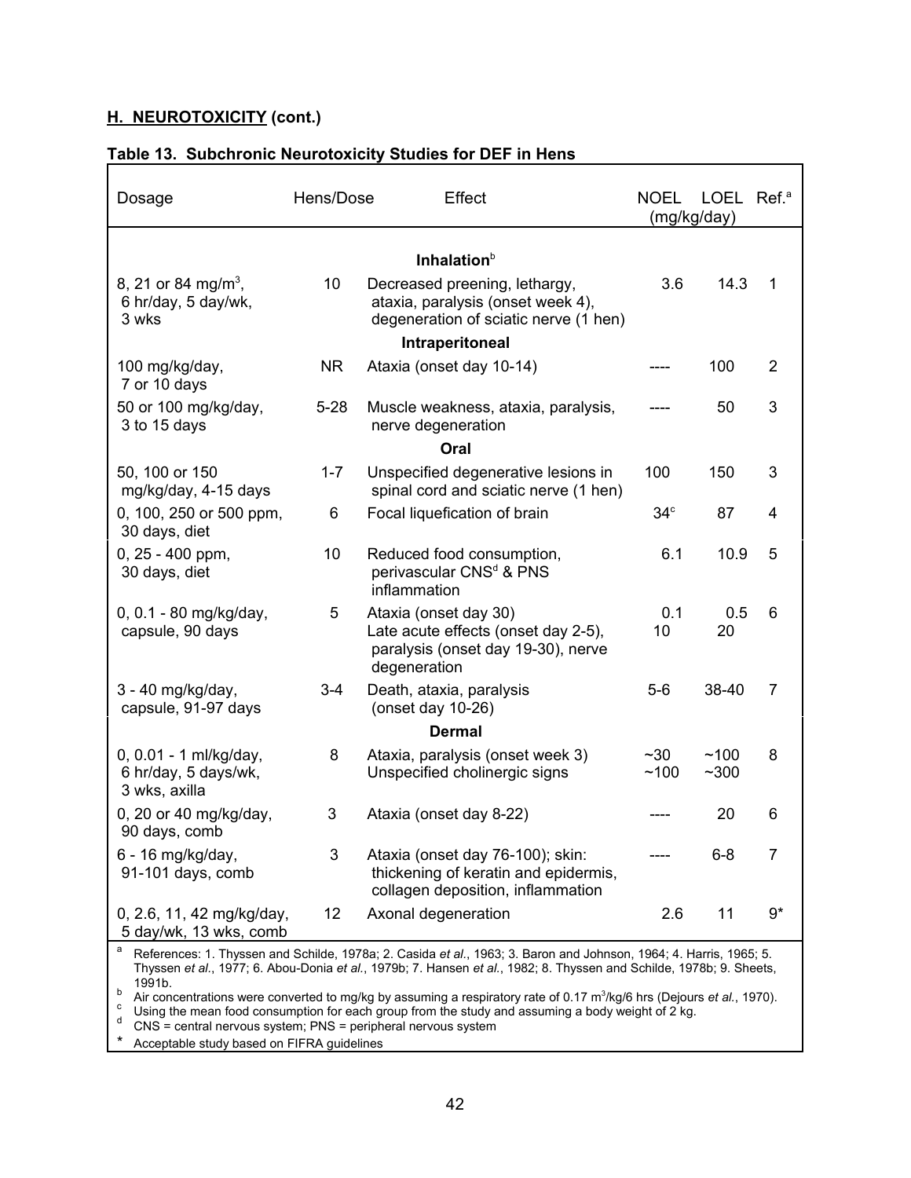**H. NEUROTOXICITY (cont.)**

**Table 13. Subchronic Neurotoxicity Studies for DEF in Hens**

| Dosage | Hens/Dose | Effect | NOEL (mg/kg/day) | LOEL (mg/kg/day) | Ref.[a] |
|---|---|---|---|---|---|
| | | **Inhalation**[b] | | | |
| 8, 21 or 84 mg/m$^3$, 6 hr/day, 5 day/wk, 3 wks | 10 | Decreased preening, lethargy, ataxia, paralysis (onset week 4), degeneration of sciatic nerve (1 hen) | 3.6 | 14.3 | 1 |
| | | **Intraperitoneal** | | | |
| 100 mg/kg/day, 7 or 10 days | NR | Ataxia (onset day 10-14) | ---- | 100 | 2 |
| 50 or 100 mg/kg/day, 3 to 15 days | 5-28 | Muscle weakness, ataxia, paralysis, nerve degeneration | ---- | 50 | 3 |
| | | **Oral** | | | |
| 50, 100 or 150 mg/kg/day, 4-15 days | 1-7 | Unspecified degenerative lesions in spinal cord and sciatic nerve (1 hen) | 100 | 150 | 3 |
| 0, 100, 250 or 500 ppm, 30 days, diet | 6 | Focal liquefication of brain | 34[c] | 87 | 4 |
| 0, 25 - 400 ppm, 30 days, diet | 10 | Reduced food consumption, perivascular CNS[d] & PNS inflammation | 6.1 | 10.9 | 5 |
| 0, 0.1 - 80 mg/kg/day, capsule, 90 days | 5 | Ataxia (onset day 30)<br>Late acute effects (onset day 2-5), paralysis (onset day 19-30), nerve degeneration | 0.1<br>10 | 0.5<br>20 | 6 |
| 3 - 40 mg/kg/day, capsule, 91-97 days | 3-4 | Death, ataxia, paralysis (onset day 10-26) | 5-6 | 38-40 | 7 |
| | | **Dermal** | | | |
| 0, 0.01 - 1 ml/kg/day, 6 hr/day, 5 days/wk, 3 wks, axilla | 8 | Ataxia, paralysis (onset week 3)<br>Unspecified cholinergic signs | ~30<br>~100 | ~100<br>~300 | 8 |
| 0, 20 or 40 mg/kg/day, 90 days, comb | 3 | Ataxia (onset day 8-22) | ---- | 20 | 6 |
| 6 - 16 mg/kg/day, 91-101 days, comb | 3 | Ataxia (onset day 76-100); skin: thickening of keratin and epidermis, collagen deposition, inflammation | ---- | 6-8 | 7 |
| 0, 2.6, 11, 42 mg/kg/day, 5 day/wk, 13 wks, comb | 12 | Axonal degeneration | 2.6 | 11 | 9* |

[a] References: 1. Thyssen and Schilde, 1978a; 2. Casida *et al*., 1963; 3. Baron and Johnson, 1964; 4. Harris, 1965; 5. Thyssen *et al*., 1977; 6. Abou-Donia *et al*., 1979b; 7. Hansen *et al*., 1982; 8. Thyssen and Schilde, 1978b; 9. Sheets, 1991b.

[b] Air concentrations were converted to mg/kg by assuming a respiratory rate of 0.17 m$^3$/kg/6 hrs (Dejours *et al*., 1970).

[c] Using the mean food consumption for each group from the study and assuming a body weight of 2 kg.

[d] CNS = central nervous system; PNS = peripheral nervous system

\* Acceptable study based on FIFRA guidelines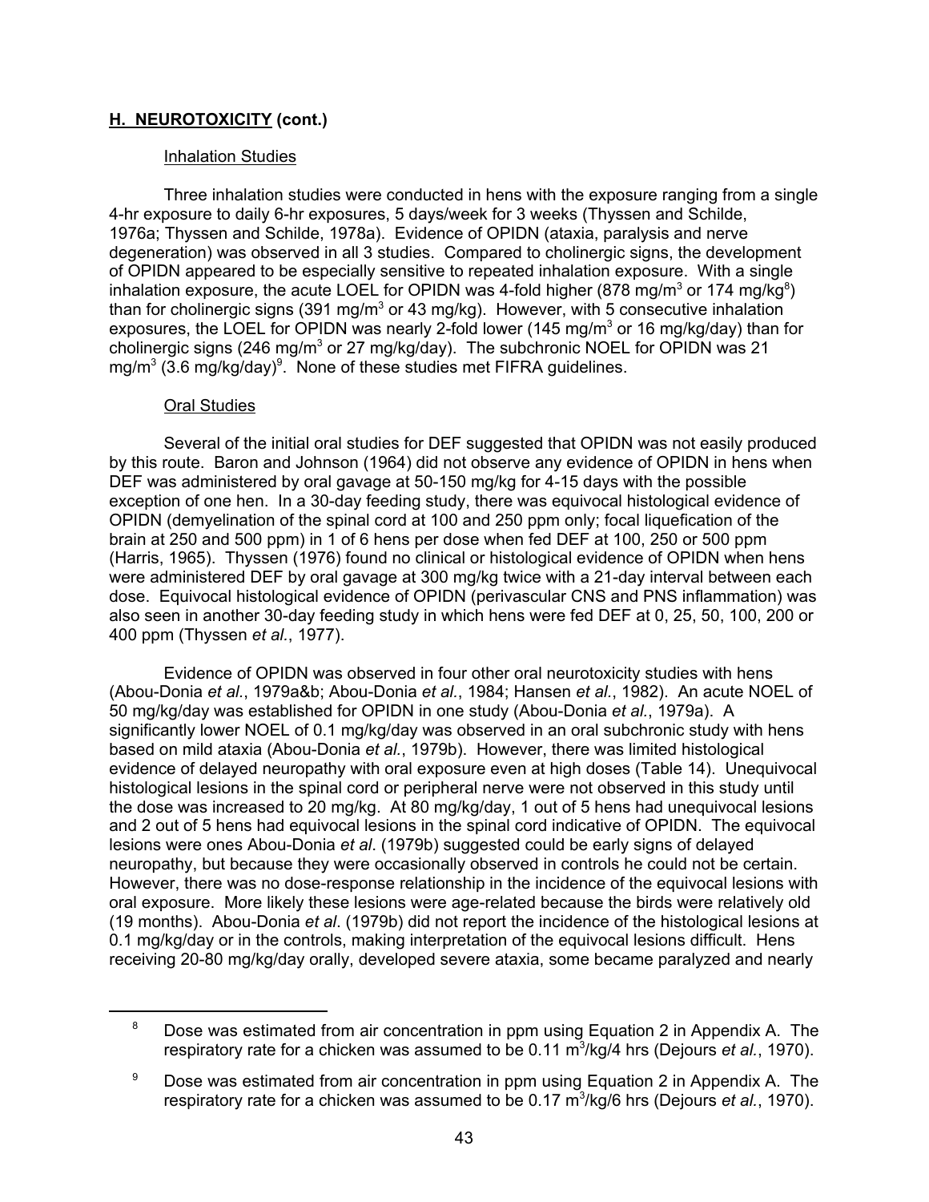## H. NEUROTOXICITY (cont.)

### Inhalation Studies

Three inhalation studies were conducted in hens with the exposure ranging from a single 4-hr exposure to daily 6-hr exposures, 5 days/week for 3 weeks (Thyssen and Schilde, 1976a; Thyssen and Schilde, 1978a). Evidence of OPIDN (ataxia, paralysis and nerve degeneration) was observed in all 3 studies. Compared to cholinergic signs, the development of OPIDN appeared to be especially sensitive to repeated inhalation exposure. With a single inhalation exposure, the acute LOEL for OPIDN was 4-fold higher (878 mg/m$^3$ or 174 mg/kg[8]) than for cholinergic signs (391 mg/m$^3$ or 43 mg/kg). However, with 5 consecutive inhalation exposures, the LOEL for OPIDN was nearly 2-fold lower (145 mg/m$^3$ or 16 mg/kg/day) than for cholinergic signs (246 mg/m$^3$ or 27 mg/kg/day). The subchronic NOEL for OPIDN was 21 mg/m$^3$ (3.6 mg/kg/day)[9]. None of these studies met FIFRA guidelines.

### Oral Studies

Several of the initial oral studies for DEF suggested that OPIDN was not easily produced by this route. Baron and Johnson (1964) did not observe any evidence of OPIDN in hens when DEF was administered by oral gavage at 50-150 mg/kg for 4-15 days with the possible exception of one hen. In a 30-day feeding study, there was equivocal histological evidence of OPIDN (demyelination of the spinal cord at 100 and 250 ppm only; focal liquefication of the brain at 250 and 500 ppm) in 1 of 6 hens per dose when fed DEF at 100, 250 or 500 ppm (Harris, 1965). Thyssen (1976) found no clinical or histological evidence of OPIDN when hens were administered DEF by oral gavage at 300 mg/kg twice with a 21-day interval between each dose. Equivocal histological evidence of OPIDN (perivascular CNS and PNS inflammation) was also seen in another 30-day feeding study in which hens were fed DEF at 0, 25, 50, 100, 200 or 400 ppm (Thyssen *et al.*, 1977).

Evidence of OPIDN was observed in four other oral neurotoxicity studies with hens (Abou-Donia *et al.*, 1979a&b; Abou-Donia *et al.*, 1984; Hansen *et al.*, 1982). An acute NOEL of 50 mg/kg/day was established for OPIDN in one study (Abou-Donia *et al.*, 1979a). A significantly lower NOEL of 0.1 mg/kg/day was observed in an oral subchronic study with hens based on mild ataxia (Abou-Donia *et al.*, 1979b). However, there was limited histological evidence of delayed neuropathy with oral exposure even at high doses (Table 14). Unequivocal histological lesions in the spinal cord or peripheral nerve were not observed in this study until the dose was increased to 20 mg/kg. At 80 mg/kg/day, 1 out of 5 hens had unequivocal lesions and 2 out of 5 hens had equivocal lesions in the spinal cord indicative of OPIDN. The equivocal lesions were ones Abou-Donia *et al*. (1979b) suggested could be early signs of delayed neuropathy, but because they were occasionally observed in controls he could not be certain. However, there was no dose-response relationship in the incidence of the equivocal lesions with oral exposure. More likely these lesions were age-related because the birds were relatively old (19 months). Abou-Donia *et al*. (1979b) did not report the incidence of the histological lesions at 0.1 mg/kg/day or in the controls, making interpretation of the equivocal lesions difficult. Hens receiving 20-80 mg/kg/day orally, developed severe ataxia, some became paralyzed and nearly

---

[8] Dose was estimated from air concentration in ppm using Equation 2 in Appendix A. The respiratory rate for a chicken was assumed to be 0.11 m$^3$/kg/4 hrs (Dejours *et al.*, 1970).

[9] Dose was estimated from air concentration in ppm using Equation 2 in Appendix A. The respiratory rate for a chicken was assumed to be 0.17 m$^3$/kg/6 hrs (Dejours *et al.*, 1970).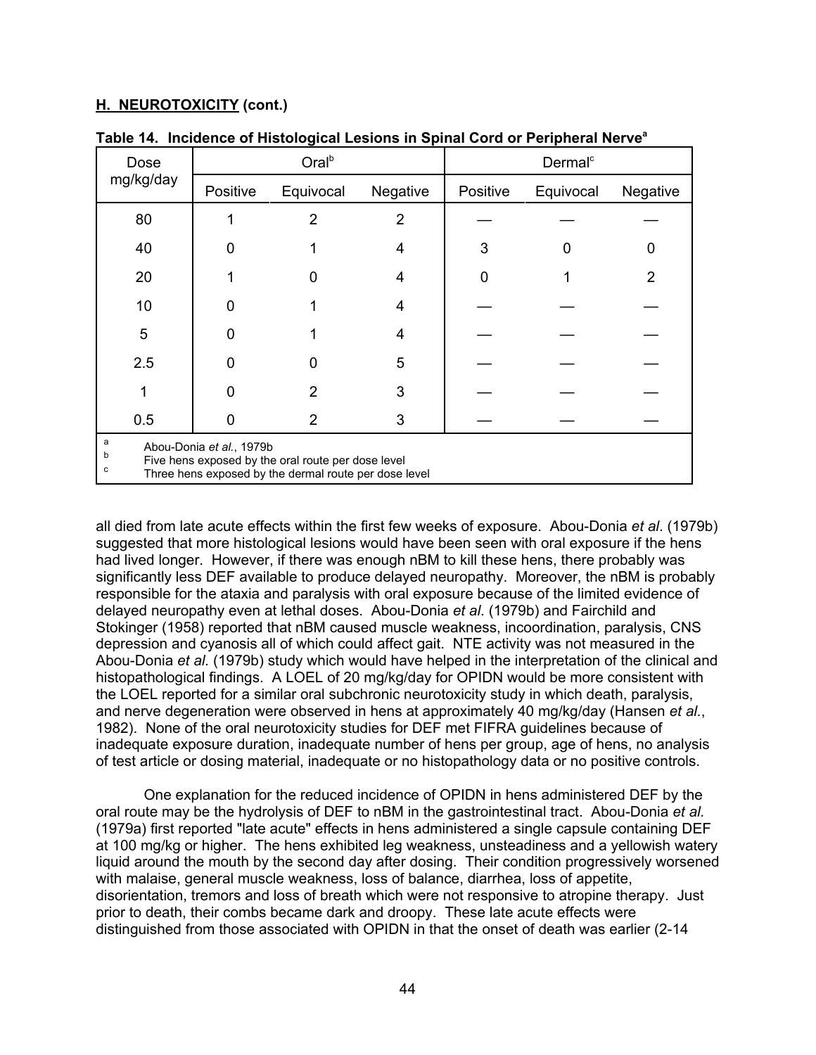**H. NEUROTOXICITY (cont.)**

**Table 14. Incidence of Histological Lesions in Spinal Cord or Peripheral Nerve[a]**

| Dose mg/kg/day | Oral[b] | | | Dermal[c] | | |
|---|---|---|---|---|---|---|
| | Positive | Equivocal | Negative | Positive | Equivocal | Negative |
| 80 | 1 | 2 | 2 | — | — | — |
| 40 | 0 | 1 | 4 | 3 | 0 | 0 |
| 20 | 1 | 0 | 4 | 0 | 1 | 2 |
| 10 | 0 | 1 | 4 | — | — | — |
| 5 | 0 | 1 | 4 | — | — | — |
| 2.5 | 0 | 0 | 5 | — | — | — |
| 1 | 0 | 2 | 3 | — | — | — |
| 0.5 | 0 | 2 | 3 | — | — | — |

[a] Abou-Donia *et al.*, 1979b
[b] Five hens exposed by the oral route per dose level
[c] Three hens exposed by the dermal route per dose level

all died from late acute effects within the first few weeks of exposure. Abou-Donia *et al*. (1979b) suggested that more histological lesions would have been seen with oral exposure if the hens had lived longer. However, if there was enough nBM to kill these hens, there probably was significantly less DEF available to produce delayed neuropathy. Moreover, the nBM is probably responsible for the ataxia and paralysis with oral exposure because of the limited evidence of delayed neuropathy even at lethal doses. Abou-Donia *et al*. (1979b) and Fairchild and Stokinger (1958) reported that nBM caused muscle weakness, incoordination, paralysis, CNS depression and cyanosis all of which could affect gait. NTE activity was not measured in the Abou-Donia *et al.* (1979b) study which would have helped in the interpretation of the clinical and histopathological findings. A LOEL of 20 mg/kg/day for OPIDN would be more consistent with the LOEL reported for a similar oral subchronic neurotoxicity study in which death, paralysis, and nerve degeneration were observed in hens at approximately 40 mg/kg/day (Hansen *et al.*, 1982). None of the oral neurotoxicity studies for DEF met FIFRA guidelines because of inadequate exposure duration, inadequate number of hens per group, age of hens, no analysis of test article or dosing material, inadequate or no histopathology data or no positive controls.

One explanation for the reduced incidence of OPIDN in hens administered DEF by the oral route may be the hydrolysis of DEF to nBM in the gastrointestinal tract. Abou-Donia *et al.* (1979a) first reported "late acute" effects in hens administered a single capsule containing DEF at 100 mg/kg or higher. The hens exhibited leg weakness, unsteadiness and a yellowish watery liquid around the mouth by the second day after dosing. Their condition progressively worsened with malaise, general muscle weakness, loss of balance, diarrhea, loss of appetite, disorientation, tremors and loss of breath which were not responsive to atropine therapy. Just prior to death, their combs became dark and droopy. These late acute effects were distinguished from those associated with OPIDN in that the onset of death was earlier (2-14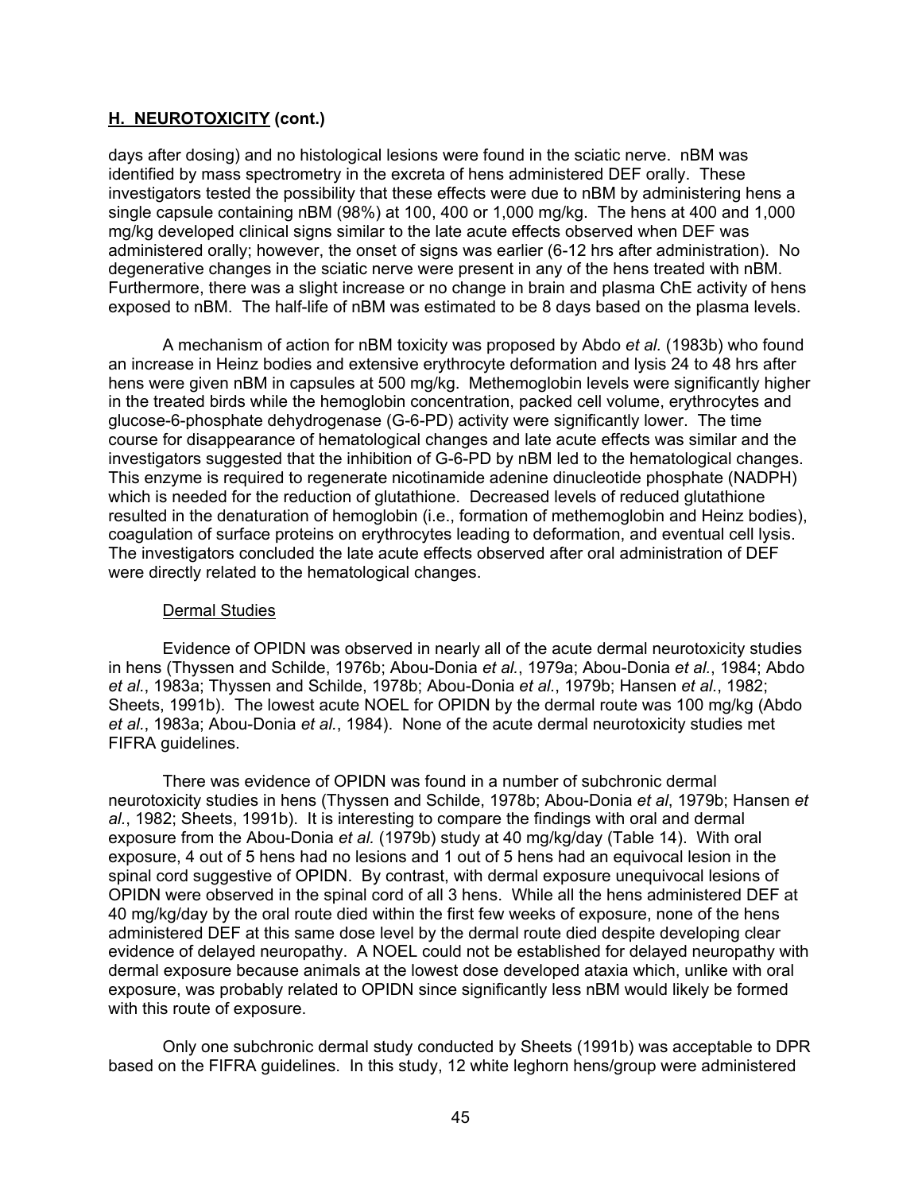## H. NEUROTOXICITY (cont.)

days after dosing) and no histological lesions were found in the sciatic nerve. nBM was identified by mass spectrometry in the excreta of hens administered DEF orally. These investigators tested the possibility that these effects were due to nBM by administering hens a single capsule containing nBM (98%) at 100, 400 or 1,000 mg/kg. The hens at 400 and 1,000 mg/kg developed clinical signs similar to the late acute effects observed when DEF was administered orally; however, the onset of signs was earlier (6-12 hrs after administration). No degenerative changes in the sciatic nerve were present in any of the hens treated with nBM. Furthermore, there was a slight increase or no change in brain and plasma ChE activity of hens exposed to nBM. The half-life of nBM was estimated to be 8 days based on the plasma levels.

A mechanism of action for nBM toxicity was proposed by Abdo *et al.* (1983b) who found an increase in Heinz bodies and extensive erythrocyte deformation and lysis 24 to 48 hrs after hens were given nBM in capsules at 500 mg/kg. Methemoglobin levels were significantly higher in the treated birds while the hemoglobin concentration, packed cell volume, erythrocytes and glucose-6-phosphate dehydrogenase (G-6-PD) activity were significantly lower. The time course for disappearance of hematological changes and late acute effects was similar and the investigators suggested that the inhibition of G-6-PD by nBM led to the hematological changes. This enzyme is required to regenerate nicotinamide adenine dinucleotide phosphate (NADPH) which is needed for the reduction of glutathione. Decreased levels of reduced glutathione resulted in the denaturation of hemoglobin (i.e., formation of methemoglobin and Heinz bodies), coagulation of surface proteins on erythrocytes leading to deformation, and eventual cell lysis. The investigators concluded the late acute effects observed after oral administration of DEF were directly related to the hematological changes.

Dermal Studies

Evidence of OPIDN was observed in nearly all of the acute dermal neurotoxicity studies in hens (Thyssen and Schilde, 1976b; Abou-Donia *et al.*, 1979a; Abou-Donia *et al.*, 1984; Abdo *et al.*, 1983a; Thyssen and Schilde, 1978b; Abou-Donia *et al.*, 1979b; Hansen *et al.*, 1982; Sheets, 1991b). The lowest acute NOEL for OPIDN by the dermal route was 100 mg/kg (Abdo *et al.*, 1983a; Abou-Donia *et al.*, 1984). None of the acute dermal neurotoxicity studies met FIFRA guidelines.

There was evidence of OPIDN was found in a number of subchronic dermal neurotoxicity studies in hens (Thyssen and Schilde, 1978b; Abou-Donia *et al*, 1979b; Hansen *et al.*, 1982; Sheets, 1991b). It is interesting to compare the findings with oral and dermal exposure from the Abou-Donia *et al.* (1979b) study at 40 mg/kg/day (Table 14). With oral exposure, 4 out of 5 hens had no lesions and 1 out of 5 hens had an equivocal lesion in the spinal cord suggestive of OPIDN. By contrast, with dermal exposure unequivocal lesions of OPIDN were observed in the spinal cord of all 3 hens. While all the hens administered DEF at 40 mg/kg/day by the oral route died within the first few weeks of exposure, none of the hens administered DEF at this same dose level by the dermal route died despite developing clear evidence of delayed neuropathy. A NOEL could not be established for delayed neuropathy with dermal exposure because animals at the lowest dose developed ataxia which, unlike with oral exposure, was probably related to OPIDN since significantly less nBM would likely be formed with this route of exposure.

Only one subchronic dermal study conducted by Sheets (1991b) was acceptable to DPR based on the FIFRA guidelines. In this study, 12 white leghorn hens/group were administered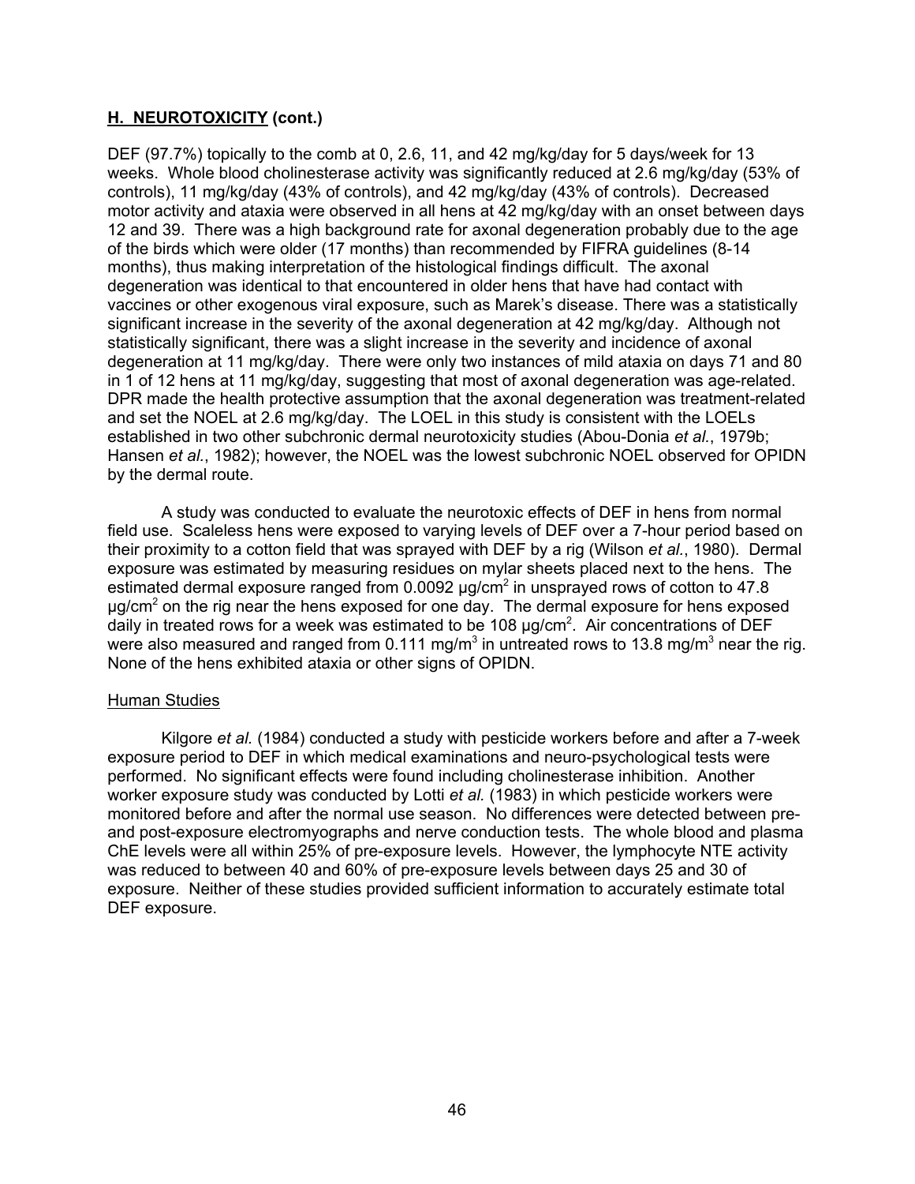## **H. NEUROTOXICITY (cont.)**

DEF (97.7%) topically to the comb at 0, 2.6, 11, and 42 mg/kg/day for 5 days/week for 13 weeks. Whole blood cholinesterase activity was significantly reduced at 2.6 mg/kg/day (53% of controls), 11 mg/kg/day (43% of controls), and 42 mg/kg/day (43% of controls). Decreased motor activity and ataxia were observed in all hens at 42 mg/kg/day with an onset between days 12 and 39. There was a high background rate for axonal degeneration probably due to the age of the birds which were older (17 months) than recommended by FIFRA guidelines (8-14 months), thus making interpretation of the histological findings difficult. The axonal degeneration was identical to that encountered in older hens that have had contact with vaccines or other exogenous viral exposure, such as Marek's disease. There was a statistically significant increase in the severity of the axonal degeneration at 42 mg/kg/day. Although not statistically significant, there was a slight increase in the severity and incidence of axonal degeneration at 11 mg/kg/day. There were only two instances of mild ataxia on days 71 and 80 in 1 of 12 hens at 11 mg/kg/day, suggesting that most of axonal degeneration was age-related. DPR made the health protective assumption that the axonal degeneration was treatment-related and set the NOEL at 2.6 mg/kg/day. The LOEL in this study is consistent with the LOELs established in two other subchronic dermal neurotoxicity studies (Abou-Donia *et al.*, 1979b; Hansen *et al.*, 1982); however, the NOEL was the lowest subchronic NOEL observed for OPIDN by the dermal route.

A study was conducted to evaluate the neurotoxic effects of DEF in hens from normal field use. Scaleless hens were exposed to varying levels of DEF over a 7-hour period based on their proximity to a cotton field that was sprayed with DEF by a rig (Wilson *et al.*, 1980). Dermal exposure was estimated by measuring residues on mylar sheets placed next to the hens. The estimated dermal exposure ranged from 0.0092 µg/cm$^2$ in unsprayed rows of cotton to 47.8 µg/cm$^2$ on the rig near the hens exposed for one day. The dermal exposure for hens exposed daily in treated rows for a week was estimated to be 108 µg/cm$^2$. Air concentrations of DEF were also measured and ranged from 0.111 mg/m$^3$ in untreated rows to 13.8 mg/m$^3$ near the rig. None of the hens exhibited ataxia or other signs of OPIDN.

Human Studies

Kilgore *et al.* (1984) conducted a study with pesticide workers before and after a 7-week exposure period to DEF in which medical examinations and neuro-psychological tests were performed. No significant effects were found including cholinesterase inhibition. Another worker exposure study was conducted by Lotti *et al.* (1983) in which pesticide workers were monitored before and after the normal use season. No differences were detected between pre- and post-exposure electromyographs and nerve conduction tests. The whole blood and plasma ChE levels were all within 25% of pre-exposure levels. However, the lymphocyte NTE activity was reduced to between 40 and 60% of pre-exposure levels between days 25 and 30 of exposure. Neither of these studies provided sufficient information to accurately estimate total DEF exposure.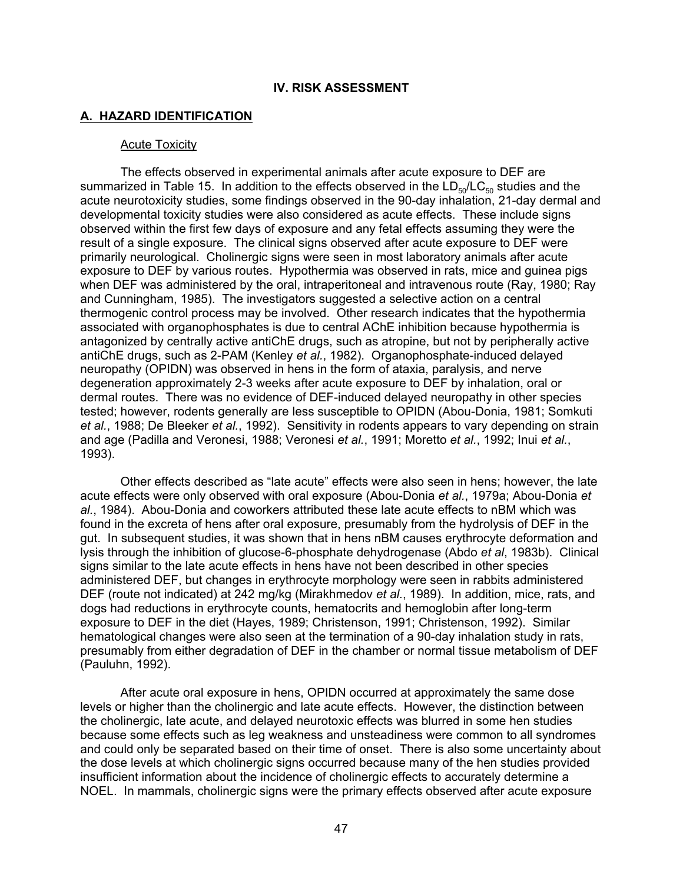## IV. RISK ASSESSMENT

### A. HAZARD IDENTIFICATION

#### Acute Toxicity

The effects observed in experimental animals after acute exposure to DEF are summarized in Table 15. In addition to the effects observed in the $LD_{50}/LC_{50}$ studies and the acute neurotoxicity studies, some findings observed in the 90-day inhalation, 21-day dermal and developmental toxicity studies were also considered as acute effects. These include signs observed within the first few days of exposure and any fetal effects assuming they were the result of a single exposure. The clinical signs observed after acute exposure to DEF were primarily neurological. Cholinergic signs were seen in most laboratory animals after acute exposure to DEF by various routes. Hypothermia was observed in rats, mice and guinea pigs when DEF was administered by the oral, intraperitoneal and intravenous route (Ray, 1980; Ray and Cunningham, 1985). The investigators suggested a selective action on a central thermogenic control process may be involved. Other research indicates that the hypothermia associated with organophosphates is due to central AChE inhibition because hypothermia is antagonized by centrally active antiChE drugs, such as atropine, but not by peripherally active antiChE drugs, such as 2-PAM (Kenley *et al.*, 1982). Organophosphate-induced delayed neuropathy (OPIDN) was observed in hens in the form of ataxia, paralysis, and nerve degeneration approximately 2-3 weeks after acute exposure to DEF by inhalation, oral or dermal routes. There was no evidence of DEF-induced delayed neuropathy in other species tested; however, rodents generally are less susceptible to OPIDN (Abou-Donia, 1981; Somkuti *et al.*, 1988; De Bleeker *et al.*, 1992). Sensitivity in rodents appears to vary depending on strain and age (Padilla and Veronesi, 1988; Veronesi *et al.*, 1991; Moretto *et al.*, 1992; Inui *et al.*, 1993).

Other effects described as "late acute" effects were also seen in hens; however, the late acute effects were only observed with oral exposure (Abou-Donia *et al.*, 1979a; Abou-Donia *et al.*, 1984). Abou-Donia and coworkers attributed these late acute effects to nBM which was found in the excreta of hens after oral exposure, presumably from the hydrolysis of DEF in the gut. In subsequent studies, it was shown that in hens nBM causes erythrocyte deformation and lysis through the inhibition of glucose-6-phosphate dehydrogenase (Abdo *et al*, 1983b). Clinical signs similar to the late acute effects in hens have not been described in other species administered DEF, but changes in erythrocyte morphology were seen in rabbits administered DEF (route not indicated) at 242 mg/kg (Mirakhmedov *et al.*, 1989). In addition, mice, rats, and dogs had reductions in erythrocyte counts, hematocrits and hemoglobin after long-term exposure to DEF in the diet (Hayes, 1989; Christenson, 1991; Christenson, 1992). Similar hematological changes were also seen at the termination of a 90-day inhalation study in rats, presumably from either degradation of DEF in the chamber or normal tissue metabolism of DEF (Pauluhn, 1992).

After acute oral exposure in hens, OPIDN occurred at approximately the same dose levels or higher than the cholinergic and late acute effects. However, the distinction between the cholinergic, late acute, and delayed neurotoxic effects was blurred in some hen studies because some effects such as leg weakness and unsteadiness were common to all syndromes and could only be separated based on their time of onset. There is also some uncertainty about the dose levels at which cholinergic signs occurred because many of the hen studies provided insufficient information about the incidence of cholinergic effects to accurately determine a NOEL. In mammals, cholinergic signs were the primary effects observed after acute exposure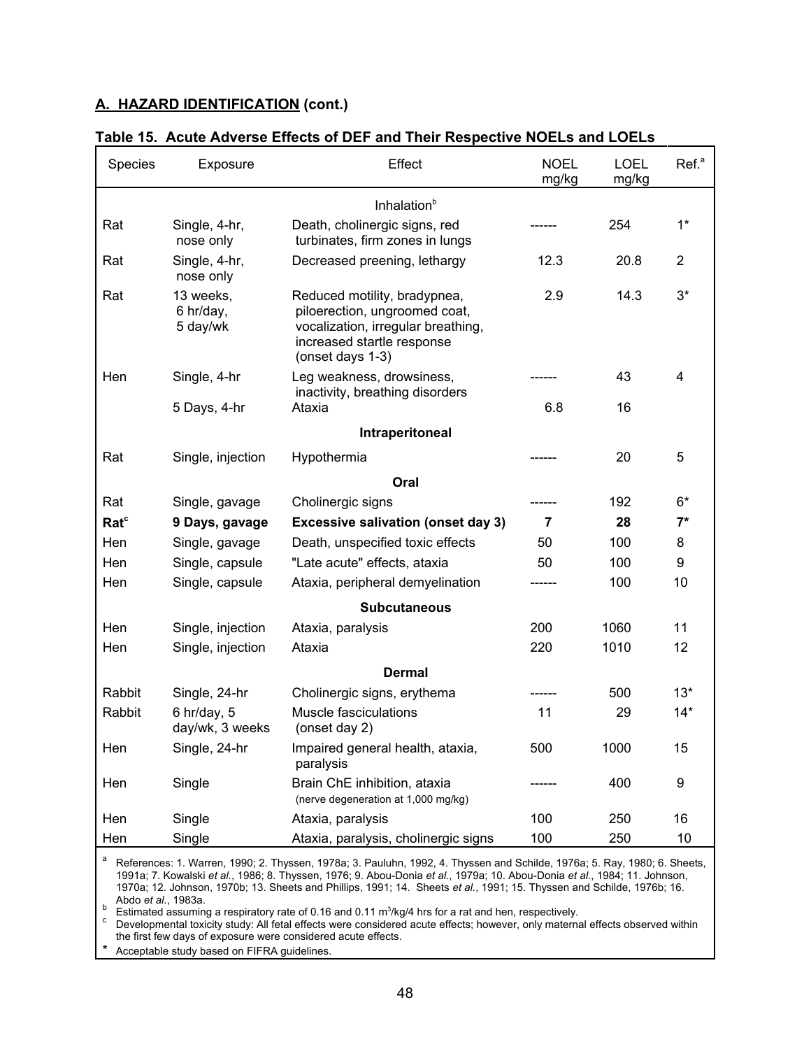## A. HAZARD IDENTIFICATION (cont.)

**Table 15. Acute Adverse Effects of DEF and Their Respective NOELs and LOELs**

| Species | Exposure | Effect | NOEL mg/kg | LOEL mg/kg | Ref.[a] |
|---|---|---|---|---|---|
| | | Inhalation[b] | | | |
| Rat | Single, 4-hr, nose only | Death, cholinergic signs, red turbinates, firm zones in lungs | ------ | 254 | 1* |
| Rat | Single, 4-hr, nose only | Decreased preening, lethargy | 12.3 | 20.8 | 2 |
| Rat | 13 weeks, 6 hr/day, 5 day/wk | Reduced motility, bradypnea, piloerection, ungroomed coat, vocalization, irregular breathing, increased startle response (onset days 1-3) | 2.9 | 14.3 | 3* |
| Hen | Single, 4-hr | Leg weakness, drowsiness, inactivity, breathing disorders | ------ | 43 | 4 |
| | 5 Days, 4-hr | Ataxia | 6.8 | 16 | |
| | | **Intraperitoneal** | | | |
| Rat | Single, injection | Hypothermia | ------ | 20 | 5 |
| | | **Oral** | | | |
| Rat | Single, gavage | Cholinergic signs | ------ | 192 | 6* |
| **Rat[c]** | **9 Days, gavage** | **Excessive salivation (onset day 3)** | **7** | **28** | **7*** |
| Hen | Single, gavage | Death, unspecified toxic effects | 50 | 100 | 8 |
| Hen | Single, capsule | "Late acute" effects, ataxia | 50 | 100 | 9 |
| Hen | Single, capsule | Ataxia, peripheral demyelination | ------ | 100 | 10 |
| | | **Subcutaneous** | | | |
| Hen | Single, injection | Ataxia, paralysis | 200 | 1060 | 11 |
| Hen | Single, injection | Ataxia | 220 | 1010 | 12 |
| | | **Dermal** | | | |
| Rabbit | Single, 24-hr | Cholinergic signs, erythema | ------ | 500 | 13* |
| Rabbit | 6 hr/day, 5 day/wk, 3 weeks | Muscle fasciculations (onset day 2) | 11 | 29 | 14* |
| Hen | Single, 24-hr | Impaired general health, ataxia, paralysis | 500 | 1000 | 15 |
| Hen | Single | Brain ChE inhibition, ataxia (nerve degeneration at 1,000 mg/kg) | ------ | 400 | 9 |
| Hen | Single | Ataxia, paralysis | 100 | 250 | 16 |
| Hen | Single | Ataxia, paralysis, cholinergic signs | 100 | 250 | 10 |

[a] References: 1. Warren, 1990; 2. Thyssen, 1978a; 3. Pauluhn, 1992, 4. Thyssen and Schilde, 1976a; 5. Ray, 1980; 6. Sheets, 1991a; 7. Kowalski *et al.*, 1986; 8. Thyssen, 1976; 9. Abou-Donia *et al.*, 1979a; 10. Abou-Donia *et al.*, 1984; 11. Johnson, 1970a; 12. Johnson, 1970b; 13. Sheets and Phillips, 1991; 14. Sheets *et al.*, 1991; 15. Thyssen and Schilde, 1976b; 16. Abdo *et al.*, 1983a.

[b] Estimated assuming a respiratory rate of 0.16 and 0.11 $m^3$/kg/4 hrs for a rat and hen, respectively.

[c] Developmental toxicity study: All fetal effects were considered acute effects; however, only maternal effects observed within the first few days of exposure were considered acute effects.

\* Acceptable study based on FIFRA guidelines.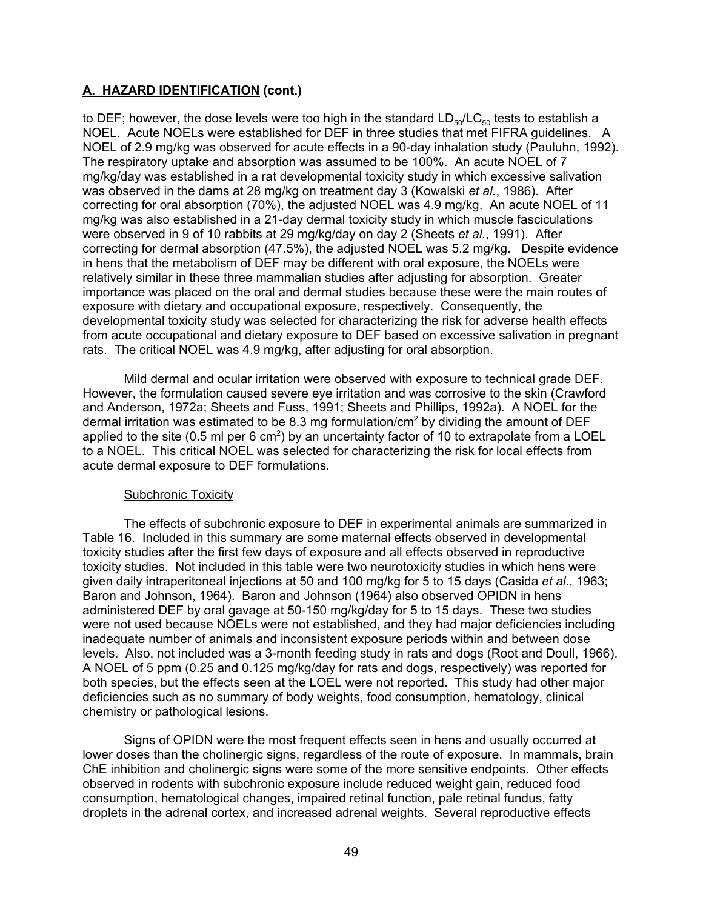## A. HAZARD IDENTIFICATION (cont.)

to DEF; however, the dose levels were too high in the standard $LD_{50}/LC_{50}$ tests to establish a NOEL. Acute NOELs were established for DEF in three studies that met FIFRA guidelines. A NOEL of 2.9 mg/kg was observed for acute effects in a 90-day inhalation study (Pauluhn, 1992). The respiratory uptake and absorption was assumed to be 100%. An acute NOEL of 7 mg/kg/day was established in a rat developmental toxicity study in which excessive salivation was observed in the dams at 28 mg/kg on treatment day 3 (Kowalski *et al.*, 1986). After correcting for oral absorption (70%), the adjusted NOEL was 4.9 mg/kg. An acute NOEL of 11 mg/kg was also established in a 21-day dermal toxicity study in which muscle fasciculations were observed in 9 of 10 rabbits at 29 mg/kg/day on day 2 (Sheets *et al.*, 1991). After correcting for dermal absorption (47.5%), the adjusted NOEL was 5.2 mg/kg. Despite evidence in hens that the metabolism of DEF may be different with oral exposure, the NOELs were relatively similar in these three mammalian studies after adjusting for absorption. Greater importance was placed on the oral and dermal studies because these were the main routes of exposure with dietary and occupational exposure, respectively. Consequently, the developmental toxicity study was selected for characterizing the risk for adverse health effects from acute occupational and dietary exposure to DEF based on excessive salivation in pregnant rats. The critical NOEL was 4.9 mg/kg, after adjusting for oral absorption.

Mild dermal and ocular irritation were observed with exposure to technical grade DEF. However, the formulation caused severe eye irritation and was corrosive to the skin (Crawford and Anderson, 1972a; Sheets and Fuss, 1991; Sheets and Phillips, 1992a). A NOEL for the dermal irritation was estimated to be 8.3 mg formulation/$cm^2$ by dividing the amount of DEF applied to the site (0.5 ml per 6 $cm^2$) by an uncertainty factor of 10 to extrapolate from a LOEL to a NOEL. This critical NOEL was selected for characterizing the risk for local effects from acute dermal exposure to DEF formulations.

### Subchronic Toxicity

The effects of subchronic exposure to DEF in experimental animals are summarized in Table 16. Included in this summary are some maternal effects observed in developmental toxicity studies after the first few days of exposure and all effects observed in reproductive toxicity studies. Not included in this table were two neurotoxicity studies in which hens were given daily intraperitoneal injections at 50 and 100 mg/kg for 5 to 15 days (Casida *et al.*, 1963; Baron and Johnson, 1964). Baron and Johnson (1964) also observed OPIDN in hens administered DEF by oral gavage at 50-150 mg/kg/day for 5 to 15 days. These two studies were not used because NOELs were not established, and they had major deficiencies including inadequate number of animals and inconsistent exposure periods within and between dose levels. Also, not included was a 3-month feeding study in rats and dogs (Root and Doull, 1966). A NOEL of 5 ppm (0.25 and 0.125 mg/kg/day for rats and dogs, respectively) was reported for both species, but the effects seen at the LOEL were not reported. This study had other major deficiencies such as no summary of body weights, food consumption, hematology, clinical chemistry or pathological lesions.

Signs of OPIDN were the most frequent effects seen in hens and usually occurred at lower doses than the cholinergic signs, regardless of the route of exposure. In mammals, brain ChE inhibition and cholinergic signs were some of the more sensitive endpoints. Other effects observed in rodents with subchronic exposure include reduced weight gain, reduced food consumption, hematological changes, impaired retinal function, pale retinal fundus, fatty droplets in the adrenal cortex, and increased adrenal weights. Several reproductive effects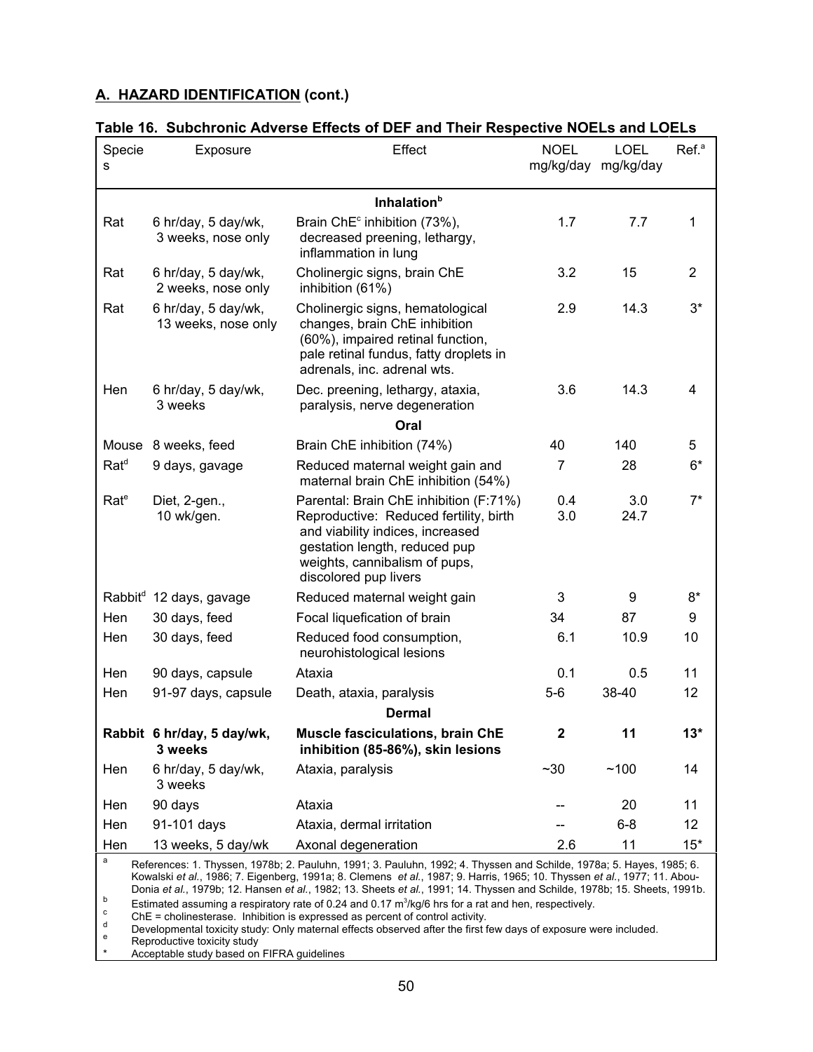## A. HAZARD IDENTIFICATION (cont.)

### Table 16. Subchronic Adverse Effects of DEF and Their Respective NOELs and LOELs

| Species | Exposure | Effect | NOEL mg/kg/day | LOEL mg/kg/day | Ref.[a] |
|---|---|---|---|---|---|
| | | **Inhalation[b]** | | | |
| Rat | 6 hr/day, 5 day/wk, 3 weeks, nose only | Brain ChE[c] inhibition (73%), decreased preening, lethargy, inflammation in lung | 1.7 | 7.7 | 1 |
| Rat | 6 hr/day, 5 day/wk, 2 weeks, nose only | Cholinergic signs, brain ChE inhibition (61%) | 3.2 | 15 | 2 |
| Rat | 6 hr/day, 5 day/wk, 13 weeks, nose only | Cholinergic signs, hematological changes, brain ChE inhibition (60%), impaired retinal function, pale retinal fundus, fatty droplets in adrenals, inc. adrenal wts. | 2.9 | 14.3 | 3* |
| Hen | 6 hr/day, 5 day/wk, 3 weeks | Dec. preening, lethargy, ataxia, paralysis, nerve degeneration | 3.6 | 14.3 | 4 |
| | | **Oral** | | | |
| Mouse | 8 weeks, feed | Brain ChE inhibition (74%) | 40 | 140 | 5 |
| Rat[d] | 9 days, gavage | Reduced maternal weight gain and maternal brain ChE inhibition (54%) | 7 | 28 | 6* |
| Rat[e] | Diet, 2-gen., 10 wk/gen. | Parental: Brain ChE inhibition (F:71%)<br>Reproductive: Reduced fertility, birth and viability indices, increased gestation length, reduced pup weights, cannibalism of pups, discolored pup livers | 0.4<br>3.0 | 3.0<br>24.7 | 7* |
| Rabbit[d] | 12 days, gavage | Reduced maternal weight gain | 3 | 9 | 8* |
| Hen | 30 days, feed | Focal liquefication of brain | 34 | 87 | 9 |
| Hen | 30 days, feed | Reduced food consumption, neurohistological lesions | 6.1 | 10.9 | 10 |
| Hen | 90 days, capsule | Ataxia | 0.1 | 0.5 | 11 |
| Hen | 91-97 days, capsule | Death, ataxia, paralysis | 5-6 | 38-40 | 12 |
| | | **Dermal** | | | |
| **Rabbit** | **6 hr/day, 5 day/wk, 3 weeks** | **Muscle fasciculations, brain ChE inhibition (85-86%), skin lesions** | **2** | **11** | **13*** |
| Hen | 6 hr/day, 5 day/wk, 3 weeks | Ataxia, paralysis | ~30 | ~100 | 14 |
| Hen | 90 days | Ataxia | -- | 20 | 11 |
| Hen | 91-101 days | Ataxia, dermal irritation | -- | 6-8 | 12 |
| Hen | 13 weeks, 5 day/wk | Axonal degeneration | 2.6 | 11 | 15* |

[a] References: 1. Thyssen, 1978b; 2. Pauluhn, 1991; 3. Pauluhn, 1992; 4. Thyssen and Schilde, 1978a; 5. Hayes, 1985; 6. Kowalski *et al.*, 1986; 7. Eigenberg, 1991a; 8. Clemens *et al.*, 1987; 9. Harris, 1965; 10. Thyssen *et al.*, 1977; 11. Abou-Donia *et al.*, 1979b; 12. Hansen *et al.*, 1982; 13. Sheets *et al.*, 1991; 14. Thyssen and Schilde, 1978b; 15. Sheets, 1991b.

[b] Estimated assuming a respiratory rate of 0.24 and 0.17 $m^3$/kg/6 hrs for a rat and hen, respectively.

[c] ChE = cholinesterase. Inhibition is expressed as percent of control activity.

[d] Developmental toxicity study: Only maternal effects observed after the first few days of exposure were included.

[e] Reproductive toxicity study

\* Acceptable study based on FIFRA guidelines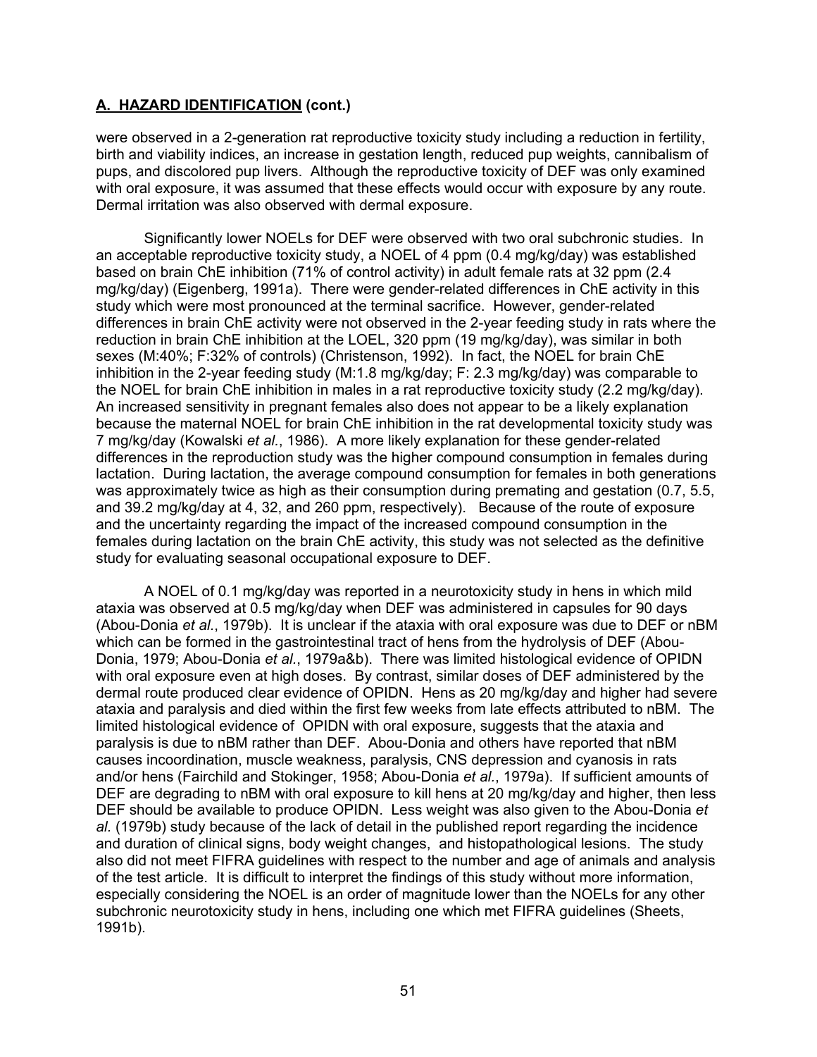## A. HAZARD IDENTIFICATION (cont.)

were observed in a 2-generation rat reproductive toxicity study including a reduction in fertility, birth and viability indices, an increase in gestation length, reduced pup weights, cannibalism of pups, and discolored pup livers. Although the reproductive toxicity of DEF was only examined with oral exposure, it was assumed that these effects would occur with exposure by any route. Dermal irritation was also observed with dermal exposure.

Significantly lower NOELs for DEF were observed with two oral subchronic studies. In an acceptable reproductive toxicity study, a NOEL of 4 ppm (0.4 mg/kg/day) was established based on brain ChE inhibition (71% of control activity) in adult female rats at 32 ppm (2.4 mg/kg/day) (Eigenberg, 1991a). There were gender-related differences in ChE activity in this study which were most pronounced at the terminal sacrifice. However, gender-related differences in brain ChE activity were not observed in the 2-year feeding study in rats where the reduction in brain ChE inhibition at the LOEL, 320 ppm (19 mg/kg/day), was similar in both sexes (M:40%; F:32% of controls) (Christenson, 1992). In fact, the NOEL for brain ChE inhibition in the 2-year feeding study (M:1.8 mg/kg/day; F: 2.3 mg/kg/day) was comparable to the NOEL for brain ChE inhibition in males in a rat reproductive toxicity study (2.2 mg/kg/day). An increased sensitivity in pregnant females also does not appear to be a likely explanation because the maternal NOEL for brain ChE inhibition in the rat developmental toxicity study was 7 mg/kg/day (Kowalski *et al.*, 1986). A more likely explanation for these gender-related differences in the reproduction study was the higher compound consumption in females during lactation. During lactation, the average compound consumption for females in both generations was approximately twice as high as their consumption during premating and gestation (0.7, 5.5, and 39.2 mg/kg/day at 4, 32, and 260 ppm, respectively). Because of the route of exposure and the uncertainty regarding the impact of the increased compound consumption in the females during lactation on the brain ChE activity, this study was not selected as the definitive study for evaluating seasonal occupational exposure to DEF.

A NOEL of 0.1 mg/kg/day was reported in a neurotoxicity study in hens in which mild ataxia was observed at 0.5 mg/kg/day when DEF was administered in capsules for 90 days (Abou-Donia *et al.*, 1979b). It is unclear if the ataxia with oral exposure was due to DEF or nBM which can be formed in the gastrointestinal tract of hens from the hydrolysis of DEF (Abou-Donia, 1979; Abou-Donia *et al.*, 1979a&b). There was limited histological evidence of OPIDN with oral exposure even at high doses. By contrast, similar doses of DEF administered by the dermal route produced clear evidence of OPIDN. Hens as 20 mg/kg/day and higher had severe ataxia and paralysis and died within the first few weeks from late effects attributed to nBM. The limited histological evidence of OPIDN with oral exposure, suggests that the ataxia and paralysis is due to nBM rather than DEF. Abou-Donia and others have reported that nBM causes incoordination, muscle weakness, paralysis, CNS depression and cyanosis in rats and/or hens (Fairchild and Stokinger, 1958; Abou-Donia *et al.*, 1979a). If sufficient amounts of DEF are degrading to nBM with oral exposure to kill hens at 20 mg/kg/day and higher, then less DEF should be available to produce OPIDN. Less weight was also given to the Abou-Donia *et al.* (1979b) study because of the lack of detail in the published report regarding the incidence and duration of clinical signs, body weight changes, and histopathological lesions. The study also did not meet FIFRA guidelines with respect to the number and age of animals and analysis of the test article. It is difficult to interpret the findings of this study without more information, especially considering the NOEL is an order of magnitude lower than the NOELs for any other subchronic neurotoxicity study in hens, including one which met FIFRA guidelines (Sheets, 1991b).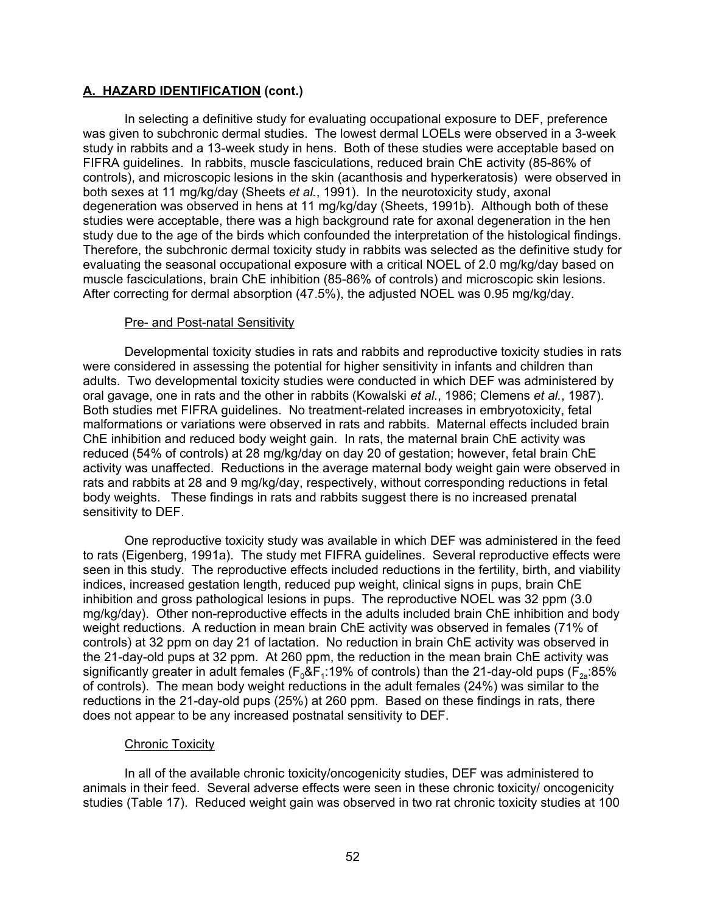## A. HAZARD IDENTIFICATION (cont.)

In selecting a definitive study for evaluating occupational exposure to DEF, preference was given to subchronic dermal studies. The lowest dermal LOELs were observed in a 3-week study in rabbits and a 13-week study in hens. Both of these studies were acceptable based on FIFRA guidelines. In rabbits, muscle fasciculations, reduced brain ChE activity (85-86% of controls), and microscopic lesions in the skin (acanthosis and hyperkeratosis) were observed in both sexes at 11 mg/kg/day (Sheets *et al.*, 1991). In the neurotoxicity study, axonal degeneration was observed in hens at 11 mg/kg/day (Sheets, 1991b). Although both of these studies were acceptable, there was a high background rate for axonal degeneration in the hen study due to the age of the birds which confounded the interpretation of the histological findings. Therefore, the subchronic dermal toxicity study in rabbits was selected as the definitive study for evaluating the seasonal occupational exposure with a critical NOEL of 2.0 mg/kg/day based on muscle fasciculations, brain ChE inhibition (85-86% of controls) and microscopic skin lesions. After correcting for dermal absorption (47.5%), the adjusted NOEL was 0.95 mg/kg/day.

### Pre- and Post-natal Sensitivity

Developmental toxicity studies in rats and rabbits and reproductive toxicity studies in rats were considered in assessing the potential for higher sensitivity in infants and children than adults. Two developmental toxicity studies were conducted in which DEF was administered by oral gavage, one in rats and the other in rabbits (Kowalski *et al.*, 1986; Clemens *et al.*, 1987). Both studies met FIFRA guidelines. No treatment-related increases in embryotoxicity, fetal malformations or variations were observed in rats and rabbits. Maternal effects included brain ChE inhibition and reduced body weight gain. In rats, the maternal brain ChE activity was reduced (54% of controls) at 28 mg/kg/day on day 20 of gestation; however, fetal brain ChE activity was unaffected. Reductions in the average maternal body weight gain were observed in rats and rabbits at 28 and 9 mg/kg/day, respectively, without corresponding reductions in fetal body weights. These findings in rats and rabbits suggest there is no increased prenatal sensitivity to DEF.

One reproductive toxicity study was available in which DEF was administered in the feed to rats (Eigenberg, 1991a). The study met FIFRA guidelines. Several reproductive effects were seen in this study. The reproductive effects included reductions in the fertility, birth, and viability indices, increased gestation length, reduced pup weight, clinical signs in pups, brain ChE inhibition and gross pathological lesions in pups. The reproductive NOEL was 32 ppm (3.0 mg/kg/day). Other non-reproductive effects in the adults included brain ChE inhibition and body weight reductions. A reduction in mean brain ChE activity was observed in females (71% of controls) at 32 ppm on day 21 of lactation. No reduction in brain ChE activity was observed in the 21-day-old pups at 32 ppm. At 260 ppm, the reduction in the mean brain ChE activity was significantly greater in adult females ($F_0$&$F_1$:19% of controls) than the 21-day-old pups ($F_{2a}$:85% of controls). The mean body weight reductions in the adult females (24%) was similar to the reductions in the 21-day-old pups (25%) at 260 ppm. Based on these findings in rats, there does not appear to be any increased postnatal sensitivity to DEF.

### Chronic Toxicity

In all of the available chronic toxicity/oncogenicity studies, DEF was administered to animals in their feed. Several adverse effects were seen in these chronic toxicity/ oncogenicity studies (Table 17). Reduced weight gain was observed in two rat chronic toxicity studies at 100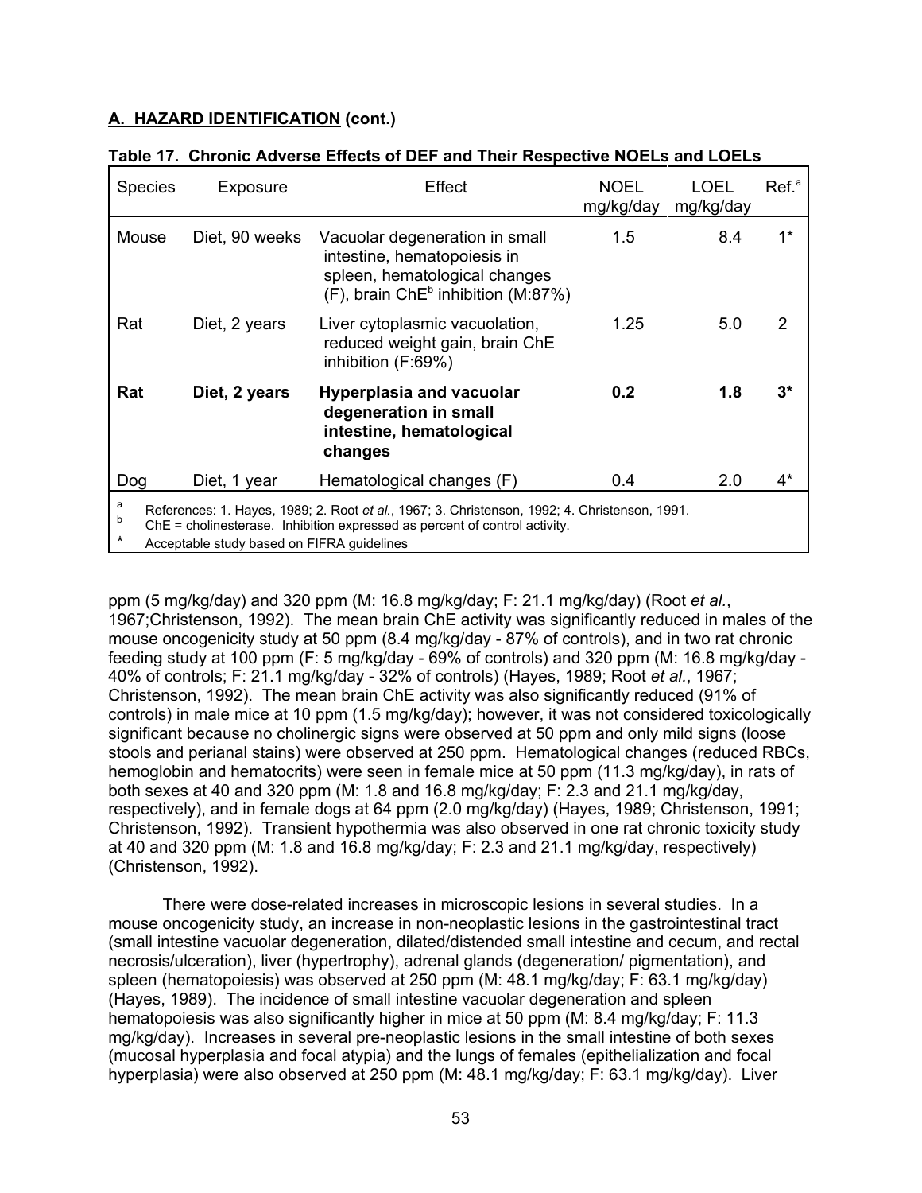## A. HAZARD IDENTIFICATION (cont.)

**Table 17. Chronic Adverse Effects of DEF and Their Respective NOELs and LOELs**

| Species | Exposure | Effect | NOEL mg/kg/day | LOEL mg/kg/day | Ref.[a] |
|---|---|---|---|---|---|
| Mouse | Diet, 90 weeks | Vacuolar degeneration in small intestine, hematopoiesis in spleen, hematological changes (F), brain ChE[b] inhibition (M:87%) | 1.5 | 8.4 | 1* |
| Rat | Diet, 2 years | Liver cytoplasmic vacuolation, reduced weight gain, brain ChE inhibition (F:69%) | 1.25 | 5.0 | 2 |
| **Rat** | **Diet, 2 years** | **Hyperplasia and vacuolar degeneration in small intestine, hematological changes** | **0.2** | **1.8** | **3*** |
| Dog | Diet, 1 year | Hematological changes (F) | 0.4 | 2.0 | 4* |

[a] References: 1. Hayes, 1989; 2. Root *et al.*, 1967; 3. Christenson, 1992; 4. Christenson, 1991.
[b] ChE = cholinesterase. Inhibition expressed as percent of control activity.
\* Acceptable study based on FIFRA guidelines

ppm (5 mg/kg/day) and 320 ppm (M: 16.8 mg/kg/day; F: 21.1 mg/kg/day) (Root *et al.*, 1967;Christenson, 1992). The mean brain ChE activity was significantly reduced in males of the mouse oncogenicity study at 50 ppm (8.4 mg/kg/day - 87% of controls), and in two rat chronic feeding study at 100 ppm (F: 5 mg/kg/day - 69% of controls) and 320 ppm (M: 16.8 mg/kg/day - 40% of controls; F: 21.1 mg/kg/day - 32% of controls) (Hayes, 1989; Root *et al.*, 1967; Christenson, 1992). The mean brain ChE activity was also significantly reduced (91% of controls) in male mice at 10 ppm (1.5 mg/kg/day); however, it was not considered toxicologically significant because no cholinergic signs were observed at 50 ppm and only mild signs (loose stools and perianal stains) were observed at 250 ppm. Hematological changes (reduced RBCs, hemoglobin and hematocrits) were seen in female mice at 50 ppm (11.3 mg/kg/day), in rats of both sexes at 40 and 320 ppm (M: 1.8 and 16.8 mg/kg/day; F: 2.3 and 21.1 mg/kg/day, respectively), and in female dogs at 64 ppm (2.0 mg/kg/day) (Hayes, 1989; Christenson, 1991; Christenson, 1992). Transient hypothermia was also observed in one rat chronic toxicity study at 40 and 320 ppm (M: 1.8 and 16.8 mg/kg/day; F: 2.3 and 21.1 mg/kg/day, respectively) (Christenson, 1992).

There were dose-related increases in microscopic lesions in several studies. In a mouse oncogenicity study, an increase in non-neoplastic lesions in the gastrointestinal tract (small intestine vacuolar degeneration, dilated/distended small intestine and cecum, and rectal necrosis/ulceration), liver (hypertrophy), adrenal glands (degeneration/ pigmentation), and spleen (hematopoiesis) was observed at 250 ppm (M: 48.1 mg/kg/day; F: 63.1 mg/kg/day) (Hayes, 1989). The incidence of small intestine vacuolar degeneration and spleen hematopoiesis was also significantly higher in mice at 50 ppm (M: 8.4 mg/kg/day; F: 11.3 mg/kg/day). Increases in several pre-neoplastic lesions in the small intestine of both sexes (mucosal hyperplasia and focal atypia) and the lungs of females (epithelialization and focal hyperplasia) were also observed at 250 ppm (M: 48.1 mg/kg/day; F: 63.1 mg/kg/day). Liver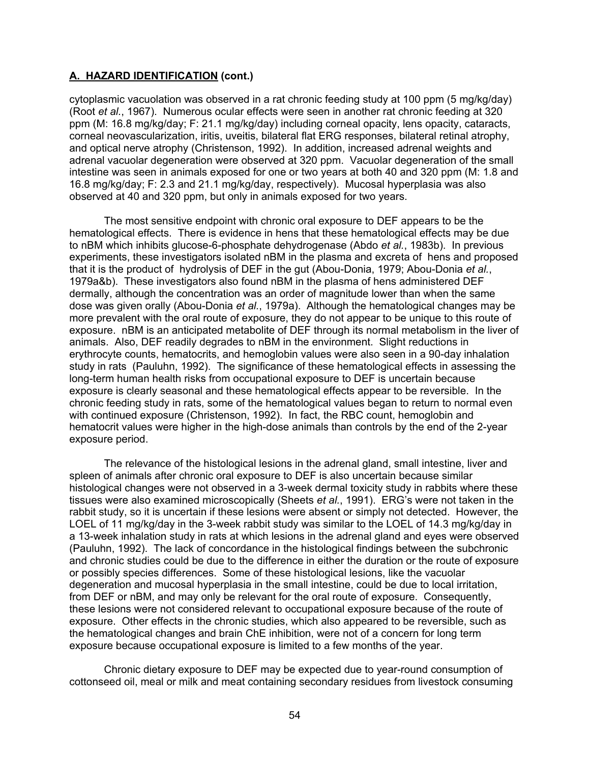## A. HAZARD IDENTIFICATION (cont.)

cytoplasmic vacuolation was observed in a rat chronic feeding study at 100 ppm (5 mg/kg/day) (Root *et al.*, 1967). Numerous ocular effects were seen in another rat chronic feeding at 320 ppm (M: 16.8 mg/kg/day; F: 21.1 mg/kg/day) including corneal opacity, lens opacity, cataracts, corneal neovascularization, iritis, uveitis, bilateral flat ERG responses, bilateral retinal atrophy, and optical nerve atrophy (Christenson, 1992). In addition, increased adrenal weights and adrenal vacuolar degeneration were observed at 320 ppm. Vacuolar degeneration of the small intestine was seen in animals exposed for one or two years at both 40 and 320 ppm (M: 1.8 and 16.8 mg/kg/day; F: 2.3 and 21.1 mg/kg/day, respectively). Mucosal hyperplasia was also observed at 40 and 320 ppm, but only in animals exposed for two years.

The most sensitive endpoint with chronic oral exposure to DEF appears to be the hematological effects. There is evidence in hens that these hematological effects may be due to nBM which inhibits glucose-6-phosphate dehydrogenase (Abdo *et al.*, 1983b). In previous experiments, these investigators isolated nBM in the plasma and excreta of hens and proposed that it is the product of hydrolysis of DEF in the gut (Abou-Donia, 1979; Abou-Donia *et al.*, 1979a&b). These investigators also found nBM in the plasma of hens administered DEF dermally, although the concentration was an order of magnitude lower than when the same dose was given orally (Abou-Donia *et al.*, 1979a). Although the hematological changes may be more prevalent with the oral route of exposure, they do not appear to be unique to this route of exposure. nBM is an anticipated metabolite of DEF through its normal metabolism in the liver of animals. Also, DEF readily degrades to nBM in the environment. Slight reductions in erythrocyte counts, hematocrits, and hemoglobin values were also seen in a 90-day inhalation study in rats (Pauluhn, 1992). The significance of these hematological effects in assessing the long-term human health risks from occupational exposure to DEF is uncertain because exposure is clearly seasonal and these hematological effects appear to be reversible. In the chronic feeding study in rats, some of the hematological values began to return to normal even with continued exposure (Christenson, 1992). In fact, the RBC count, hemoglobin and hematocrit values were higher in the high-dose animals than controls by the end of the 2-year exposure period.

The relevance of the histological lesions in the adrenal gland, small intestine, liver and spleen of animals after chronic oral exposure to DEF is also uncertain because similar histological changes were not observed in a 3-week dermal toxicity study in rabbits where these tissues were also examined microscopically (Sheets *et al.*, 1991). ERG's were not taken in the rabbit study, so it is uncertain if these lesions were absent or simply not detected. However, the LOEL of 11 mg/kg/day in the 3-week rabbit study was similar to the LOEL of 14.3 mg/kg/day in a 13-week inhalation study in rats at which lesions in the adrenal gland and eyes were observed (Pauluhn, 1992). The lack of concordance in the histological findings between the subchronic and chronic studies could be due to the difference in either the duration or the route of exposure or possibly species differences. Some of these histological lesions, like the vacuolar degeneration and mucosal hyperplasia in the small intestine, could be due to local irritation, from DEF or nBM, and may only be relevant for the oral route of exposure. Consequently, these lesions were not considered relevant to occupational exposure because of the route of exposure. Other effects in the chronic studies, which also appeared to be reversible, such as the hematological changes and brain ChE inhibition, were not of a concern for long term exposure because occupational exposure is limited to a few months of the year.

Chronic dietary exposure to DEF may be expected due to year-round consumption of cottonseed oil, meal or milk and meat containing secondary residues from livestock consuming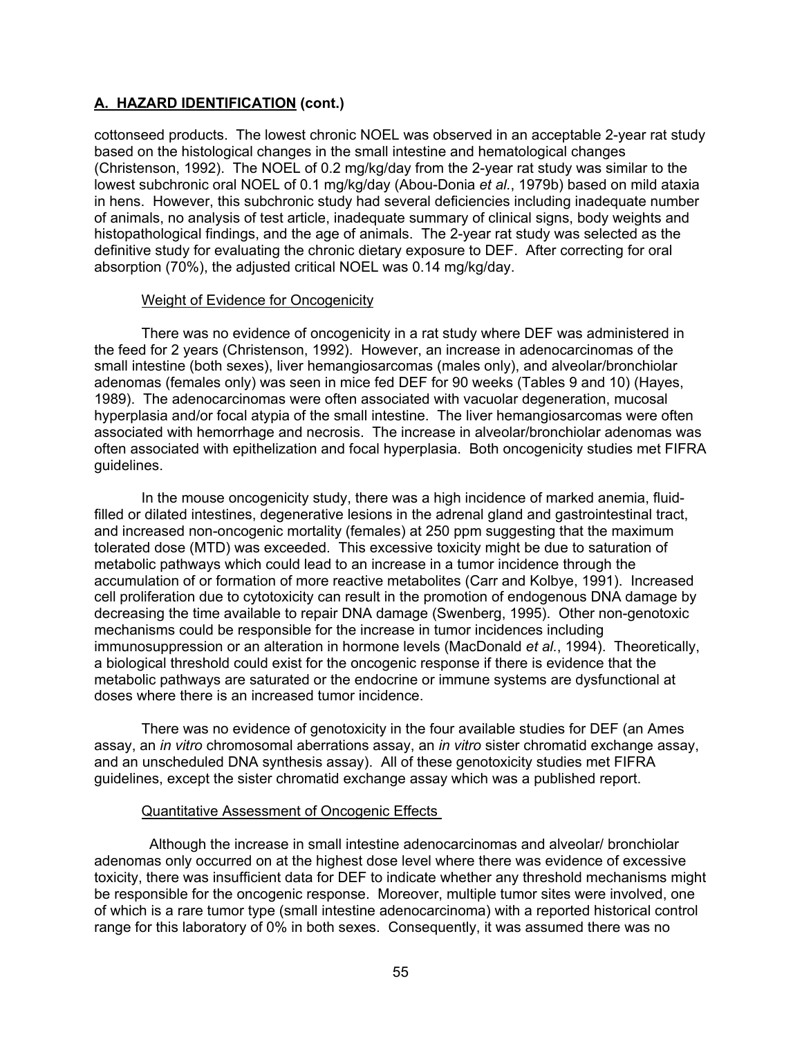## A. HAZARD IDENTIFICATION (cont.)

cottonseed products. The lowest chronic NOEL was observed in an acceptable 2-year rat study based on the histological changes in the small intestine and hematological changes (Christenson, 1992). The NOEL of 0.2 mg/kg/day from the 2-year rat study was similar to the lowest subchronic oral NOEL of 0.1 mg/kg/day (Abou-Donia *et al.*, 1979b) based on mild ataxia in hens. However, this subchronic study had several deficiencies including inadequate number of animals, no analysis of test article, inadequate summary of clinical signs, body weights and histopathological findings, and the age of animals. The 2-year rat study was selected as the definitive study for evaluating the chronic dietary exposure to DEF. After correcting for oral absorption (70%), the adjusted critical NOEL was 0.14 mg/kg/day.

### Weight of Evidence for Oncogenicity

There was no evidence of oncogenicity in a rat study where DEF was administered in the feed for 2 years (Christenson, 1992). However, an increase in adenocarcinomas of the small intestine (both sexes), liver hemangiosarcomas (males only), and alveolar/bronchiolar adenomas (females only) was seen in mice fed DEF for 90 weeks (Tables 9 and 10) (Hayes, 1989). The adenocarcinomas were often associated with vacuolar degeneration, mucosal hyperplasia and/or focal atypia of the small intestine. The liver hemangiosarcomas were often associated with hemorrhage and necrosis. The increase in alveolar/bronchiolar adenomas was often associated with epithelization and focal hyperplasia. Both oncogenicity studies met FIFRA guidelines.

In the mouse oncogenicity study, there was a high incidence of marked anemia, fluid-filled or dilated intestines, degenerative lesions in the adrenal gland and gastrointestinal tract, and increased non-oncogenic mortality (females) at 250 ppm suggesting that the maximum tolerated dose (MTD) was exceeded. This excessive toxicity might be due to saturation of metabolic pathways which could lead to an increase in a tumor incidence through the accumulation of or formation of more reactive metabolites (Carr and Kolbye, 1991). Increased cell proliferation due to cytotoxicity can result in the promotion of endogenous DNA damage by decreasing the time available to repair DNA damage (Swenberg, 1995). Other non-genotoxic mechanisms could be responsible for the increase in tumor incidences including immunosuppression or an alteration in hormone levels (MacDonald *et al.*, 1994). Theoretically, a biological threshold could exist for the oncogenic response if there is evidence that the metabolic pathways are saturated or the endocrine or immune systems are dysfunctional at doses where there is an increased tumor incidence.

There was no evidence of genotoxicity in the four available studies for DEF (an Ames assay, an *in vitro* chromosomal aberrations assay, an *in vitro* sister chromatid exchange assay, and an unscheduled DNA synthesis assay). All of these genotoxicity studies met FIFRA guidelines, except the sister chromatid exchange assay which was a published report.

### Quantitative Assessment of Oncogenic Effects

Although the increase in small intestine adenocarcinomas and alveolar/ bronchiolar adenomas only occurred on at the highest dose level where there was evidence of excessive toxicity, there was insufficient data for DEF to indicate whether any threshold mechanisms might be responsible for the oncogenic response. Moreover, multiple tumor sites were involved, one of which is a rare tumor type (small intestine adenocarcinoma) with a reported historical control range for this laboratory of 0% in both sexes. Consequently, it was assumed there was no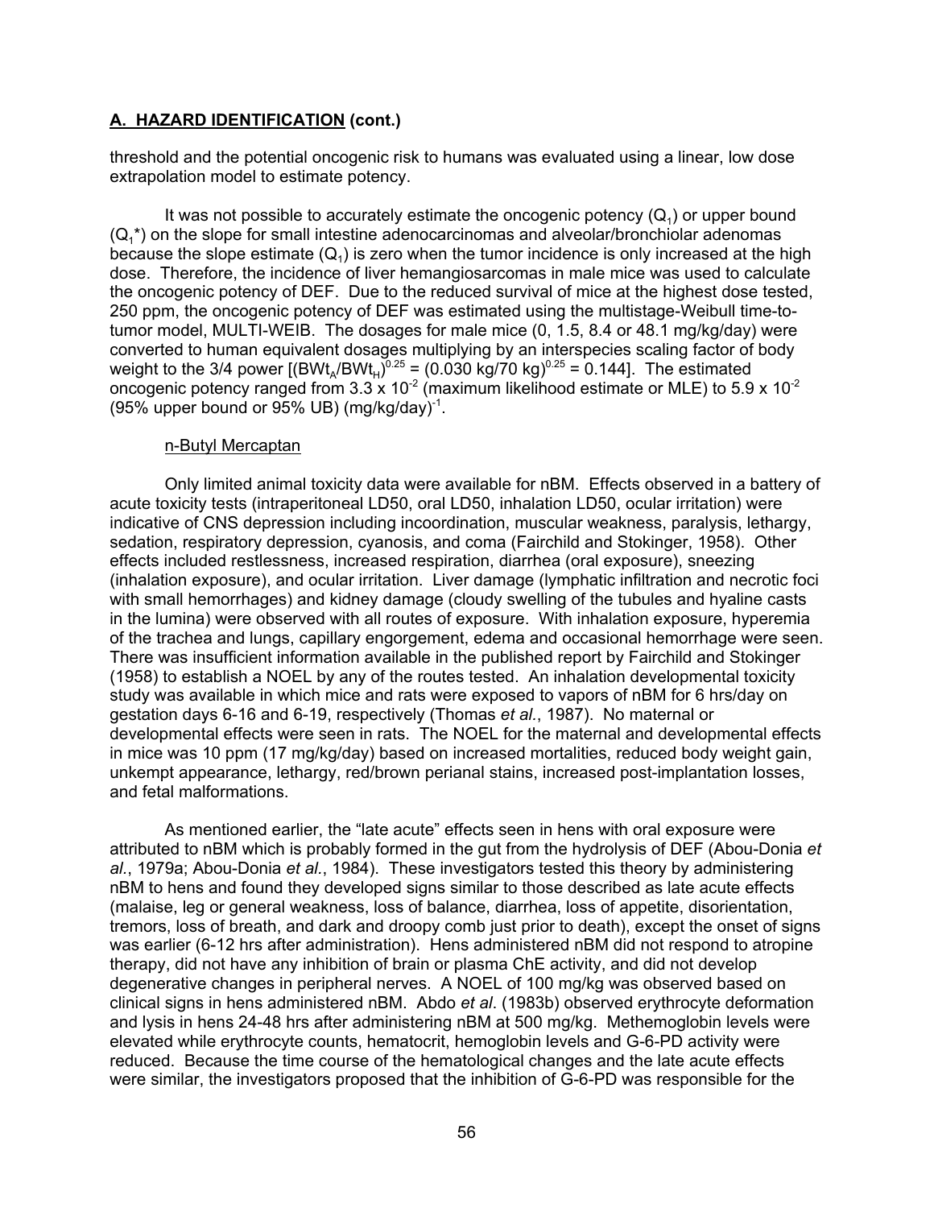## A. HAZARD IDENTIFICATION (cont.)

threshold and the potential oncogenic risk to humans was evaluated using a linear, low dose extrapolation model to estimate potency.

It was not possible to accurately estimate the oncogenic potency ($Q_1$) or upper bound ($Q_1^*$) on the slope for small intestine adenocarcinomas and alveolar/bronchiolar adenomas because the slope estimate ($Q_1$) is zero when the tumor incidence is only increased at the high dose. Therefore, the incidence of liver hemangiosarcomas in male mice was used to calculate the oncogenic potency of DEF. Due to the reduced survival of mice at the highest dose tested, 250 ppm, the oncogenic potency of DEF was estimated using the multistage-Weibull time-to-tumor model, MULTI-WEIB. The dosages for male mice (0, 1.5, 8.4 or 48.1 mg/kg/day) were converted to human equivalent dosages multiplying by an interspecies scaling factor of body weight to the 3/4 power [$(BWt_A/BWt_H)^{0.25} = (0.030 \text{ kg}/70 \text{ kg})^{0.25} = 0.144$]. The estimated oncogenic potency ranged from $3.3 \times 10^{-2}$ (maximum likelihood estimate or MLE) to $5.9 \times 10^{-2}$ (95% upper bound or 95% UB) $(\text{mg/kg/day})^{-1}$.

n-Butyl Mercaptan

Only limited animal toxicity data were available for nBM. Effects observed in a battery of acute toxicity tests (intraperitoneal LD50, oral LD50, inhalation LD50, ocular irritation) were indicative of CNS depression including incoordination, muscular weakness, paralysis, lethargy, sedation, respiratory depression, cyanosis, and coma (Fairchild and Stokinger, 1958). Other effects included restlessness, increased respiration, diarrhea (oral exposure), sneezing (inhalation exposure), and ocular irritation. Liver damage (lymphatic infiltration and necrotic foci with small hemorrhages) and kidney damage (cloudy swelling of the tubules and hyaline casts in the lumina) were observed with all routes of exposure. With inhalation exposure, hyperemia of the trachea and lungs, capillary engorgement, edema and occasional hemorrhage were seen. There was insufficient information available in the published report by Fairchild and Stokinger (1958) to establish a NOEL by any of the routes tested. An inhalation developmental toxicity study was available in which mice and rats were exposed to vapors of nBM for 6 hrs/day on gestation days 6-16 and 6-19, respectively (Thomas *et al.*, 1987). No maternal or developmental effects were seen in rats. The NOEL for the maternal and developmental effects in mice was 10 ppm (17 mg/kg/day) based on increased mortalities, reduced body weight gain, unkempt appearance, lethargy, red/brown perianal stains, increased post-implantation losses, and fetal malformations.

As mentioned earlier, the "late acute" effects seen in hens with oral exposure were attributed to nBM which is probably formed in the gut from the hydrolysis of DEF (Abou-Donia *et al.*, 1979a; Abou-Donia *et al.*, 1984). These investigators tested this theory by administering nBM to hens and found they developed signs similar to those described as late acute effects (malaise, leg or general weakness, loss of balance, diarrhea, loss of appetite, disorientation, tremors, loss of breath, and dark and droopy comb just prior to death), except the onset of signs was earlier (6-12 hrs after administration). Hens administered nBM did not respond to atropine therapy, did not have any inhibition of brain or plasma ChE activity, and did not develop degenerative changes in peripheral nerves. A NOEL of 100 mg/kg was observed based on clinical signs in hens administered nBM. Abdo *et al*. (1983b) observed erythrocyte deformation and lysis in hens 24-48 hrs after administering nBM at 500 mg/kg. Methemoglobin levels were elevated while erythrocyte counts, hematocrit, hemoglobin levels and G-6-PD activity were reduced. Because the time course of the hematological changes and the late acute effects were similar, the investigators proposed that the inhibition of G-6-PD was responsible for the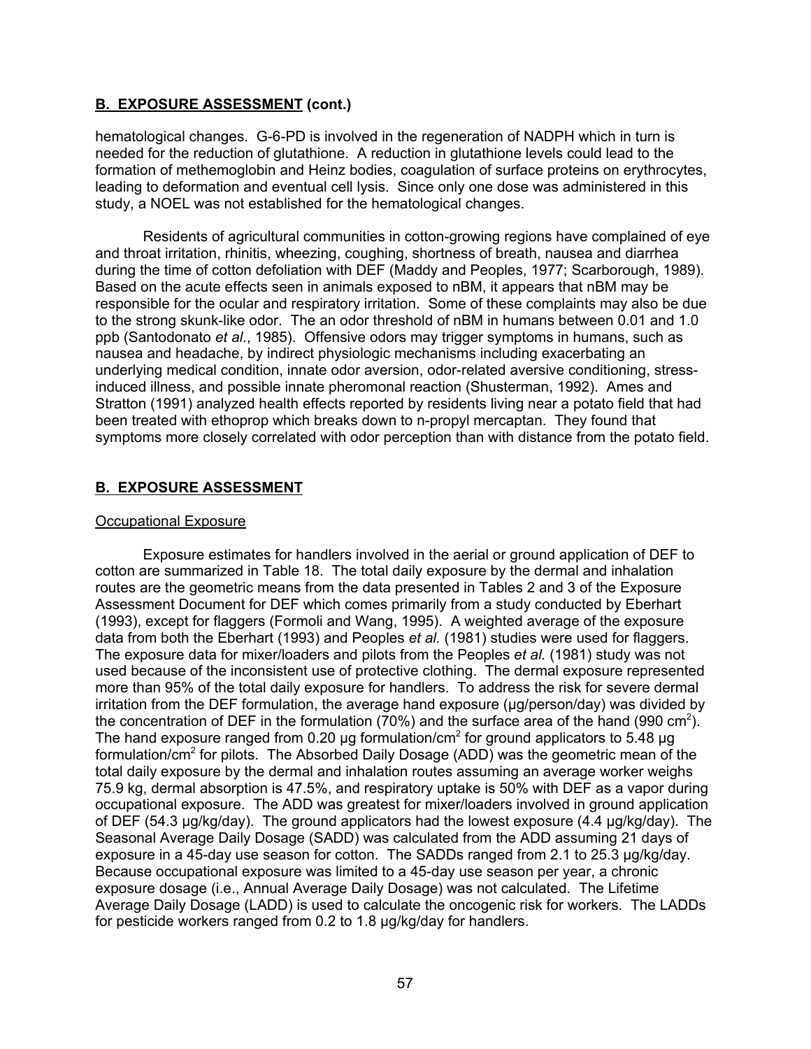## B. EXPOSURE ASSESSMENT (cont.)

hematological changes. G-6-PD is involved in the regeneration of NADPH which in turn is needed for the reduction of glutathione. A reduction in glutathione levels could lead to the formation of methemoglobin and Heinz bodies, coagulation of surface proteins on erythrocytes, leading to deformation and eventual cell lysis. Since only one dose was administered in this study, a NOEL was not established for the hematological changes.

Residents of agricultural communities in cotton-growing regions have complained of eye and throat irritation, rhinitis, wheezing, coughing, shortness of breath, nausea and diarrhea during the time of cotton defoliation with DEF (Maddy and Peoples, 1977; Scarborough, 1989). Based on the acute effects seen in animals exposed to nBM, it appears that nBM may be responsible for the ocular and respiratory irritation. Some of these complaints may also be due to the strong skunk-like odor. The an odor threshold of nBM in humans between 0.01 and 1.0 ppb (Santodonato *et al.*, 1985). Offensive odors may trigger symptoms in humans, such as nausea and headache, by indirect physiologic mechanisms including exacerbating an underlying medical condition, innate odor aversion, odor-related aversive conditioning, stress-induced illness, and possible innate pheromonal reaction (Shusterman, 1992). Ames and Stratton (1991) analyzed health effects reported by residents living near a potato field that had been treated with ethoprop which breaks down to n-propyl mercaptan. They found that symptoms more closely correlated with odor perception than with distance from the potato field.

## B. EXPOSURE ASSESSMENT

### Occupational Exposure

Exposure estimates for handlers involved in the aerial or ground application of DEF to cotton are summarized in Table 18. The total daily exposure by the dermal and inhalation routes are the geometric means from the data presented in Tables 2 and 3 of the Exposure Assessment Document for DEF which comes primarily from a study conducted by Eberhart (1993), except for flaggers (Formoli and Wang, 1995). A weighted average of the exposure data from both the Eberhart (1993) and Peoples *et al.* (1981) studies were used for flaggers. The exposure data for mixer/loaders and pilots from the Peoples *et al.* (1981) study was not used because of the inconsistent use of protective clothing. The dermal exposure represented more than 95% of the total daily exposure for handlers. To address the risk for severe dermal irritation from the DEF formulation, the average hand exposure (µg/person/day) was divided by the concentration of DEF in the formulation (70%) and the surface area of the hand (990 $cm^2$). The hand exposure ranged from 0.20 µg formulation/$cm^2$ for ground applicators to 5.48 µg formulation/$cm^2$ for pilots. The Absorbed Daily Dosage (ADD) was the geometric mean of the total daily exposure by the dermal and inhalation routes assuming an average worker weighs 75.9 kg, dermal absorption is 47.5%, and respiratory uptake is 50% with DEF as a vapor during occupational exposure. The ADD was greatest for mixer/loaders involved in ground application of DEF (54.3 µg/kg/day). The ground applicators had the lowest exposure (4.4 µg/kg/day). The Seasonal Average Daily Dosage (SADD) was calculated from the ADD assuming 21 days of exposure in a 45-day use season for cotton. The SADDs ranged from 2.1 to 25.3 µg/kg/day. Because occupational exposure was limited to a 45-day use season per year, a chronic exposure dosage (i.e., Annual Average Daily Dosage) was not calculated. The Lifetime Average Daily Dosage (LADD) is used to calculate the oncogenic risk for workers. The LADDs for pesticide workers ranged from 0.2 to 1.8 µg/kg/day for handlers.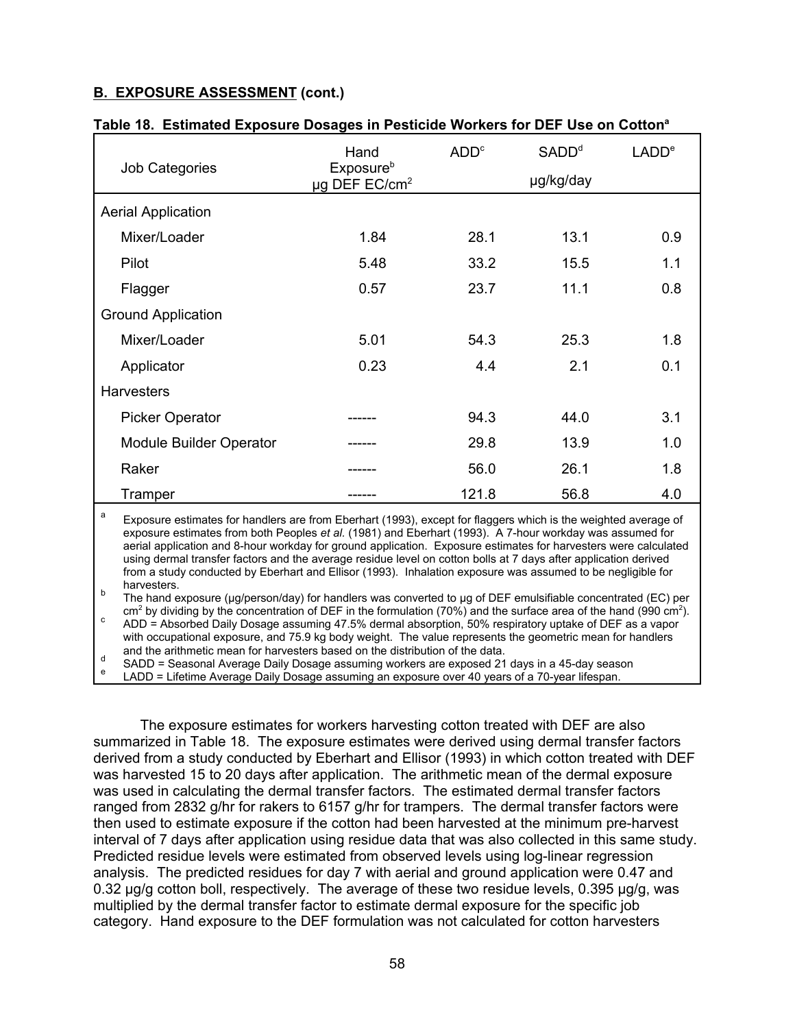**B. EXPOSURE ASSESSMENT (cont.)**

**Table 18. Estimated Exposure Dosages in Pesticide Workers for DEF Use on Cotton[a]**

| Job Categories | Hand Exposure[b] µg DEF EC/cm$^2$ | ADD[c] | SADD[d] µg/kg/day | LADD[e] |
|---|---|---|---|---|
| Aerial Application | | | | |
| Mixer/Loader | 1.84 | 28.1 | 13.1 | 0.9 |
| Pilot | 5.48 | 33.2 | 15.5 | 1.1 |
| Flagger | 0.57 | 23.7 | 11.1 | 0.8 |
| Ground Application | | | | |
| Mixer/Loader | 5.01 | 54.3 | 25.3 | 1.8 |
| Applicator | 0.23 | 4.4 | 2.1 | 0.1 |
| Harvesters | | | | |
| Picker Operator | ------ | 94.3 | 44.0 | 3.1 |
| Module Builder Operator | ------ | 29.8 | 13.9 | 1.0 |
| Raker | ------ | 56.0 | 26.1 | 1.8 |
| Tramper | ------ | 121.8 | 56.8 | 4.0 |

[a] Exposure estimates for handlers are from Eberhart (1993), except for flaggers which is the weighted average of exposure estimates from both Peoples *et al.* (1981) and Eberhart (1993). A 7-hour workday was assumed for aerial application and 8-hour workday for ground application. Exposure estimates for harvesters were calculated using dermal transfer factors and the average residue level on cotton bolls at 7 days after application derived from a study conducted by Eberhart and Ellisor (1993). Inhalation exposure was assumed to be negligible for harvesters.

[b] The hand exposure (µg/person/day) for handlers was converted to µg of DEF emulsifiable concentrated (EC) per cm$^2$ by dividing by the concentration of DEF in the formulation (70%) and the surface area of the hand (990 cm$^2$).

[c] ADD = Absorbed Daily Dosage assuming 47.5% dermal absorption, 50% respiratory uptake of DEF as a vapor with occupational exposure, and 75.9 kg body weight. The value represents the geometric mean for handlers and the arithmetic mean for harvesters based on the distribution of the data.

[d] SADD = Seasonal Average Daily Dosage assuming workers are exposed 21 days in a 45-day season

[e] LADD = Lifetime Average Daily Dosage assuming an exposure over 40 years of a 70-year lifespan.

The exposure estimates for workers harvesting cotton treated with DEF are also summarized in Table 18. The exposure estimates were derived using dermal transfer factors derived from a study conducted by Eberhart and Ellisor (1993) in which cotton treated with DEF was harvested 15 to 20 days after application. The arithmetic mean of the dermal exposure was used in calculating the dermal transfer factors. The estimated dermal transfer factors ranged from 2832 g/hr for rakers to 6157 g/hr for trampers. The dermal transfer factors were then used to estimate exposure if the cotton had been harvested at the minimum pre-harvest interval of 7 days after application using residue data that was also collected in this same study. Predicted residue levels were estimated from observed levels using log-linear regression analysis. The predicted residues for day 7 with aerial and ground application were 0.47 and 0.32 µg/g cotton boll, respectively. The average of these two residue levels, 0.395 µg/g, was multiplied by the dermal transfer factor to estimate dermal exposure for the specific job category. Hand exposure to the DEF formulation was not calculated for cotton harvesters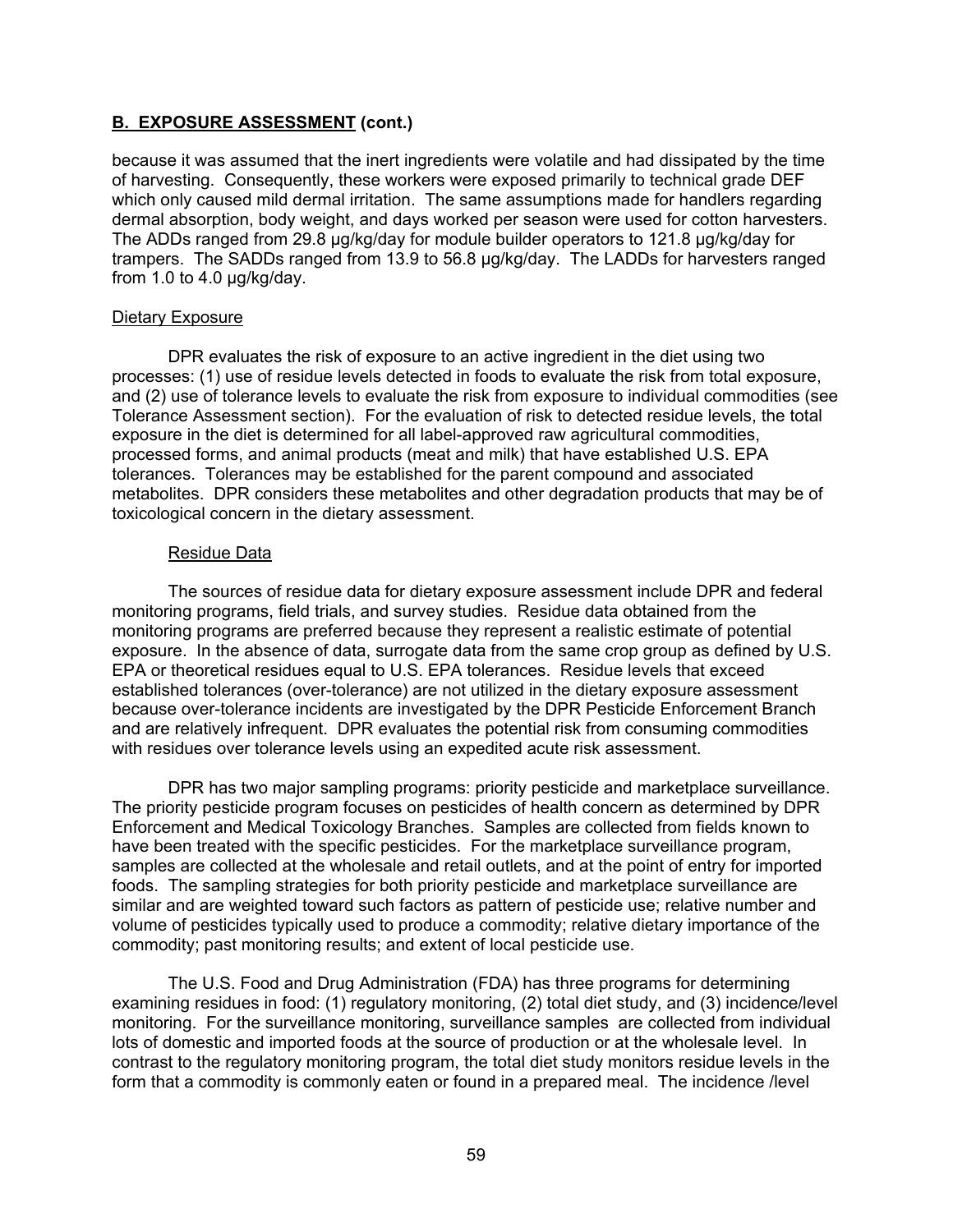## **B. EXPOSURE ASSESSMENT (cont.)**

because it was assumed that the inert ingredients were volatile and had dissipated by the time of harvesting. Consequently, these workers were exposed primarily to technical grade DEF which only caused mild dermal irritation. The same assumptions made for handlers regarding dermal absorption, body weight, and days worked per season were used for cotton harvesters. The ADDs ranged from 29.8 μg/kg/day for module builder operators to 121.8 μg/kg/day for trampers. The SADDs ranged from 13.9 to 56.8 μg/kg/day. The LADDs for harvesters ranged from 1.0 to 4.0 μg/kg/day.

### Dietary Exposure

DPR evaluates the risk of exposure to an active ingredient in the diet using two processes: (1) use of residue levels detected in foods to evaluate the risk from total exposure, and (2) use of tolerance levels to evaluate the risk from exposure to individual commodities (see Tolerance Assessment section). For the evaluation of risk to detected residue levels, the total exposure in the diet is determined for all label-approved raw agricultural commodities, processed forms, and animal products (meat and milk) that have established U.S. EPA tolerances. Tolerances may be established for the parent compound and associated metabolites. DPR considers these metabolites and other degradation products that may be of toxicological concern in the dietary assessment.

#### Residue Data

The sources of residue data for dietary exposure assessment include DPR and federal monitoring programs, field trials, and survey studies. Residue data obtained from the monitoring programs are preferred because they represent a realistic estimate of potential exposure. In the absence of data, surrogate data from the same crop group as defined by U.S. EPA or theoretical residues equal to U.S. EPA tolerances. Residue levels that exceed established tolerances (over-tolerance) are not utilized in the dietary exposure assessment because over-tolerance incidents are investigated by the DPR Pesticide Enforcement Branch and are relatively infrequent. DPR evaluates the potential risk from consuming commodities with residues over tolerance levels using an expedited acute risk assessment.

DPR has two major sampling programs: priority pesticide and marketplace surveillance. The priority pesticide program focuses on pesticides of health concern as determined by DPR Enforcement and Medical Toxicology Branches. Samples are collected from fields known to have been treated with the specific pesticides. For the marketplace surveillance program, samples are collected at the wholesale and retail outlets, and at the point of entry for imported foods. The sampling strategies for both priority pesticide and marketplace surveillance are similar and are weighted toward such factors as pattern of pesticide use; relative number and volume of pesticides typically used to produce a commodity; relative dietary importance of the commodity; past monitoring results; and extent of local pesticide use.

The U.S. Food and Drug Administration (FDA) has three programs for determining examining residues in food: (1) regulatory monitoring, (2) total diet study, and (3) incidence/level monitoring. For the surveillance monitoring, surveillance samples are collected from individual lots of domestic and imported foods at the source of production or at the wholesale level. In contrast to the regulatory monitoring program, the total diet study monitors residue levels in the form that a commodity is commonly eaten or found in a prepared meal. The incidence /level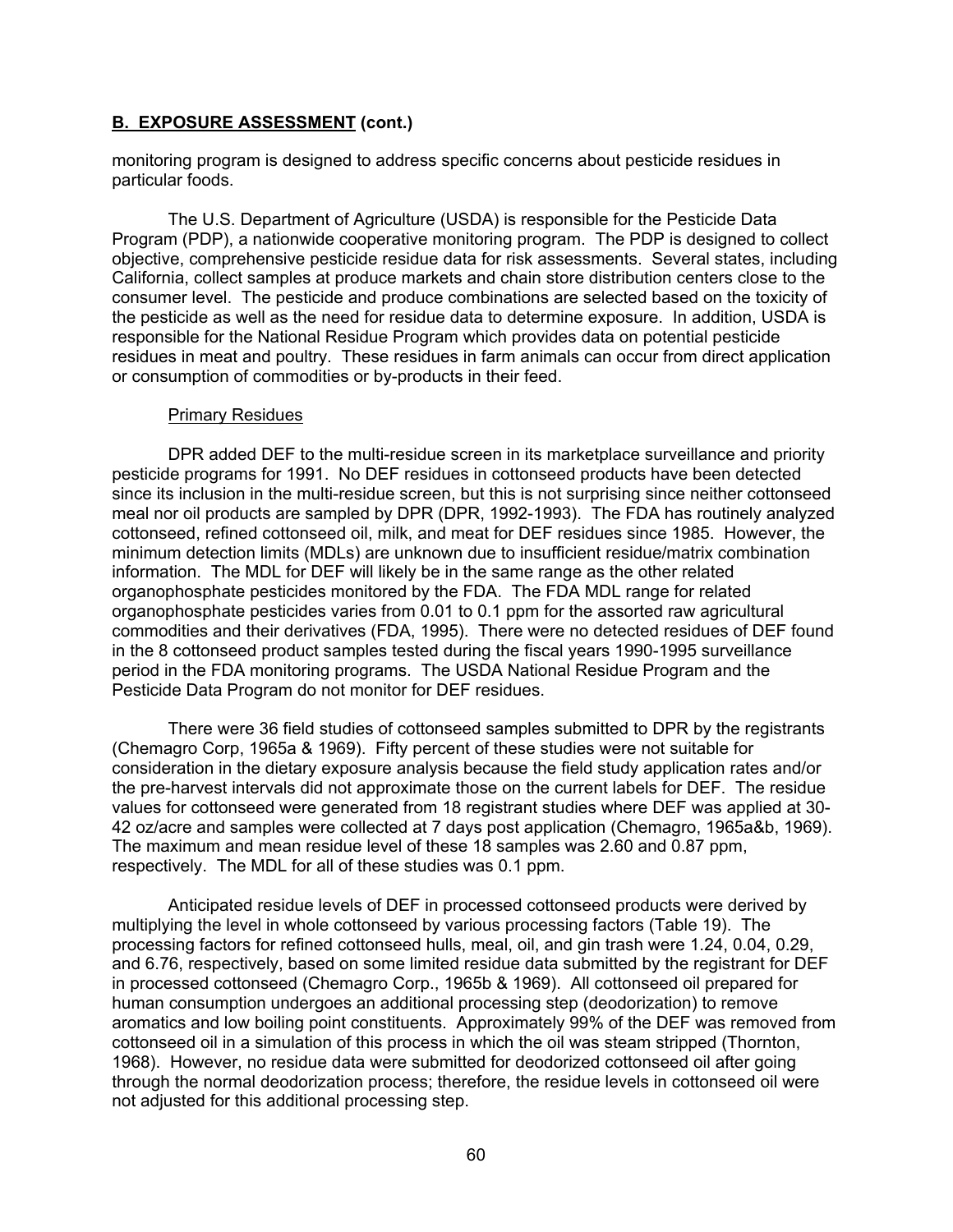## B. EXPOSURE ASSESSMENT (cont.)

monitoring program is designed to address specific concerns about pesticide residues in particular foods.

The U.S. Department of Agriculture (USDA) is responsible for the Pesticide Data Program (PDP), a nationwide cooperative monitoring program. The PDP is designed to collect objective, comprehensive pesticide residue data for risk assessments. Several states, including California, collect samples at produce markets and chain store distribution centers close to the consumer level. The pesticide and produce combinations are selected based on the toxicity of the pesticide as well as the need for residue data to determine exposure. In addition, USDA is responsible for the National Residue Program which provides data on potential pesticide residues in meat and poultry. These residues in farm animals can occur from direct application or consumption of commodities or by-products in their feed.

Primary Residues

DPR added DEF to the multi-residue screen in its marketplace surveillance and priority pesticide programs for 1991. No DEF residues in cottonseed products have been detected since its inclusion in the multi-residue screen, but this is not surprising since neither cottonseed meal nor oil products are sampled by DPR (DPR, 1992-1993). The FDA has routinely analyzed cottonseed, refined cottonseed oil, milk, and meat for DEF residues since 1985. However, the minimum detection limits (MDLs) are unknown due to insufficient residue/matrix combination information. The MDL for DEF will likely be in the same range as the other related organophosphate pesticides monitored by the FDA. The FDA MDL range for related organophosphate pesticides varies from 0.01 to 0.1 ppm for the assorted raw agricultural commodities and their derivatives (FDA, 1995). There were no detected residues of DEF found in the 8 cottonseed product samples tested during the fiscal years 1990-1995 surveillance period in the FDA monitoring programs. The USDA National Residue Program and the Pesticide Data Program do not monitor for DEF residues.

There were 36 field studies of cottonseed samples submitted to DPR by the registrants (Chemagro Corp, 1965a & 1969). Fifty percent of these studies were not suitable for consideration in the dietary exposure analysis because the field study application rates and/or the pre-harvest intervals did not approximate those on the current labels for DEF. The residue values for cottonseed were generated from 18 registrant studies where DEF was applied at 30-42 oz/acre and samples were collected at 7 days post application (Chemagro, 1965a&b, 1969). The maximum and mean residue level of these 18 samples was 2.60 and 0.87 ppm, respectively. The MDL for all of these studies was 0.1 ppm.

Anticipated residue levels of DEF in processed cottonseed products were derived by multiplying the level in whole cottonseed by various processing factors (Table 19). The processing factors for refined cottonseed hulls, meal, oil, and gin trash were 1.24, 0.04, 0.29, and 6.76, respectively, based on some limited residue data submitted by the registrant for DEF in processed cottonseed (Chemagro Corp., 1965b & 1969). All cottonseed oil prepared for human consumption undergoes an additional processing step (deodorization) to remove aromatics and low boiling point constituents. Approximately 99% of the DEF was removed from cottonseed oil in a simulation of this process in which the oil was steam stripped (Thornton, 1968). However, no residue data were submitted for deodorized cottonseed oil after going through the normal deodorization process; therefore, the residue levels in cottonseed oil were not adjusted for this additional processing step.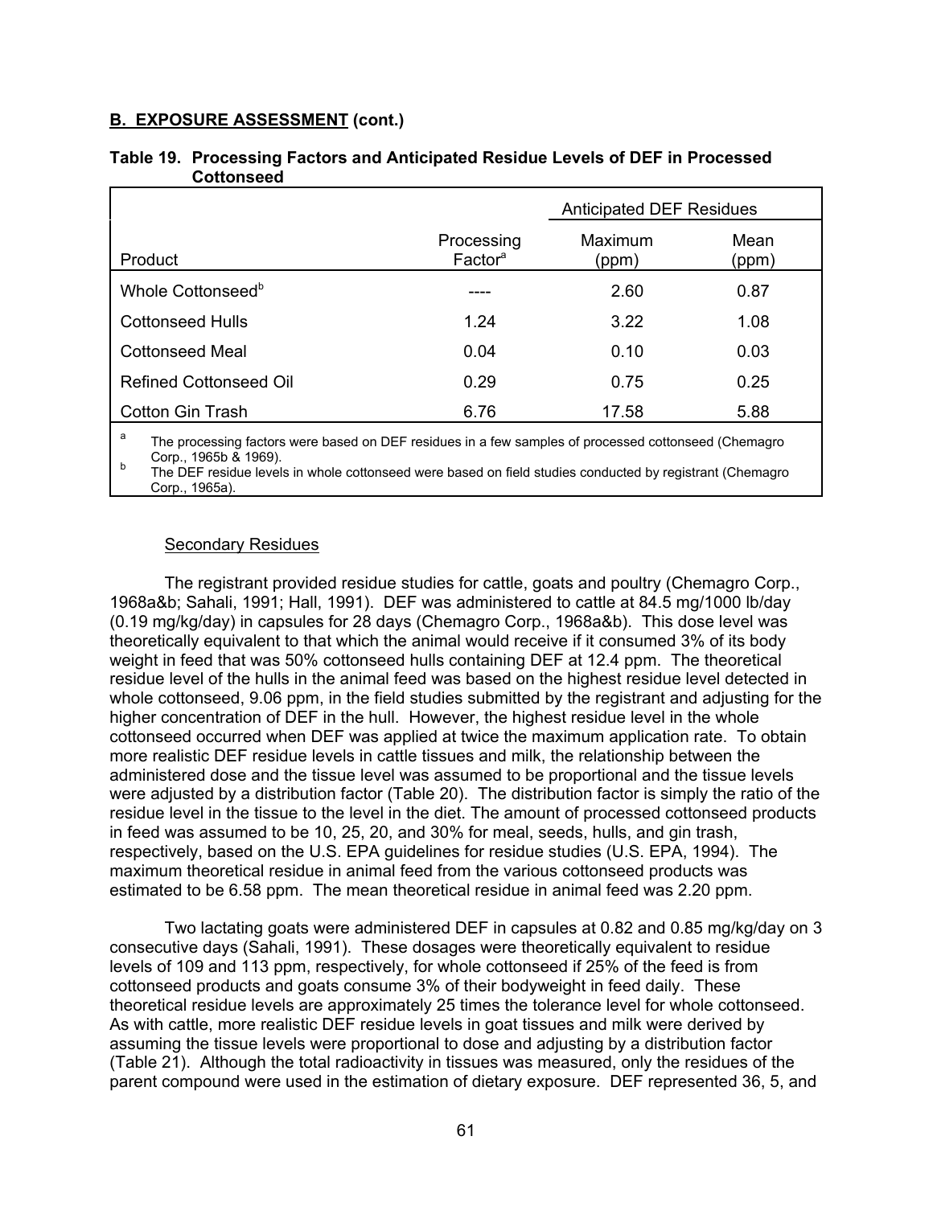**B. EXPOSURE ASSESSMENT (cont.)**

**Table 19. Processing Factors and Anticipated Residue Levels of DEF in Processed Cottonseed**

| | | Anticipated DEF Residues | |
|---|---|---|---|
| Product | Processing Factor[a] | Maximum (ppm) | Mean (ppm) |
| Whole Cottonseed[b] | ---- | 2.60 | 0.87 |
| Cottonseed Hulls | 1.24 | 3.22 | 1.08 |
| Cottonseed Meal | 0.04 | 0.10 | 0.03 |
| Refined Cottonseed Oil | 0.29 | 0.75 | 0.25 |
| Cotton Gin Trash | 6.76 | 17.58 | 5.88 |

[a] The processing factors were based on DEF residues in a few samples of processed cottonseed (Chemagro Corp., 1965b & 1969).
[b] The DEF residue levels in whole cottonseed were based on field studies conducted by registrant (Chemagro Corp., 1965a).

Secondary Residues

The registrant provided residue studies for cattle, goats and poultry (Chemagro Corp., 1968a&b; Sahali, 1991; Hall, 1991). DEF was administered to cattle at 84.5 mg/1000 lb/day (0.19 mg/kg/day) in capsules for 28 days (Chemagro Corp., 1968a&b). This dose level was theoretically equivalent to that which the animal would receive if it consumed 3% of its body weight in feed that was 50% cottonseed hulls containing DEF at 12.4 ppm. The theoretical residue level of the hulls in the animal feed was based on the highest residue level detected in whole cottonseed, 9.06 ppm, in the field studies submitted by the registrant and adjusting for the higher concentration of DEF in the hull. However, the highest residue level in the whole cottonseed occurred when DEF was applied at twice the maximum application rate. To obtain more realistic DEF residue levels in cattle tissues and milk, the relationship between the administered dose and the tissue level was assumed to be proportional and the tissue levels were adjusted by a distribution factor (Table 20). The distribution factor is simply the ratio of the residue level in the tissue to the level in the diet. The amount of processed cottonseed products in feed was assumed to be 10, 25, 20, and 30% for meal, seeds, hulls, and gin trash, respectively, based on the U.S. EPA guidelines for residue studies (U.S. EPA, 1994). The maximum theoretical residue in animal feed from the various cottonseed products was estimated to be 6.58 ppm. The mean theoretical residue in animal feed was 2.20 ppm.

Two lactating goats were administered DEF in capsules at 0.82 and 0.85 mg/kg/day on 3 consecutive days (Sahali, 1991). These dosages were theoretically equivalent to residue levels of 109 and 113 ppm, respectively, for whole cottonseed if 25% of the feed is from cottonseed products and goats consume 3% of their bodyweight in feed daily. These theoretical residue levels are approximately 25 times the tolerance level for whole cottonseed. As with cattle, more realistic DEF residue levels in goat tissues and milk were derived by assuming the tissue levels were proportional to dose and adjusting by a distribution factor (Table 21). Although the total radioactivity in tissues was measured, only the residues of the parent compound were used in the estimation of dietary exposure. DEF represented 36, 5, and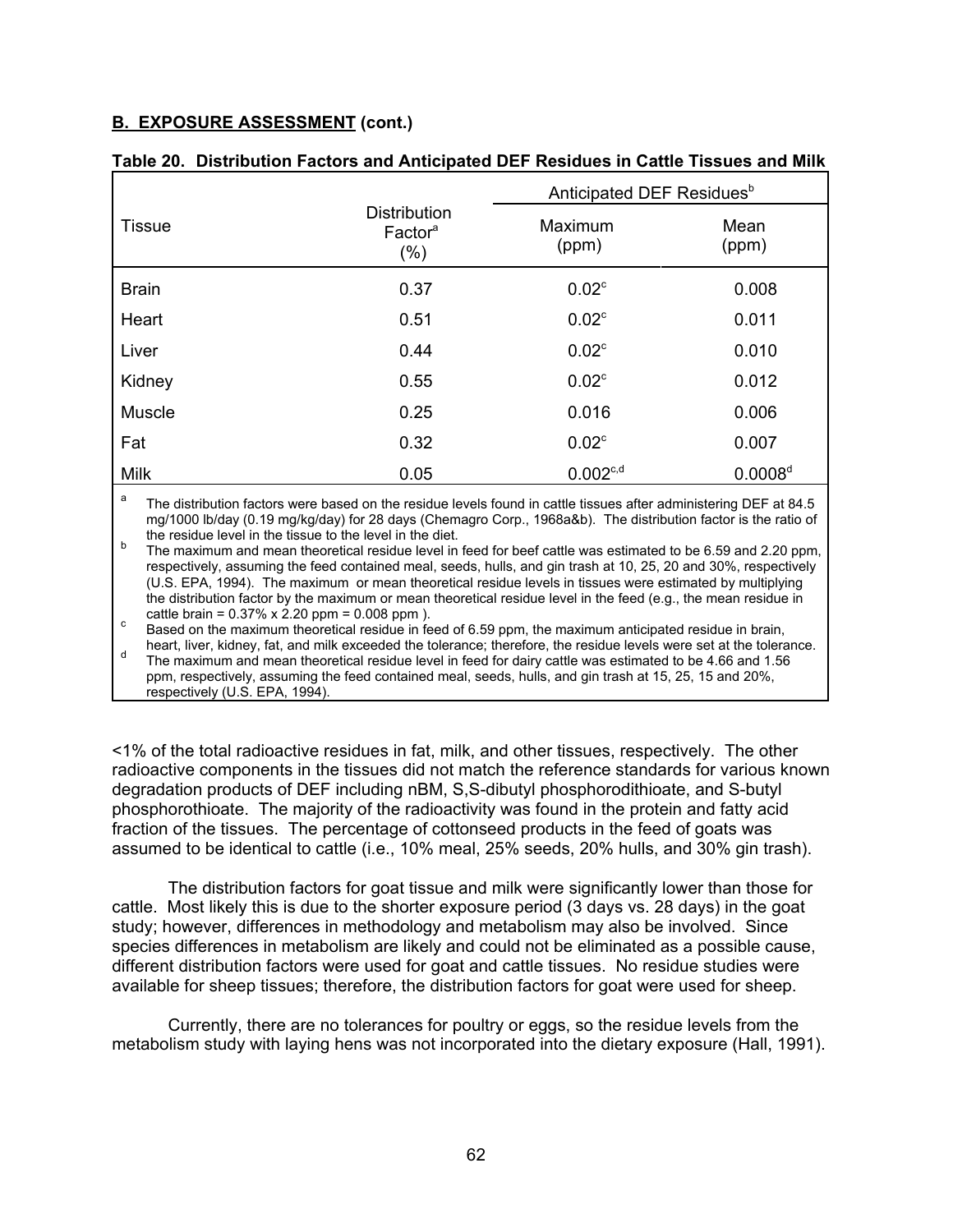**B. EXPOSURE ASSESSMENT (cont.)**

**Table 20. Distribution Factors and Anticipated DEF Residues in Cattle Tissues and Milk**

| Tissue | Distribution Factor[a] (%) | Anticipated DEF Residues[b] | |
|---|---|---|---|
| | | Maximum (ppm) | Mean (ppm) |
| Brain | 0.37 | 0.02[c] | 0.008 |
| Heart | 0.51 | 0.02[c] | 0.011 |
| Liver | 0.44 | 0.02[c] | 0.010 |
| Kidney | 0.55 | 0.02[c] | 0.012 |
| Muscle | 0.25 | 0.016 | 0.006 |
| Fat | 0.32 | 0.02[c] | 0.007 |
| Milk | 0.05 | 0.002[c,d] | 0.0008[d] |

[a] The distribution factors were based on the residue levels found in cattle tissues after administering DEF at 84.5 mg/1000 lb/day (0.19 mg/kg/day) for 28 days (Chemagro Corp., 1968a&b). The distribution factor is the ratio of the residue level in the tissue to the level in the diet.

[b] The maximum and mean theoretical residue level in feed for beef cattle was estimated to be 6.59 and 2.20 ppm, respectively, assuming the feed contained meal, seeds, hulls, and gin trash at 10, 25, 20 and 30%, respectively (U.S. EPA, 1994). The maximum or mean theoretical residue levels in tissues were estimated by multiplying the distribution factor by the maximum or mean theoretical residue level in the feed (e.g., the mean residue in cattle brain = 0.37% x 2.20 ppm = 0.008 ppm ).

[c] Based on the maximum theoretical residue in feed of 6.59 ppm, the maximum anticipated residue in brain, heart, liver, kidney, fat, and milk exceeded the tolerance; therefore, the residue levels were set at the tolerance.

[d] The maximum and mean theoretical residue level in feed for dairy cattle was estimated to be 4.66 and 1.56 ppm, respectively, assuming the feed contained meal, seeds, hulls, and gin trash at 15, 25, 15 and 20%, respectively (U.S. EPA, 1994).

<1% of the total radioactive residues in fat, milk, and other tissues, respectively. The other radioactive components in the tissues did not match the reference standards for various known degradation products of DEF including nBM, S,S-dibutyl phosphorodithioate, and S-butyl phosphorothioate. The majority of the radioactivity was found in the protein and fatty acid fraction of the tissues. The percentage of cottonseed products in the feed of goats was assumed to be identical to cattle (i.e., 10% meal, 25% seeds, 20% hulls, and 30% gin trash).

The distribution factors for goat tissue and milk were significantly lower than those for cattle. Most likely this is due to the shorter exposure period (3 days vs. 28 days) in the goat study; however, differences in methodology and metabolism may also be involved. Since species differences in metabolism are likely and could not be eliminated as a possible cause, different distribution factors were used for goat and cattle tissues. No residue studies were available for sheep tissues; therefore, the distribution factors for goat were used for sheep.

Currently, there are no tolerances for poultry or eggs, so the residue levels from the metabolism study with laying hens was not incorporated into the dietary exposure (Hall, 1991).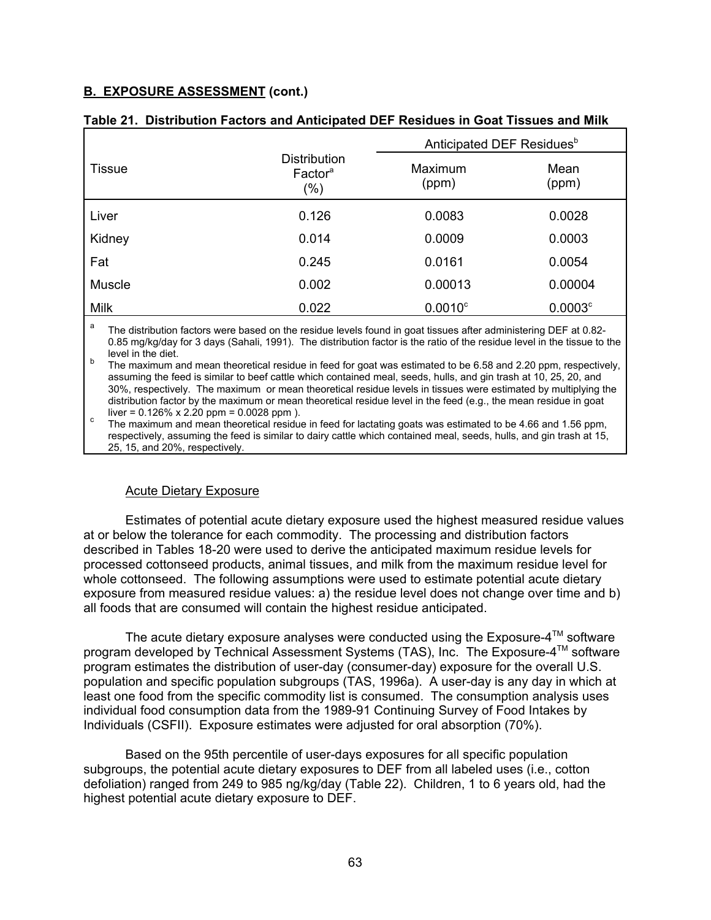**B. EXPOSURE ASSESSMENT (cont.)**

**Table 21. Distribution Factors and Anticipated DEF Residues in Goat Tissues and Milk**

| Tissue | Distribution Factor[a] (%) | Anticipated DEF Residues[b] | |
|---|---|---|---|
| | | Maximum (ppm) | Mean (ppm) |
| Liver | 0.126 | 0.0083 | 0.0028 |
| Kidney | 0.014 | 0.0009 | 0.0003 |
| Fat | 0.245 | 0.0161 | 0.0054 |
| Muscle | 0.002 | 0.00013 | 0.00004 |
| Milk | 0.022 | 0.0010[c] | 0.0003[c] |

[a] The distribution factors were based on the residue levels found in goat tissues after administering DEF at 0.82-0.85 mg/kg/day for 3 days (Sahali, 1991). The distribution factor is the ratio of the residue level in the tissue to the level in the diet.

[b] The maximum and mean theoretical residue in feed for goat was estimated to be 6.58 and 2.20 ppm, respectively, assuming the feed is similar to beef cattle which contained meal, seeds, hulls, and gin trash at 10, 25, 20, and 30%, respectively. The maximum or mean theoretical residue levels in tissues were estimated by multiplying the distribution factor by the maximum or mean theoretical residue level in the feed (e.g., the mean residue in goat liver = 0.126% x 2.20 ppm = 0.0028 ppm ).

[c] The maximum and mean theoretical residue in feed for lactating goats was estimated to be 4.66 and 1.56 ppm, respectively, assuming the feed is similar to dairy cattle which contained meal, seeds, hulls, and gin trash at 15, 25, 15, and 20%, respectively.

Acute Dietary Exposure

Estimates of potential acute dietary exposure used the highest measured residue values at or below the tolerance for each commodity. The processing and distribution factors described in Tables 18-20 were used to derive the anticipated maximum residue levels for processed cottonseed products, animal tissues, and milk from the maximum residue level for whole cottonseed. The following assumptions were used to estimate potential acute dietary exposure from measured residue values: a) the residue level does not change over time and b) all foods that are consumed will contain the highest residue anticipated.

The acute dietary exposure analyses were conducted using the Exposure-4™ software program developed by Technical Assessment Systems (TAS), Inc. The Exposure-4™ software program estimates the distribution of user-day (consumer-day) exposure for the overall U.S. population and specific population subgroups (TAS, 1996a). A user-day is any day in which at least one food from the specific commodity list is consumed. The consumption analysis uses individual food consumption data from the 1989-91 Continuing Survey of Food Intakes by Individuals (CSFII). Exposure estimates were adjusted for oral absorption (70%).

Based on the 95th percentile of user-days exposures for all specific population subgroups, the potential acute dietary exposures to DEF from all labeled uses (i.e., cotton defoliation) ranged from 249 to 985 ng/kg/day (Table 22). Children, 1 to 6 years old, had the highest potential acute dietary exposure to DEF.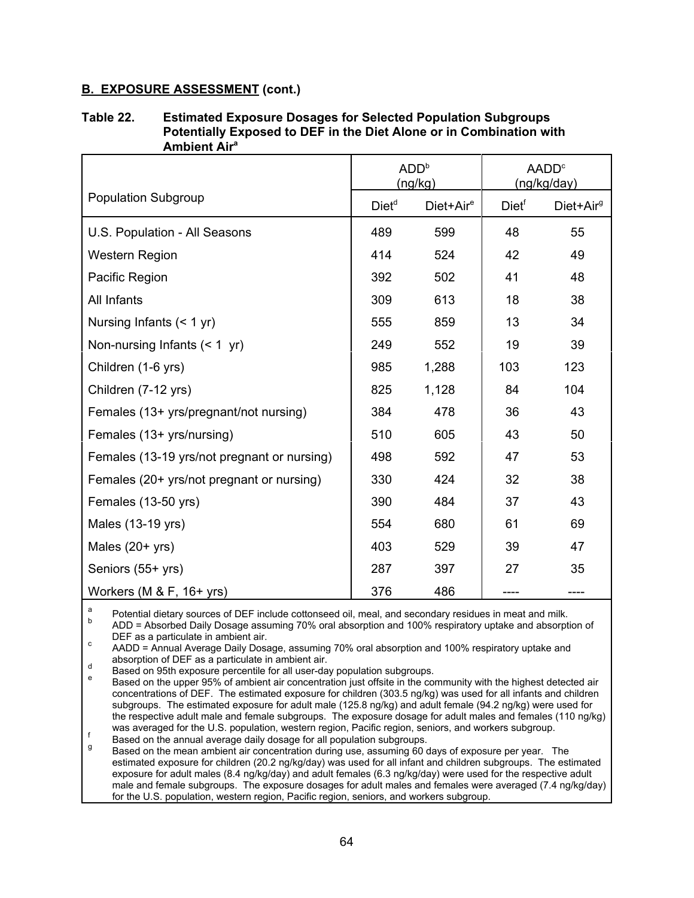## B. EXPOSURE ASSESSMENT (cont.)

**Table 22. Estimated Exposure Dosages for Selected Population Subgroups Potentially Exposed to DEF in the Diet Alone or in Combination with Ambient Air[a]**

| Population Subgroup | ADD[b] (ng/kg) | | AADD[c] (ng/kg/day) | |
|---|---|---|---|---|
| | Diet[d] | Diet+Air[e] | Diet[f] | Diet+Air[g] |
| U.S. Population - All Seasons | 489 | 599 | 48 | 55 |
| Western Region | 414 | 524 | 42 | 49 |
| Pacific Region | 392 | 502 | 41 | 48 |
| All Infants | 309 | 613 | 18 | 38 |
| Nursing Infants (< 1 yr) | 555 | 859 | 13 | 34 |
| Non-nursing Infants (< 1 yr) | 249 | 552 | 19 | 39 |
| Children (1-6 yrs) | 985 | 1,288 | 103 | 123 |
| Children (7-12 yrs) | 825 | 1,128 | 84 | 104 |
| Females (13+ yrs/pregnant/not nursing) | 384 | 478 | 36 | 43 |
| Females (13+ yrs/nursing) | 510 | 605 | 43 | 50 |
| Females (13-19 yrs/not pregnant or nursing) | 498 | 592 | 47 | 53 |
| Females (20+ yrs/not pregnant or nursing) | 330 | 424 | 32 | 38 |
| Females (13-50 yrs) | 390 | 484 | 37 | 43 |
| Males (13-19 yrs) | 554 | 680 | 61 | 69 |
| Males (20+ yrs) | 403 | 529 | 39 | 47 |
| Seniors (55+ yrs) | 287 | 397 | 27 | 35 |
| Workers (M & F, 16+ yrs) | 376 | 486 | ---- | ---- |

[a] Potential dietary sources of DEF include cottonseed oil, meal, and secondary residues in meat and milk.

[b] ADD = Absorbed Daily Dosage assuming 70% oral absorption and 100% respiratory uptake and absorption of DEF as a particulate in ambient air.

[c] AADD = Annual Average Daily Dosage, assuming 70% oral absorption and 100% respiratory uptake and absorption of DEF as a particulate in ambient air.

[d] Based on 95th exposure percentile for all user-day population subgroups.

[e] Based on the upper 95% of ambient air concentration just offsite in the community with the highest detected air concentrations of DEF. The estimated exposure for children (303.5 ng/kg) was used for all infants and children subgroups. The estimated exposure for adult male (125.8 ng/kg) and adult female (94.2 ng/kg) were used for the respective adult male and female subgroups. The exposure dosage for adult males and females (110 ng/kg) was averaged for the U.S. population, western region, Pacific region, seniors, and workers subgroup.

[f] Based on the annual average daily dosage for all population subgroups.

[g] Based on the mean ambient air concentration during use, assuming 60 days of exposure per year. The estimated exposure for children (20.2 ng/kg/day) was used for all infant and children subgroups. The estimated exposure for adult males (8.4 ng/kg/day) and adult females (6.3 ng/kg/day) were used for the respective adult male and female subgroups. The exposure dosages for adult males and females were averaged (7.4 ng/kg/day) for the U.S. population, western region, Pacific region, seniors, and workers subgroup.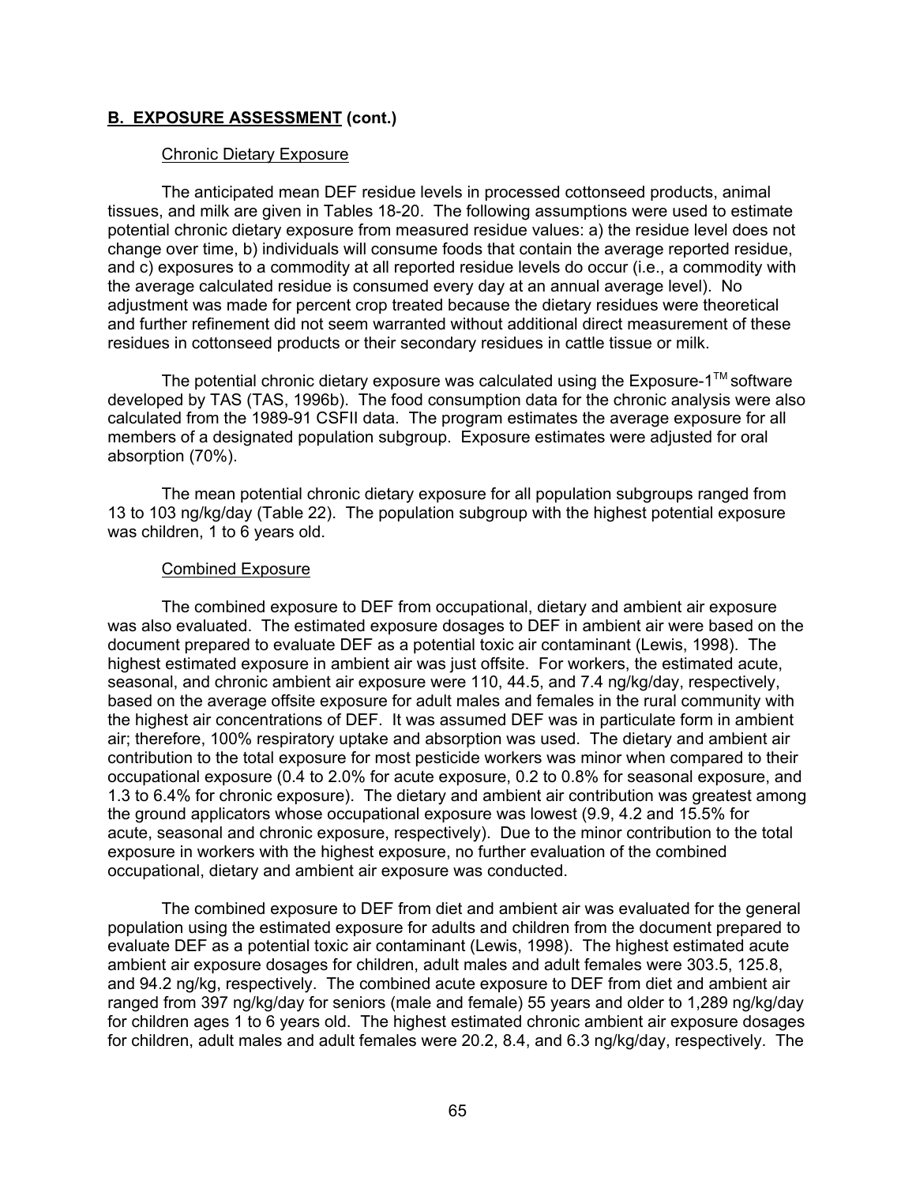## B. EXPOSURE ASSESSMENT (cont.)

Chronic Dietary Exposure

The anticipated mean DEF residue levels in processed cottonseed products, animal tissues, and milk are given in Tables 18-20. The following assumptions were used to estimate potential chronic dietary exposure from measured residue values: a) the residue level does not change over time, b) individuals will consume foods that contain the average reported residue, and c) exposures to a commodity at all reported residue levels do occur (i.e., a commodity with the average calculated residue is consumed every day at an annual average level). No adjustment was made for percent crop treated because the dietary residues were theoretical and further refinement did not seem warranted without additional direct measurement of these residues in cottonseed products or their secondary residues in cattle tissue or milk.

The potential chronic dietary exposure was calculated using the Exposure-1™ software developed by TAS (TAS, 1996b). The food consumption data for the chronic analysis were also calculated from the 1989-91 CSFII data. The program estimates the average exposure for all members of a designated population subgroup. Exposure estimates were adjusted for oral absorption (70%).

The mean potential chronic dietary exposure for all population subgroups ranged from 13 to 103 ng/kg/day (Table 22). The population subgroup with the highest potential exposure was children, 1 to 6 years old.

Combined Exposure

The combined exposure to DEF from occupational, dietary and ambient air exposure was also evaluated. The estimated exposure dosages to DEF in ambient air were based on the document prepared to evaluate DEF as a potential toxic air contaminant (Lewis, 1998). The highest estimated exposure in ambient air was just offsite. For workers, the estimated acute, seasonal, and chronic ambient air exposure were 110, 44.5, and 7.4 ng/kg/day, respectively, based on the average offsite exposure for adult males and females in the rural community with the highest air concentrations of DEF. It was assumed DEF was in particulate form in ambient air; therefore, 100% respiratory uptake and absorption was used. The dietary and ambient air contribution to the total exposure for most pesticide workers was minor when compared to their occupational exposure (0.4 to 2.0% for acute exposure, 0.2 to 0.8% for seasonal exposure, and 1.3 to 6.4% for chronic exposure). The dietary and ambient air contribution was greatest among the ground applicators whose occupational exposure was lowest (9.9, 4.2 and 15.5% for acute, seasonal and chronic exposure, respectively). Due to the minor contribution to the total exposure in workers with the highest exposure, no further evaluation of the combined occupational, dietary and ambient air exposure was conducted.

The combined exposure to DEF from diet and ambient air was evaluated for the general population using the estimated exposure for adults and children from the document prepared to evaluate DEF as a potential toxic air contaminant (Lewis, 1998). The highest estimated acute ambient air exposure dosages for children, adult males and adult females were 303.5, 125.8, and 94.2 ng/kg, respectively. The combined acute exposure to DEF from diet and ambient air ranged from 397 ng/kg/day for seniors (male and female) 55 years and older to 1,289 ng/kg/day for children ages 1 to 6 years old. The highest estimated chronic ambient air exposure dosages for children, adult males and adult females were 20.2, 8.4, and 6.3 ng/kg/day, respectively. The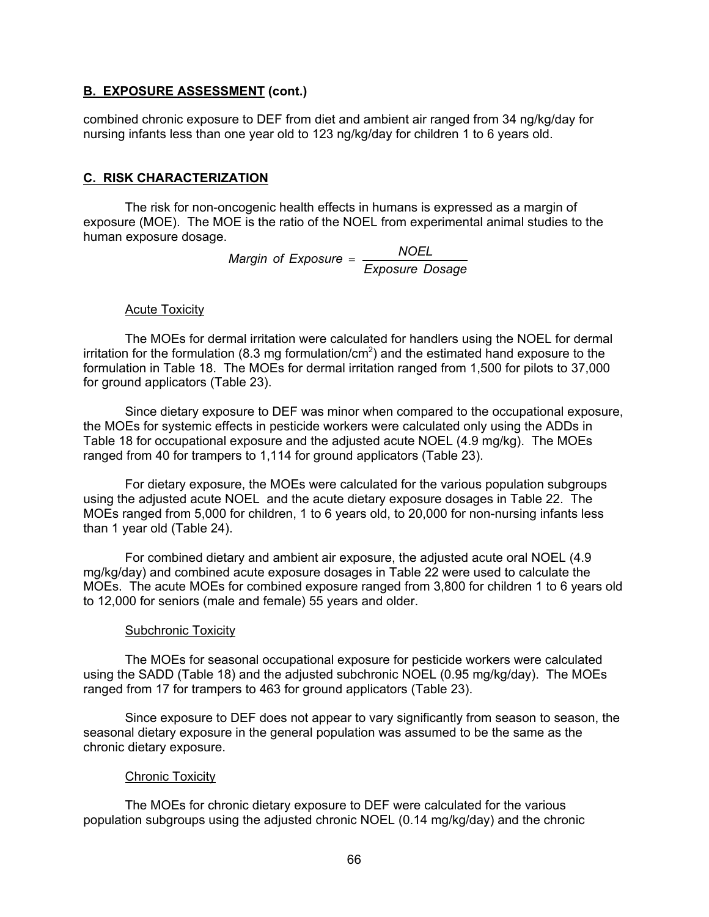## B. EXPOSURE ASSESSMENT (cont.)

combined chronic exposure to DEF from diet and ambient air ranged from 34 ng/kg/day for nursing infants less than one year old to 123 ng/kg/day for children 1 to 6 years old.

## C. RISK CHARACTERIZATION

The risk for non-oncogenic health effects in humans is expressed as a margin of exposure (MOE). The MOE is the ratio of the NOEL from experimental animal studies to the human exposure dosage.

$$Margin\ of\ Exposure = \frac{NOEL}{Exposure\ Dosage}$$

### Acute Toxicity

The MOEs for dermal irritation were calculated for handlers using the NOEL for dermal irritation for the formulation (8.3 mg formulation/$cm^2$) and the estimated hand exposure to the formulation in Table 18. The MOEs for dermal irritation ranged from 1,500 for pilots to 37,000 for ground applicators (Table 23).

Since dietary exposure to DEF was minor when compared to the occupational exposure, the MOEs for systemic effects in pesticide workers were calculated only using the ADDs in Table 18 for occupational exposure and the adjusted acute NOEL (4.9 mg/kg). The MOEs ranged from 40 for trampers to 1,114 for ground applicators (Table 23).

For dietary exposure, the MOEs were calculated for the various population subgroups using the adjusted acute NOEL and the acute dietary exposure dosages in Table 22. The MOEs ranged from 5,000 for children, 1 to 6 years old, to 20,000 for non-nursing infants less than 1 year old (Table 24).

For combined dietary and ambient air exposure, the adjusted acute oral NOEL (4.9 mg/kg/day) and combined acute exposure dosages in Table 22 were used to calculate the MOEs. The acute MOEs for combined exposure ranged from 3,800 for children 1 to 6 years old to 12,000 for seniors (male and female) 55 years and older.

### Subchronic Toxicity

The MOEs for seasonal occupational exposure for pesticide workers were calculated using the SADD (Table 18) and the adjusted subchronic NOEL (0.95 mg/kg/day). The MOEs ranged from 17 for trampers to 463 for ground applicators (Table 23).

Since exposure to DEF does not appear to vary significantly from season to season, the seasonal dietary exposure in the general population was assumed to be the same as the chronic dietary exposure.

### Chronic Toxicity

The MOEs for chronic dietary exposure to DEF were calculated for the various population subgroups using the adjusted chronic NOEL (0.14 mg/kg/day) and the chronic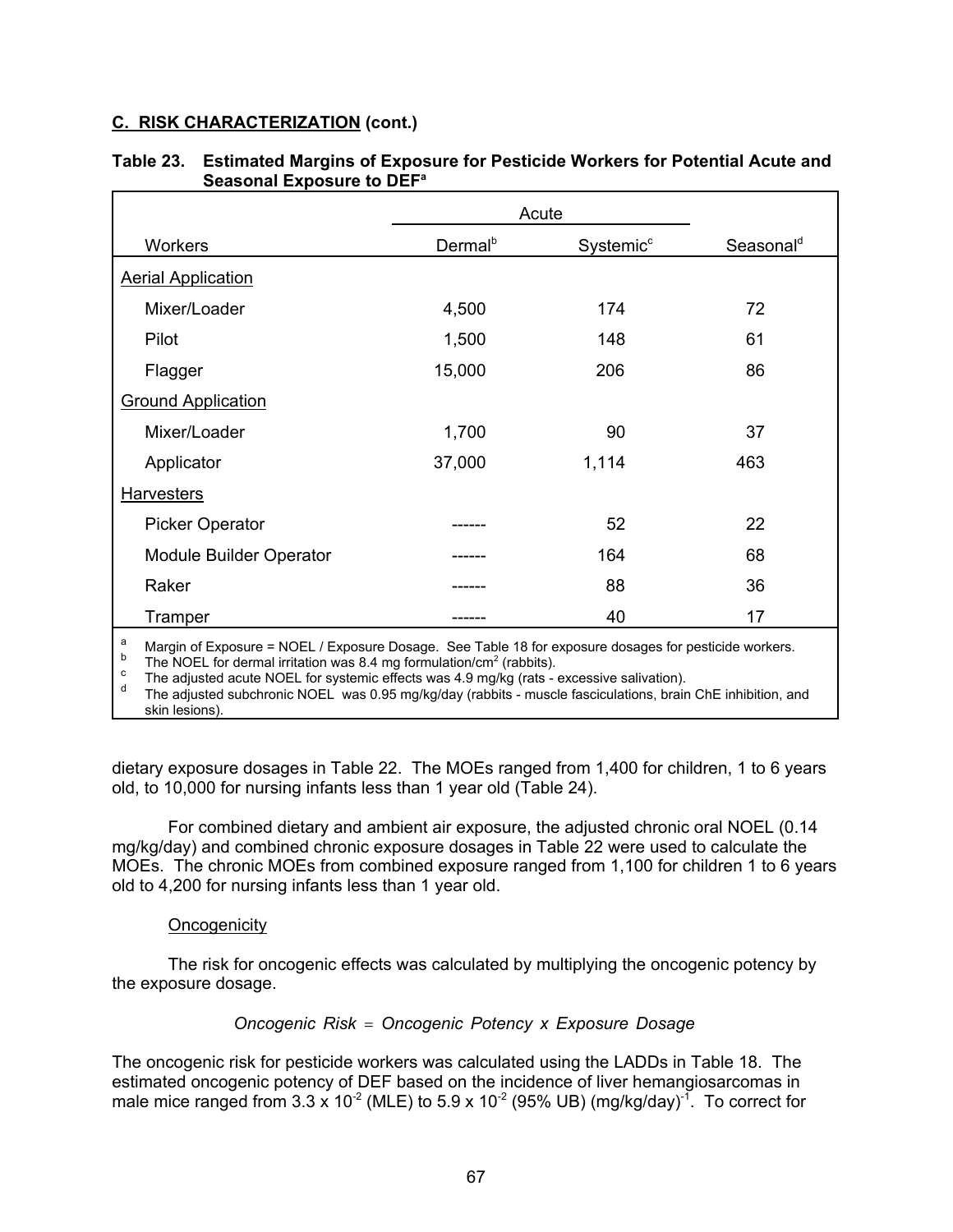**C. RISK CHARACTERIZATION (cont.)**

**Table 23. Estimated Margins of Exposure for Pesticide Workers for Potential Acute and Seasonal Exposure to DEF[a]**

| Workers | Acute | | |
|---|---|---|---|
| | Dermal[b] | Systemic[c] | Seasonal[d] |
| Aerial Application | | | |
| Mixer/Loader | 4,500 | 174 | 72 |
| Pilot | 1,500 | 148 | 61 |
| Flagger | 15,000 | 206 | 86 |
| Ground Application | | | |
| Mixer/Loader | 1,700 | 90 | 37 |
| Applicator | 37,000 | 1,114 | 463 |
| Harvesters | | | |
| Picker Operator | ------ | 52 | 22 |
| Module Builder Operator | ------ | 164 | 68 |
| Raker | ------ | 88 | 36 |
| Tramper | ------ | 40 | 17 |

[a] Margin of Exposure = NOEL / Exposure Dosage. See Table 18 for exposure dosages for pesticide workers.
[b] The NOEL for dermal irritation was 8.4 mg formulation/$cm^2$ (rabbits).
[c] The adjusted acute NOEL for systemic effects was 4.9 mg/kg (rats - excessive salivation).
[d] The adjusted subchronic NOEL was 0.95 mg/kg/day (rabbits - muscle fasciculations, brain ChE inhibition, and skin lesions).

dietary exposure dosages in Table 22. The MOEs ranged from 1,400 for children, 1 to 6 years old, to 10,000 for nursing infants less than 1 year old (Table 24).

For combined dietary and ambient air exposure, the adjusted chronic oral NOEL (0.14 mg/kg/day) and combined chronic exposure dosages in Table 22 were used to calculate the MOEs. The chronic MOEs from combined exposure ranged from 1,100 for children 1 to 6 years old to 4,200 for nursing infants less than 1 year old.

Oncogenicity

The risk for oncogenic effects was calculated by multiplying the oncogenic potency by the exposure dosage.

$$Oncogenic\ Risk = Oncogenic\ Potency\ x\ Exposure\ Dosage$$

The oncogenic risk for pesticide workers was calculated using the LADDs in Table 18. The estimated oncogenic potency of DEF based on the incidence of liver hemangiosarcomas in male mice ranged from $3.3 \times 10^{-2}$ (MLE) to $5.9 \times 10^{-2}$ (95% UB) $(mg/kg/day)^{-1}$. To correct for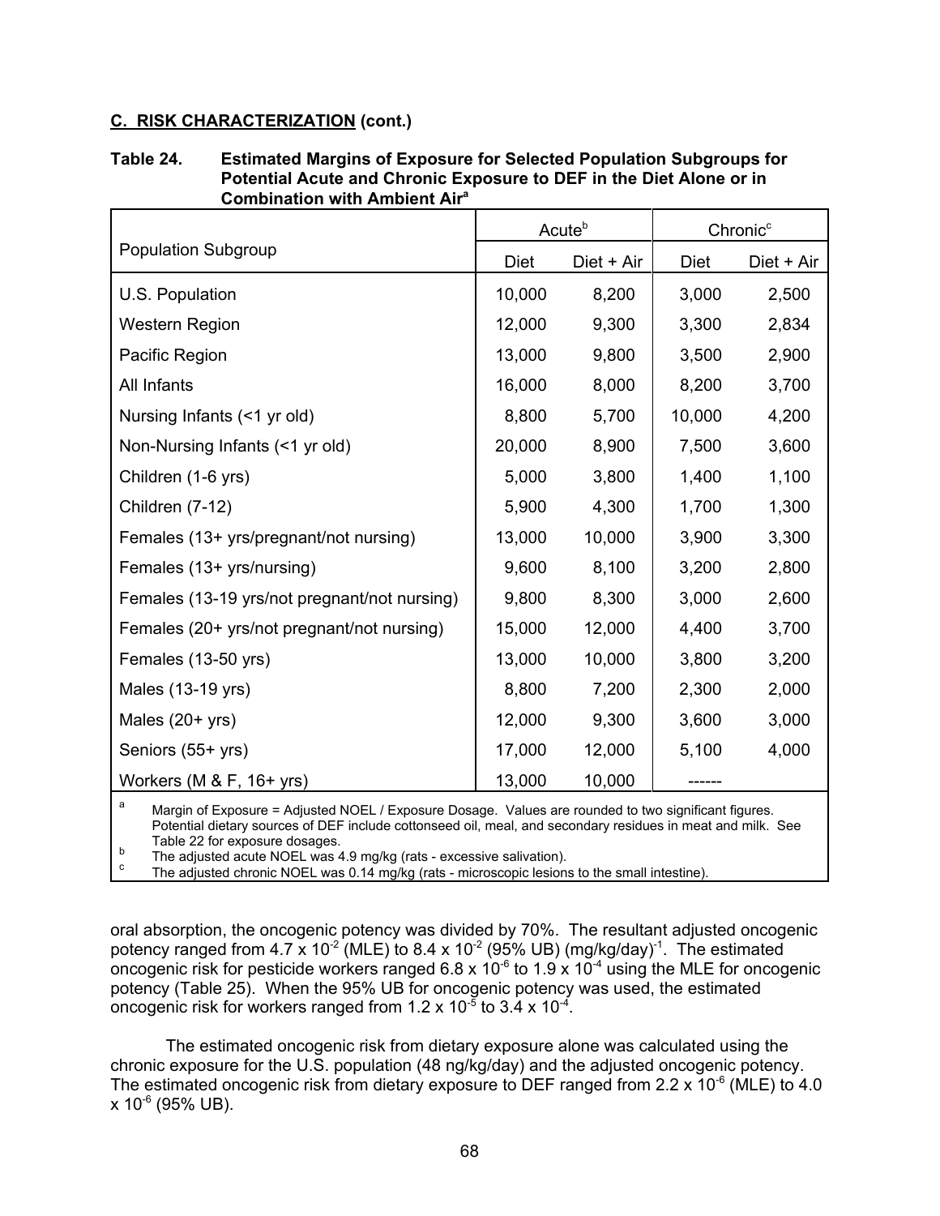**C. RISK CHARACTERIZATION (cont.)**

**Table 24. Estimated Margins of Exposure for Selected Population Subgroups for Potential Acute and Chronic Exposure to DEF in the Diet Alone or in Combination with Ambient Air[a]**

| Population Subgroup | Acute[b] | | Chronic[c] | |
|---|---|---|---|---|
| | Diet | Diet + Air | Diet | Diet + Air |
| U.S. Population | 10,000 | 8,200 | 3,000 | 2,500 |
| Western Region | 12,000 | 9,300 | 3,300 | 2,834 |
| Pacific Region | 13,000 | 9,800 | 3,500 | 2,900 |
| All Infants | 16,000 | 8,000 | 8,200 | 3,700 |
| Nursing Infants (<1 yr old) | 8,800 | 5,700 | 10,000 | 4,200 |
| Non-Nursing Infants (<1 yr old) | 20,000 | 8,900 | 7,500 | 3,600 |
| Children (1-6 yrs) | 5,000 | 3,800 | 1,400 | 1,100 |
| Children (7-12) | 5,900 | 4,300 | 1,700 | 1,300 |
| Females (13+ yrs/pregnant/not nursing) | 13,000 | 10,000 | 3,900 | 3,300 |
| Females (13+ yrs/nursing) | 9,600 | 8,100 | 3,200 | 2,800 |
| Females (13-19 yrs/not pregnant/not nursing) | 9,800 | 8,300 | 3,000 | 2,600 |
| Females (20+ yrs/not pregnant/not nursing) | 15,000 | 12,000 | 4,400 | 3,700 |
| Females (13-50 yrs) | 13,000 | 10,000 | 3,800 | 3,200 |
| Males (13-19 yrs) | 8,800 | 7,200 | 2,300 | 2,000 |
| Males (20+ yrs) | 12,000 | 9,300 | 3,600 | 3,000 |
| Seniors (55+ yrs) | 17,000 | 12,000 | 5,100 | 4,000 |
| Workers (M & F, 16+ yrs) | 13,000 | 10,000 | ------ | |

[a] Margin of Exposure = Adjusted NOEL / Exposure Dosage. Values are rounded to two significant figures. Potential dietary sources of DEF include cottonseed oil, meal, and secondary residues in meat and milk. See Table 22 for exposure dosages.

[b] The adjusted acute NOEL was 4.9 mg/kg (rats - excessive salivation).

[c] The adjusted chronic NOEL was 0.14 mg/kg (rats - microscopic lesions to the small intestine).

oral absorption, the oncogenic potency was divided by 70%. The resultant adjusted oncogenic potency ranged from $4.7 \times 10^{-2}$ (MLE) to $8.4 \times 10^{-2}$ (95% UB) $(mg/kg/day)^{-1}$. The estimated oncogenic risk for pesticide workers ranged $6.8 \times 10^{-6}$ to $1.9 \times 10^{-4}$ using the MLE for oncogenic potency (Table 25). When the 95% UB for oncogenic potency was used, the estimated oncogenic risk for workers ranged from $1.2 \times 10^{-5}$ to $3.4 \times 10^{-4}$.

The estimated oncogenic risk from dietary exposure alone was calculated using the chronic exposure for the U.S. population (48 ng/kg/day) and the adjusted oncogenic potency. The estimated oncogenic risk from dietary exposure to DEF ranged from $2.2 \times 10^{-6}$ (MLE) to $4.0 \times 10^{-6}$ (95% UB).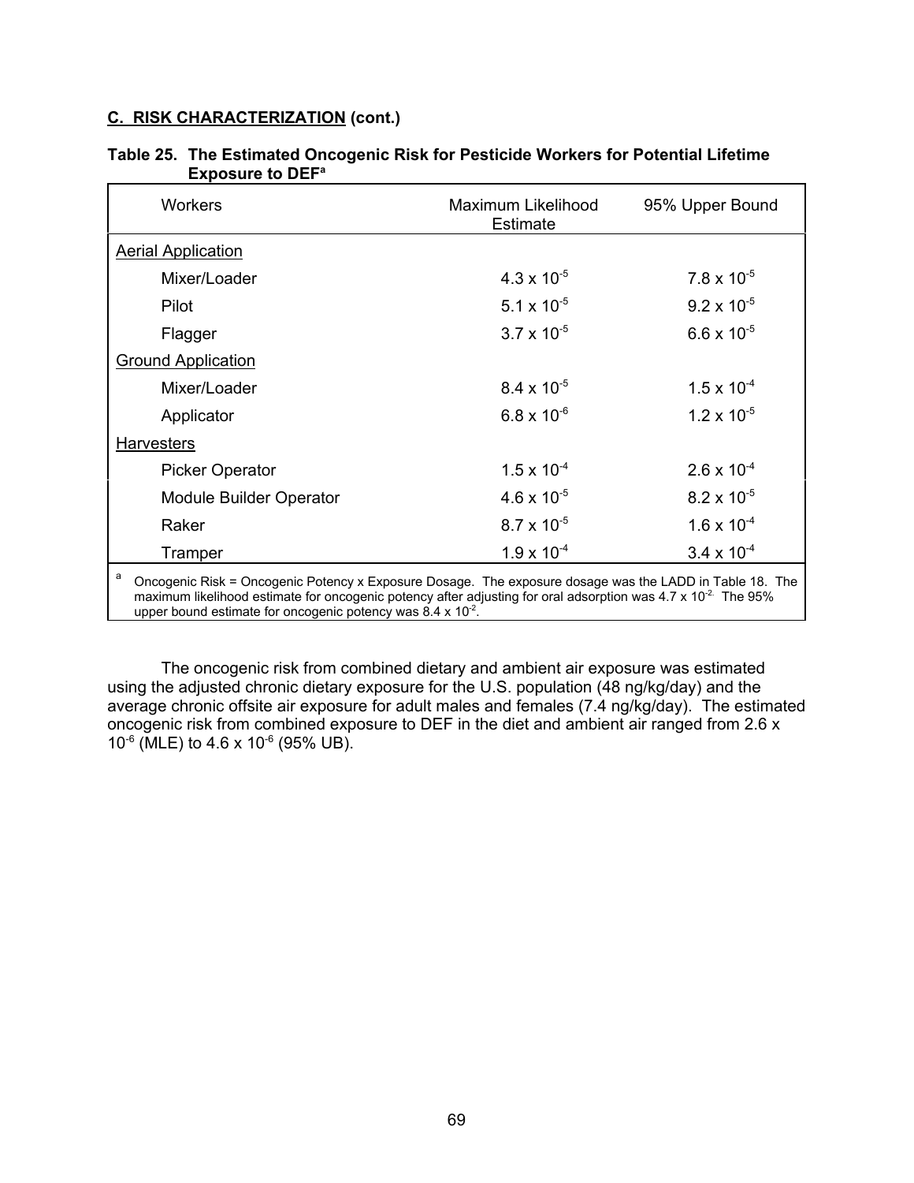**C. RISK CHARACTERIZATION (cont.)**

**Table 25. The Estimated Oncogenic Risk for Pesticide Workers for Potential Lifetime Exposure to DEF[a]**

| Workers | Maximum Likelihood Estimate | 95% Upper Bound |
|---|---|---|
| Aerial Application | | |
| Mixer/Loader | $4.3 \times 10^{-5}$ | $7.8 \times 10^{-5}$ |
| Pilot | $5.1 \times 10^{-5}$ | $9.2 \times 10^{-5}$ |
| Flagger | $3.7 \times 10^{-5}$ | $6.6 \times 10^{-5}$ |
| Ground Application | | |
| Mixer/Loader | $8.4 \times 10^{-5}$ | $1.5 \times 10^{-4}$ |
| Applicator | $6.8 \times 10^{-6}$ | $1.2 \times 10^{-5}$ |
| Harvesters | | |
| Picker Operator | $1.5 \times 10^{-4}$ | $2.6 \times 10^{-4}$ |
| Module Builder Operator | $4.6 \times 10^{-5}$ | $8.2 \times 10^{-5}$ |
| Raker | $8.7 \times 10^{-5}$ | $1.6 \times 10^{-4}$ |
| Tramper | $1.9 \times 10^{-4}$ | $3.4 \times 10^{-4}$ |

[a] Oncogenic Risk = Oncogenic Potency x Exposure Dosage. The exposure dosage was the LADD in Table 18. The maximum likelihood estimate for oncogenic potency after adjusting for oral adsorption was $4.7 \times 10^{-2}$. The 95% upper bound estimate for oncogenic potency was $8.4 \times 10^{-2}$.

The oncogenic risk from combined dietary and ambient air exposure was estimated using the adjusted chronic dietary exposure for the U.S. population (48 ng/kg/day) and the average chronic offsite air exposure for adult males and females (7.4 ng/kg/day). The estimated oncogenic risk from combined exposure to DEF in the diet and ambient air ranged from $2.6 \times 10^{-6}$ (MLE) to $4.6 \times 10^{-6}$ (95% UB).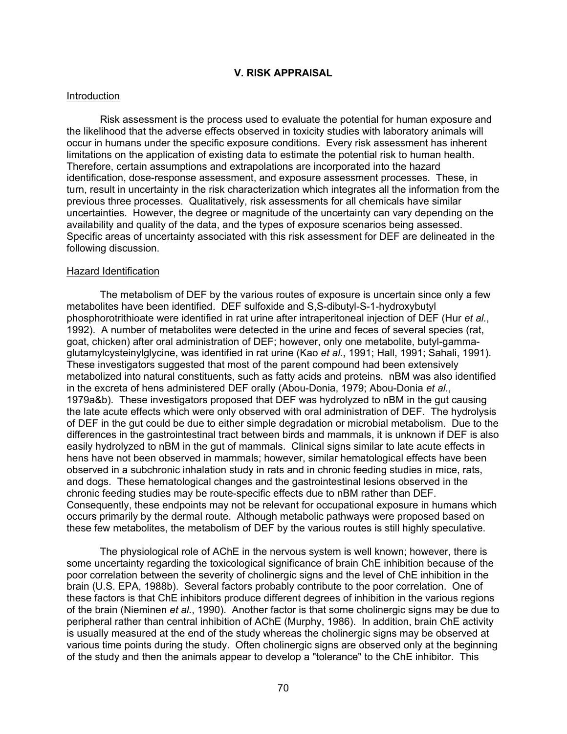## V. RISK APPRAISAL

### Introduction

Risk assessment is the process used to evaluate the potential for human exposure and the likelihood that the adverse effects observed in toxicity studies with laboratory animals will occur in humans under the specific exposure conditions. Every risk assessment has inherent limitations on the application of existing data to estimate the potential risk to human health. Therefore, certain assumptions and extrapolations are incorporated into the hazard identification, dose-response assessment, and exposure assessment processes. These, in turn, result in uncertainty in the risk characterization which integrates all the information from the previous three processes. Qualitatively, risk assessments for all chemicals have similar uncertainties. However, the degree or magnitude of the uncertainty can vary depending on the availability and quality of the data, and the types of exposure scenarios being assessed. Specific areas of uncertainty associated with this risk assessment for DEF are delineated in the following discussion.

### Hazard Identification

The metabolism of DEF by the various routes of exposure is uncertain since only a few metabolites have been identified. DEF sulfoxide and S,S-dibutyl-S-1-hydroxybutyl phosphorotrithioate were identified in rat urine after intraperitoneal injection of DEF (Hur *et al.*, 1992). A number of metabolites were detected in the urine and feces of several species (rat, goat, chicken) after oral administration of DEF; however, only one metabolite, butyl-gamma-glutamylcysteinylglycine, was identified in rat urine (Kao *et al.*, 1991; Hall, 1991; Sahali, 1991). These investigators suggested that most of the parent compound had been extensively metabolized into natural constituents, such as fatty acids and proteins. nBM was also identified in the excreta of hens administered DEF orally (Abou-Donia, 1979; Abou-Donia *et al.*, 1979a&b). These investigators proposed that DEF was hydrolyzed to nBM in the gut causing the late acute effects which were only observed with oral administration of DEF. The hydrolysis of DEF in the gut could be due to either simple degradation or microbial metabolism. Due to the differences in the gastrointestinal tract between birds and mammals, it is unknown if DEF is also easily hydrolyzed to nBM in the gut of mammals. Clinical signs similar to late acute effects in hens have not been observed in mammals; however, similar hematological effects have been observed in a subchronic inhalation study in rats and in chronic feeding studies in mice, rats, and dogs. These hematological changes and the gastrointestinal lesions observed in the chronic feeding studies may be route-specific effects due to nBM rather than DEF. Consequently, these endpoints may not be relevant for occupational exposure in humans which occurs primarily by the dermal route. Although metabolic pathways were proposed based on these few metabolites, the metabolism of DEF by the various routes is still highly speculative.

The physiological role of AChE in the nervous system is well known; however, there is some uncertainty regarding the toxicological significance of brain ChE inhibition because of the poor correlation between the severity of cholinergic signs and the level of ChE inhibition in the brain (U.S. EPA, 1988b). Several factors probably contribute to the poor correlation. One of these factors is that ChE inhibitors produce different degrees of inhibition in the various regions of the brain (Nieminen *et al*., 1990). Another factor is that some cholinergic signs may be due to peripheral rather than central inhibition of AChE (Murphy, 1986). In addition, brain ChE activity is usually measured at the end of the study whereas the cholinergic signs may be observed at various time points during the study. Often cholinergic signs are observed only at the beginning of the study and then the animals appear to develop a "tolerance" to the ChE inhibitor. This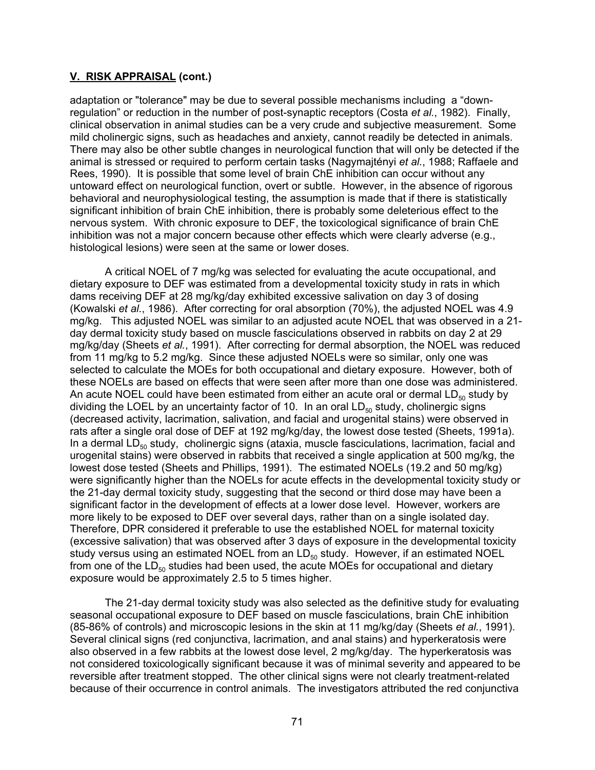## V. RISK APPRAISAL (cont.)

adaptation or "tolerance" may be due to several possible mechanisms including a "down-regulation" or reduction in the number of post-synaptic receptors (Costa *et al.*, 1982). Finally, clinical observation in animal studies can be a very crude and subjective measurement. Some mild cholinergic signs, such as headaches and anxiety, cannot readily be detected in animals. There may also be other subtle changes in neurological function that will only be detected if the animal is stressed or required to perform certain tasks (Nagymajtényi *et al.*, 1988; Raffaele and Rees, 1990). It is possible that some level of brain ChE inhibition can occur without any untoward effect on neurological function, overt or subtle. However, in the absence of rigorous behavioral and neurophysiological testing, the assumption is made that if there is statistically significant inhibition of brain ChE inhibition, there is probably some deleterious effect to the nervous system. With chronic exposure to DEF, the toxicological significance of brain ChE inhibition was not a major concern because other effects which were clearly adverse (e.g., histological lesions) were seen at the same or lower doses.

A critical NOEL of 7 mg/kg was selected for evaluating the acute occupational, and dietary exposure to DEF was estimated from a developmental toxicity study in rats in which dams receiving DEF at 28 mg/kg/day exhibited excessive salivation on day 3 of dosing (Kowalski *et al.*, 1986). After correcting for oral absorption (70%), the adjusted NOEL was 4.9 mg/kg. This adjusted NOEL was similar to an adjusted acute NOEL that was observed in a 21-day dermal toxicity study based on muscle fasciculations observed in rabbits on day 2 at 29 mg/kg/day (Sheets *et al.*, 1991). After correcting for dermal absorption, the NOEL was reduced from 11 mg/kg to 5.2 mg/kg. Since these adjusted NOELs were so similar, only one was selected to calculate the MOEs for both occupational and dietary exposure. However, both of these NOELs are based on effects that were seen after more than one dose was administered. An acute NOEL could have been estimated from either an acute oral or dermal $LD_{50}$ study by dividing the LOEL by an uncertainty factor of 10. In an oral $LD_{50}$ study, cholinergic signs (decreased activity, lacrimation, salivation, and facial and urogenital stains) were observed in rats after a single oral dose of DEF at 192 mg/kg/day, the lowest dose tested (Sheets, 1991a). In a dermal $LD_{50}$ study, cholinergic signs (ataxia, muscle fasciculations, lacrimation, facial and urogenital stains) were observed in rabbits that received a single application at 500 mg/kg, the lowest dose tested (Sheets and Phillips, 1991). The estimated NOELs (19.2 and 50 mg/kg) were significantly higher than the NOELs for acute effects in the developmental toxicity study or the 21-day dermal toxicity study, suggesting that the second or third dose may have been a significant factor in the development of effects at a lower dose level. However, workers are more likely to be exposed to DEF over several days, rather than on a single isolated day. Therefore, DPR considered it preferable to use the established NOEL for maternal toxicity (excessive salivation) that was observed after 3 days of exposure in the developmental toxicity study versus using an estimated NOEL from an $LD_{50}$ study. However, if an estimated NOEL from one of the $LD_{50}$ studies had been used, the acute MOEs for occupational and dietary exposure would be approximately 2.5 to 5 times higher.

The 21-day dermal toxicity study was also selected as the definitive study for evaluating seasonal occupational exposure to DEF based on muscle fasciculations, brain ChE inhibition (85-86% of controls) and microscopic lesions in the skin at 11 mg/kg/day (Sheets *et al.*, 1991). Several clinical signs (red conjunctiva, lacrimation, and anal stains) and hyperkeratosis were also observed in a few rabbits at the lowest dose level, 2 mg/kg/day. The hyperkeratosis was not considered toxicologically significant because it was of minimal severity and appeared to be reversible after treatment stopped. The other clinical signs were not clearly treatment-related because of their occurrence in control animals. The investigators attributed the red conjunctiva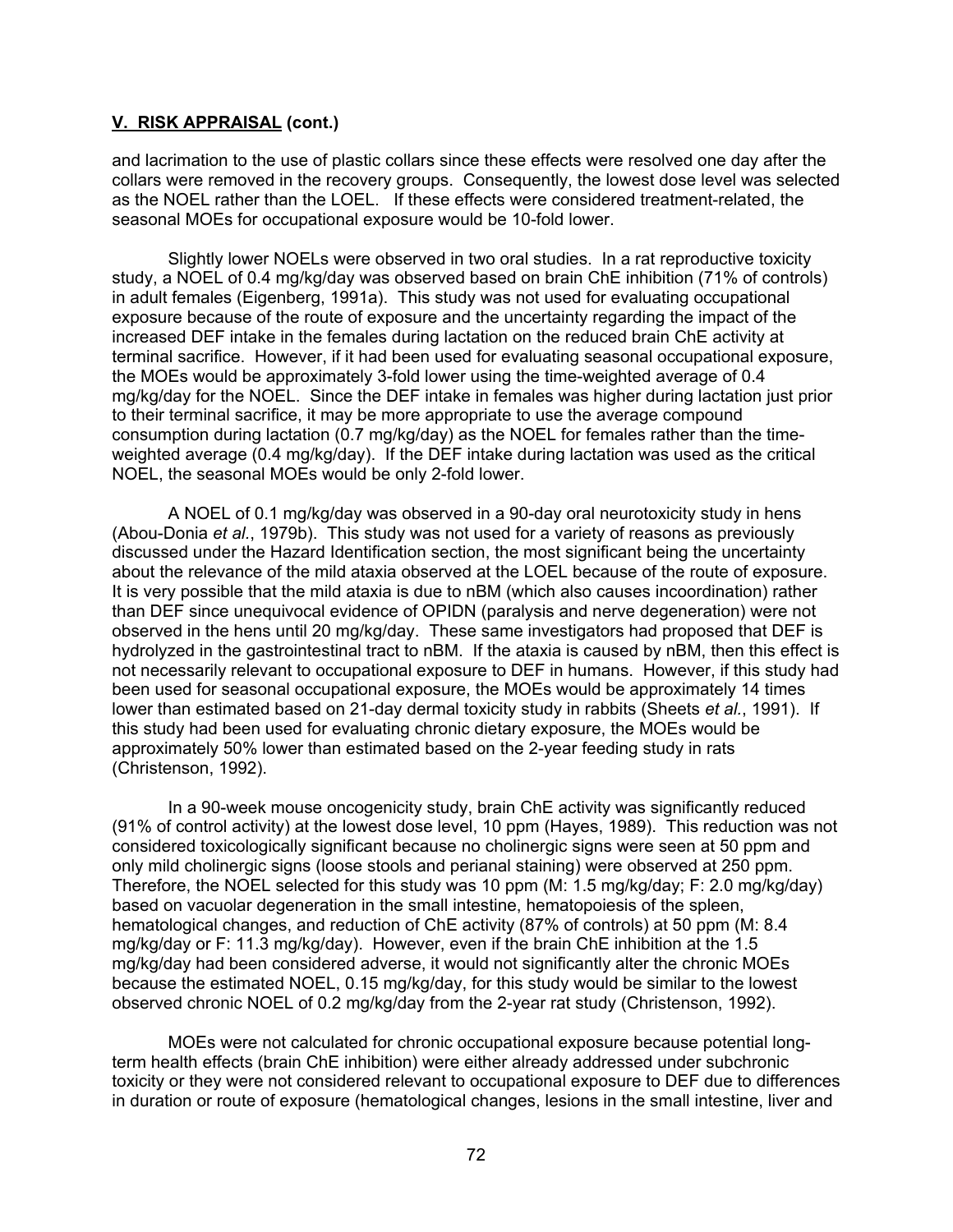## V. RISK APPRAISAL (cont.)

and lacrimation to the use of plastic collars since these effects were resolved one day after the collars were removed in the recovery groups. Consequently, the lowest dose level was selected as the NOEL rather than the LOEL. If these effects were considered treatment-related, the seasonal MOEs for occupational exposure would be 10-fold lower.

Slightly lower NOELs were observed in two oral studies. In a rat reproductive toxicity study, a NOEL of 0.4 mg/kg/day was observed based on brain ChE inhibition (71% of controls) in adult females (Eigenberg, 1991a). This study was not used for evaluating occupational exposure because of the route of exposure and the uncertainty regarding the impact of the increased DEF intake in the females during lactation on the reduced brain ChE activity at terminal sacrifice. However, if it had been used for evaluating seasonal occupational exposure, the MOEs would be approximately 3-fold lower using the time-weighted average of 0.4 mg/kg/day for the NOEL. Since the DEF intake in females was higher during lactation just prior to their terminal sacrifice, it may be more appropriate to use the average compound consumption during lactation (0.7 mg/kg/day) as the NOEL for females rather than the time-weighted average (0.4 mg/kg/day). If the DEF intake during lactation was used as the critical NOEL, the seasonal MOEs would be only 2-fold lower.

A NOEL of 0.1 mg/kg/day was observed in a 90-day oral neurotoxicity study in hens (Abou-Donia *et al.*, 1979b). This study was not used for a variety of reasons as previously discussed under the Hazard Identification section, the most significant being the uncertainty about the relevance of the mild ataxia observed at the LOEL because of the route of exposure. It is very possible that the mild ataxia is due to nBM (which also causes incoordination) rather than DEF since unequivocal evidence of OPIDN (paralysis and nerve degeneration) were not observed in the hens until 20 mg/kg/day. These same investigators had proposed that DEF is hydrolyzed in the gastrointestinal tract to nBM. If the ataxia is caused by nBM, then this effect is not necessarily relevant to occupational exposure to DEF in humans. However, if this study had been used for seasonal occupational exposure, the MOEs would be approximately 14 times lower than estimated based on 21-day dermal toxicity study in rabbits (Sheets *et al.*, 1991). If this study had been used for evaluating chronic dietary exposure, the MOEs would be approximately 50% lower than estimated based on the 2-year feeding study in rats (Christenson, 1992).

In a 90-week mouse oncogenicity study, brain ChE activity was significantly reduced (91% of control activity) at the lowest dose level, 10 ppm (Hayes, 1989). This reduction was not considered toxicologically significant because no cholinergic signs were seen at 50 ppm and only mild cholinergic signs (loose stools and perianal staining) were observed at 250 ppm. Therefore, the NOEL selected for this study was 10 ppm (M: 1.5 mg/kg/day; F: 2.0 mg/kg/day) based on vacuolar degeneration in the small intestine, hematopoiesis of the spleen, hematological changes, and reduction of ChE activity (87% of controls) at 50 ppm (M: 8.4 mg/kg/day or F: 11.3 mg/kg/day). However, even if the brain ChE inhibition at the 1.5 mg/kg/day had been considered adverse, it would not significantly alter the chronic MOEs because the estimated NOEL, 0.15 mg/kg/day, for this study would be similar to the lowest observed chronic NOEL of 0.2 mg/kg/day from the 2-year rat study (Christenson, 1992).

MOEs were not calculated for chronic occupational exposure because potential long-term health effects (brain ChE inhibition) were either already addressed under subchronic toxicity or they were not considered relevant to occupational exposure to DEF due to differences in duration or route of exposure (hematological changes, lesions in the small intestine, liver and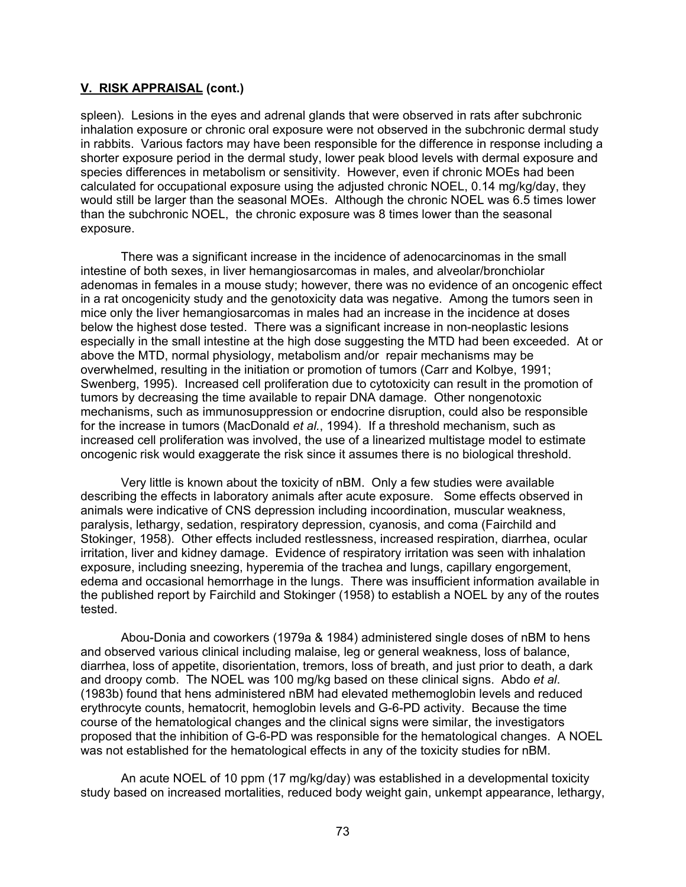## **V. RISK APPRAISAL (cont.)**

spleen). Lesions in the eyes and adrenal glands that were observed in rats after subchronic inhalation exposure or chronic oral exposure were not observed in the subchronic dermal study in rabbits. Various factors may have been responsible for the difference in response including a shorter exposure period in the dermal study, lower peak blood levels with dermal exposure and species differences in metabolism or sensitivity. However, even if chronic MOEs had been calculated for occupational exposure using the adjusted chronic NOEL, 0.14 mg/kg/day, they would still be larger than the seasonal MOEs. Although the chronic NOEL was 6.5 times lower than the subchronic NOEL, the chronic exposure was 8 times lower than the seasonal exposure.

There was a significant increase in the incidence of adenocarcinomas in the small intestine of both sexes, in liver hemangiosarcomas in males, and alveolar/bronchiolar adenomas in females in a mouse study; however, there was no evidence of an oncogenic effect in a rat oncogenicity study and the genotoxicity data was negative. Among the tumors seen in mice only the liver hemangiosarcomas in males had an increase in the incidence at doses below the highest dose tested. There was a significant increase in non-neoplastic lesions especially in the small intestine at the high dose suggesting the MTD had been exceeded. At or above the MTD, normal physiology, metabolism and/or repair mechanisms may be overwhelmed, resulting in the initiation or promotion of tumors (Carr and Kolbye, 1991; Swenberg, 1995). Increased cell proliferation due to cytotoxicity can result in the promotion of tumors by decreasing the time available to repair DNA damage. Other nongenotoxic mechanisms, such as immunosuppression or endocrine disruption, could also be responsible for the increase in tumors (MacDonald *et al.*, 1994). If a threshold mechanism, such as increased cell proliferation was involved, the use of a linearized multistage model to estimate oncogenic risk would exaggerate the risk since it assumes there is no biological threshold.

Very little is known about the toxicity of nBM. Only a few studies were available describing the effects in laboratory animals after acute exposure. Some effects observed in animals were indicative of CNS depression including incoordination, muscular weakness, paralysis, lethargy, sedation, respiratory depression, cyanosis, and coma (Fairchild and Stokinger, 1958). Other effects included restlessness, increased respiration, diarrhea, ocular irritation, liver and kidney damage. Evidence of respiratory irritation was seen with inhalation exposure, including sneezing, hyperemia of the trachea and lungs, capillary engorgement, edema and occasional hemorrhage in the lungs. There was insufficient information available in the published report by Fairchild and Stokinger (1958) to establish a NOEL by any of the routes tested.

Abou-Donia and coworkers (1979a & 1984) administered single doses of nBM to hens and observed various clinical including malaise, leg or general weakness, loss of balance, diarrhea, loss of appetite, disorientation, tremors, loss of breath, and just prior to death, a dark and droopy comb. The NOEL was 100 mg/kg based on these clinical signs. Abdo *et al*. (1983b) found that hens administered nBM had elevated methemoglobin levels and reduced erythrocyte counts, hematocrit, hemoglobin levels and G-6-PD activity. Because the time course of the hematological changes and the clinical signs were similar, the investigators proposed that the inhibition of G-6-PD was responsible for the hematological changes. A NOEL was not established for the hematological effects in any of the toxicity studies for nBM.

An acute NOEL of 10 ppm (17 mg/kg/day) was established in a developmental toxicity study based on increased mortalities, reduced body weight gain, unkempt appearance, lethargy,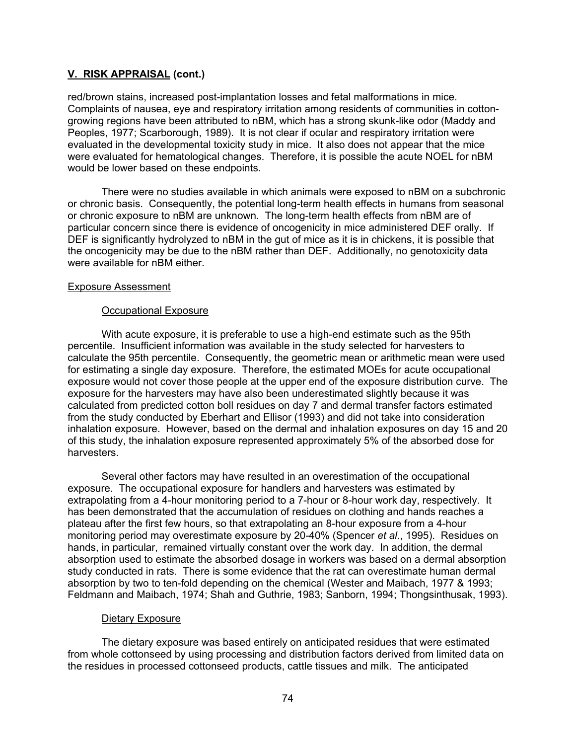**V. RISK APPRAISAL (cont.)**

red/brown stains, increased post-implantation losses and fetal malformations in mice. Complaints of nausea, eye and respiratory irritation among residents of communities in cotton-growing regions have been attributed to nBM, which has a strong skunk-like odor (Maddy and Peoples, 1977; Scarborough, 1989). It is not clear if ocular and respiratory irritation were evaluated in the developmental toxicity study in mice. It also does not appear that the mice were evaluated for hematological changes. Therefore, it is possible the acute NOEL for nBM would be lower based on these endpoints.

There were no studies available in which animals were exposed to nBM on a subchronic or chronic basis. Consequently, the potential long-term health effects in humans from seasonal or chronic exposure to nBM are unknown. The long-term health effects from nBM are of particular concern since there is evidence of oncogenicity in mice administered DEF orally. If DEF is significantly hydrolyzed to nBM in the gut of mice as it is in chickens, it is possible that the oncogenicity may be due to the nBM rather than DEF. Additionally, no genotoxicity data were available for nBM either.

Exposure Assessment

Occupational Exposure

With acute exposure, it is preferable to use a high-end estimate such as the 95th percentile. Insufficient information was available in the study selected for harvesters to calculate the 95th percentile. Consequently, the geometric mean or arithmetic mean were used for estimating a single day exposure. Therefore, the estimated MOEs for acute occupational exposure would not cover those people at the upper end of the exposure distribution curve. The exposure for the harvesters may have also been underestimated slightly because it was calculated from predicted cotton boll residues on day 7 and dermal transfer factors estimated from the study conducted by Eberhart and Ellisor (1993) and did not take into consideration inhalation exposure. However, based on the dermal and inhalation exposures on day 15 and 20 of this study, the inhalation exposure represented approximately 5% of the absorbed dose for harvesters.

Several other factors may have resulted in an overestimation of the occupational exposure. The occupational exposure for handlers and harvesters was estimated by extrapolating from a 4-hour monitoring period to a 7-hour or 8-hour work day, respectively. It has been demonstrated that the accumulation of residues on clothing and hands reaches a plateau after the first few hours, so that extrapolating an 8-hour exposure from a 4-hour monitoring period may overestimate exposure by 20-40% (Spencer *et al.*, 1995). Residues on hands, in particular, remained virtually constant over the work day. In addition, the dermal absorption used to estimate the absorbed dosage in workers was based on a dermal absorption study conducted in rats. There is some evidence that the rat can overestimate human dermal absorption by two to ten-fold depending on the chemical (Wester and Maibach, 1977 & 1993; Feldmann and Maibach, 1974; Shah and Guthrie, 1983; Sanborn, 1994; Thongsinthusak, 1993).

Dietary Exposure

The dietary exposure was based entirely on anticipated residues that were estimated from whole cottonseed by using processing and distribution factors derived from limited data on the residues in processed cottonseed products, cattle tissues and milk. The anticipated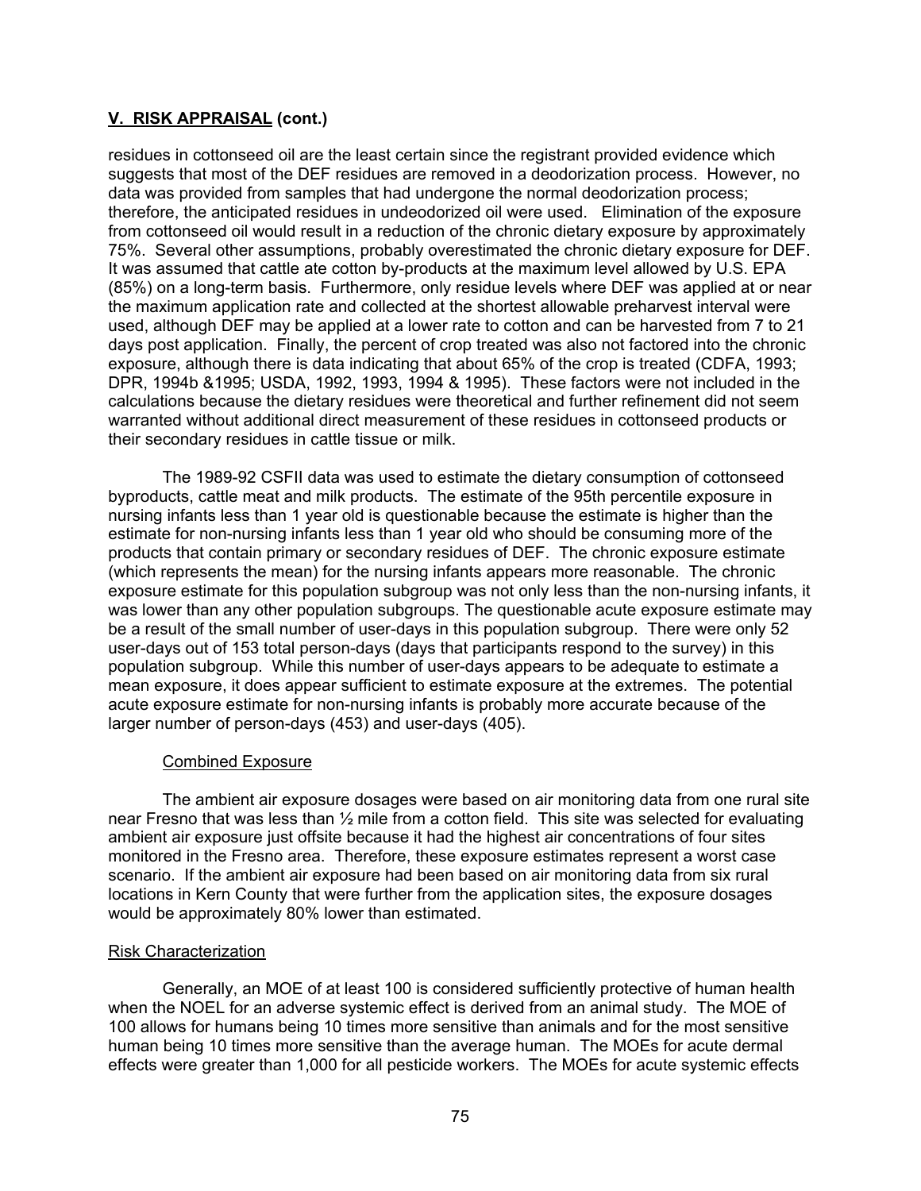## V. RISK APPRAISAL (cont.)

residues in cottonseed oil are the least certain since the registrant provided evidence which suggests that most of the DEF residues are removed in a deodorization process. However, no data was provided from samples that had undergone the normal deodorization process; therefore, the anticipated residues in undeodorized oil were used. Elimination of the exposure from cottonseed oil would result in a reduction of the chronic dietary exposure by approximately 75%. Several other assumptions, probably overestimated the chronic dietary exposure for DEF. It was assumed that cattle ate cotton by-products at the maximum level allowed by U.S. EPA (85%) on a long-term basis. Furthermore, only residue levels where DEF was applied at or near the maximum application rate and collected at the shortest allowable preharvest interval were used, although DEF may be applied at a lower rate to cotton and can be harvested from 7 to 21 days post application. Finally, the percent of crop treated was also not factored into the chronic exposure, although there is data indicating that about 65% of the crop is treated (CDFA, 1993; DPR, 1994b &1995; USDA, 1992, 1993, 1994 & 1995). These factors were not included in the calculations because the dietary residues were theoretical and further refinement did not seem warranted without additional direct measurement of these residues in cottonseed products or their secondary residues in cattle tissue or milk.

The 1989-92 CSFII data was used to estimate the dietary consumption of cottonseed byproducts, cattle meat and milk products. The estimate of the 95th percentile exposure in nursing infants less than 1 year old is questionable because the estimate is higher than the estimate for non-nursing infants less than 1 year old who should be consuming more of the products that contain primary or secondary residues of DEF. The chronic exposure estimate (which represents the mean) for the nursing infants appears more reasonable. The chronic exposure estimate for this population subgroup was not only less than the non-nursing infants, it was lower than any other population subgroups. The questionable acute exposure estimate may be a result of the small number of user-days in this population subgroup. There were only 52 user-days out of 153 total person-days (days that participants respond to the survey) in this population subgroup. While this number of user-days appears to be adequate to estimate a mean exposure, it does appear sufficient to estimate exposure at the extremes. The potential acute exposure estimate for non-nursing infants is probably more accurate because of the larger number of person-days (453) and user-days (405).

Combined Exposure

The ambient air exposure dosages were based on air monitoring data from one rural site near Fresno that was less than ½ mile from a cotton field. This site was selected for evaluating ambient air exposure just offsite because it had the highest air concentrations of four sites monitored in the Fresno area. Therefore, these exposure estimates represent a worst case scenario. If the ambient air exposure had been based on air monitoring data from six rural locations in Kern County that were further from the application sites, the exposure dosages would be approximately 80% lower than estimated.

Risk Characterization

Generally, an MOE of at least 100 is considered sufficiently protective of human health when the NOEL for an adverse systemic effect is derived from an animal study. The MOE of 100 allows for humans being 10 times more sensitive than animals and for the most sensitive human being 10 times more sensitive than the average human. The MOEs for acute dermal effects were greater than 1,000 for all pesticide workers. The MOEs for acute systemic effects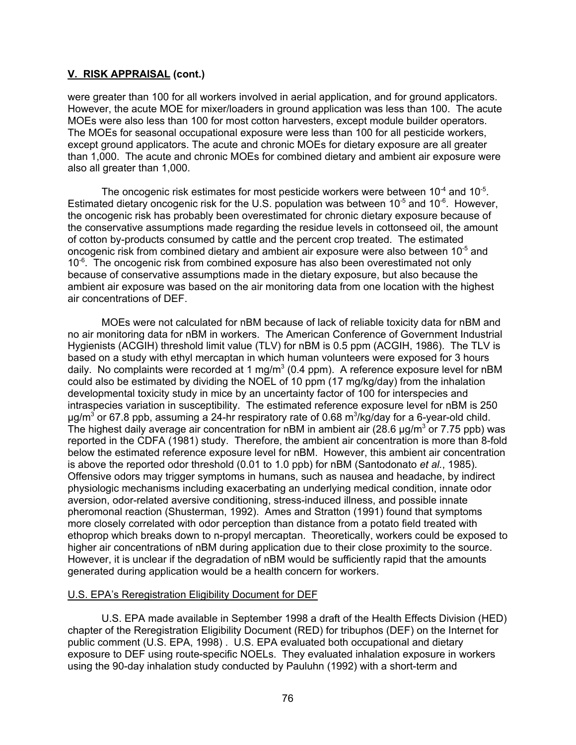## V. RISK APPRAISAL (cont.)

were greater than 100 for all workers involved in aerial application, and for ground applicators. However, the acute MOE for mixer/loaders in ground application was less than 100. The acute MOEs were also less than 100 for most cotton harvesters, except module builder operators. The MOEs for seasonal occupational exposure were less than 100 for all pesticide workers, except ground applicators. The acute and chronic MOEs for dietary exposure are all greater than 1,000. The acute and chronic MOEs for combined dietary and ambient air exposure were also all greater than 1,000.

The oncogenic risk estimates for most pesticide workers were between $10^{-4}$ and $10^{-5}$. Estimated dietary oncogenic risk for the U.S. population was between $10^{-5}$ and $10^{-6}$. However, the oncogenic risk has probably been overestimated for chronic dietary exposure because of the conservative assumptions made regarding the residue levels in cottonseed oil, the amount of cotton by-products consumed by cattle and the percent crop treated. The estimated oncogenic risk from combined dietary and ambient air exposure were also between $10^{-5}$ and $10^{-6}$. The oncogenic risk from combined exposure has also been overestimated not only because of conservative assumptions made in the dietary exposure, but also because the ambient air exposure was based on the air monitoring data from one location with the highest air concentrations of DEF.

MOEs were not calculated for nBM because of lack of reliable toxicity data for nBM and no air monitoring data for nBM in workers. The American Conference of Government Industrial Hygienists (ACGIH) threshold limit value (TLV) for nBM is 0.5 ppm (ACGIH, 1986). The TLV is based on a study with ethyl mercaptan in which human volunteers were exposed for 3 hours daily. No complaints were recorded at 1 mg/m$^3$ (0.4 ppm). A reference exposure level for nBM could also be estimated by dividing the NOEL of 10 ppm (17 mg/kg/day) from the inhalation developmental toxicity study in mice by an uncertainty factor of 100 for interspecies and intraspecies variation in susceptibility. The estimated reference exposure level for nBM is 250 µg/m$^3$ or 67.8 ppb, assuming a 24-hr respiratory rate of 0.68 m$^3$/kg/day for a 6-year-old child. The highest daily average air concentration for nBM in ambient air (28.6 µg/m$^3$ or 7.75 ppb) was reported in the CDFA (1981) study. Therefore, the ambient air concentration is more than 8-fold below the estimated reference exposure level for nBM. However, this ambient air concentration is above the reported odor threshold (0.01 to 1.0 ppb) for nBM (Santodonato *et al.*, 1985). Offensive odors may trigger symptoms in humans, such as nausea and headache, by indirect physiologic mechanisms including exacerbating an underlying medical condition, innate odor aversion, odor-related aversive conditioning, stress-induced illness, and possible innate pheromonal reaction (Shusterman, 1992). Ames and Stratton (1991) found that symptoms more closely correlated with odor perception than distance from a potato field treated with ethoprop which breaks down to n-propyl mercaptan. Theoretically, workers could be exposed to higher air concentrations of nBM during application due to their close proximity to the source. However, it is unclear if the degradation of nBM would be sufficiently rapid that the amounts generated during application would be a health concern for workers.

U.S. EPA's Reregistration Eligibility Document for DEF

U.S. EPA made available in September 1998 a draft of the Health Effects Division (HED) chapter of the Reregistration Eligibility Document (RED) for tribuphos (DEF) on the Internet for public comment (U.S. EPA, 1998) . U.S. EPA evaluated both occupational and dietary exposure to DEF using route-specific NOELs. They evaluated inhalation exposure in workers using the 90-day inhalation study conducted by Pauluhn (1992) with a short-term and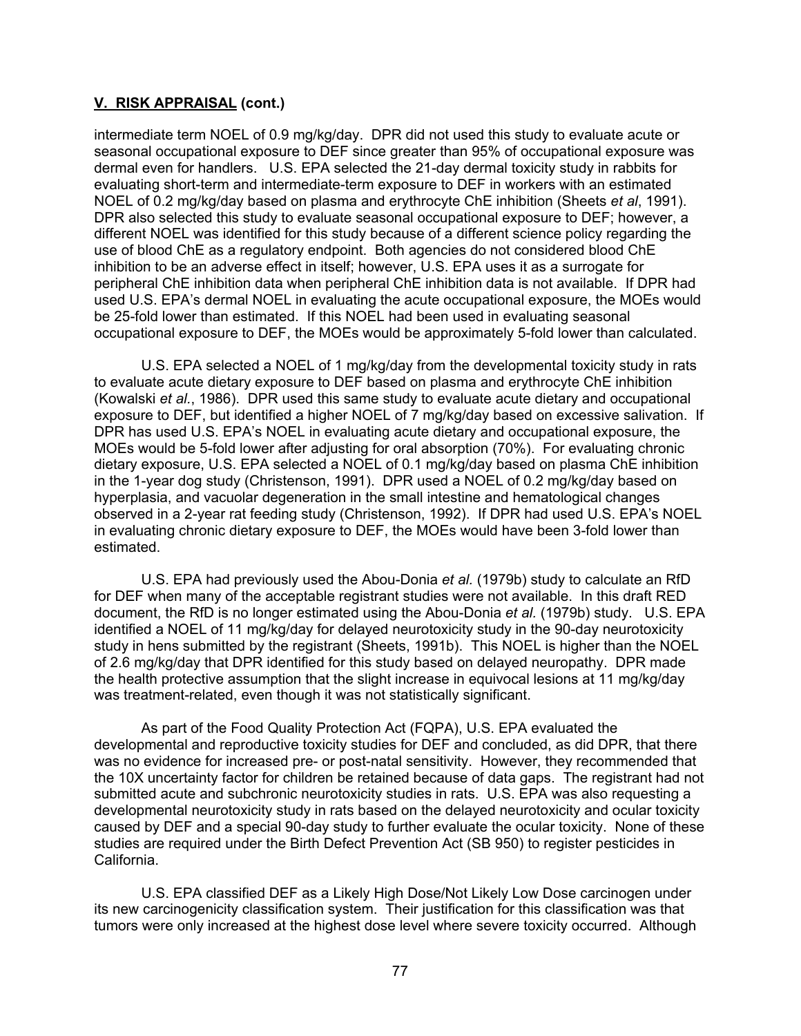**V. RISK APPRAISAL (cont.)**

intermediate term NOEL of 0.9 mg/kg/day. DPR did not used this study to evaluate acute or seasonal occupational exposure to DEF since greater than 95% of occupational exposure was dermal even for handlers. U.S. EPA selected the 21-day dermal toxicity study in rabbits for evaluating short-term and intermediate-term exposure to DEF in workers with an estimated NOEL of 0.2 mg/kg/day based on plasma and erythrocyte ChE inhibition (Sheets *et al*, 1991). DPR also selected this study to evaluate seasonal occupational exposure to DEF; however, a different NOEL was identified for this study because of a different science policy regarding the use of blood ChE as a regulatory endpoint. Both agencies do not considered blood ChE inhibition to be an adverse effect in itself; however, U.S. EPA uses it as a surrogate for peripheral ChE inhibition data when peripheral ChE inhibition data is not available. If DPR had used U.S. EPA's dermal NOEL in evaluating the acute occupational exposure, the MOEs would be 25-fold lower than estimated. If this NOEL had been used in evaluating seasonal occupational exposure to DEF, the MOEs would be approximately 5-fold lower than calculated.

U.S. EPA selected a NOEL of 1 mg/kg/day from the developmental toxicity study in rats to evaluate acute dietary exposure to DEF based on plasma and erythrocyte ChE inhibition (Kowalski *et al.*, 1986). DPR used this same study to evaluate acute dietary and occupational exposure to DEF, but identified a higher NOEL of 7 mg/kg/day based on excessive salivation. If DPR has used U.S. EPA's NOEL in evaluating acute dietary and occupational exposure, the MOEs would be 5-fold lower after adjusting for oral absorption (70%). For evaluating chronic dietary exposure, U.S. EPA selected a NOEL of 0.1 mg/kg/day based on plasma ChE inhibition in the 1-year dog study (Christenson, 1991). DPR used a NOEL of 0.2 mg/kg/day based on hyperplasia, and vacuolar degeneration in the small intestine and hematological changes observed in a 2-year rat feeding study (Christenson, 1992). If DPR had used U.S. EPA's NOEL in evaluating chronic dietary exposure to DEF, the MOEs would have been 3-fold lower than estimated.

U.S. EPA had previously used the Abou-Donia *et al.* (1979b) study to calculate an RfD for DEF when many of the acceptable registrant studies were not available. In this draft RED document, the RfD is no longer estimated using the Abou-Donia *et al.* (1979b) study. U.S. EPA identified a NOEL of 11 mg/kg/day for delayed neurotoxicity study in the 90-day neurotoxicity study in hens submitted by the registrant (Sheets, 1991b). This NOEL is higher than the NOEL of 2.6 mg/kg/day that DPR identified for this study based on delayed neuropathy. DPR made the health protective assumption that the slight increase in equivocal lesions at 11 mg/kg/day was treatment-related, even though it was not statistically significant.

As part of the Food Quality Protection Act (FQPA), U.S. EPA evaluated the developmental and reproductive toxicity studies for DEF and concluded, as did DPR, that there was no evidence for increased pre- or post-natal sensitivity. However, they recommended that the 10X uncertainty factor for children be retained because of data gaps. The registrant had not submitted acute and subchronic neurotoxicity studies in rats. U.S. EPA was also requesting a developmental neurotoxicity study in rats based on the delayed neurotoxicity and ocular toxicity caused by DEF and a special 90-day study to further evaluate the ocular toxicity. None of these studies are required under the Birth Defect Prevention Act (SB 950) to register pesticides in California.

U.S. EPA classified DEF as a Likely High Dose/Not Likely Low Dose carcinogen under its new carcinogenicity classification system. Their justification for this classification was that tumors were only increased at the highest dose level where severe toxicity occurred. Although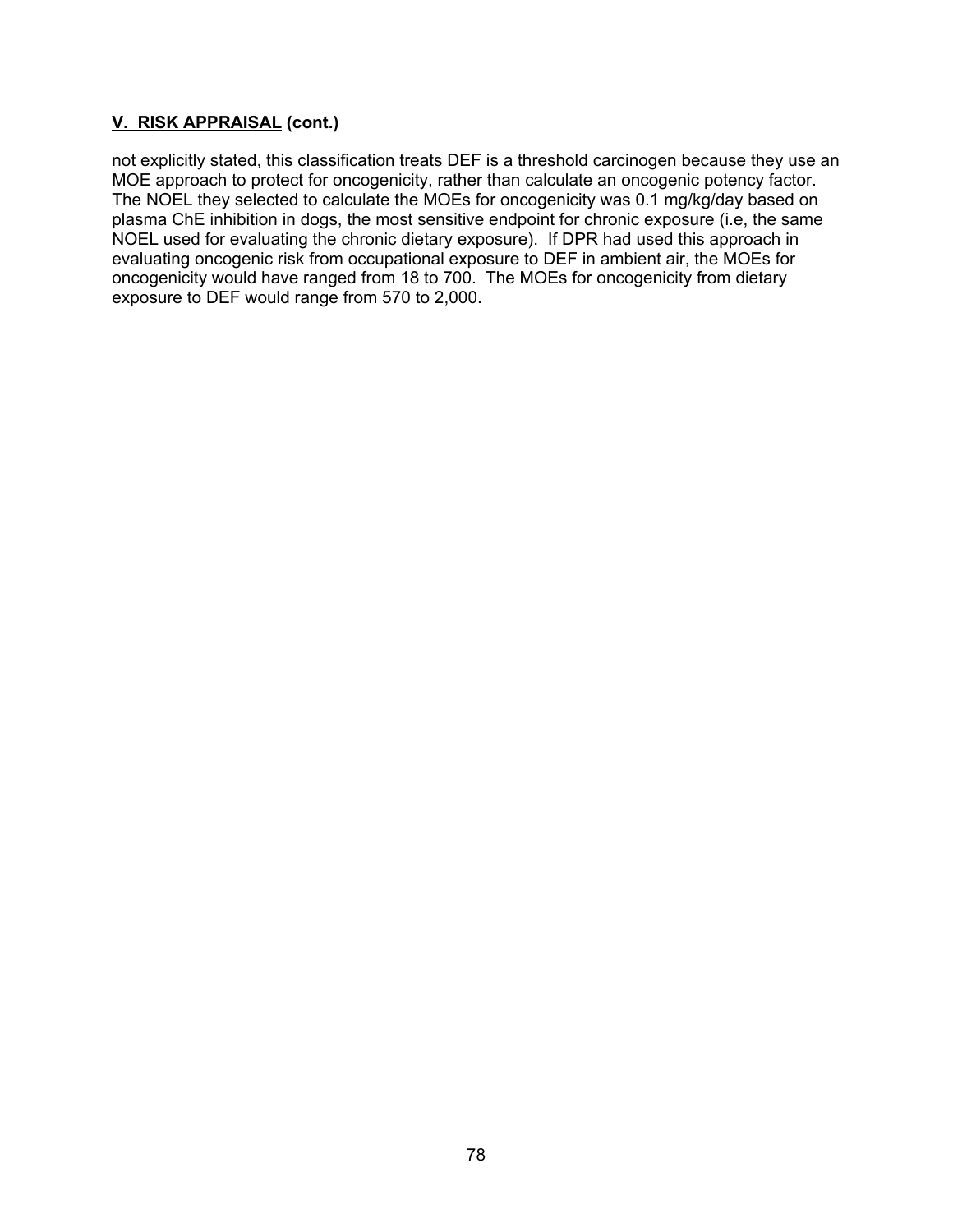## V. RISK APPRAISAL (cont.)

not explicitly stated, this classification treats DEF is a threshold carcinogen because they use an MOE approach to protect for oncogenicity, rather than calculate an oncogenic potency factor. The NOEL they selected to calculate the MOEs for oncogenicity was 0.1 mg/kg/day based on plasma ChE inhibition in dogs, the most sensitive endpoint for chronic exposure (i.e, the same NOEL used for evaluating the chronic dietary exposure). If DPR had used this approach in evaluating oncogenic risk from occupational exposure to DEF in ambient air, the MOEs for oncogenicity would have ranged from 18 to 700. The MOEs for oncogenicity from dietary exposure to DEF would range from 570 to 2,000.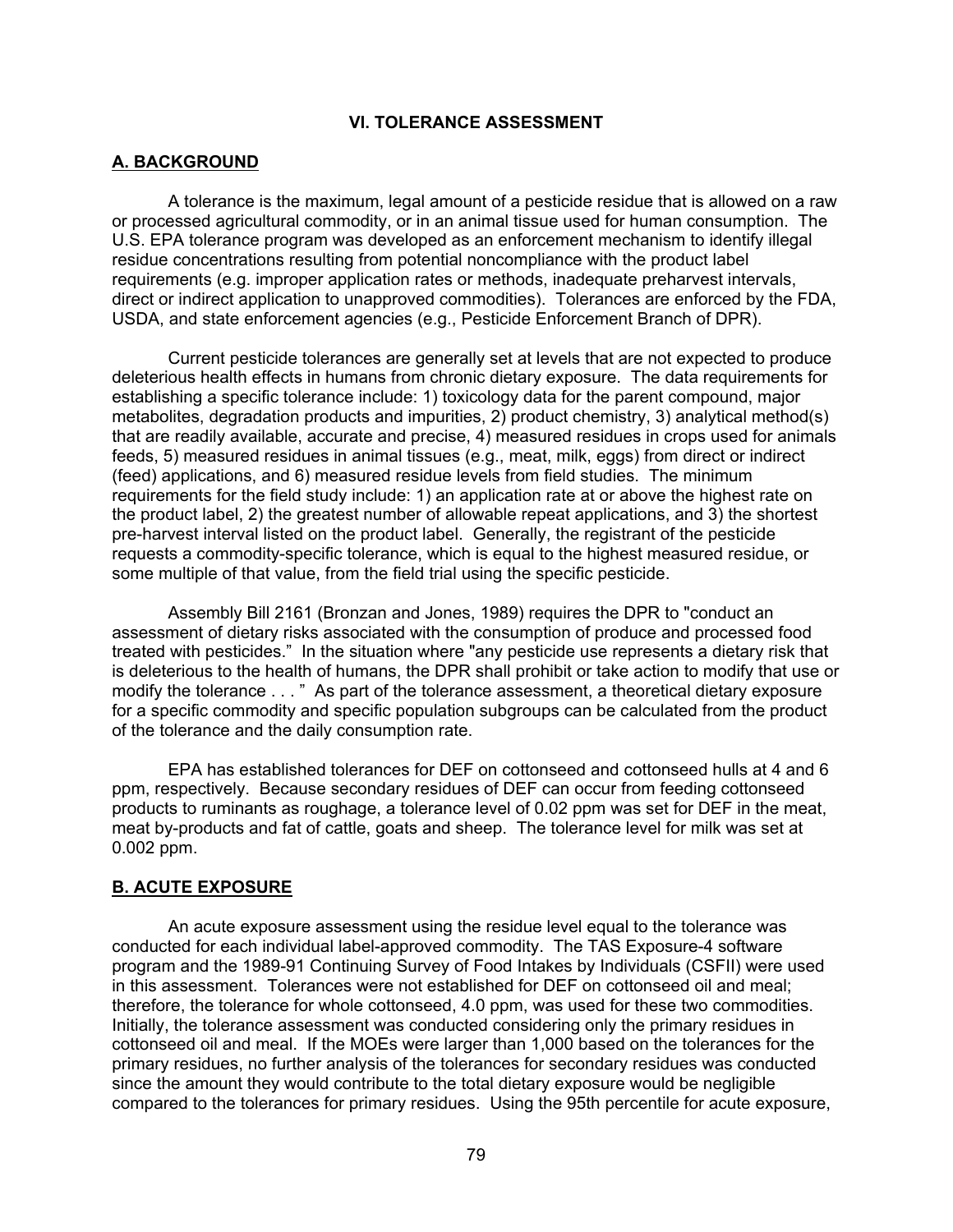## VI. TOLERANCE ASSESSMENT

### A. BACKGROUND

A tolerance is the maximum, legal amount of a pesticide residue that is allowed on a raw or processed agricultural commodity, or in an animal tissue used for human consumption. The U.S. EPA tolerance program was developed as an enforcement mechanism to identify illegal residue concentrations resulting from potential noncompliance with the product label requirements (e.g. improper application rates or methods, inadequate preharvest intervals, direct or indirect application to unapproved commodities). Tolerances are enforced by the FDA, USDA, and state enforcement agencies (e.g., Pesticide Enforcement Branch of DPR).

Current pesticide tolerances are generally set at levels that are not expected to produce deleterious health effects in humans from chronic dietary exposure. The data requirements for establishing a specific tolerance include: 1) toxicology data for the parent compound, major metabolites, degradation products and impurities, 2) product chemistry, 3) analytical method(s) that are readily available, accurate and precise, 4) measured residues in crops used for animals feeds, 5) measured residues in animal tissues (e.g., meat, milk, eggs) from direct or indirect (feed) applications, and 6) measured residue levels from field studies. The minimum requirements for the field study include: 1) an application rate at or above the highest rate on the product label, 2) the greatest number of allowable repeat applications, and 3) the shortest pre-harvest interval listed on the product label. Generally, the registrant of the pesticide requests a commodity-specific tolerance, which is equal to the highest measured residue, or some multiple of that value, from the field trial using the specific pesticide.

Assembly Bill 2161 (Bronzan and Jones, 1989) requires the DPR to "conduct an assessment of dietary risks associated with the consumption of produce and processed food treated with pesticides." In the situation where "any pesticide use represents a dietary risk that is deleterious to the health of humans, the DPR shall prohibit or take action to modify that use or modify the tolerance . . . " As part of the tolerance assessment, a theoretical dietary exposure for a specific commodity and specific population subgroups can be calculated from the product of the tolerance and the daily consumption rate.

EPA has established tolerances for DEF on cottonseed and cottonseed hulls at 4 and 6 ppm, respectively. Because secondary residues of DEF can occur from feeding cottonseed products to ruminants as roughage, a tolerance level of 0.02 ppm was set for DEF in the meat, meat by-products and fat of cattle, goats and sheep. The tolerance level for milk was set at 0.002 ppm.

### B. ACUTE EXPOSURE

An acute exposure assessment using the residue level equal to the tolerance was conducted for each individual label-approved commodity. The TAS Exposure-4 software program and the 1989-91 Continuing Survey of Food Intakes by Individuals (CSFII) were used in this assessment. Tolerances were not established for DEF on cottonseed oil and meal; therefore, the tolerance for whole cottonseed, 4.0 ppm, was used for these two commodities. Initially, the tolerance assessment was conducted considering only the primary residues in cottonseed oil and meal. If the MOEs were larger than 1,000 based on the tolerances for the primary residues, no further analysis of the tolerances for secondary residues was conducted since the amount they would contribute to the total dietary exposure would be negligible compared to the tolerances for primary residues. Using the 95th percentile for acute exposure,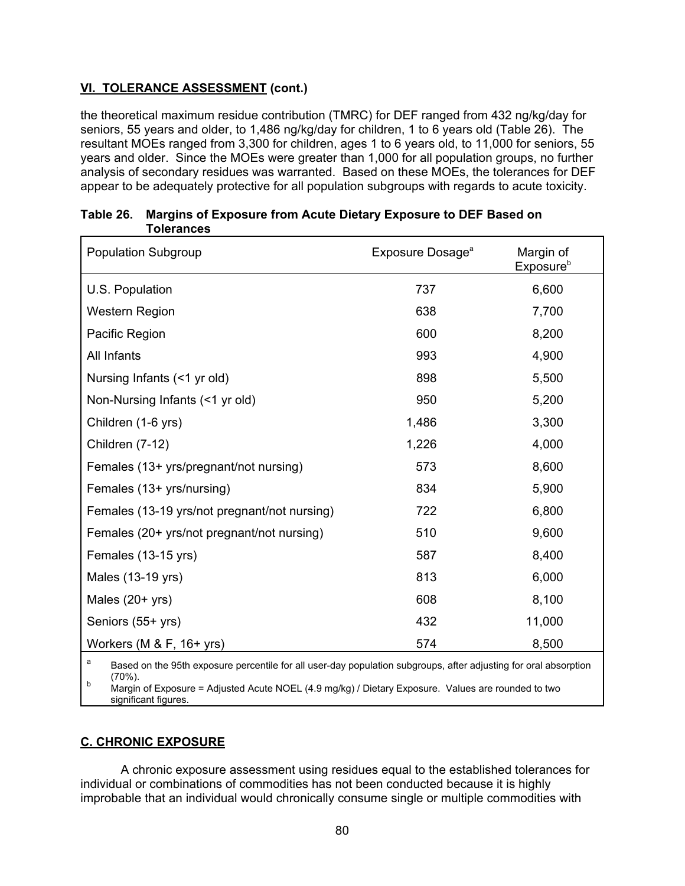## VI. TOLERANCE ASSESSMENT (cont.)

the theoretical maximum residue contribution (TMRC) for DEF ranged from 432 ng/kg/day for seniors, 55 years and older, to 1,486 ng/kg/day for children, 1 to 6 years old (Table 26). The resultant MOEs ranged from 3,300 for children, ages 1 to 6 years old, to 11,000 for seniors, 55 years and older. Since the MOEs were greater than 1,000 for all population groups, no further analysis of secondary residues was warranted. Based on these MOEs, the tolerances for DEF appear to be adequately protective for all population subgroups with regards to acute toxicity.

**Table 26. Margins of Exposure from Acute Dietary Exposure to DEF Based on Tolerances**

| Population Subgroup | Exposure Dosage[a] | Margin of Exposure[b] |
|---|---|---|
| U.S. Population | 737 | 6,600 |
| Western Region | 638 | 7,700 |
| Pacific Region | 600 | 8,200 |
| All Infants | 993 | 4,900 |
| Nursing Infants (<1 yr old) | 898 | 5,500 |
| Non-Nursing Infants (<1 yr old) | 950 | 5,200 |
| Children (1-6 yrs) | 1,486 | 3,300 |
| Children (7-12) | 1,226 | 4,000 |
| Females (13+ yrs/pregnant/not nursing) | 573 | 8,600 |
| Females (13+ yrs/nursing) | 834 | 5,900 |
| Females (13-19 yrs/not pregnant/not nursing) | 722 | 6,800 |
| Females (20+ yrs/not pregnant/not nursing) | 510 | 9,600 |
| Females (13-15 yrs) | 587 | 8,400 |
| Males (13-19 yrs) | 813 | 6,000 |
| Males (20+ yrs) | 608 | 8,100 |
| Seniors (55+ yrs) | 432 | 11,000 |
| Workers (M & F, 16+ yrs) | 574 | 8,500 |

[a] Based on the 95th exposure percentile for all user-day population subgroups, after adjusting for oral absorption (70%).
[b] Margin of Exposure = Adjusted Acute NOEL (4.9 mg/kg) / Dietary Exposure. Values are rounded to two significant figures.

## C. CHRONIC EXPOSURE

A chronic exposure assessment using residues equal to the established tolerances for individual or combinations of commodities has not been conducted because it is highly improbable that an individual would chronically consume single or multiple commodities with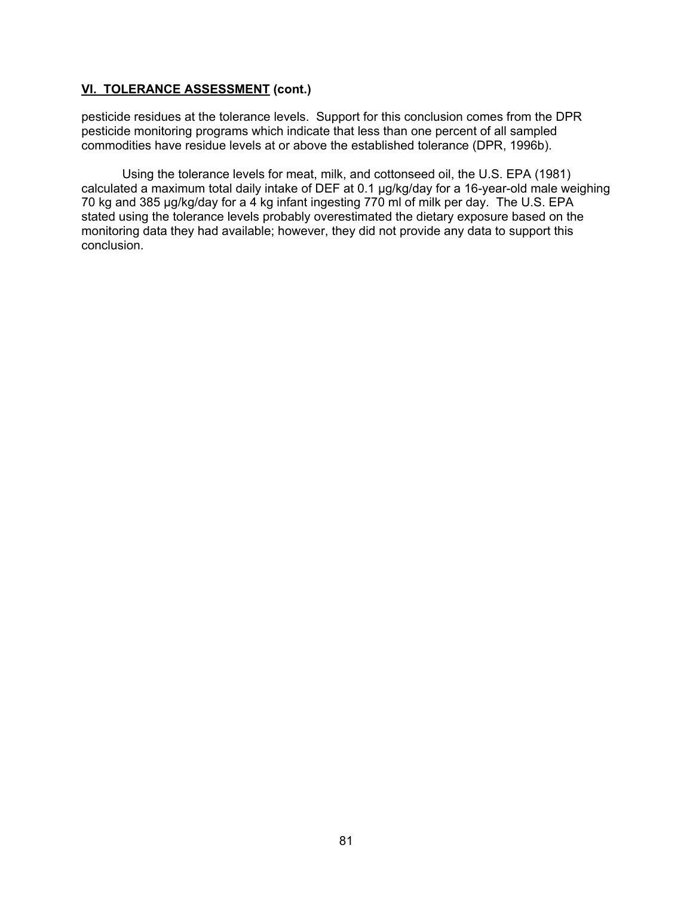**VI. TOLERANCE ASSESSMENT (cont.)**

pesticide residues at the tolerance levels. Support for this conclusion comes from the DPR pesticide monitoring programs which indicate that less than one percent of all sampled commodities have residue levels at or above the established tolerance (DPR, 1996b).

Using the tolerance levels for meat, milk, and cottonseed oil, the U.S. EPA (1981) calculated a maximum total daily intake of DEF at 0.1 μg/kg/day for a 16-year-old male weighing 70 kg and 385 μg/kg/day for a 4 kg infant ingesting 770 ml of milk per day. The U.S. EPA stated using the tolerance levels probably overestimated the dietary exposure based on the monitoring data they had available; however, they did not provide any data to support this conclusion.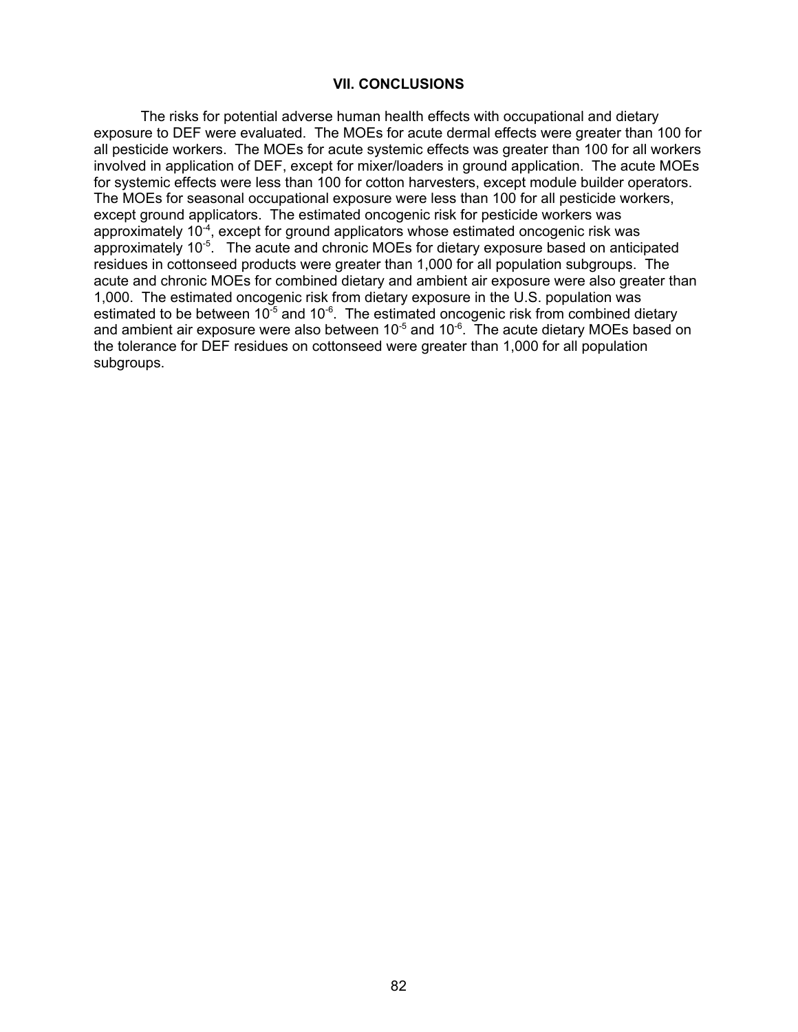## VII. CONCLUSIONS

The risks for potential adverse human health effects with occupational and dietary exposure to DEF were evaluated. The MOEs for acute dermal effects were greater than 100 for all pesticide workers. The MOEs for acute systemic effects was greater than 100 for all workers involved in application of DEF, except for mixer/loaders in ground application. The acute MOEs for systemic effects were less than 100 for cotton harvesters, except module builder operators. The MOEs for seasonal occupational exposure were less than 100 for all pesticide workers, except ground applicators. The estimated oncogenic risk for pesticide workers was approximately $10^{-4}$, except for ground applicators whose estimated oncogenic risk was approximately $10^{-5}$. The acute and chronic MOEs for dietary exposure based on anticipated residues in cottonseed products were greater than 1,000 for all population subgroups. The acute and chronic MOEs for combined dietary and ambient air exposure were also greater than 1,000. The estimated oncogenic risk from dietary exposure in the U.S. population was estimated to be between $10^{-5}$ and $10^{-6}$. The estimated oncogenic risk from combined dietary and ambient air exposure were also between $10^{-5}$ and $10^{-6}$. The acute dietary MOEs based on the tolerance for DEF residues on cottonseed were greater than 1,000 for all population subgroups.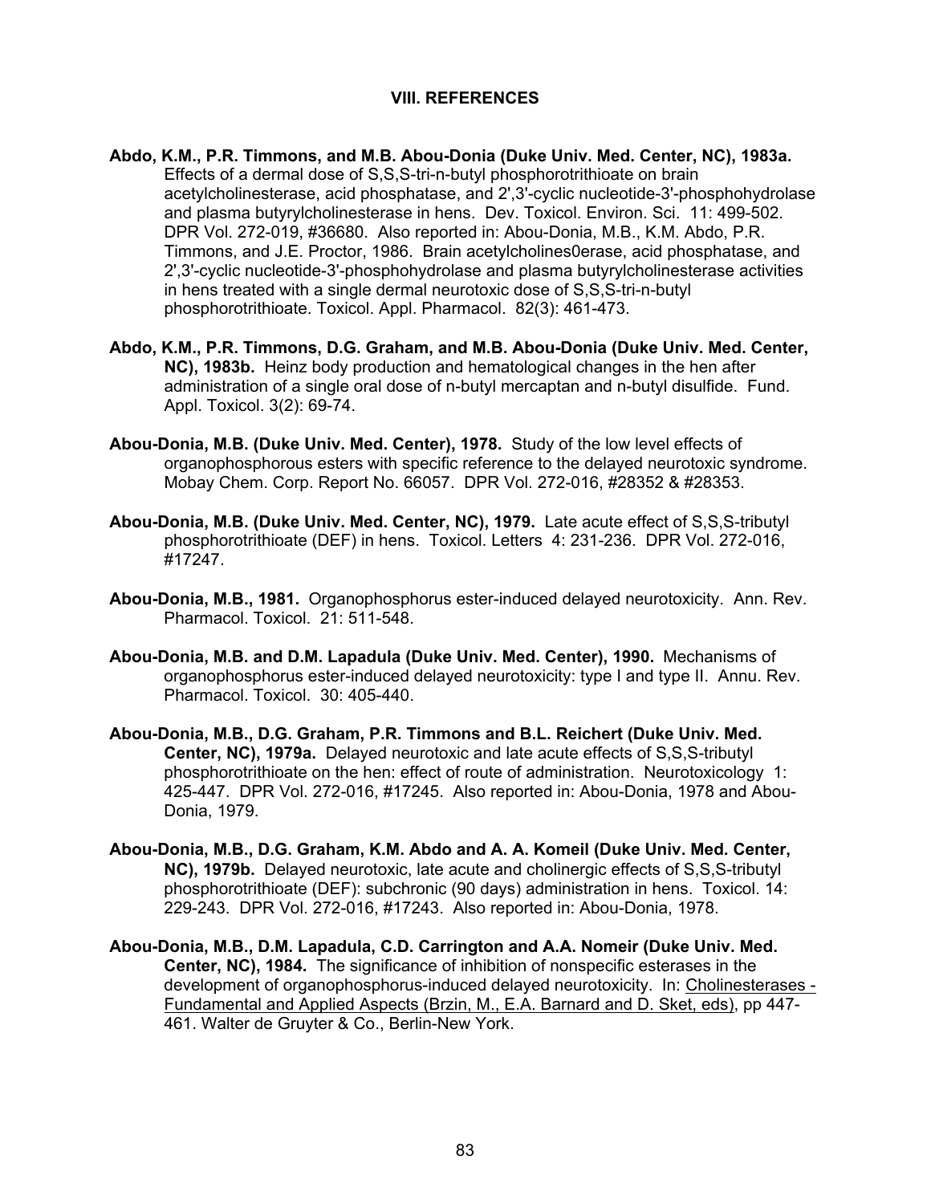## VIII. REFERENCES

**Abdo, K.M., P.R. Timmons, and M.B. Abou-Donia (Duke Univ. Med. Center, NC), 1983a.** Effects of a dermal dose of S,S,S-tri-n-butyl phosphorotrithioate on brain acetylcholinesterase, acid phosphatase, and 2',3'-cyclic nucleotide-3'-phosphohydrolase and plasma butyrylcholinesterase in hens. Dev. Toxicol. Environ. Sci. 11: 499-502. DPR Vol. 272-019, #36680. Also reported in: Abou-Donia, M.B., K.M. Abdo, P.R. Timmons, and J.E. Proctor, 1986. Brain acetylcholines0erase, acid phosphatase, and 2',3'-cyclic nucleotide-3'-phosphohydrolase and plasma butyrylcholinesterase activities in hens treated with a single dermal neurotoxic dose of S,S,S-tri-n-butyl phosphorotrithioate. Toxicol. Appl. Pharmacol. 82(3): 461-473.

**Abdo, K.M., P.R. Timmons, D.G. Graham, and M.B. Abou-Donia (Duke Univ. Med. Center, NC), 1983b.** Heinz body production and hematological changes in the hen after administration of a single oral dose of n-butyl mercaptan and n-butyl disulfide. Fund. Appl. Toxicol. 3(2): 69-74.

**Abou-Donia, M.B. (Duke Univ. Med. Center), 1978.** Study of the low level effects of organophosphorous esters with specific reference to the delayed neurotoxic syndrome. Mobay Chem. Corp. Report No. 66057. DPR Vol. 272-016, #28352 & #28353.

**Abou-Donia, M.B. (Duke Univ. Med. Center, NC), 1979.** Late acute effect of S,S,S-tributyl phosphorotrithioate (DEF) in hens. Toxicol. Letters 4: 231-236. DPR Vol. 272-016, #17247.

**Abou-Donia, M.B., 1981.** Organophosphorus ester-induced delayed neurotoxicity. Ann. Rev. Pharmacol. Toxicol. 21: 511-548.

**Abou-Donia, M.B. and D.M. Lapadula (Duke Univ. Med. Center), 1990.** Mechanisms of organophosphorus ester-induced delayed neurotoxicity: type I and type II. Annu. Rev. Pharmacol. Toxicol. 30: 405-440.

**Abou-Donia, M.B., D.G. Graham, P.R. Timmons and B.L. Reichert (Duke Univ. Med. Center, NC), 1979a.** Delayed neurotoxic and late acute effects of S,S,S-tributyl phosphorotrithioate on the hen: effect of route of administration. Neurotoxicology 1: 425-447. DPR Vol. 272-016, #17245. Also reported in: Abou-Donia, 1978 and Abou-Donia, 1979.

**Abou-Donia, M.B., D.G. Graham, K.M. Abdo and A. A. Komeil (Duke Univ. Med. Center, NC), 1979b.** Delayed neurotoxic, late acute and cholinergic effects of S,S,S-tributyl phosphorotrithioate (DEF): subchronic (90 days) administration in hens. Toxicol. 14: 229-243. DPR Vol. 272-016, #17243. Also reported in: Abou-Donia, 1978.

**Abou-Donia, M.B., D.M. Lapadula, C.D. Carrington and A.A. Nomeir (Duke Univ. Med. Center, NC), 1984.** The significance of inhibition of nonspecific esterases in the development of organophosphorus-induced delayed neurotoxicity. In: Cholinesterases - Fundamental and Applied Aspects (Brzin, M., E.A. Barnard and D. Sket, eds), pp 447-461. Walter de Gruyter & Co., Berlin-New York.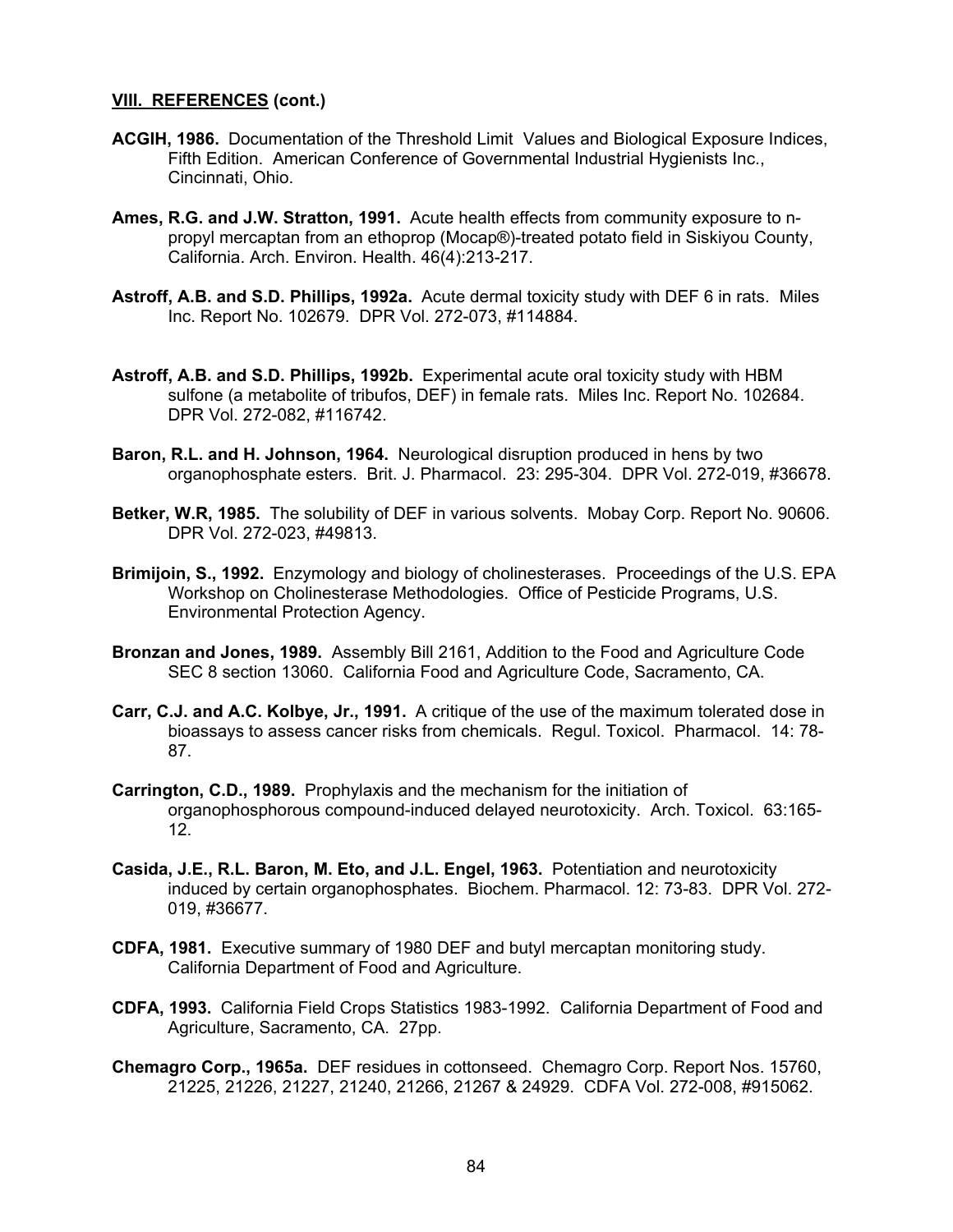## VIII. REFERENCES (cont.)

**ACGIH, 1986.** Documentation of the Threshold Limit Values and Biological Exposure Indices, Fifth Edition. American Conference of Governmental Industrial Hygienists Inc., Cincinnati, Ohio.

**Ames, R.G. and J.W. Stratton, 1991.** Acute health effects from community exposure to n-propyl mercaptan from an ethoprop (Mocap®)-treated potato field in Siskiyou County, California. Arch. Environ. Health. 46(4):213-217.

**Astroff, A.B. and S.D. Phillips, 1992a.** Acute dermal toxicity study with DEF 6 in rats. Miles Inc. Report No. 102679. DPR Vol. 272-073, #114884.

**Astroff, A.B. and S.D. Phillips, 1992b.** Experimental acute oral toxicity study with HBM sulfone (a metabolite of tribufos, DEF) in female rats. Miles Inc. Report No. 102684. DPR Vol. 272-082, #116742.

**Baron, R.L. and H. Johnson, 1964.** Neurological disruption produced in hens by two organophosphate esters. Brit. J. Pharmacol. 23: 295-304. DPR Vol. 272-019, #36678.

**Betker, W.R, 1985.** The solubility of DEF in various solvents. Mobay Corp. Report No. 90606. DPR Vol. 272-023, #49813.

**Brimijoin, S., 1992.** Enzymology and biology of cholinesterases. Proceedings of the U.S. EPA Workshop on Cholinesterase Methodologies. Office of Pesticide Programs, U.S. Environmental Protection Agency.

**Bronzan and Jones, 1989.** Assembly Bill 2161, Addition to the Food and Agriculture Code SEC 8 section 13060. California Food and Agriculture Code, Sacramento, CA.

**Carr, C.J. and A.C. Kolbye, Jr., 1991.** A critique of the use of the maximum tolerated dose in bioassays to assess cancer risks from chemicals. Regul. Toxicol. Pharmacol. 14: 78-87.

**Carrington, C.D., 1989.** Prophylaxis and the mechanism for the initiation of organophosphorous compound-induced delayed neurotoxicity. Arch. Toxicol. 63:165-12.

**Casida, J.E., R.L. Baron, M. Eto, and J.L. Engel, 1963.** Potentiation and neurotoxicity induced by certain organophosphates. Biochem. Pharmacol. 12: 73-83. DPR Vol. 272-019, #36677.

**CDFA, 1981.** Executive summary of 1980 DEF and butyl mercaptan monitoring study. California Department of Food and Agriculture.

**CDFA, 1993.** California Field Crops Statistics 1983-1992. California Department of Food and Agriculture, Sacramento, CA. 27pp.

**Chemagro Corp., 1965a.** DEF residues in cottonseed. Chemagro Corp. Report Nos. 15760, 21225, 21226, 21227, 21240, 21266, 21267 & 24929. CDFA Vol. 272-008, #915062.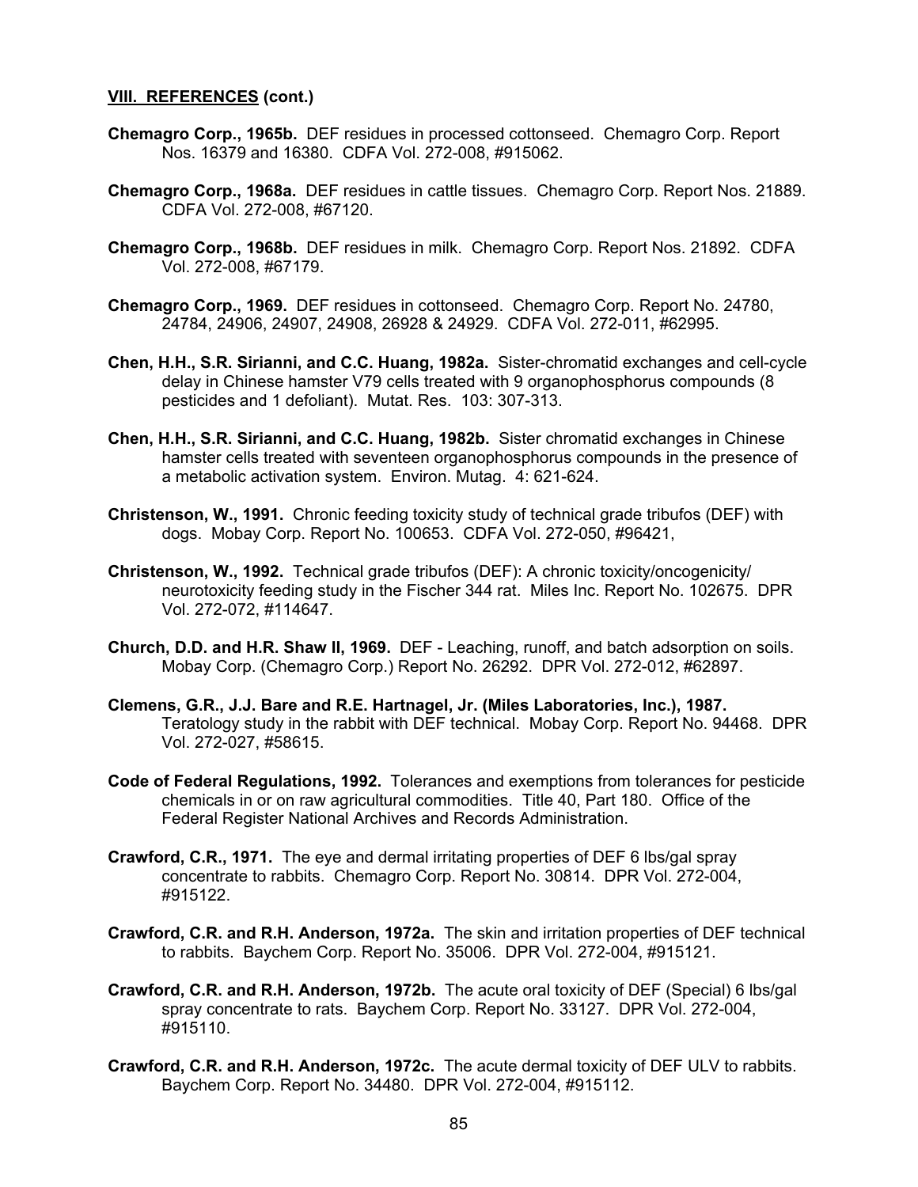**VIII. REFERENCES (cont.)**

**Chemagro Corp., 1965b.** DEF residues in processed cottonseed. Chemagro Corp. Report Nos. 16379 and 16380. CDFA Vol. 272-008, #915062.

**Chemagro Corp., 1968a.** DEF residues in cattle tissues. Chemagro Corp. Report Nos. 21889. CDFA Vol. 272-008, #67120.

**Chemagro Corp., 1968b.** DEF residues in milk. Chemagro Corp. Report Nos. 21892. CDFA Vol. 272-008, #67179.

**Chemagro Corp., 1969.** DEF residues in cottonseed. Chemagro Corp. Report No. 24780, 24784, 24906, 24907, 24908, 26928 & 24929. CDFA Vol. 272-011, #62995.

**Chen, H.H., S.R. Sirianni, and C.C. Huang, 1982a.** Sister-chromatid exchanges and cell-cycle delay in Chinese hamster V79 cells treated with 9 organophosphorus compounds (8 pesticides and 1 defoliant). Mutat. Res. 103: 307-313.

**Chen, H.H., S.R. Sirianni, and C.C. Huang, 1982b.** Sister chromatid exchanges in Chinese hamster cells treated with seventeen organophosphorus compounds in the presence of a metabolic activation system. Environ. Mutag. 4: 621-624.

**Christenson, W., 1991.** Chronic feeding toxicity study of technical grade tribufos (DEF) with dogs. Mobay Corp. Report No. 100653. CDFA Vol. 272-050, #96421,

**Christenson, W., 1992.** Technical grade tribufos (DEF): A chronic toxicity/oncogenicity/neurotoxicity feeding study in the Fischer 344 rat. Miles Inc. Report No. 102675. DPR Vol. 272-072, #114647.

**Church, D.D. and H.R. Shaw II, 1969.** DEF - Leaching, runoff, and batch adsorption on soils. Mobay Corp. (Chemagro Corp.) Report No. 26292. DPR Vol. 272-012, #62897.

**Clemens, G.R., J.J. Bare and R.E. Hartnagel, Jr. (Miles Laboratories, Inc.), 1987.** Teratology study in the rabbit with DEF technical. Mobay Corp. Report No. 94468. DPR Vol. 272-027, #58615.

**Code of Federal Regulations, 1992.** Tolerances and exemptions from tolerances for pesticide chemicals in or on raw agricultural commodities. Title 40, Part 180. Office of the Federal Register National Archives and Records Administration.

**Crawford, C.R., 1971.** The eye and dermal irritating properties of DEF 6 lbs/gal spray concentrate to rabbits. Chemagro Corp. Report No. 30814. DPR Vol. 272-004, #915122.

**Crawford, C.R. and R.H. Anderson, 1972a.** The skin and irritation properties of DEF technical to rabbits. Baychem Corp. Report No. 35006. DPR Vol. 272-004, #915121.

**Crawford, C.R. and R.H. Anderson, 1972b.** The acute oral toxicity of DEF (Special) 6 lbs/gal spray concentrate to rats. Baychem Corp. Report No. 33127. DPR Vol. 272-004, #915110.

**Crawford, C.R. and R.H. Anderson, 1972c.** The acute dermal toxicity of DEF ULV to rabbits. Baychem Corp. Report No. 34480. DPR Vol. 272-004, #915112.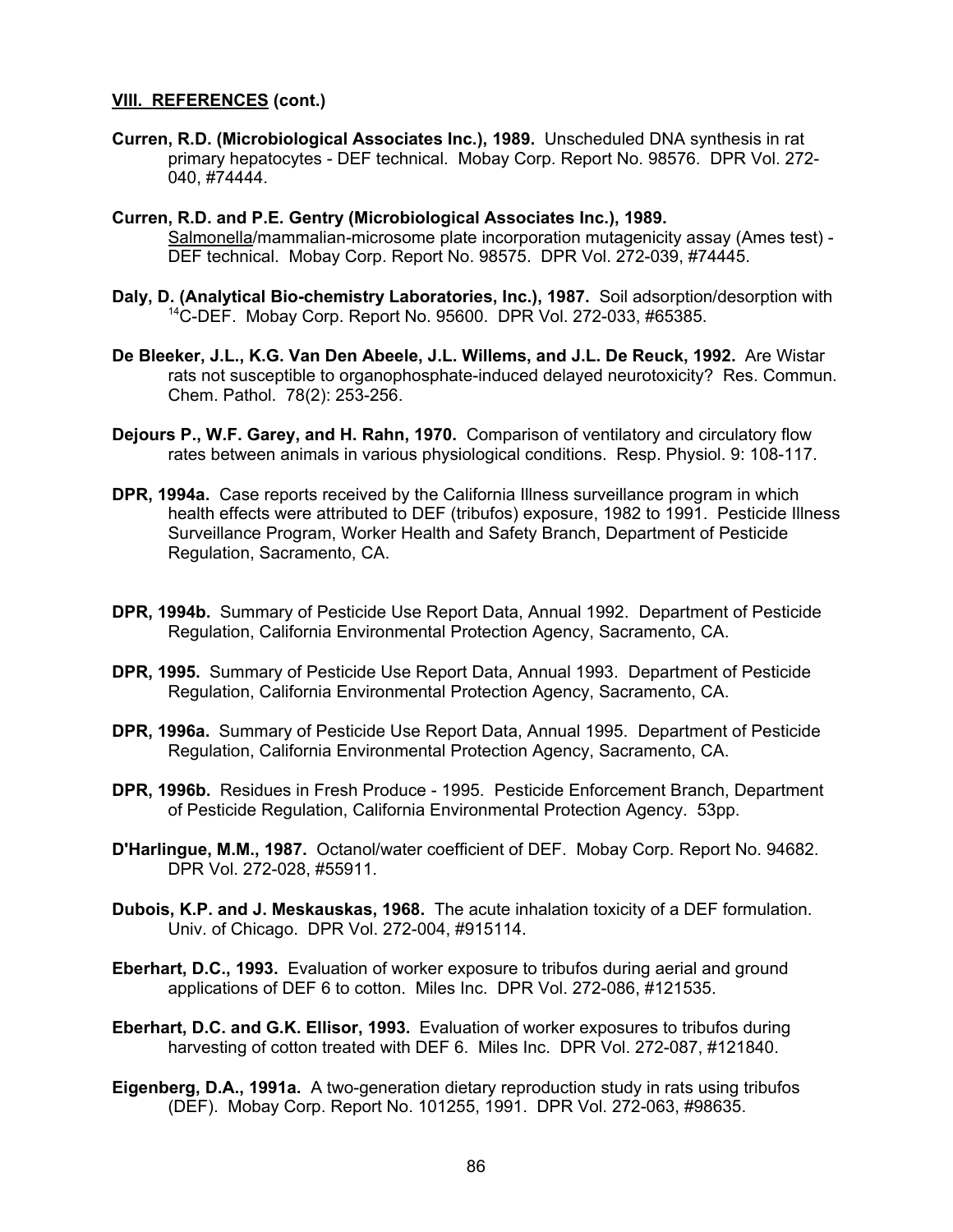**VIII. REFERENCES (cont.)**

**Curren, R.D. (Microbiological Associates Inc.), 1989.** Unscheduled DNA synthesis in rat primary hepatocytes - DEF technical. Mobay Corp. Report No. 98576. DPR Vol. 272-040, #74444.

**Curren, R.D. and P.E. Gentry (Microbiological Associates Inc.), 1989.** Salmonella/mammalian-microsome plate incorporation mutagenicity assay (Ames test) - DEF technical. Mobay Corp. Report No. 98575. DPR Vol. 272-039, #74445.

**Daly, D. (Analytical Bio-chemistry Laboratories, Inc.), 1987.** Soil adsorption/desorption with $^{14}C$-DEF. Mobay Corp. Report No. 95600. DPR Vol. 272-033, #65385.

**De Bleeker, J.L., K.G. Van Den Abeele, J.L. Willems, and J.L. De Reuck, 1992.** Are Wistar rats not susceptible to organophosphate-induced delayed neurotoxicity? Res. Commun. Chem. Pathol. 78(2): 253-256.

**Dejours P., W.F. Garey, and H. Rahn, 1970.** Comparison of ventilatory and circulatory flow rates between animals in various physiological conditions. Resp. Physiol. 9: 108-117.

**DPR, 1994a.** Case reports received by the California Illness surveillance program in which health effects were attributed to DEF (tribufos) exposure, 1982 to 1991. Pesticide Illness Surveillance Program, Worker Health and Safety Branch, Department of Pesticide Regulation, Sacramento, CA.

**DPR, 1994b.** Summary of Pesticide Use Report Data, Annual 1992. Department of Pesticide Regulation, California Environmental Protection Agency, Sacramento, CA.

**DPR, 1995.** Summary of Pesticide Use Report Data, Annual 1993. Department of Pesticide Regulation, California Environmental Protection Agency, Sacramento, CA.

**DPR, 1996a.** Summary of Pesticide Use Report Data, Annual 1995. Department of Pesticide Regulation, California Environmental Protection Agency, Sacramento, CA.

**DPR, 1996b.** Residues in Fresh Produce - 1995. Pesticide Enforcement Branch, Department of Pesticide Regulation, California Environmental Protection Agency. 53pp.

**D'Harlingue, M.M., 1987.** Octanol/water coefficient of DEF. Mobay Corp. Report No. 94682. DPR Vol. 272-028, #55911.

**Dubois, K.P. and J. Meskauskas, 1968.** The acute inhalation toxicity of a DEF formulation. Univ. of Chicago. DPR Vol. 272-004, #915114.

**Eberhart, D.C., 1993.** Evaluation of worker exposure to tribufos during aerial and ground applications of DEF 6 to cotton. Miles Inc. DPR Vol. 272-086, #121535.

**Eberhart, D.C. and G.K. Ellisor, 1993.** Evaluation of worker exposures to tribufos during harvesting of cotton treated with DEF 6. Miles Inc. DPR Vol. 272-087, #121840.

**Eigenberg, D.A., 1991a.** A two-generation dietary reproduction study in rats using tribufos (DEF). Mobay Corp. Report No. 101255, 1991. DPR Vol. 272-063, #98635.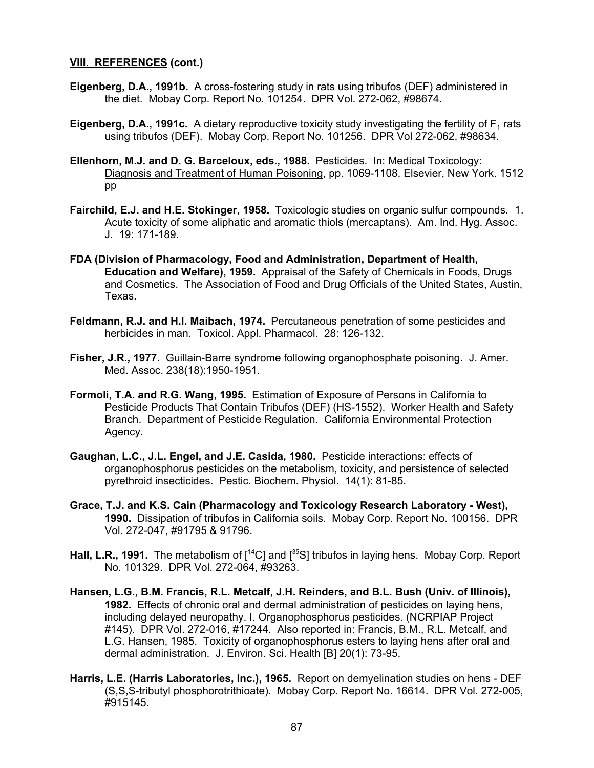**VIII. REFERENCES (cont.)**

**Eigenberg, D.A., 1991b.** A cross-fostering study in rats using tribufos (DEF) administered in the diet. Mobay Corp. Report No. 101254. DPR Vol. 272-062, #98674.

**Eigenberg, D.A., 1991c.** A dietary reproductive toxicity study investigating the fertility of $F_1$ rats using tribufos (DEF). Mobay Corp. Report No. 101256. DPR Vol 272-062, #98634.

**Ellenhorn, M.J. and D. G. Barceloux, eds., 1988.** Pesticides. In: Medical Toxicology: Diagnosis and Treatment of Human Poisoning, pp. 1069-1108. Elsevier, New York. 1512 pp

**Fairchild, E.J. and H.E. Stokinger, 1958.** Toxicologic studies on organic sulfur compounds. 1. Acute toxicity of some aliphatic and aromatic thiols (mercaptans). Am. Ind. Hyg. Assoc. J. 19: 171-189.

**FDA (Division of Pharmacology, Food and Administration, Department of Health, Education and Welfare), 1959.** Appraisal of the Safety of Chemicals in Foods, Drugs and Cosmetics. The Association of Food and Drug Officials of the United States, Austin, Texas.

**Feldmann, R.J. and H.I. Maibach, 1974.** Percutaneous penetration of some pesticides and herbicides in man. Toxicol. Appl. Pharmacol. 28: 126-132.

**Fisher, J.R., 1977.** Guillain-Barre syndrome following organophosphate poisoning. J. Amer. Med. Assoc. 238(18):1950-1951.

**Formoli, T.A. and R.G. Wang, 1995.** Estimation of Exposure of Persons in California to Pesticide Products That Contain Tribufos (DEF) (HS-1552). Worker Health and Safety Branch. Department of Pesticide Regulation. California Environmental Protection Agency.

**Gaughan, L.C., J.L. Engel, and J.E. Casida, 1980.** Pesticide interactions: effects of organophosphorus pesticides on the metabolism, toxicity, and persistence of selected pyrethroid insecticides. Pestic. Biochem. Physiol. 14(1): 81-85.

**Grace, T.J. and K.S. Cain (Pharmacology and Toxicology Research Laboratory - West), 1990.** Dissipation of tribufos in California soils. Mobay Corp. Report No. 100156. DPR Vol. 272-047, #91795 & 91796.

**Hall, L.R., 1991.** The metabolism of [$^{14}$C] and [$^{35}$S] tribufos in laying hens. Mobay Corp. Report No. 101329. DPR Vol. 272-064, #93263.

**Hansen, L.G., B.M. Francis, R.L. Metcalf, J.H. Reinders, and B.L. Bush (Univ. of Illinois), 1982.** Effects of chronic oral and dermal administration of pesticides on laying hens, including delayed neuropathy. I. Organophosphorus pesticides. (NCRPIAP Project #145). DPR Vol. 272-016, #17244. Also reported in: Francis, B.M., R.L. Metcalf, and L.G. Hansen, 1985. Toxicity of organophosphorus esters to laying hens after oral and dermal administration. J. Environ. Sci. Health [B] 20(1): 73-95.

**Harris, L.E. (Harris Laboratories, Inc.), 1965.** Report on demyelination studies on hens - DEF (S,S,S-tributyl phosphorotrithioate). Mobay Corp. Report No. 16614. DPR Vol. 272-005, #915145.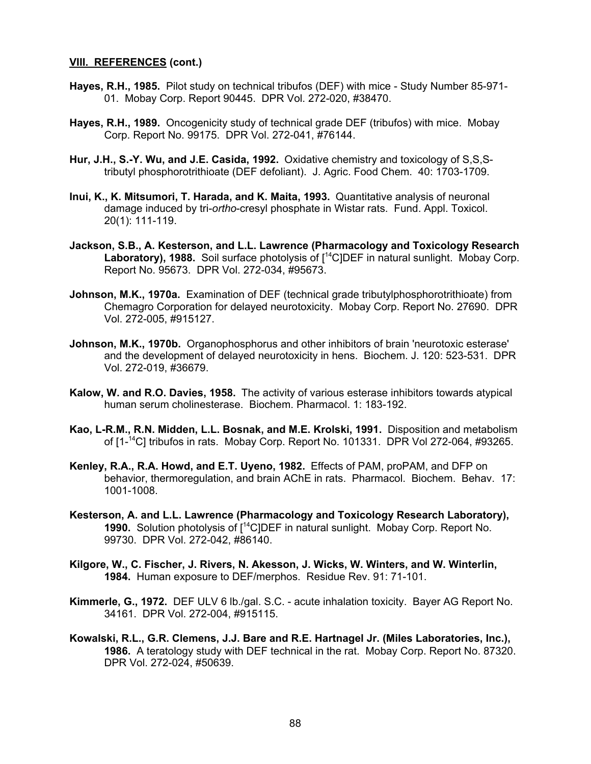**VIII. REFERENCES (cont.)**

**Hayes, R.H., 1985.** Pilot study on technical tribufos (DEF) with mice - Study Number 85-971-01. Mobay Corp. Report 90445. DPR Vol. 272-020, #38470.

**Hayes, R.H., 1989.** Oncogenicity study of technical grade DEF (tribufos) with mice. Mobay Corp. Report No. 99175. DPR Vol. 272-041, #76144.

**Hur, J.H., S.-Y. Wu, and J.E. Casida, 1992.** Oxidative chemistry and toxicology of S,S,S-tributyl phosphorotrithioate (DEF defoliant). J. Agric. Food Chem. 40: 1703-1709.

**Inui, K., K. Mitsumori, T. Harada, and K. Maita, 1993.** Quantitative analysis of neuronal damage induced by tri-*ortho*-cresyl phosphate in Wistar rats. Fund. Appl. Toxicol. 20(1): 111-119.

**Jackson, S.B., A. Kesterson, and L.L. Lawrence (Pharmacology and Toxicology Research Laboratory), 1988.** Soil surface photolysis of [$^{14}$C]DEF in natural sunlight. Mobay Corp. Report No. 95673. DPR Vol. 272-034, #95673.

**Johnson, M.K., 1970a.** Examination of DEF (technical grade tributylphosphorotrithioate) from Chemagro Corporation for delayed neurotoxicity. Mobay Corp. Report No. 27690. DPR Vol. 272-005, #915127.

**Johnson, M.K., 1970b.** Organophosphorus and other inhibitors of brain 'neurotoxic esterase' and the development of delayed neurotoxicity in hens. Biochem. J. 120: 523-531. DPR Vol. 272-019, #36679.

**Kalow, W. and R.O. Davies, 1958.** The activity of various esterase inhibitors towards atypical human serum cholinesterase. Biochem. Pharmacol. 1: 183-192.

**Kao, L-R.M., R.N. Midden, L.L. Bosnak, and M.E. Krolski, 1991.** Disposition and metabolism of [1-$^{14}$C] tribufos in rats. Mobay Corp. Report No. 101331. DPR Vol 272-064, #93265.

**Kenley, R.A., R.A. Howd, and E.T. Uyeno, 1982.** Effects of PAM, proPAM, and DFP on behavior, thermoregulation, and brain AChE in rats. Pharmacol. Biochem. Behav. 17: 1001-1008.

**Kesterson, A. and L.L. Lawrence (Pharmacology and Toxicology Research Laboratory), 1990.** Solution photolysis of [$^{14}$C]DEF in natural sunlight. Mobay Corp. Report No. 99730. DPR Vol. 272-042, #86140.

**Kilgore, W., C. Fischer, J. Rivers, N. Akesson, J. Wicks, W. Winters, and W. Winterlin, 1984.** Human exposure to DEF/merphos. Residue Rev. 91: 71-101.

**Kimmerle, G., 1972.** DEF ULV 6 lb./gal. S.C. - acute inhalation toxicity. Bayer AG Report No. 34161. DPR Vol. 272-004, #915115.

**Kowalski, R.L., G.R. Clemens, J.J. Bare and R.E. Hartnagel Jr. (Miles Laboratories, Inc.), 1986.** A teratology study with DEF technical in the rat. Mobay Corp. Report No. 87320. DPR Vol. 272-024, #50639.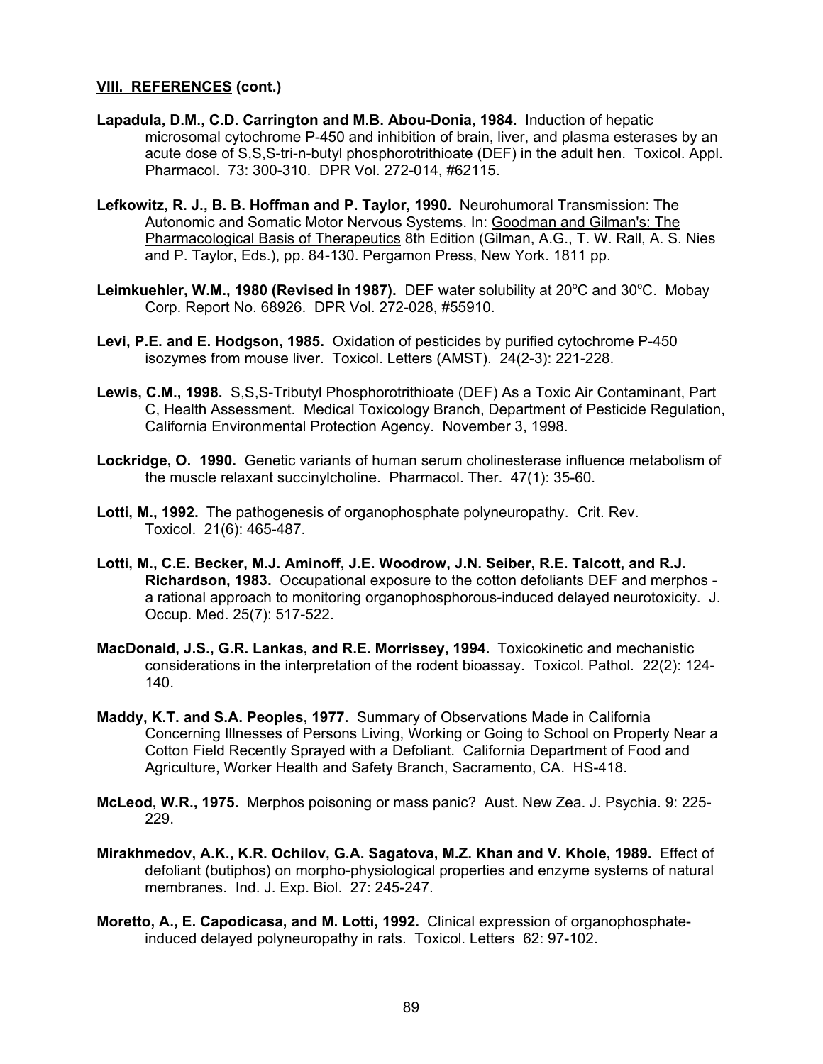**VIII. REFERENCES (cont.)**

**Lapadula, D.M., C.D. Carrington and M.B. Abou-Donia, 1984.** Induction of hepatic microsomal cytochrome P-450 and inhibition of brain, liver, and plasma esterases by an acute dose of S,S,S-tri-n-butyl phosphorotrithioate (DEF) in the adult hen. Toxicol. Appl. Pharmacol. 73: 300-310. DPR Vol. 272-014, #62115.

**Lefkowitz, R. J., B. B. Hoffman and P. Taylor, 1990.** Neurohumoral Transmission: The Autonomic and Somatic Motor Nervous Systems. In: Goodman and Gilman's: The Pharmacological Basis of Therapeutics 8th Edition (Gilman, A.G., T. W. Rall, A. S. Nies and P. Taylor, Eds.), pp. 84-130. Pergamon Press, New York. 1811 pp.

**Leimkuehler, W.M., 1980 (Revised in 1987).** DEF water solubility at 20°C and 30°C. Mobay Corp. Report No. 68926. DPR Vol. 272-028, #55910.

**Levi, P.E. and E. Hodgson, 1985.** Oxidation of pesticides by purified cytochrome P-450 isozymes from mouse liver. Toxicol. Letters (AMST). 24(2-3): 221-228.

**Lewis, C.M., 1998.** S,S,S-Tributyl Phosphorotrithioate (DEF) As a Toxic Air Contaminant, Part C, Health Assessment. Medical Toxicology Branch, Department of Pesticide Regulation, California Environmental Protection Agency. November 3, 1998.

**Lockridge, O. 1990.** Genetic variants of human serum cholinesterase influence metabolism of the muscle relaxant succinylcholine. Pharmacol. Ther. 47(1): 35-60.

**Lotti, M., 1992.** The pathogenesis of organophosphate polyneuropathy. Crit. Rev. Toxicol. 21(6): 465-487.

**Lotti, M., C.E. Becker, M.J. Aminoff, J.E. Woodrow, J.N. Seiber, R.E. Talcott, and R.J. Richardson, 1983.** Occupational exposure to the cotton defoliants DEF and merphos - a rational approach to monitoring organophosphorous-induced delayed neurotoxicity. J. Occup. Med. 25(7): 517-522.

**MacDonald, J.S., G.R. Lankas, and R.E. Morrissey, 1994.** Toxicokinetic and mechanistic considerations in the interpretation of the rodent bioassay. Toxicol. Pathol. 22(2): 124-140.

**Maddy, K.T. and S.A. Peoples, 1977.** Summary of Observations Made in California Concerning Illnesses of Persons Living, Working or Going to School on Property Near a Cotton Field Recently Sprayed with a Defoliant. California Department of Food and Agriculture, Worker Health and Safety Branch, Sacramento, CA. HS-418.

**McLeod, W.R., 1975.** Merphos poisoning or mass panic? Aust. New Zea. J. Psychia. 9: 225-229.

**Mirakhmedov, A.K., K.R. Ochilov, G.A. Sagatova, M.Z. Khan and V. Khole, 1989.** Effect of defoliant (butiphos) on morpho-physiological properties and enzyme systems of natural membranes. Ind. J. Exp. Biol. 27: 245-247.

**Moretto, A., E. Capodicasa, and M. Lotti, 1992.** Clinical expression of organophosphate-induced delayed polyneuropathy in rats. Toxicol. Letters 62: 97-102.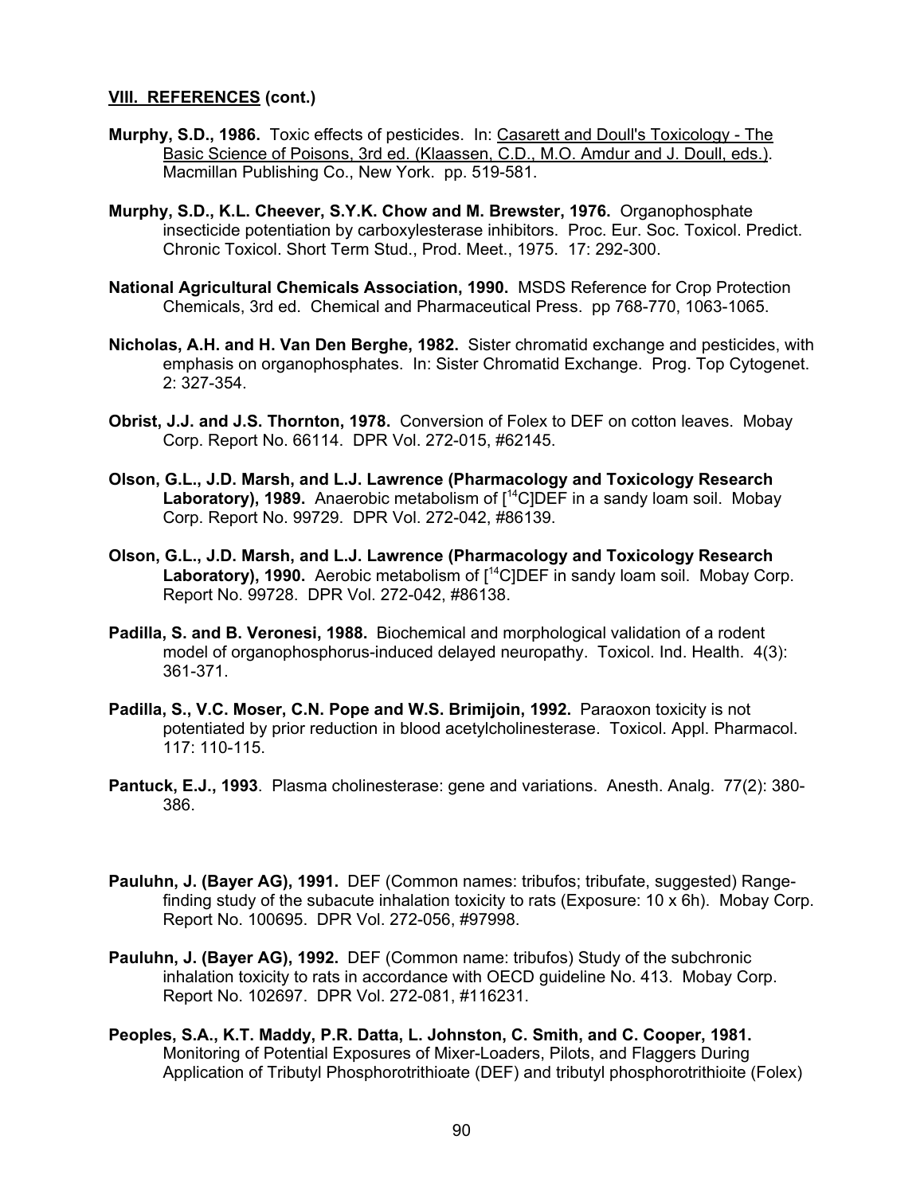**VIII. REFERENCES (cont.)**

**Murphy, S.D., 1986.** Toxic effects of pesticides. In: Casarett and Doull's Toxicology - The Basic Science of Poisons, 3rd ed. (Klaassen, C.D., M.O. Amdur and J. Doull, eds.). Macmillan Publishing Co., New York. pp. 519-581.

**Murphy, S.D., K.L. Cheever, S.Y.K. Chow and M. Brewster, 1976.** Organophosphate insecticide potentiation by carboxylesterase inhibitors. Proc. Eur. Soc. Toxicol. Predict. Chronic Toxicol. Short Term Stud., Prod. Meet., 1975. 17: 292-300.

**National Agricultural Chemicals Association, 1990.** MSDS Reference for Crop Protection Chemicals, 3rd ed. Chemical and Pharmaceutical Press. pp 768-770, 1063-1065.

**Nicholas, A.H. and H. Van Den Berghe, 1982.** Sister chromatid exchange and pesticides, with emphasis on organophosphates. In: Sister Chromatid Exchange. Prog. Top Cytogenet. 2: 327-354.

**Obrist, J.J. and J.S. Thornton, 1978.** Conversion of Folex to DEF on cotton leaves. Mobay Corp. Report No. 66114. DPR Vol. 272-015, #62145.

**Olson, G.L., J.D. Marsh, and L.J. Lawrence (Pharmacology and Toxicology Research Laboratory), 1989.** Anaerobic metabolism of [$^{14}$C]DEF in a sandy loam soil. Mobay Corp. Report No. 99729. DPR Vol. 272-042, #86139.

**Olson, G.L., J.D. Marsh, and L.J. Lawrence (Pharmacology and Toxicology Research Laboratory), 1990.** Aerobic metabolism of [$^{14}$C]DEF in sandy loam soil. Mobay Corp. Report No. 99728. DPR Vol. 272-042, #86138.

**Padilla, S. and B. Veronesi, 1988.** Biochemical and morphological validation of a rodent model of organophosphorus-induced delayed neuropathy. Toxicol. Ind. Health. 4(3): 361-371.

**Padilla, S., V.C. Moser, C.N. Pope and W.S. Brimijoin, 1992.** Paraoxon toxicity is not potentiated by prior reduction in blood acetylcholinesterase. Toxicol. Appl. Pharmacol. 117: 110-115.

**Pantuck, E.J., 1993**. Plasma cholinesterase: gene and variations. Anesth. Analg. 77(2): 380-386.

**Pauluhn, J. (Bayer AG), 1991.** DEF (Common names: tribufos; tribufate, suggested) Range-finding study of the subacute inhalation toxicity to rats (Exposure: 10 x 6h). Mobay Corp. Report No. 100695. DPR Vol. 272-056, #97998.

**Pauluhn, J. (Bayer AG), 1992.** DEF (Common name: tribufos) Study of the subchronic inhalation toxicity to rats in accordance with OECD guideline No. 413. Mobay Corp. Report No. 102697. DPR Vol. 272-081, #116231.

**Peoples, S.A., K.T. Maddy, P.R. Datta, L. Johnston, C. Smith, and C. Cooper, 1981.** Monitoring of Potential Exposures of Mixer-Loaders, Pilots, and Flaggers During Application of Tributyl Phosphorotrithioate (DEF) and tributyl phosphorotrithioite (Folex)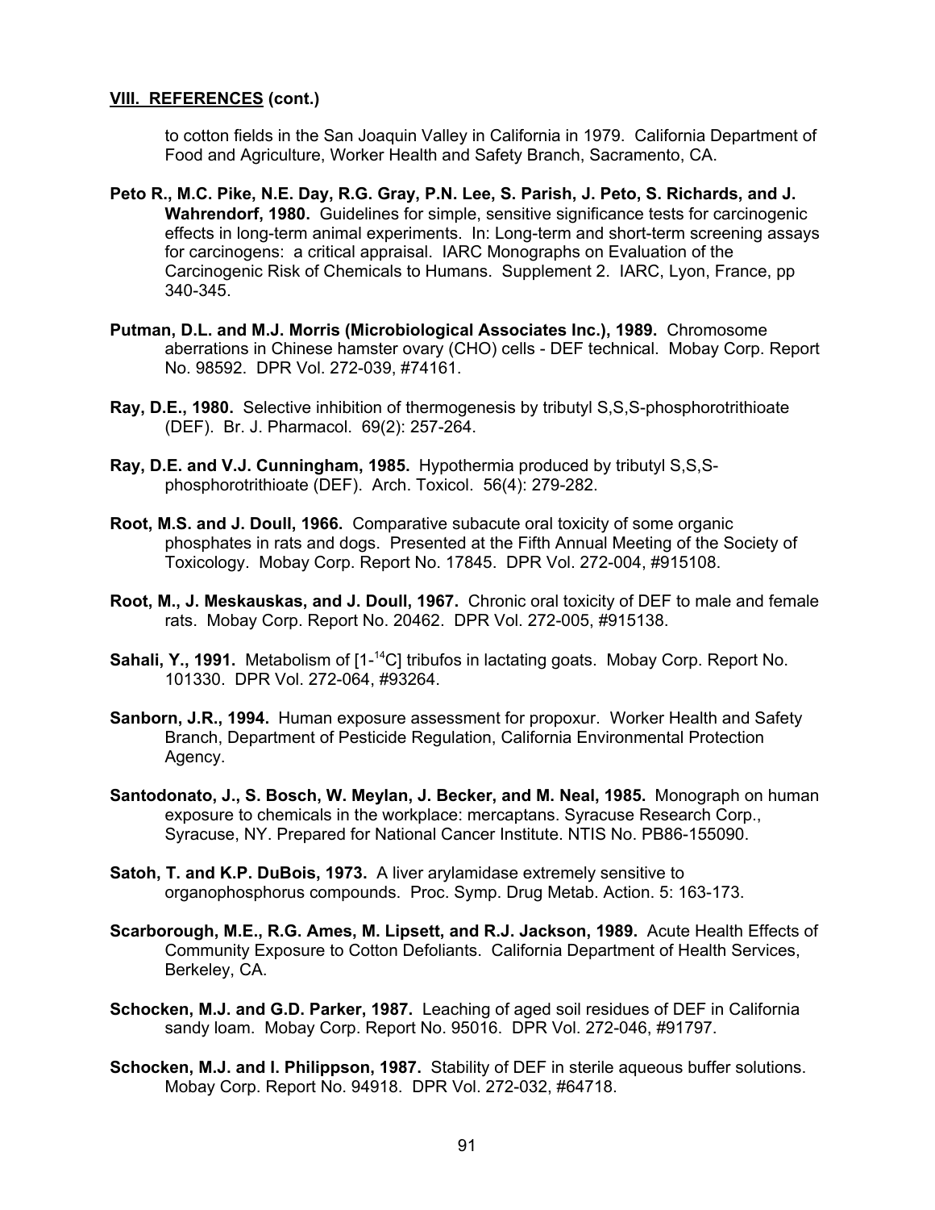**VIII. REFERENCES (cont.)**

to cotton fields in the San Joaquin Valley in California in 1979. California Department of Food and Agriculture, Worker Health and Safety Branch, Sacramento, CA.

**Peto R., M.C. Pike, N.E. Day, R.G. Gray, P.N. Lee, S. Parish, J. Peto, S. Richards, and J. Wahrendorf, 1980.** Guidelines for simple, sensitive significance tests for carcinogenic effects in long-term animal experiments. In: Long-term and short-term screening assays for carcinogens: a critical appraisal. IARC Monographs on Evaluation of the Carcinogenic Risk of Chemicals to Humans. Supplement 2. IARC, Lyon, France, pp 340-345.

**Putman, D.L. and M.J. Morris (Microbiological Associates Inc.), 1989.** Chromosome aberrations in Chinese hamster ovary (CHO) cells - DEF technical. Mobay Corp. Report No. 98592. DPR Vol. 272-039, #74161.

**Ray, D.E., 1980.** Selective inhibition of thermogenesis by tributyl S,S,S-phosphorotrithioate (DEF). Br. J. Pharmacol. 69(2): 257-264.

**Ray, D.E. and V.J. Cunningham, 1985.** Hypothermia produced by tributyl S,S,S-phosphorotrithioate (DEF). Arch. Toxicol. 56(4): 279-282.

**Root, M.S. and J. Doull, 1966.** Comparative subacute oral toxicity of some organic phosphates in rats and dogs. Presented at the Fifth Annual Meeting of the Society of Toxicology. Mobay Corp. Report No. 17845. DPR Vol. 272-004, #915108.

**Root, M., J. Meskauskas, and J. Doull, 1967.** Chronic oral toxicity of DEF to male and female rats. Mobay Corp. Report No. 20462. DPR Vol. 272-005, #915138.

**Sahali, Y., 1991.** Metabolism of [1-$^{14}$C] tribufos in lactating goats. Mobay Corp. Report No. 101330. DPR Vol. 272-064, #93264.

**Sanborn, J.R., 1994.** Human exposure assessment for propoxur. Worker Health and Safety Branch, Department of Pesticide Regulation, California Environmental Protection Agency.

**Santodonato, J., S. Bosch, W. Meylan, J. Becker, and M. Neal, 1985.** Monograph on human exposure to chemicals in the workplace: mercaptans. Syracuse Research Corp., Syracuse, NY. Prepared for National Cancer Institute. NTIS No. PB86-155090.

**Satoh, T. and K.P. DuBois, 1973.** A liver arylamidase extremely sensitive to organophosphorus compounds. Proc. Symp. Drug Metab. Action. 5: 163-173.

**Scarborough, M.E., R.G. Ames, M. Lipsett, and R.J. Jackson, 1989.** Acute Health Effects of Community Exposure to Cotton Defoliants. California Department of Health Services, Berkeley, CA.

**Schocken, M.J. and G.D. Parker, 1987.** Leaching of aged soil residues of DEF in California sandy loam. Mobay Corp. Report No. 95016. DPR Vol. 272-046, #91797.

**Schocken, M.J. and I. Philippson, 1987.** Stability of DEF in sterile aqueous buffer solutions. Mobay Corp. Report No. 94918. DPR Vol. 272-032, #64718.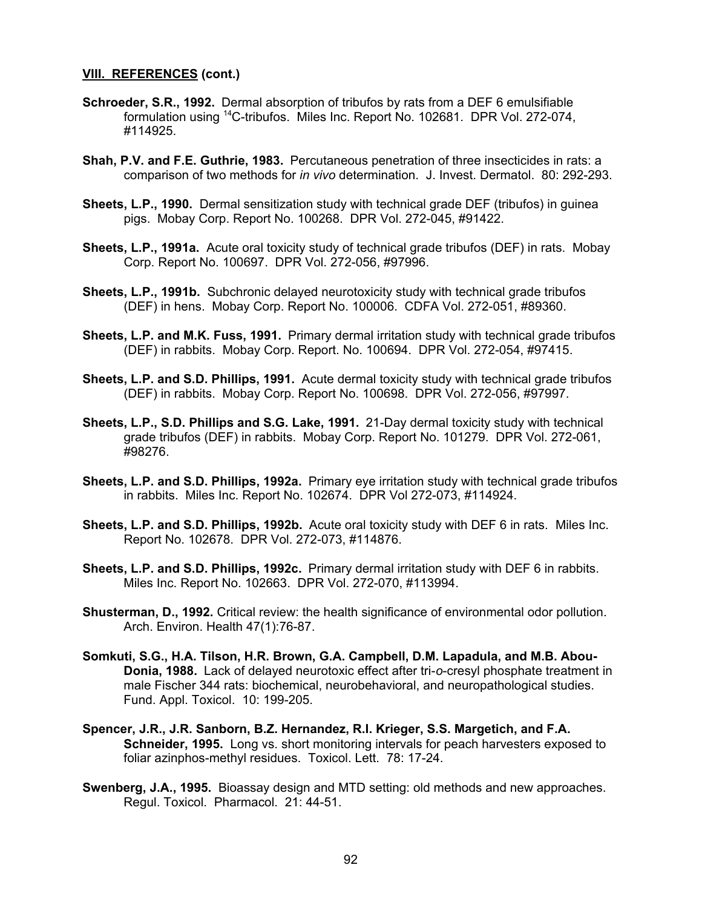**VIII. REFERENCES (cont.)**

**Schroeder, S.R., 1992.** Dermal absorption of tribufos by rats from a DEF 6 emulsifiable formulation using $^{14}$C-tribufos. Miles Inc. Report No. 102681. DPR Vol. 272-074, #114925.

**Shah, P.V. and F.E. Guthrie, 1983.** Percutaneous penetration of three insecticides in rats: a comparison of two methods for *in vivo* determination. J. Invest. Dermatol. 80: 292-293.

**Sheets, L.P., 1990.** Dermal sensitization study with technical grade DEF (tribufos) in guinea pigs. Mobay Corp. Report No. 100268. DPR Vol. 272-045, #91422.

**Sheets, L.P., 1991a.** Acute oral toxicity study of technical grade tribufos (DEF) in rats. Mobay Corp. Report No. 100697. DPR Vol. 272-056, #97996.

**Sheets, L.P., 1991b.** Subchronic delayed neurotoxicity study with technical grade tribufos (DEF) in hens. Mobay Corp. Report No. 100006. CDFA Vol. 272-051, #89360.

**Sheets, L.P. and M.K. Fuss, 1991.** Primary dermal irritation study with technical grade tribufos (DEF) in rabbits. Mobay Corp. Report. No. 100694. DPR Vol. 272-054, #97415.

**Sheets, L.P. and S.D. Phillips, 1991.** Acute dermal toxicity study with technical grade tribufos (DEF) in rabbits. Mobay Corp. Report No. 100698. DPR Vol. 272-056, #97997.

**Sheets, L.P., S.D. Phillips and S.G. Lake, 1991.** 21-Day dermal toxicity study with technical grade tribufos (DEF) in rabbits. Mobay Corp. Report No. 101279. DPR Vol. 272-061, #98276.

**Sheets, L.P. and S.D. Phillips, 1992a.** Primary eye irritation study with technical grade tribufos in rabbits. Miles Inc. Report No. 102674. DPR Vol 272-073, #114924.

**Sheets, L.P. and S.D. Phillips, 1992b.** Acute oral toxicity study with DEF 6 in rats. Miles Inc. Report No. 102678. DPR Vol. 272-073, #114876.

**Sheets, L.P. and S.D. Phillips, 1992c.** Primary dermal irritation study with DEF 6 in rabbits. Miles Inc. Report No. 102663. DPR Vol. 272-070, #113994.

**Shusterman, D., 1992.** Critical review: the health significance of environmental odor pollution. Arch. Environ. Health 47(1):76-87.

**Somkuti, S.G., H.A. Tilson, H.R. Brown, G.A. Campbell, D.M. Lapadula, and M.B. Abou-Donia, 1988.** Lack of delayed neurotoxic effect after tri-*o*-cresyl phosphate treatment in male Fischer 344 rats: biochemical, neurobehavioral, and neuropathological studies. Fund. Appl. Toxicol. 10: 199-205.

**Spencer, J.R., J.R. Sanborn, B.Z. Hernandez, R.I. Krieger, S.S. Margetich, and F.A. Schneider, 1995.** Long vs. short monitoring intervals for peach harvesters exposed to foliar azinphos-methyl residues. Toxicol. Lett. 78: 17-24.

**Swenberg, J.A., 1995.** Bioassay design and MTD setting: old methods and new approaches. Regul. Toxicol. Pharmacol. 21: 44-51.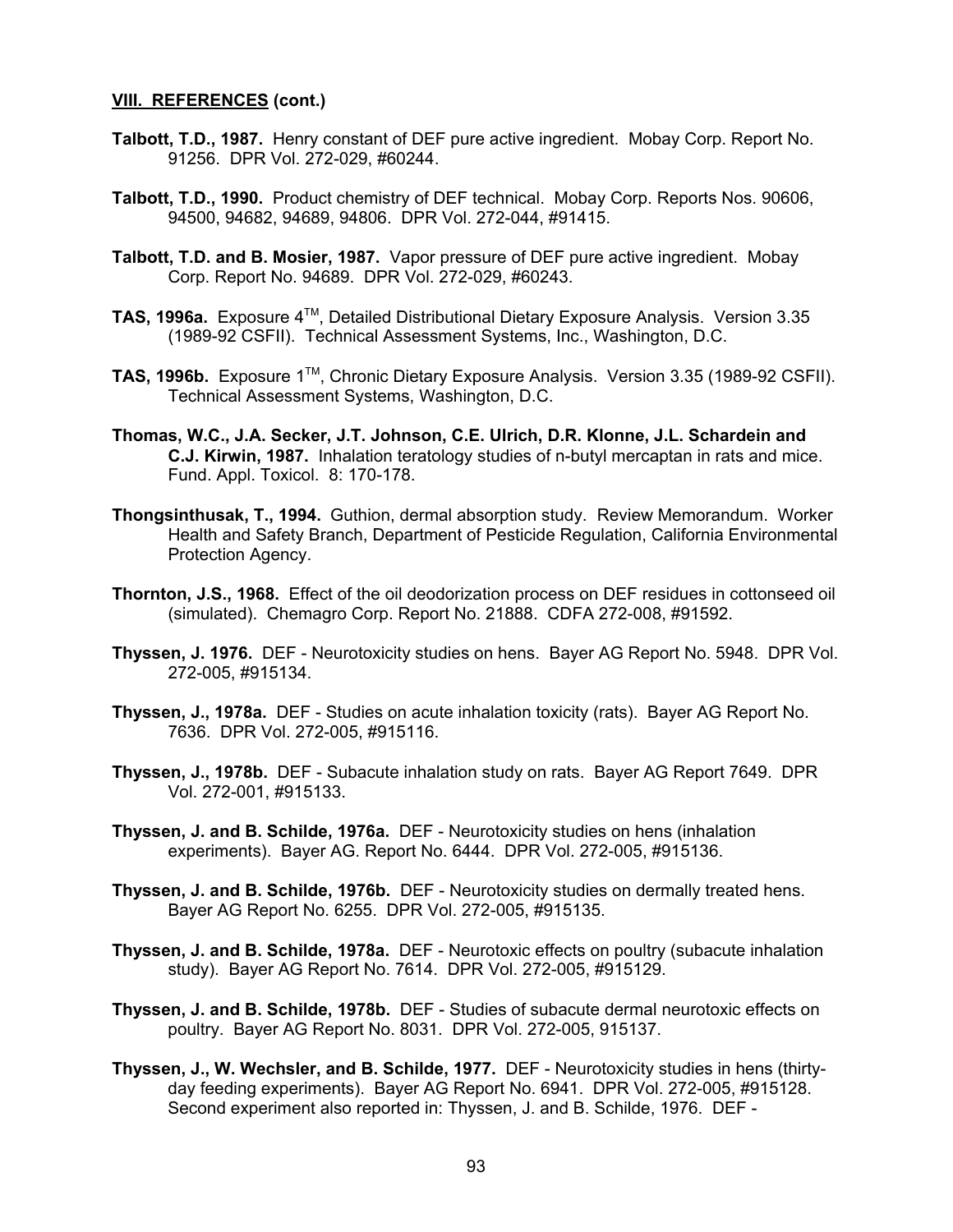**VIII. REFERENCES (cont.)**

**Talbott, T.D., 1987.** Henry constant of DEF pure active ingredient. Mobay Corp. Report No. 91256. DPR Vol. 272-029, #60244.

**Talbott, T.D., 1990.** Product chemistry of DEF technical. Mobay Corp. Reports Nos. 90606, 94500, 94682, 94689, 94806. DPR Vol. 272-044, #91415.

**Talbott, T.D. and B. Mosier, 1987.** Vapor pressure of DEF pure active ingredient. Mobay Corp. Report No. 94689. DPR Vol. 272-029, #60243.

**TAS, 1996a.** Exposure 4™, Detailed Distributional Dietary Exposure Analysis. Version 3.35 (1989-92 CSFII). Technical Assessment Systems, Inc., Washington, D.C.

**TAS, 1996b.** Exposure 1™, Chronic Dietary Exposure Analysis. Version 3.35 (1989-92 CSFII). Technical Assessment Systems, Washington, D.C.

**Thomas, W.C., J.A. Secker, J.T. Johnson, C.E. Ulrich, D.R. Klonne, J.L. Schardein and C.J. Kirwin, 1987.** Inhalation teratology studies of n-butyl mercaptan in rats and mice. Fund. Appl. Toxicol. 8: 170-178.

**Thongsinthusak, T., 1994.** Guthion, dermal absorption study. Review Memorandum. Worker Health and Safety Branch, Department of Pesticide Regulation, California Environmental Protection Agency.

**Thornton, J.S., 1968.** Effect of the oil deodorization process on DEF residues in cottonseed oil (simulated). Chemagro Corp. Report No. 21888. CDFA 272-008, #91592.

**Thyssen, J. 1976.** DEF - Neurotoxicity studies on hens. Bayer AG Report No. 5948. DPR Vol. 272-005, #915134.

**Thyssen, J., 1978a.** DEF - Studies on acute inhalation toxicity (rats). Bayer AG Report No. 7636. DPR Vol. 272-005, #915116.

**Thyssen, J., 1978b.** DEF - Subacute inhalation study on rats. Bayer AG Report 7649. DPR Vol. 272-001, #915133.

**Thyssen, J. and B. Schilde, 1976a.** DEF - Neurotoxicity studies on hens (inhalation experiments). Bayer AG. Report No. 6444. DPR Vol. 272-005, #915136.

**Thyssen, J. and B. Schilde, 1976b.** DEF - Neurotoxicity studies on dermally treated hens. Bayer AG Report No. 6255. DPR Vol. 272-005, #915135.

**Thyssen, J. and B. Schilde, 1978a.** DEF - Neurotoxic effects on poultry (subacute inhalation study). Bayer AG Report No. 7614. DPR Vol. 272-005, #915129.

**Thyssen, J. and B. Schilde, 1978b.** DEF - Studies of subacute dermal neurotoxic effects on poultry. Bayer AG Report No. 8031. DPR Vol. 272-005, 915137.

**Thyssen, J., W. Wechsler, and B. Schilde, 1977.** DEF - Neurotoxicity studies in hens (thirty-day feeding experiments). Bayer AG Report No. 6941. DPR Vol. 272-005, #915128. Second experiment also reported in: Thyssen, J. and B. Schilde, 1976. DEF -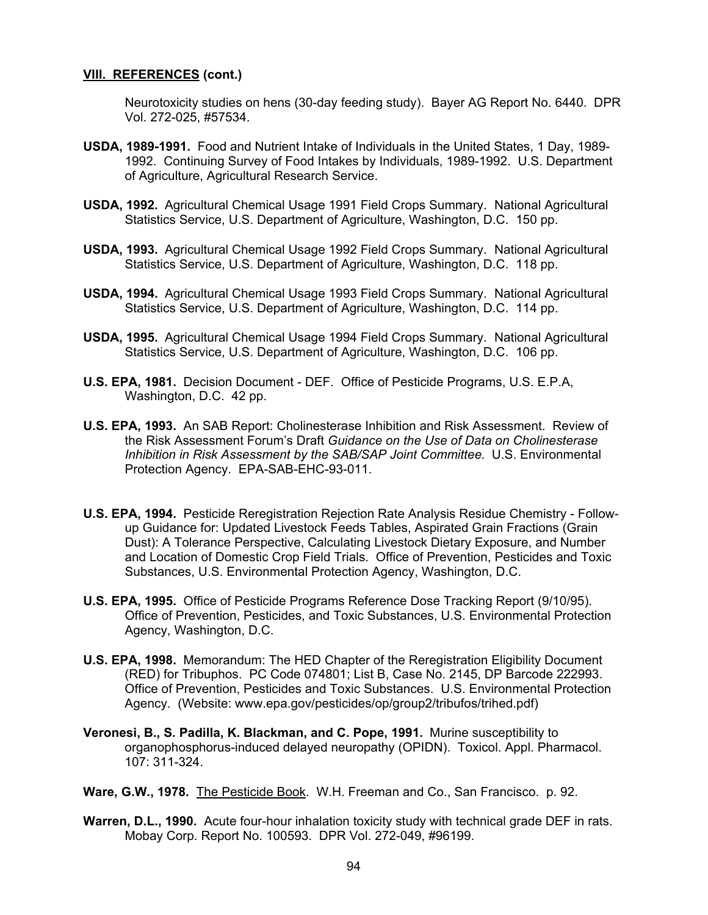**VIII. REFERENCES (cont.)**

Neurotoxicity studies on hens (30-day feeding study). Bayer AG Report No. 6440. DPR Vol. 272-025, #57534.

**USDA, 1989-1991.** Food and Nutrient Intake of Individuals in the United States, 1 Day, 1989-1992. Continuing Survey of Food Intakes by Individuals, 1989-1992. U.S. Department of Agriculture, Agricultural Research Service.

**USDA, 1992.** Agricultural Chemical Usage 1991 Field Crops Summary. National Agricultural Statistics Service, U.S. Department of Agriculture, Washington, D.C. 150 pp.

**USDA, 1993.** Agricultural Chemical Usage 1992 Field Crops Summary. National Agricultural Statistics Service, U.S. Department of Agriculture, Washington, D.C. 118 pp.

**USDA, 1994.** Agricultural Chemical Usage 1993 Field Crops Summary. National Agricultural Statistics Service, U.S. Department of Agriculture, Washington, D.C. 114 pp.

**USDA, 1995.** Agricultural Chemical Usage 1994 Field Crops Summary. National Agricultural Statistics Service, U.S. Department of Agriculture, Washington, D.C. 106 pp.

**U.S. EPA, 1981.** Decision Document - DEF. Office of Pesticide Programs, U.S. E.P.A, Washington, D.C. 42 pp.

**U.S. EPA, 1993.** An SAB Report: Cholinesterase Inhibition and Risk Assessment. Review of the Risk Assessment Forum's Draft *Guidance on the Use of Data on Cholinesterase Inhibition in Risk Assessment by the SAB/SAP Joint Committee.* U.S. Environmental Protection Agency. EPA-SAB-EHC-93-011.

**U.S. EPA, 1994.** Pesticide Reregistration Rejection Rate Analysis Residue Chemistry - Follow-up Guidance for: Updated Livestock Feeds Tables, Aspirated Grain Fractions (Grain Dust): A Tolerance Perspective, Calculating Livestock Dietary Exposure, and Number and Location of Domestic Crop Field Trials. Office of Prevention, Pesticides and Toxic Substances, U.S. Environmental Protection Agency, Washington, D.C.

**U.S. EPA, 1995.** Office of Pesticide Programs Reference Dose Tracking Report (9/10/95). Office of Prevention, Pesticides, and Toxic Substances, U.S. Environmental Protection Agency, Washington, D.C.

**U.S. EPA, 1998.** Memorandum: The HED Chapter of the Reregistration Eligibility Document (RED) for Tribuphos. PC Code 074801; List B, Case No. 2145, DP Barcode 222993. Office of Prevention, Pesticides and Toxic Substances. U.S. Environmental Protection Agency. (Website: www.epa.gov/pesticides/op/group2/tribufos/trihed.pdf)

**Veronesi, B., S. Padilla, K. Blackman, and C. Pope, 1991.** Murine susceptibility to organophosphorus-induced delayed neuropathy (OPIDN). Toxicol. Appl. Pharmacol. 107: 311-324.

**Ware, G.W., 1978.** The Pesticide Book. W.H. Freeman and Co., San Francisco. p. 92.

**Warren, D.L., 1990.** Acute four-hour inhalation toxicity study with technical grade DEF in rats. Mobay Corp. Report No. 100593. DPR Vol. 272-049, #96199.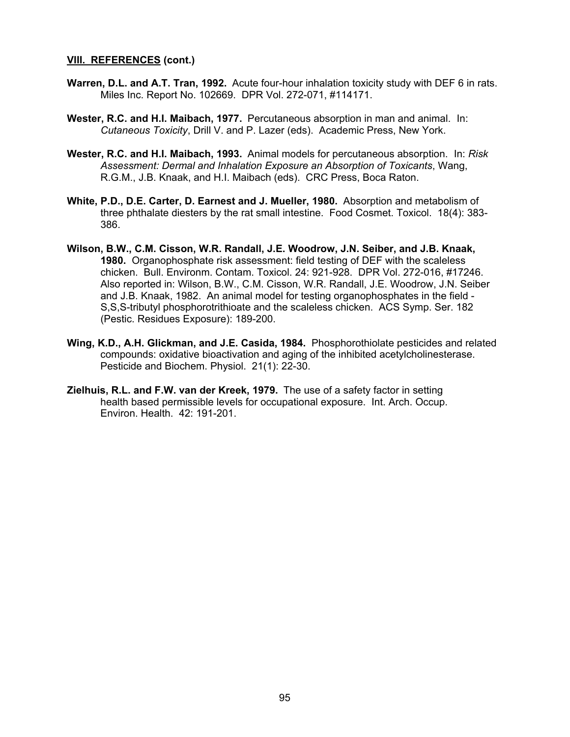**VIII. REFERENCES (cont.)**

**Warren, D.L. and A.T. Tran, 1992.** Acute four-hour inhalation toxicity study with DEF 6 in rats. Miles Inc. Report No. 102669. DPR Vol. 272-071, #114171.

**Wester, R.C. and H.I. Maibach, 1977.** Percutaneous absorption in man and animal. In: *Cutaneous Toxicity*, Drill V. and P. Lazer (eds). Academic Press, New York.

**Wester, R.C. and H.I. Maibach, 1993.** Animal models for percutaneous absorption. In: *Risk Assessment: Dermal and Inhalation Exposure an Absorption of Toxicants*, Wang, R.G.M., J.B. Knaak, and H.I. Maibach (eds). CRC Press, Boca Raton.

**White, P.D., D.E. Carter, D. Earnest and J. Mueller, 1980.** Absorption and metabolism of three phthalate diesters by the rat small intestine. Food Cosmet. Toxicol. 18(4): 383-386.

**Wilson, B.W., C.M. Cisson, W.R. Randall, J.E. Woodrow, J.N. Seiber, and J.B. Knaak, 1980.** Organophosphate risk assessment: field testing of DEF with the scaleless chicken. Bull. Environm. Contam. Toxicol. 24: 921-928. DPR Vol. 272-016, #17246. Also reported in: Wilson, B.W., C.M. Cisson, W.R. Randall, J.E. Woodrow, J.N. Seiber and J.B. Knaak, 1982. An animal model for testing organophosphates in the field - S,S,S-tributyl phosphorotrithioate and the scaleless chicken. ACS Symp. Ser. 182 (Pestic. Residues Exposure): 189-200.

**Wing, K.D., A.H. Glickman, and J.E. Casida, 1984.** Phosphorothiolate pesticides and related compounds: oxidative bioactivation and aging of the inhibited acetylcholinesterase. Pesticide and Biochem. Physiol. 21(1): 22-30.

**Zielhuis, R.L. and F.W. van der Kreek, 1979.** The use of a safety factor in setting health based permissible levels for occupational exposure. Int. Arch. Occup. Environ. Health. 42: 191-201.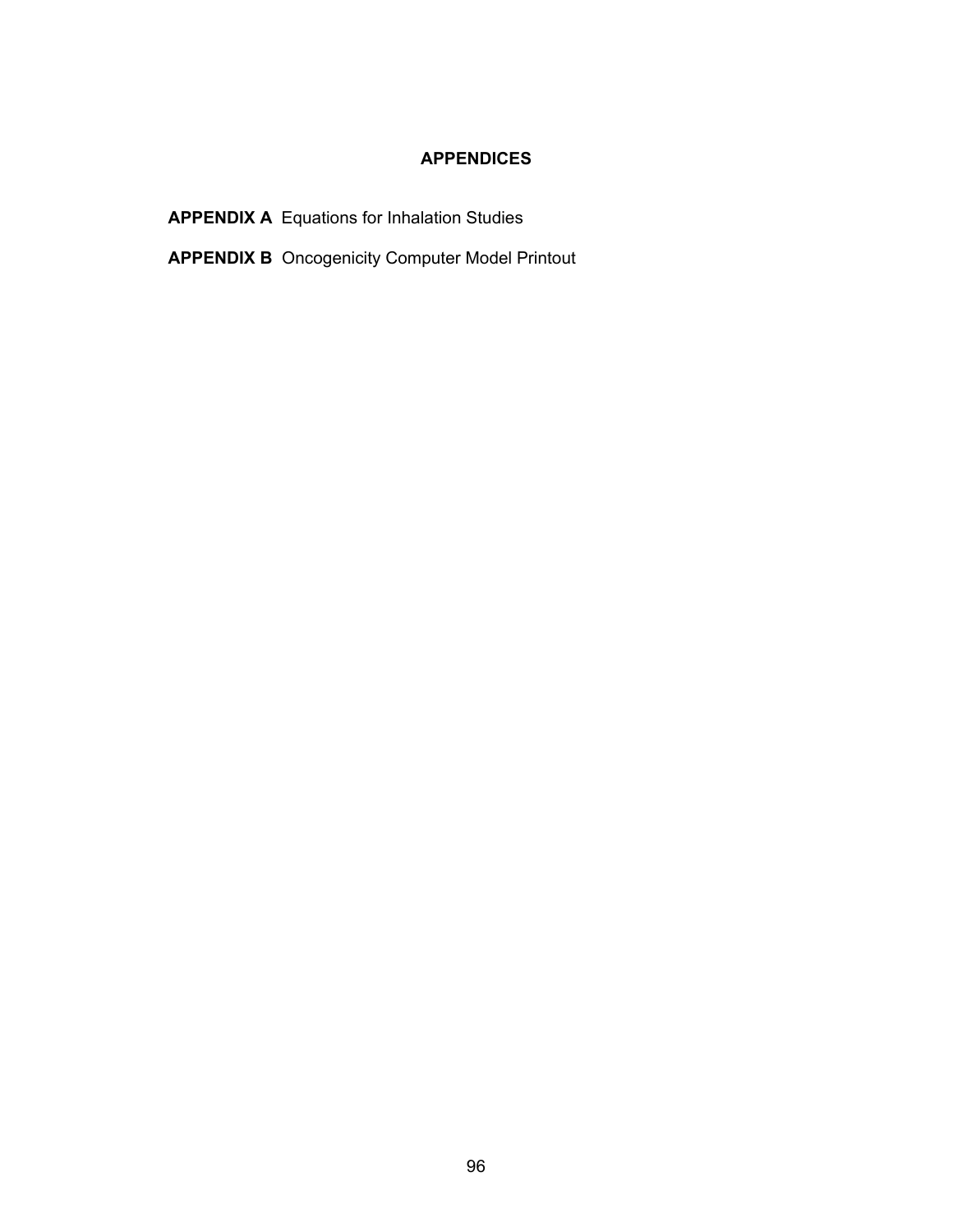# APPENDICES

**APPENDIX A** Equations for Inhalation Studies

**APPENDIX B** Oncogenicity Computer Model Printout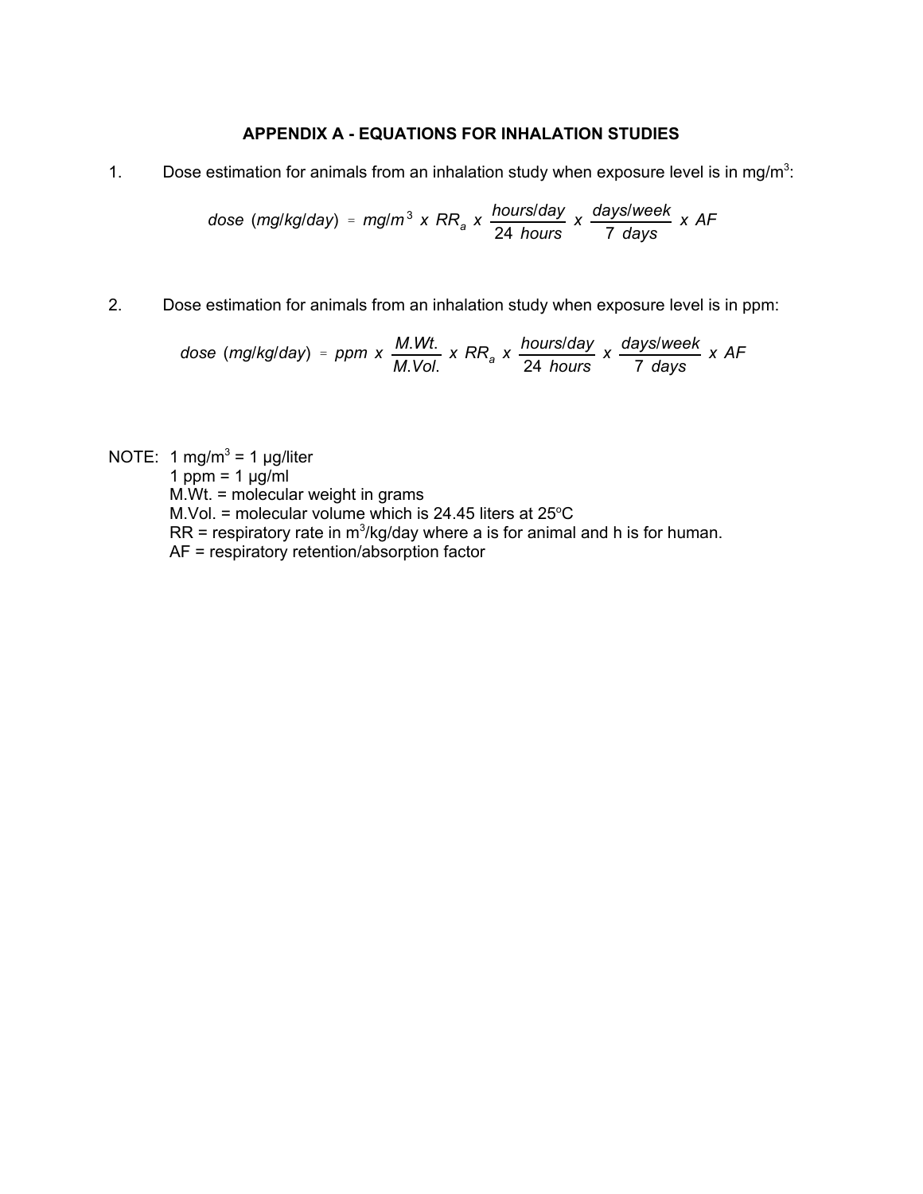**APPENDIX A - EQUATIONS FOR INHALATION STUDIES**

1. Dose estimation for animals from an inhalation study when exposure level is in mg/m$^3$:

$$dose\ (mg/kg/day) = mg/m^3\ x\ RR_a\ x\ \frac{hours/day}{24\ hours}\ x\ \frac{days/week}{7\ days}\ x\ AF$$

2. Dose estimation for animals from an inhalation study when exposure level is in ppm:

$$dose\ (mg/kg/day) = ppm\ x\ \frac{M.Wt.}{M.Vol.}\ x\ RR_a\ x\ \frac{hours/day}{24\ hours}\ x\ \frac{days/week}{7\ days}\ x\ AF$$

NOTE: 1 mg/m$^3$ = 1 µg/liter
1 ppm = 1 µg/ml
M.Wt. = molecular weight in grams
M.Vol. = molecular volume which is 24.45 liters at 25$^o$C
RR = respiratory rate in m$^3$/kg/day where a is for animal and h is for human.
AF = respiratory retention/absorption factor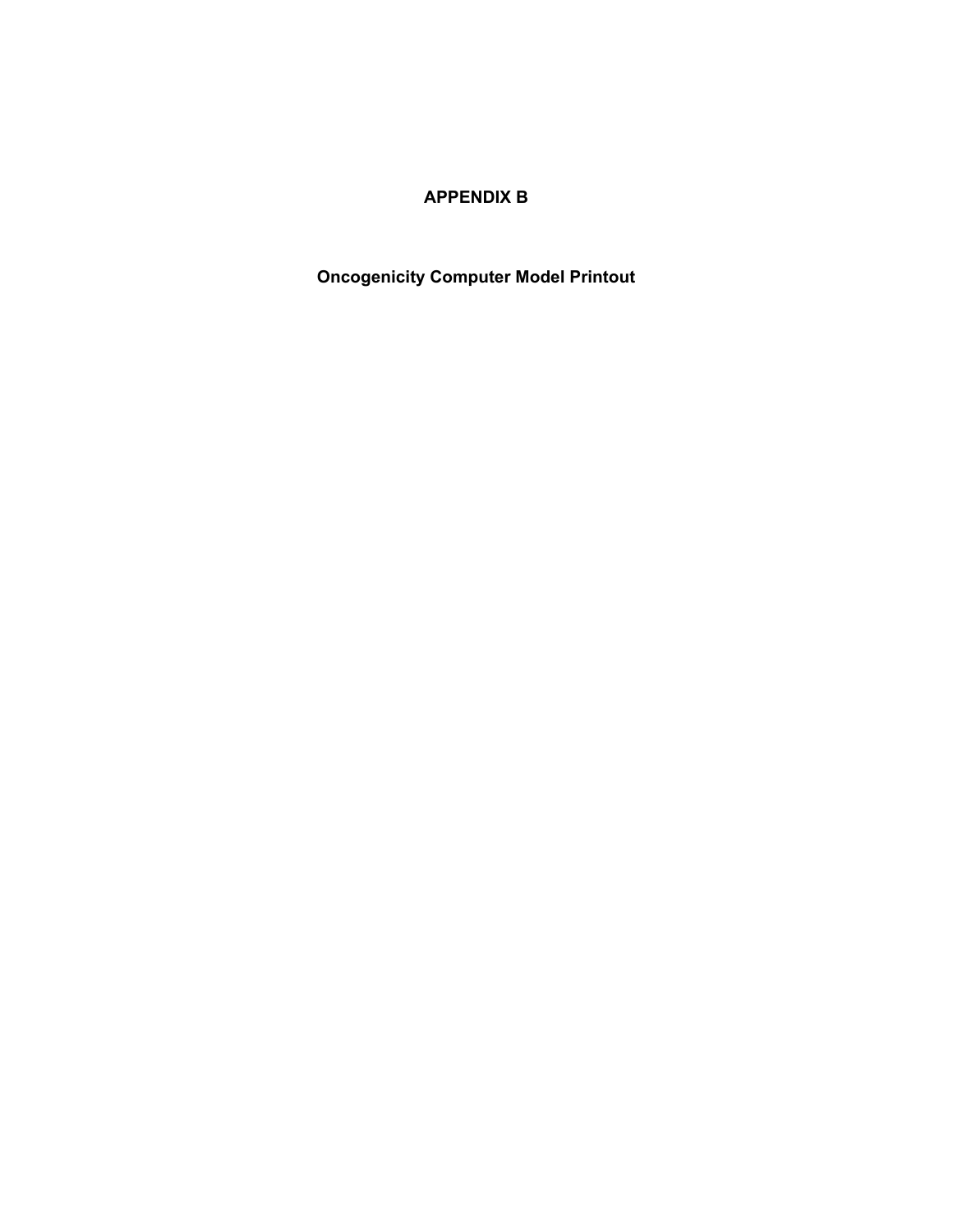# APPENDIX B

## Oncogenicity Computer Model Printout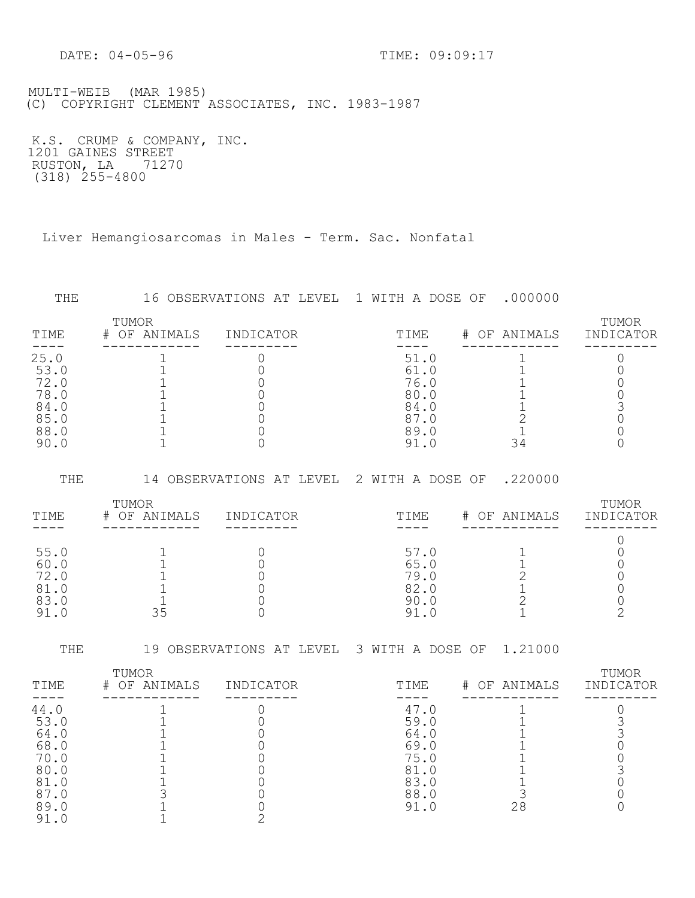DATE: 04-05-96 TIME: 09:09:17

MULTI-WEIB (MAR 1985)
(C) COPYRIGHT CLEMENT ASSOCIATES, INC. 1983-1987

K.S. CRUMP & COMPANY, INC.
1201 GAINES STREET
RUSTON, LA 71270
(318) 255-4800

Liver Hemangiosarcomas in Males - Term. Sac. Nonfatal

THE 16 OBSERVATIONS AT LEVEL 1 WITH A DOSE OF .000000

| TIME | # OF ANIMALS | TUMOR INDICATOR | TIME | # OF ANIMALS | TUMOR INDICATOR |
|---|---|---|---|---|---|
| 25.0 | 1 | 0 | 51.0 | 1 | 0 |
| 53.0 | 1 | 0 | 61.0 | 1 | 0 |
| 72.0 | 1 | 0 | 76.0 | 1 | 0 |
| 78.0 | 1 | 0 | 80.0 | 1 | 0 |
| 84.0 | 1 | 0 | 84.0 | 1 | 3 |
| 85.0 | 1 | 0 | 87.0 | 2 | 0 |
| 88.0 | 1 | 0 | 89.0 | 1 | 0 |
| 90.0 | 1 | 0 | 91.0 | 34 | 0 |

THE 14 OBSERVATIONS AT LEVEL 2 WITH A DOSE OF .220000

| TIME | # OF ANIMALS | TUMOR INDICATOR | TIME | # OF ANIMALS | TUMOR INDICATOR |
|---|---|---|---|---|---|
| | | | | | 0 |
| 55.0 | 1 | 0 | 57.0 | 1 | 0 |
| 60.0 | 1 | 0 | 65.0 | 1 | 0 |
| 72.0 | 1 | 0 | 79.0 | 2 | 0 |
| 81.0 | 1 | 0 | 82.0 | 1 | 0 |
| 83.0 | 1 | 0 | 90.0 | 2 | 0 |
| 91.0 | 35 | 0 | 91.0 | 1 | 2 |

THE 19 OBSERVATIONS AT LEVEL 3 WITH A DOSE OF 1.21000

| TIME | # OF ANIMALS | TUMOR INDICATOR | TIME | # OF ANIMALS | TUMOR INDICATOR |
|---|---|---|---|---|---|
| 44.0 | 1 | 0 | 47.0 | 1 | 0 |
| 53.0 | 1 | 0 | 59.0 | 1 | 3 |
| 64.0 | 1 | 0 | 64.0 | 1 | 3 |
| 68.0 | 1 | 0 | 69.0 | 1 | 0 |
| 70.0 | 1 | 0 | 75.0 | 1 | 0 |
| 80.0 | 1 | 0 | 81.0 | 1 | 3 |
| 81.0 | 1 | 0 | 83.0 | 1 | 0 |
| 87.0 | 3 | 0 | 88.0 | 3 | 0 |
| 89.0 | 1 | 0 | 91.0 | 28 | 0 |
| 91.0 | 1 | 2 | | | |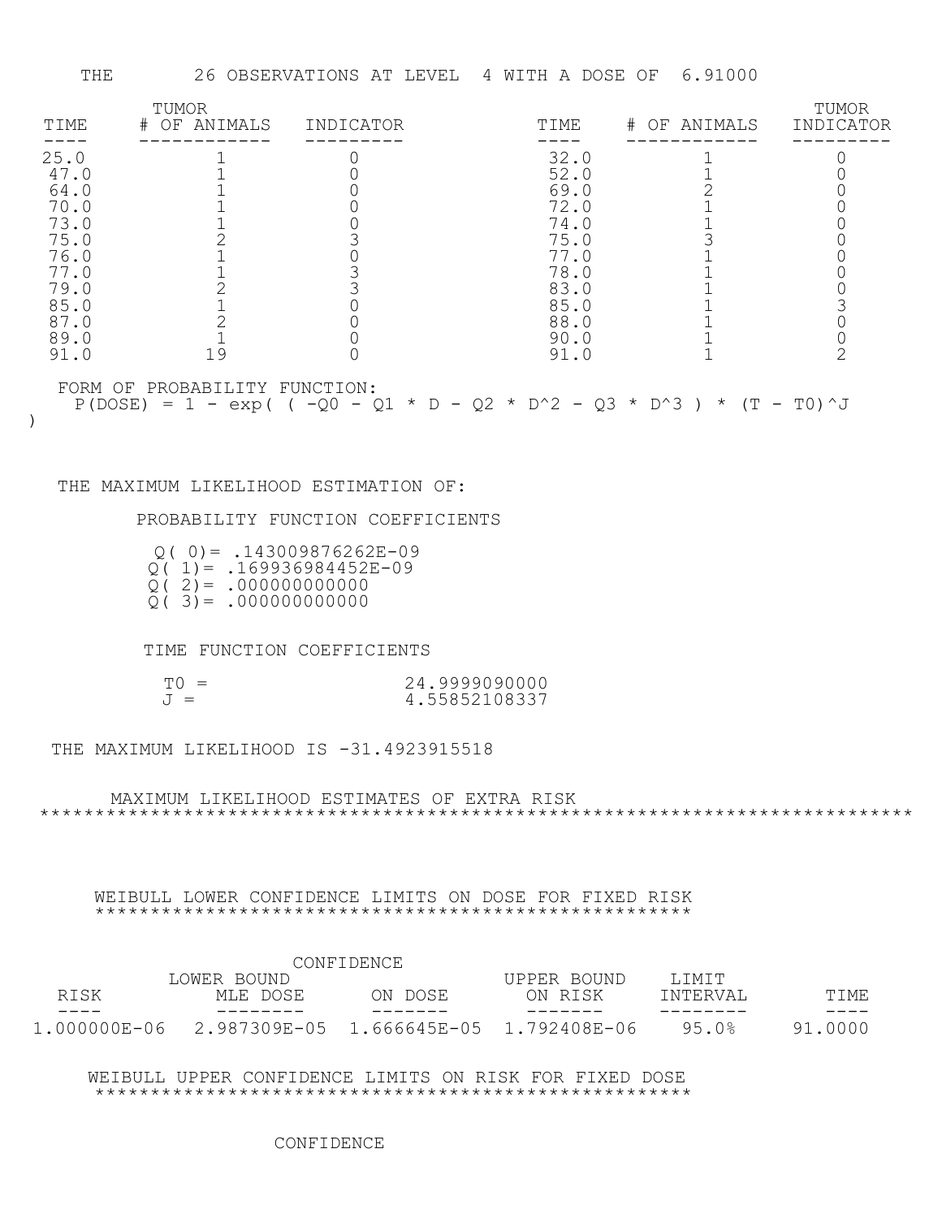THE 26 OBSERVATIONS AT LEVEL 4 WITH A DOSE OF 6.91000

| TIME | TUMOR # OF ANIMALS | INDICATOR | TIME | # OF ANIMALS | TUMOR INDICATOR |
|---|---|---|---|---|---|
| 25.0 | 1 | 0 | 32.0 | 1 | 0 |
| 47.0 | 1 | 0 | 52.0 | 1 | 0 |
| 64.0 | 1 | 0 | 69.0 | 2 | 0 |
| 70.0 | 1 | 0 | 72.0 | 1 | 0 |
| 73.0 | 1 | 0 | 74.0 | 1 | 0 |
| 75.0 | 2 | 3 | 75.0 | 3 | 0 |
| 76.0 | 1 | 0 | 77.0 | 1 | 0 |
| 77.0 | 1 | 3 | 78.0 | 1 | 0 |
| 79.0 | 2 | 3 | 83.0 | 1 | 0 |
| 85.0 | 1 | 0 | 85.0 | 1 | 3 |
| 87.0 | 2 | 0 | 88.0 | 1 | 0 |
| 89.0 | 1 | 0 | 90.0 | 1 | 0 |
| 91.0 | 19 | 0 | 91.0 | 1 | 2 |

FORM OF PROBABILITY FUNCTION:

P(DOSE) = 1 - exp( ( -Q0 - Q1 * D - Q2 * D^2 - Q3 * D^3 ) * (T - T0)^J )

THE MAXIMUM LIKELIHOOD ESTIMATION OF:

PROBABILITY FUNCTION COEFFICIENTS

Q( 0)= .143009876262E-09
Q( 1)= .169936984452E-09
Q( 2)= .000000000000
Q( 3)= .000000000000

TIME FUNCTION COEFFICIENTS

T0 = 24.9999090000
J = 4.55852108337

THE MAXIMUM LIKELIHOOD IS -31.4923915518

MAXIMUM LIKELIHOOD ESTIMATES OF EXTRA RISK

WEIBULL LOWER CONFIDENCE LIMITS ON DOSE FOR FIXED RISK

| RISK | MLE DOSE | LOWER BOUND ON DOSE | UPPER BOUND ON RISK | CONFIDENCE LIMIT INTERVAL | TIME |
|---|---|---|---|---|---|
| 1.000000E-06 | 2.987309E-05 | 1.666645E-05 | 1.792408E-06 | 95.0% | 91.0000 |

WEIBULL UPPER CONFIDENCE LIMITS ON RISK FOR FIXED DOSE

CONFIDENCE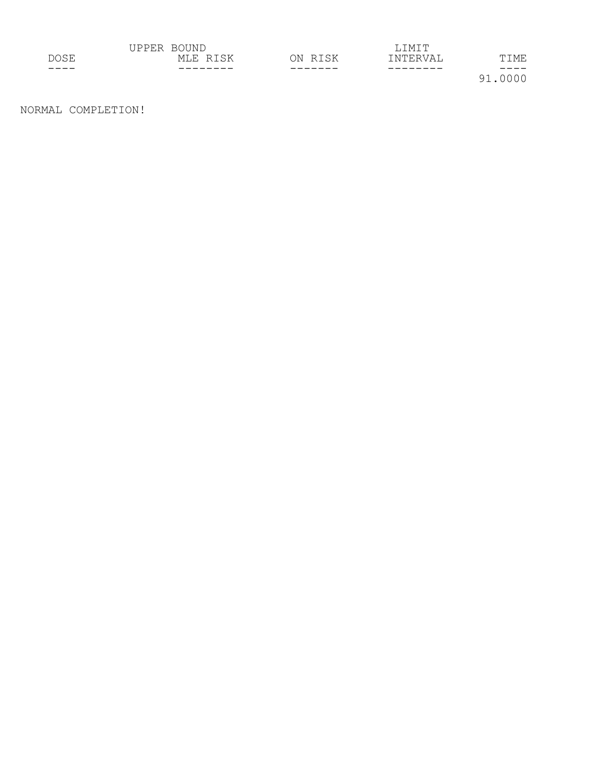| DOSE | MLE RISK | UPPER BOUND ON RISK | LIMIT INTERVAL | TIME |
| --- | --- | --- | --- | --- |
| | | | | 91.0000 |

NORMAL COMPLETION!